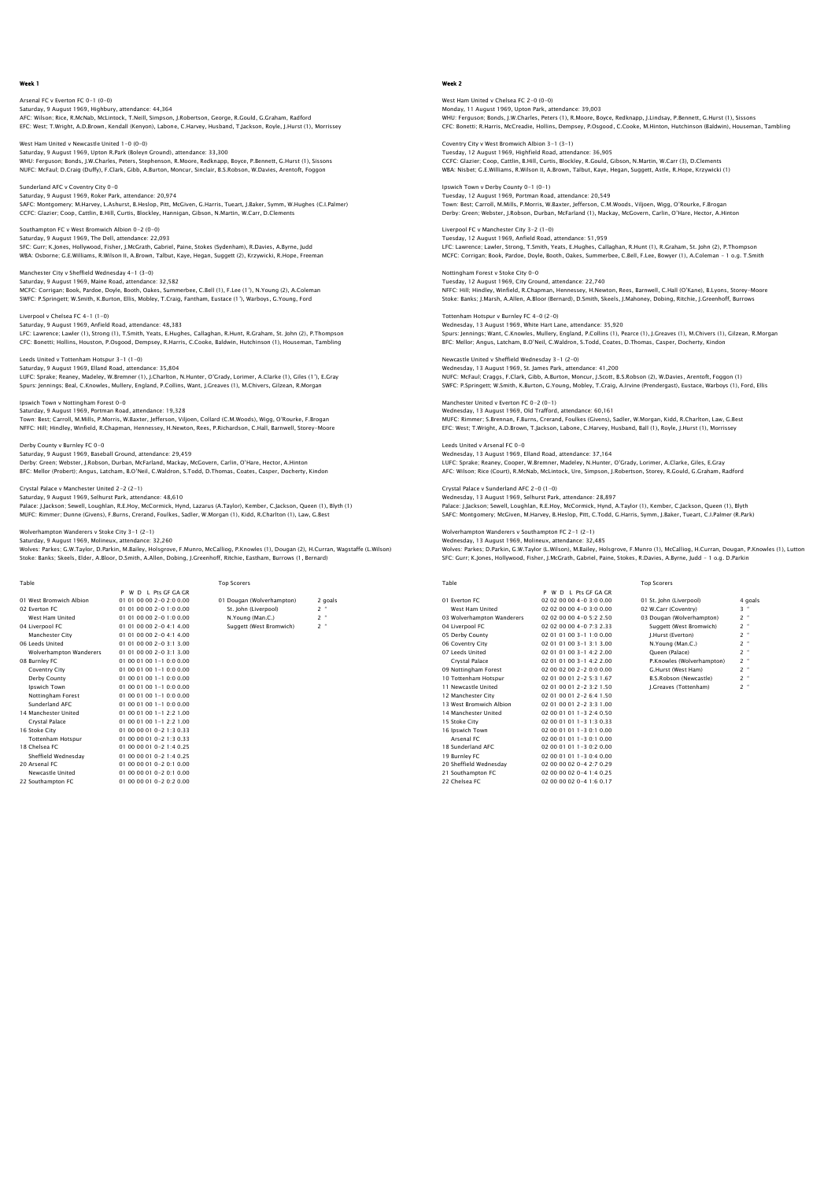## Week 1

Arsenal FC v Everton FC 0-1 (0-0)
Saturday, 9 August 1969, Highbury, attendance: 44,364
AFC: Wilson; Rice, R.McNab, McLintock, T.Neill, Simpson, J.Robertson, George, R.Gould, G.Graham, Radford
EFC: West; T.Wright, A.D.Brown, Kendall (Kenyon), Labone, C.Harvey, Husband, T.Jackson, Royle, J.Hurst (1), Morrissey

West Ham United v Newcastle United 1-0 (0-0)
Saturday, 9 August 1969, Upton R.Park (Boleyn Ground), attendance: 33,300
WHU: Ferguson; Bonds, J.W.Charles, Peters, Stephenson, R.Moore, Redknapp, Boyce, P.Bennett, G.Hurst (1), Sissons
NUFC: McFaul; D.Craig (Duffy), F.Clark, Gibb, A.Burton, Moncur, Sinclair, B.S.Robson, W.Davies, Arentoft, Foggon

Sunderland AFC v Coventry City 0-0
Saturday, 9 August 1969, Roker Park, attendance: 20,974
SAFC: Montgomery; M.Harvey, L.Ashurst, B.Heslop, Pitt, McGiven, G.Harris, Tueart, J.Baker, Symm, W.Hughes (C.I.Palmer)
CCFC: Glazier; Coop, Cattlin, B.Hill, Curtis, Blockley, Hannigan, Gibson, N.Martin, W.Carr, D.Clements

Southampton FC v West Bromwich Albion 0-2 (0-0)
Saturday, 9 August 1969, The Dell, attendance: 22,093
SFC: Gurr; K.Jones, Hollywood, Fisher, J.McGrath, Gabriel, Paine, Stokes (Sydenham), R.Davies, A.Byrne, Judd
WBA: Osborne; G.E.Williams, R.Wilson II, A.Brown, Talbut, Kaye, Hegan, Suggett (2), Krzywicki, R.Hope, Freeman

Manchester City v Sheffield Wednesday 4-1 (3-0)
Saturday, 9 August 1969, Maine Road, attendance: 32,582
MCFC: Corrigan; Book, Pardoe, Doyle, Booth, Oakes, Summerbee, C.Bell (1), F.Lee (1 '), N.Young (2), A.Coleman
SWFC: P.Springett; W.Smith, K.Burton, Ellis, Mobley, T.Craig, Fantham, Eustace (1 '), Warboys, G.Young, Ford

Liverpool v Chelsea FC 4-1 (1-0)
Saturday, 9 August 1969, Anfield Road, attendance: 48,383
LFC: Lawrence; Lawler (1), Strong (1), T.Smith, Yeats, E.Hughes, Callaghan, R.Hunt, R.Graham, St. John (2), P.Thompson
CFC: Bonetti; Hollins, Houston, P.Osgood, Dempsey, R.Harris, C.Cooke, Baldwin, Hutchinson (1), Houseman, Tambling

Leeds United v Tottenham Hotspur 3-1 (1-0)
Saturday, 9 August 1969, Elland Road, attendance: 35,804
LUFC: Sprake; Reaney, Madeley, W.Bremner (1), J.Charlton, N.Hunter, O'Grady, Lorimer, A.Clarke (1), Giles (1 '), E.Gray
Spurs: Jennings; Beal, C.Knowles, Mullery, England, P.Collins, Want, J.Greaves (1), M.Chivers, Gilzean, R.Morgan

Ipswich Town v Nottingham Forest 0-0
Saturday, 9 August 1969, Portman Road, attendance: 19,328
Town: Best; Carroll, M.Mills, P.Morris, W.Baxter, Jefferson, Viljoen, Collard (C.M.Woods), Wigg, O'Rourke, F.Brogan
NFFC: Hill; Hindley, Winfield, R.Chapman, Hennessey, H.Newton, Rees, P.Richardson, C.Hall, Barnwell, Storey-Moore

Derby County v Burnley FC 0-0
Saturday, 9 August 1969, Baseball Ground, attendance: 29,459
Derby: Green; Webster, J.Robson, Durban, McFarland, Mackay, McGovern, Carlin, O'Hare, Hector, A.Hinton
BFC: Mellor (Probert); Angus, Latcham, B.O'Neil, C.Waldron, S.Todd, D.Thomas, Coates, Casper, Docherty, Kindon

Crystal Palace v Manchester United 2-2 (2-1)
Saturday, 9 August 1969, Selhurst Park, attendance: 48,610
Palace: J.Jackson; Sewell, Loughlan, R.E.Hoy, McCormick, Hynd, Lazarus (A.Taylor), Kember, C.Jackson, Queen (1), Blyth (1)
MUFC: Rimmer; Dunne (Givens), F.Burns, Crerand, Foulkes, Sadler, W.Morgan (1), Kidd, R.Charlton (1), Law, G.Best

Wolverhampton Wanderers v Stoke City 3-1 (2-1)
Saturday, 9 August 1969, Molineux, attendance: 32,260
Wolves: Parkes; G.W.Taylor, D.Parkin, M.Bailey, Holsgrove, F.Munro, McCalliog, P.Knowles (1), Dougan (2), H.Curran, Wagstaffe (L.Wilson)
Stoke: Banks; Skeels, Elder, A.Bloor, D.Smith, A.Allen, Dobing, J.Greenhoff, Ritchie, Eastham, Burrows (1, Bernard)

Table

| | P | W | D | L | Pts | GF | GA | GR |
|---|---|---|---|---|---|---|---|---|
| 01 West Bromwich Albion | 01 | 01 | 00 | 00 | 2 | 2 | 0 | 0.00 |
| 02 Everton FC | 01 | 01 | 00 | 00 | 2 | 1 | 0 | 0.00 |
| West Ham United | 01 | 01 | 00 | 00 | 2 | 1 | 0 | 0.00 |
| 04 Liverpool FC | 01 | 01 | 00 | 00 | 2 | 4 | 1 | 4.00 |
| Manchester City | 01 | 01 | 00 | 00 | 2 | 4 | 1 | 4.00 |
| 06 Leeds United | 01 | 01 | 00 | 00 | 2 | 3 | 1 | 3.00 |
| Wolverhampton Wanderers | 01 | 01 | 00 | 00 | 2 | 3 | 1 | 3.00 |
| 08 Burnley FC | 01 | 00 | 01 | 00 | 1 | 0 | 0 | 0.00 |
| Coventry City | 01 | 00 | 01 | 00 | 1 | 0 | 0 | 0.00 |
| Derby County | 01 | 00 | 01 | 00 | 1 | 0 | 0 | 0.00 |
| Ipswich Town | 01 | 00 | 01 | 00 | 1 | 0 | 0 | 0.00 |
| Nottingham Forest | 01 | 00 | 01 | 00 | 1 | 0 | 0 | 0.00 |
| Sunderland AFC | 01 | 00 | 01 | 00 | 1 | 0 | 0 | 0.00 |
| 14 Manchester United | 01 | 00 | 01 | 00 | 1 | 2 | 2 | 1.00 |
| Crystal Palace | 01 | 00 | 01 | 00 | 1 | 2 | 2 | 1.00 |
| 16 Stoke City | 01 | 00 | 00 | 01 | 0 | 1 | 3 | 0.33 |
| Tottenham Hotspur | 01 | 00 | 00 | 01 | 0 | 1 | 3 | 0.33 |
| 18 Chelsea FC | 01 | 00 | 00 | 01 | 0 | 1 | 4 | 0.25 |
| Sheffield Wednesday | 01 | 00 | 00 | 01 | 0 | 1 | 4 | 0.25 |
| 20 Arsenal FC | 01 | 00 | 00 | 01 | 0 | 0 | 1 | 0.00 |
| Newcastle United | 01 | 00 | 00 | 01 | 0 | 0 | 1 | 0.00 |
| 22 Southampton FC | 01 | 00 | 00 | 01 | 0 | 0 | 2 | 0.00 |

Top Scorers

| | |
|---|---|
| 01 Dougan (Wolverhampton) | 2 goals |
| St. John (Liverpool) | 2 " |
| N.Young (Man.C.) | 2 " |
| Suggett (West Bromwich) | 2 " |

## Week 2

West Ham United v Chelsea FC 2-0 (0-0)
Monday, 11 August 1969, Upton Park, attendance: 39,003
WHU: Ferguson; Bonds, J.W.Charles, Peters (1), R.Moore, Boyce, Redknapp, J.Lindsay, P.Bennett, G.Hurst (1), Sissons
CFC: Bonetti; R.Harris, McCreadie, Hollins, Dempsey, P.Osgood, C.Cooke, M.Hinton, Hutchinson (Baldwin), Houseman, Tambling

Coventry City v West Bromwich Albion 3-1 (3-1)
Tuesday, 12 August 1969, Highfield Road, attendance: 36,905
CCFC: Glazier; Coop, Cattlin, B.Hill, Curtis, Blockley, R.Gould, Gibson, N.Martin, W.Carr (3), D.Clements
WBA: Nisbet; G.E.Williams, R.Wilson II, A.Brown, Talbut, Kaye, Hegan, Suggett, Astle, R.Hope, Krzywicki (1)

Ipswich Town v Derby County 0-1 (0-1)
Tuesday, 12 August 1969, Portman Road, attendance: 20,549
Town: Best; Carroll, M.Mills, P.Morris, W.Baxter, Jefferson, C.M.Woods, Viljoen, Wigg, O'Rourke, F.Brogan
Derby: Green; Webster, J.Robson, Durban, McFarland (1), Mackay, McGovern, Carlin, O'Hare, Hector, A.Hinton

Liverpool FC v Manchester City 3-2 (1-0)
Tuesday, 12 August 1969, Anfield Road, attendance: 51,959
LFC: Lawrence; Lawler, Strong, T.Smith, Yeats, E.Hughes, Callaghan, R.Hunt (1), R.Graham, St. John (2), P.Thompson
MCFC: Corrigan; Book, Pardoe, Doyle, Booth, Oakes, Summerbee, C.Bell, F.Lee, Bowyer (1), A.Coleman - 1 o.g. T.Smith

Nottingham Forest v Stoke City 0-0
Tuesday, 12 August 1969, City Ground, attendance: 22,740
NFFC: Hill; Hindley, Winfield, R.Chapman, Hennessey, H.Newton, Rees, Barnwell, C.Hall (O'Kane), B.Lyons, Storey-Moore
Stoke: Banks; J.Marsh, A.Allen, A.Bloor (Bernard), D.Smith, Skeels, J.Mahoney, Dobing, Ritchie, J.Greenhoff, Burrows

Tottenham Hotspur v Burnley FC 4-0 (2-0)
Wednesday, 13 August 1969, White Hart Lane, attendance: 35,920
Spurs: Jennings; Want, C.Knowles, Mullery, England, P.Collins (1), Pearce (1), J.Greaves (1), M.Chivers (1), Gilzean, R.Morgan
BFC: Mellor; Angus, Latcham, B.O'Neil, C.Waldron, S.Todd, Coates, D.Thomas, Casper, Docherty, Kindon

Newcastle United v Sheffield Wednesday 3-1 (2-0)
Wednesday, 13 August 1969, St. James Park, attendance: 41,200
NUFC: McFaul; Craggs, F.Clark, Gibb, A.Burton, Moncur, J.Scott, B.S.Robson (2), W.Davies, Arentoft, Foggon (1)
SWFC: P.Springett; W.Smith, K.Burton, G.Young, Mobley, T.Craig, A.Irvine (Prendergast), Eustace, Warboys (1), Ford, Ellis

Manchester United v Everton FC 0-2 (0-1)
Wednesday, 13 August 1969, Old Trafford, attendance: 60,161
MUFC: Rimmer; S.Brennan, F.Burns, Crerand, Foulkes (Givens), Sadler, W.Morgan, Kidd, R.Charlton, Law, G.Best
EFC: West; T.Wright, A.D.Brown, T.Jackson, Labone, C.Harvey, Husband, Ball (1), Royle, J.Hurst (1), Morrissey

Leeds United v Arsenal FC 0-0
Wednesday, 13 August 1969, Elland Road, attendance: 37,164
LUFC: Sprake; Reaney, Cooper, W.Bremner, Madeley, N.Hunter, O'Grady, Lorimer, A.Clarke, Giles, E.Gray
AFC: Wilson; Rice (Court), R.McNab, McLintock, Ure, Simpson, J.Robertson, Storey, R.Gould, G.Graham, Radford

Crystal Palace v Sunderland AFC 2-0 (1-0)
Wednesday, 13 August 1969, Selhurst Park, attendance: 28,897
Palace: J.Jackson; Sewell, Loughlan, R.E.Hoy, McCormick, Hynd, A.Taylor (1), Kember, C.Jackson, Queen (1), Blyth
SAFC: Montgomery; McGiven, M.Harvey, B.Heslop, Pitt, C.Todd, G.Harris, Symm, J.Baker, Tueart, C.I.Palmer (R.Park)

Wolverhampton Wanderers v Southampton FC 2-1 (2-1)
Wednesday, 13 August 1969, Molineux, attendance: 32,485
Wolves: Parkes; D.Parkin, G.W.Taylor (L.Wilson), M.Bailey, Holsgrove, F.Munro (1), McCalliog, H.Curran, Dougan, P.Knowles (1), Lutton
SFC: Gurr; K.Jones, Hollywood, Fisher, J.McGrath, Gabriel, Paine, Stokes, R.Davies, A.Byrne, Judd - 1 o.g. D.Parkin

Table

| | P | W | D | L | Pts | GF | GA | GR |
|---|---|---|---|---|---|---|---|---|
| 01 Everton FC | 02 | 02 | 00 | 00 | 4 | 3 | 0 | 0.00 |
| West Ham United | 02 | 02 | 00 | 00 | 4 | 3 | 0 | 0.00 |
| 03 Wolverhampton Wanderers | 02 | 02 | 00 | 00 | 4 | 5 | 2 | 2.50 |
| 04 Liverpool FC | 02 | 02 | 00 | 00 | 4 | 7 | 3 | 2.33 |
| 05 Derby County | 02 | 01 | 01 | 00 | 3 | 1 | 0 | 0.00 |
| 06 Coventry City | 02 | 01 | 01 | 00 | 3 | 3 | 1 | 3.00 |
| 07 Leeds United | 02 | 01 | 01 | 00 | 3 | 3 | 1 | 3.00 |
| Crystal Palace | 02 | 01 | 01 | 00 | 3 | 4 | 2 | 2.00 |
| 09 Nottingham Forest | 02 | 00 | 02 | 00 | 2 | 0 | 0 | 0.00 |
| 10 Tottenham Hotspur | 02 | 01 | 00 | 01 | 2 | 5 | 3 | 1.67 |
| 11 Newcastle United | 02 | 01 | 00 | 01 | 2 | 3 | 2 | 1.50 |
| 12 Manchester City | 02 | 01 | 00 | 01 | 2 | 6 | 4 | 1.50 |
| 13 West Bromwich Albion | 02 | 01 | 00 | 01 | 2 | 3 | 3 | 1.00 |
| 14 Manchester United | 02 | 00 | 01 | 01 | 1 | 2 | 4 | 0.50 |
| 15 Stoke City | 02 | 00 | 01 | 01 | 1 | 1 | 3 | 0.33 |
| 16 Ipswich Town | 02 | 00 | 01 | 01 | 1 | 0 | 1 | 0.00 |
| Arsenal FC | 02 | 00 | 01 | 01 | 1 | 0 | 1 | 0.00 |
| 18 Sunderland AFC | 02 | 00 | 01 | 01 | 1 | 0 | 2 | 0.00 |
| 19 Burnley FC | 02 | 00 | 01 | 01 | 1 | 0 | 4 | 0.00 |
| 20 Sheffield Wednesday | 02 | 00 | 00 | 02 | 0 | 2 | 7 | 0.29 |
| 21 Southampton FC | 02 | 00 | 00 | 02 | 0 | 1 | 4 | 0.25 |
| 22 Chelsea FC | 02 | 00 | 00 | 02 | 0 | 1 | 6 | 0.17 |

Top Scorers

| | |
|---|---|
| 01 St. John (Liverpool) | 4 goals |
| 02 W.Carr (Coventry) | 3 " |
| 03 Dougan (Wolverhampton) | 2 " |
| Suggett (West Bromwich) | 2 " |
| J.Hurst (Everton) | 2 " |
| N.Young (Man.C.) | 2 " |
| Queen (Palace) | 2 " |
| P.Knowles (Wolverhampton) | 2 " |
| G.Hurst (West Ham) | 2 " |
| B.S.Robson (Newcastle) | 2 " |
| J.Greaves (Tottenham) | 2 " |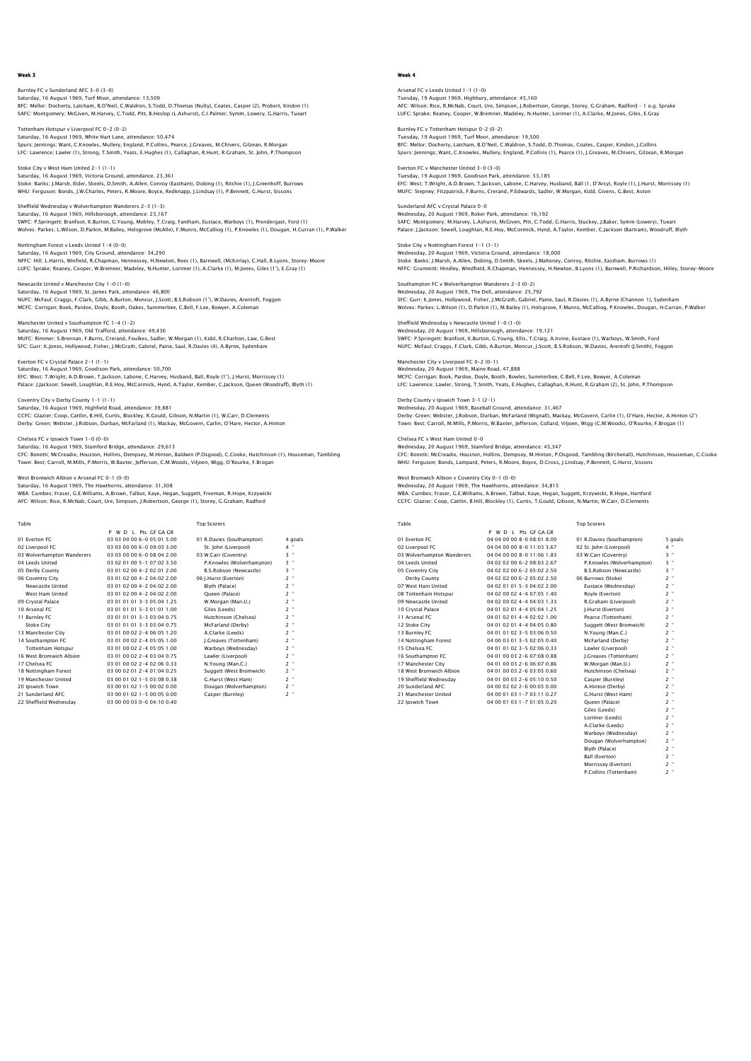# Week 3

Burnley FC v Sunderland AFC 3-0 (3-0)
Saturday, 16 August 1969, Turf Moor, attendance: 13,509
BFC: Mellor; Docherty, Latcham, B.O'Neil, C.Waldron, S.Todd, D.Thomas (Nulty), Coates, Casper (2), Probert, Kindon (1)
SAFC: Montgomery; McGiven, M.Harvey, C.Todd, Pitt, B.Heslop (L.Ashurst), C.I.Palmer, Symm, Lowery, G.Harris, Tueart

Tottenham Hotspur v Liverpool FC 0-2 (0-2)
Saturday, 16 August 1969, White Hart Lane, attendance: 50,474
Spurs: Jennings; Want, C.Knowles, Mullery, England, P.Collins, Pearce, J.Greaves, M.Chivers, Gilzean, R.Morgan
LFC: Lawrence; Lawler (1), Strong, T.Smith, Yeats, E.Hughes (1), Callaghan, R.Hunt, R.Graham, St. John, P.Thompson

Stoke City v West Ham United 2-1 (1-1)
Saturday, 16 August 1969, Victoria Ground, attendance: 23,361
Stoke: Banks; J.Marsh, Elder, Skeels, D.Smith, A.Allen, Conroy (Eastham), Dobing (1), Ritchie (1), J.Greenhoff, Burrows
WHU: Ferguson; Bonds, J.W.Charles, Peters, R.Moore, Boyce, Redknapp, J.Lindsay (1), P.Bennett, G.Hurst, Sissons

Sheffield Wednesday v Wolverhampton Wanderers 2-3 (1-3)
Saturday, 16 August 1969, Hillsborough, attendance: 23,167
SWFC: P.Springett; Branfoot, K.Burton, G.Young, Mobley, T.Craig, Fantham, Eustace, Warboys (1), Prendergast, Ford (1)
Wolves: Parkes; L.Wilson, D.Parkin, M.Bailey, Holsgrove (McAlle), F.Munro, McCalliog (1), P.Knowles (1), Dougan, H.Curran (1), P.Walker

Nottingham Forest v Leeds United 1-4 (0-0)
Saturday, 16 August 1969, City Ground, attendance: 34,290
NFFC: Hill; L.Harris, Winfield, R.Chapman, Hennessey, H.Newton, Rees (1), Barnwell, (McKinlay), C.Hall, B.Lyons, Storey-Moore
LUFC: Sprake; Reaney, Cooper, W.Bremner, Madeley, N.Hunter, Lorimer (1), A.Clarke (1), M.Jones, Giles (1'), E.Gray (1)

Newcastle United v Manchester City 1-0 (1-0)
Saturday, 16 August 1969, St. James Park, attendance: 46,800
NUFC: McFaul; Craggs, F.Clark, Gibb, A.Burton, Moncur, J.Scott, B.S.Robson (1'), W.Davies, Arentoft, Foggon
MCFC: Corrigan; Book, Pardoe, Doyle, Booth, Oakes, Summerbee, C.Bell, F.Lee, Bowyer, A.Coleman

Manchester United v Southampton FC 1-4 (1-2)
Saturday, 16 August 1969, Old Trafford, attendance: 49,436
MUFC: Rimmer; S.Brennan, F.Burns, Crerand, Foulkes, Sadler, W.Morgan (1), Kidd, R.Charlton, Law, G.Best
SFC: Gurr; K.Jones, Hollywood, Fisher, J.McGrath, Gabriel, Paine, Saul, R.Davies (4), A.Byrne, Sydenham

Everton FC v Crystal Palace 2-1 (1-1)
Saturday, 16 August 1969, Goodison Park, attendance: 50,700
EFC: West; T.Wright, A.D.Brown, T.Jackson, Labone, C.Harvey, Husband, Ball, Royle (1'), J.Hurst, Morrissey (1)
Palace: J.Jackson; Sewell, Loughlan, R.E.Hoy, McCormick, Hynd, A.Taylor, Kember, C.Jackson, Queen (Woodruff), Blyth (1)

Coventry City v Derby County 1-1 (1-1)
Saturday, 16 August 1969, Highfield Road, attendance: 39,881
CCFC: Glazier; Coop, Cattlin, B.Hill, Curtis, Blockley, R.Gould, Gibson, N.Martin (1), W.Carr, D.Clements
Derby: Green; Webster, J.Robson, Durban, McFarland (1), Mackay, McGovern, Carlin, O'Hare, Hector, A.Hinton

Chelsea FC v Ipswich Town 1-0 (0-0)
Saturday, 16 August 1969, Stamford Bridge, attendance: 29,613
CFC: Bonetti; McCreadie, Houston, Hollins, Dempsey, M.Hinton, Baldwin (P.Osgood), C.Cooke, Hutchinson (1), Houseman, Tambling
Town: Best; Carroll, M.Mills, P.Morris, W.Baxter, Jefferson, C.M.Woods, Viljoen, Wigg, O'Rourke, F.Brogan

West Bromwich Albion v Arsenal FC 0-1 (0-0)
Saturday, 16 August 1969, The Hawthorns, attendance: 31,308
WBA: Cumbes; Fraser, G.E.Williams, A.Brown, Talbut, Kaye, Hegan, Suggett, Freeman, R.Hope, Krzywicki
AFC: Wilson; Rice, R.McNab, Court, Ure, Simpson, J.Robertson, George (1), Storey, G.Graham, Radford

Table

| | P | W | D | L | Pts | GF | GA | GR |
|---|---|---|---|---|---|---|---|---|
| 01 Everton FC | 03 | 03 | 00 | 00 | 6-0 | 05 | 01 | 5.00 |
| 02 Liverpool FC | 03 | 03 | 00 | 00 | 6-0 | 09 | 03 | 3.00 |
| 03 Wolverhampton Wanderers | 03 | 03 | 00 | 00 | 6-0 | 08 | 04 | 2.00 |
| 04 Leeds United | 03 | 02 | 01 | 00 | 5-1 | 07 | 02 | 3.50 |
| 05 Derby County | 03 | 01 | 02 | 00 | 4-2 | 02 | 01 | 2.00 |
| 06 Coventry City | 03 | 01 | 02 | 00 | 4-2 | 04 | 02 | 2.00 |
| Newcastle United | 03 | 01 | 02 | 00 | 4-2 | 04 | 02 | 2.00 |
| West Ham United | 03 | 01 | 02 | 00 | 4-2 | 04 | 02 | 2.00 |
| 09 Crystal Palace | 03 | 01 | 01 | 01 | 3-3 | 05 | 04 | 1.25 |
| 10 Arsenal FC | 03 | 01 | 01 | 01 | 3-3 | 01 | 01 | 1.00 |
| 11 Burnley FC | 03 | 01 | 01 | 01 | 3-3 | 03 | 04 | 0.75 |
| Stoke City | 03 | 01 | 01 | 01 | 3-3 | 03 | 04 | 0.75 |
| 13 Manchester City | 03 | 01 | 00 | 02 | 2-4 | 06 | 05 | 1.20 |
| 14 Southampton FC | 03 | 01 | 00 | 02 | 2-4 | 05 | 05 | 1.00 |
| Tottenham Hotspur | 03 | 01 | 00 | 02 | 2-4 | 05 | 05 | 1.00 |
| 16 West Bromwich Albion | 03 | 01 | 00 | 02 | 2-4 | 03 | 04 | 0.75 |
| 17 Chelsea FC | 03 | 01 | 00 | 02 | 2-4 | 02 | 06 | 0.33 |
| 18 Nottingham Forest | 03 | 00 | 02 | 01 | 2-4 | 01 | 04 | 0.25 |
| 19 Manchester United | 03 | 00 | 01 | 02 | 1-5 | 03 | 08 | 0.38 |
| 20 Ipswich Town | 03 | 00 | 01 | 02 | 1-5 | 00 | 02 | 0.00 |
| 21 Sunderland AFC | 03 | 00 | 01 | 02 | 1-5 | 00 | 05 | 0.00 |
| 22 Sheffield Wednesday | 03 | 00 | 00 | 03 | 0-6 | 04 | 10 | 0.40 |

Top Scorers

| | |
|---|---|
| 01 R.Davies (Southampton) | 4 goals |
| St. John (Liverpool) | 4 " |
| 03 W.Carr (Coventry) | 3 " |
| P.Knowles (Wolverhampton) | 3 " |
| B.S.Robson (Newcastle) | 3 " |
| 06 J.Hurst (Everton) | 2 " |
| Blyth (Palace) | 2 " |
| Queen (Palace) | 2 " |
| W.Morgan (Man.U.) | 2 " |
| Giles (Leeds) | 2 " |
| Hutchinson (Chelsea) | 2 " |
| McFarland (Derby) | 2 " |
| A.Clarke (Leeds) | 2 " |
| J.Greaves (Tottenham) | 2 " |
| Warboys (Wednesday) | 2 " |
| Lawler (Liverpool) | 2 " |
| N.Young (Man.C.) | 2 " |
| Suggett (West Bromwich) | 2 " |
| G.Hurst (West Ham) | 2 " |
| Dougan (Wolverhampton) | 2 " |
| Casper (Burnley) | 2 " |

# Week 4

Arsenal FC v Leeds United 1-1 (1-0)
Tuesday, 19 August 1969, Highbury, attendance: 45,160
AFC: Wilson; Rice, R.McNab, Court, Ure, Simpson, J.Robertson, George, Storey, G.Graham, Radford - 1 o.g. Sprake
LUFC: Sprake; Reaney, Cooper, W.Bremner, Madeley, N.Hunter, Lorimer (1), A.Clarke, M.Jones, Giles, E.Gray

Burnley FC v Tottenham Hotspur 0-2 (0-2)
Tuesday, 19 August 1969, Turf Moor, attendance: 19,500
BFC: Mellor; Docherty, Latcham, B.O'Neil, C.Waldron, S.Todd, D.Thomas, Coates, Casper, Kindon, J.Collins
Spurs: Jennings; Want, C.Knowles, Mullery, England, P.Collins (1), Pearce (1), J.Greaves, M.Chivers, Gilzean, R.Morgan

Everton FC v Manchester United 3-0 (3-0)
Tuesday, 19 August 1969, Goodison Park, attendance: 53,185
EFC: West; T.Wright, A.D.Brown, T.Jackson, Labone, C.Harvey, Husband, Ball (1, D'Arcy), Royle (1), J.Hurst, Morrissey (1)
MUFC: Stepney; Fitzpatrick, F.Burns, Crerand, P.Edwards, Sadler, W.Morgan, Kidd, Givens, G.Best, Aston

Sunderland AFC v Crystal Palace 0-0
Wednesday, 20 August 1969, Roker Park, attendance: 16,192
SAFC: Montgomery; M.Harvey, L.Ashurst, McGiven, Pitt, C.Todd, G.Harris, Stuckey, J.Baker, Symm (Lowery), Tueart
Palace: J.Jackson; Sewell, Loughlan, R.E.Hoy, McCormick, Hynd, A.Taylor, Kember, C.Jackson (Bartram), Woodruff, Blyth

Stoke City v Nottingham Forest 1-1 (1-1)
Wednesday, 20 August 1969, Victoria Ground, attendance: 18,000
Stoke: Banks; J.Marsh, A.Allen, Dobing, D.Smith, Skeels, J.Mahoney, Conroy, Ritchie, Eastham, Burrows (1)
NFFC: Grummitt; Hindley, Winfield, R.Chapman, Hennessey, H.Newton, B.Lyons (1), Barnwell, P.Richardson, Hilley, Storey-Moore

Southampton FC v Wolverhampton Wanderers 2-3 (0-2)
Wednesday, 20 August 1969, The Dell, attendance: 25,792
SFC: Gurr; K.Jones, Hollywood, Fisher, J.McGrath, Gabriel, Paine, Saul, R.Davies (1), A.Byrne (Channon 1), Sydenham
Wolves: Parkes; L.Wilson (1), D.Parkin (1), M.Bailey (1), Holsgrove, F.Munro, McCalliog, P.Knowles, Dougan, H.Curran, P.Walker

Sheffield Wednesday v Newcastle United 1-0 (1-0)
Wednesday, 20 August 1969, Hillsborough, attendance: 19,121
SWFC: P.Springett; Branfoot, K.Burton, G.Young, Ellis, T.Craig, A.Irvine, Eustace (1), Warboys, W.Smith, Ford
NUFC: McFaul; Craggs, F.Clark, Gibb, A.Burton, Moncur, J.Scott, B.S.Robson, W.Davies, Arentoft (J.Smith), Foggon

Manchester City v Liverpool FC 0-2 (0-1)
Wednesday, 20 August 1969, Maine Road, attendance: 47,888
MCFC: Corrigan; Book, Pardoe, Doyle, Booth, Bowles, Summerbee, C.Bell, F.Lee, Bowyer, A.Coleman
LFC: Lawrence; Lawler, Strong, T.Smith, Yeats, E.Hughes, Callaghan, R.Hunt, R.Graham (2), St. John, P.Thompson

Derby County v Ipswich Town 3-1 (2-1)
Wednesday, 20 August 1969, Baseball Ground, attendance: 31,467
Derby: Green; Webster, J.Robson, Durban, McFarland (Wignall), Mackay, McGovern, Carlin (1), O'Hare, Hector, A.Hinton (2')
Town: Best; Carroll, M.Mills, P.Morris, W.Baxter, Jefferson, Collard, Viljoen, Wigg (C.M.Woods), O'Rourke, F.Brogan (1)

Chelsea FC v West Ham United 0-0
Wednesday, 20 August 1969, Stamford Bridge, attendance: 43,347
CFC: Bonetti; McCreadie, Houston, Hollins, Dempsey, M.Hinton, P.Osgood, Tambling (Birchenall), Hutchinson, Houseman, C.Cooke
WHU: Ferguson; Bonds, Lampard, Peters, R.Moore, Boyce, D.Cross, J.Lindsay, P.Bennett, G.Hurst, Sissons

West Bromwich Albion v Coventry City 0-1 (0-0)
Wednesday, 20 August 1969, The Hawthorns, attendance: 34,815
WBA: Cumbes; Fraser, G.E.Williams, A.Brown, Talbut, Kaye, Hegan, Suggett, Krzywicki, R.Hope, Hartford
CCFC: Glazier; Coop, Cattlin, B.Hill, Blockley (1), Curtis, T.Gould, Gibson, N.Martin, W.Carr, D.Clements

Table

| | P | W | D | L | Pts | GF | GA | GR |
|---|---|---|---|---|---|---|---|---|
| 01 Everton FC | 04 | 04 | 00 | 00 | 8-0 | 08 | 01 | 8.00 |
| 02 Liverpool FC | 04 | 04 | 00 | 00 | 8-0 | 11 | 03 | 3.67 |
| 03 Wolverhampton Wanderers | 04 | 04 | 00 | 00 | 8-0 | 11 | 06 | 1.83 |
| 04 Leeds United | 04 | 02 | 02 | 00 | 6-2 | 08 | 03 | 2.67 |
| 05 Coventry City | 04 | 02 | 02 | 00 | 6-2 | 05 | 02 | 2.50 |
| Derby County | 04 | 02 | 02 | 00 | 6-2 | 05 | 02 | 2.50 |
| 07 West Ham United | 04 | 02 | 01 | 01 | 5-3 | 04 | 02 | 2.00 |
| 08 Tottenham Hotspur | 04 | 02 | 00 | 02 | 4-4 | 07 | 05 | 1.40 |
| 09 Newcastle United | 04 | 02 | 00 | 02 | 4-4 | 04 | 03 | 1.33 |
| 10 Crystal Palace | 04 | 01 | 02 | 01 | 4-4 | 05 | 04 | 1.25 |
| 11 Arsenal FC | 04 | 01 | 02 | 01 | 4-4 | 02 | 02 | 1.00 |
| 12 Stoke City | 04 | 01 | 02 | 01 | 4-4 | 04 | 05 | 0.80 |
| 13 Burnley FC | 04 | 01 | 01 | 02 | 3-5 | 03 | 06 | 0.50 |
| 14 Nottingham Forest | 04 | 00 | 03 | 01 | 3-5 | 02 | 05 | 0.40 |
| 15 Chelsea FC | 04 | 01 | 01 | 02 | 3-5 | 02 | 06 | 0.33 |
| 16 Southampton FC | 04 | 01 | 00 | 03 | 2-6 | 07 | 08 | 0.88 |
| 17 Manchester City | 04 | 01 | 00 | 03 | 2-6 | 06 | 07 | 0.86 |
| 18 West Bromwich Albion | 04 | 01 | 00 | 03 | 2-6 | 03 | 05 | 0.60 |
| 19 Sheffield Wednesday | 04 | 01 | 00 | 03 | 2-6 | 05 | 10 | 0.50 |
| 20 Sunderland AFC | 04 | 00 | 02 | 02 | 2-6 | 00 | 05 | 0.00 |
| 21 Manchester United | 04 | 00 | 01 | 03 | 1-7 | 03 | 11 | 0.27 |
| 22 Ipswich Town | 04 | 00 | 01 | 03 | 1-7 | 01 | 05 | 0.20 |

Top Scorers

| | |
|---|---|
| 01 R.Davies (Southampton) | 5 goals |
| 02 St. John (Liverpool) | 4 " |
| 03 W.Carr (Coventry) | 3 " |
| P.Knowles (Wolverhampton) | 3 " |
| B.S.Robson (Newcastle) | 3 " |
| 06 Burrows (Stoke) | 2 " |
| Eustace (Wednesday) | 2 " |
| Royle (Everton) | 2 " |
| R.Graham (Liverpool) | 2 " |
| J.Hurst (Everton) | 2 " |
| Pearce (Tottenham) | 2 " |
| Suggett (West Bromwich) | 2 " |
| N.Young (Man.C.) | 2 " |
| McFarland (Derby) | 2 " |
| Lawler (Liverpool) | 2 " |
| J.Greaves (Tottenham) | 2 " |
| W.Morgan (Man.U.) | 2 " |
| Hutchinson (Chelsea) | 2 " |
| Casper (Burnley) | 2 " |
| A.Hinton (Derby) | 2 " |
| G.Hurst (West Ham) | 2 " |
| Queen (Palace) | 2 " |
| Giles (Leeds) | 2 " |
| Lorimer (Leeds) | 2 " |
| A.Clarke (Leeds) | 2 " |
| Warboys (Wednesday) | 2 " |
| Dougan (Wolverhampton) | 2 " |
| Blyth (Palace) | 2 " |
| Ball (Everton) | 2 " |
| Morrissey (Everton) | 2 " |
| P.Collins (Tottenham) | 2 " |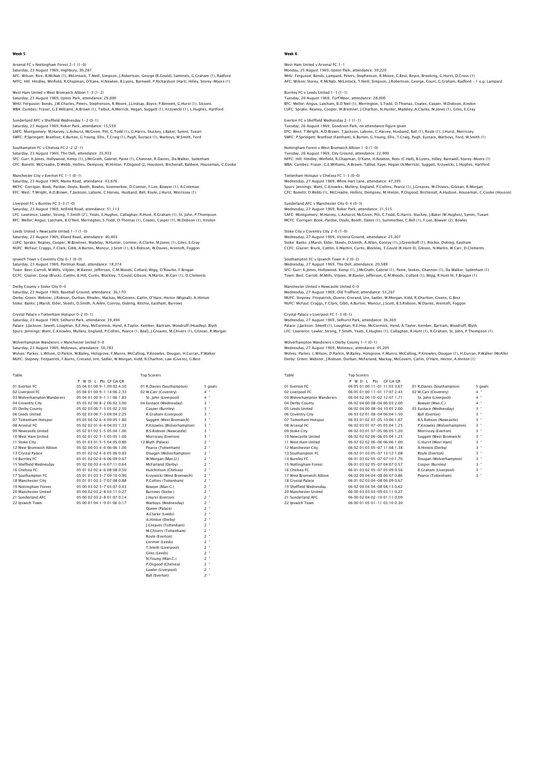## Week 5

Arsenal FC v Nottingham Forest 2-1 (1-0)
Saturday, 23 August 1969, Highbury, 30,287
AFC: Wilson; Rice, R.McNab (1), McLintock, T.Neill, Simpson, J.Robertson, George (R.Gould), Sammels, G.Graham (1), Radford
NFFC: Hill; Hindley, Winfield, R.Chapman, O'Kane, H.Newton, B.Lyons, Barnwell, P.Richardson (Hart), Hilley, Storey-Moore (1)

West Ham United v West Bromwich Albion 1-3 (1-2)
Saturday, 23 August 1969, Upton Park, attendance: 29,000
WHU: Ferguson; Bonds, J.W.Charles, Peters, Stephenson, R.Moore, J.Lindsay, Boyce, P.Bennett, G.Hurst (1), Sissons
WBA: Cumbes; Fraser, G.E.Williams, A.Brown (1), Talbut, A.Merrick, Hegan, Suggett (1), Krzywicki (1), L.Hughes, Hartford

Sunderland AFC v Sheffield Wednesday 1-2 (0-1)
Saturday, 23 August 1969, Roker Park, attendance: 15,559
SAFC: Montgomery; M.Harvey, L.Ashurst, McGiven, Pitt, C.Todd (1), G.Harris, Stuckey, J.Baker, Symm, Tueart
SWFC: P.Springett; Branfoot, K.Burton, G.Young, Ellis, T.Craig (1), Pugh, Eustace (1), Warboys, W.Smith, Ford

Southampton FC v Chelsea FC 2-2 (2-1)
Saturday, 23 August 1969, The Dell, attendance: 25,935
SFC: Gurr; K.Jones, Hollywood, Kemp (1), J.McGrath, Gabriel, Paine (1), Channon, R.Davies, Da.Walker, Sydenham
CFC: Bonetti; McCreadie, D.Webb, Hollins, Dempsey, M.Hinton, P.Osgood (2, Houston), Birchenall, Baldwin, Houseman, C.Cooke

Manchester City v Everton FC 1-1 (0-1)
Saturday, 23 August 1969, Maine Road, attendance: 43,676
MCFC: Corrigan; Book, Pardoe, Doyle, Booth, Bowles, Summerbee, D.Connor, F.Lee, Bowyer (1), A.Coleman
EFC: West; T.Wright, A.D.Brown, T.Jackson, Labone, C.Harvey, Husband, Ball, Royle, J.Hurst, Morrissey (1)

Liverpool FC v Burnley FC 3-3 (1-0)
Saturday, 23 August 1969, Anfield Road, attendance: 51,113
LFC: Lawrence; Lawler, Strong, T.Smith (2'), Yeats, E.Hughes, Callaghan, R.Hunt, R.Graham (1), St. John, P.Thompson
BFC: Mellor; Angus, Latcham, B.O'Neil, Merrington, S.Todd, D.Thomas (1), Coates, Casper (1), M.Dobson (1), Kindon

Leeds United v Newcastle United 1-1 (1-0)
Saturday, 23 August 1969, Elland Road, attendance: 40,403
LUFC: Sprake; Reaney, Cooper, W.Bremner, Madeley, N.Hunter, Lorimer, A.Clarke, M.Jones (1), Giles, E.Gray
NUFC: McFaul; Craggs, F.Clark, Gibb, A.Burton, Moncur, J.Scott (1), B.S.Robson, W.Davies, Arentoft, Foggon

Ipswich Town v Coventry City 0-1 (0-0)
Saturday, 23 August 1969, Portman Road, attendance: 18,374
Town: Best; Carroll, M.Mills, Viljoen, W.Baxter, Jefferson, C.M.Woods, Collard, Wigg, O'Rourke, F.Brogan
CCFC: Glazier; Coop (Bruck), Cattlin, B.Hill, Curtis, Blockley, T.Gould, Gibson, N.Martin, W.Carr (1), D.Clements

Derby County v Stoke City 0-0
Saturday, 23 August 1969, Baseball Ground, attendance: 36,170
Derby: Green; Webster, J.Robson, Durban, Rhodes, Mackay, McGovern, Catlin, O'Hare, Hector (Wignall), A.Hinton
Stoke: Banks; J.Marsh, Elder, Skeels, D.Smith, A.Allen, Conroy, Dobing, Ritchie, Eastham, Burrows

Crystal Palace v Tottenham Hotspur 0-2 (0-1)
Saturday, 23 August 1969, Selhurst Park, attendance: 39,494
Palace: J.Jackson; Sewell, Loughlan, R.E.Hoy, McCormick, Hynd, A.Taylor, Kember, Bartram, Woodruff (Hoadley), Blyth
Spurs: Jennings; Want, C.Knowles, Mullery, England, P.Collins, Pearce (1, Beal), J.Greaves, M.Chivers (1), Gilzean, R.Morgan

Wolverhampton Wanderers v Manchester United 0-0
Saturday, 23 August 1969, Molineux, attendance: 50,783
Wolves: Parkes; L.Wilson, D.Parkin, M.Bailey, Holsgrove, F.Munro, McCalliog, P.Knowles, Dougan, H.Curran, P.Walker
MUFC: Stepney; Fitzpatrick, F.Burns, Crerand, Ure, Sadler, W.Morgan, Kidd, R.Charlton, Law (Givens), G.Best

Table

| | P | W | D | L | Pts | GF | GA | GR |
|---|---|---|---|---|---|---|---|---|
| 01 Everton FC | 05 | 04 | 01 | 00 | 9-1 | 09 | 02 | 4.50 |
| 02 Liverpool FC | 05 | 04 | 01 | 00 | 9-1 | 14 | 06 | 2.33 |
| 03 Wolverhampton Wanderers | 05 | 04 | 01 | 00 | 9-1 | 11 | 06 | 1.83 |
| 04 Coventry City | 05 | 03 | 02 | 00 | 8-2 | 06 | 02 | 3.00 |
| 05 Derby County | 05 | 02 | 03 | 00 | 7-3 | 05 | 02 | 2.50 |
| 06 Leeds United | 05 | 02 | 03 | 00 | 7-3 | 09 | 04 | 2.25 |
| 07 Tottenham Hotspur | 05 | 03 | 00 | 02 | 6-4 | 09 | 05 | 1.80 |
| 08 Arsenal FC | 05 | 02 | 02 | 01 | 6-4 | 04 | 03 | 1.33 |
| 09 Newcastle United | 05 | 02 | 01 | 02 | 5-5 | 05 | 04 | 1.00 |
| 10 West Ham United | 05 | 02 | 01 | 02 | 5-5 | 05 | 05 | 1.00 |
| 11 Stoke City | 05 | 01 | 03 | 01 | 5-5 | 04 | 05 | 0.80 |
| 12 West Bromwich Albion | 05 | 02 | 00 | 03 | 4-6 | 06 | 06 | 1.00 |
| 13 Crystal Palace | 05 | 01 | 02 | 02 | 4-6 | 05 | 06 | 0.83 |
| 14 Burnley FC | 05 | 01 | 02 | 02 | 4-6 | 06 | 09 | 0.67 |
| 15 Sheffield Wednesday | 05 | 02 | 00 | 03 | 4-6 | 07 | 11 | 0.64 |
| 16 Chelsea FC | 05 | 01 | 02 | 02 | 4-6 | 08 | 08 | 0.50 |
| 17 Southampton FC | 05 | 01 | 01 | 03 | 3-7 | 09 | 10 | 0.90 |
| 18 Manchester City | 05 | 01 | 01 | 03 | 3-7 | 07 | 08 | 0.88 |
| 19 Nottingham Forest | 05 | 00 | 03 | 02 | 3-7 | 03 | 07 | 0.43 |
| 20 Manchester United | 05 | 00 | 02 | 03 | 2-8 | 03 | 11 | 0.27 |
| 21 Sunderland AFC | 05 | 00 | 02 | 03 | 2-8 | 01 | 07 | 0.14 |
| 22 Ipswich Town | 05 | 00 | 01 | 04 | 1-9 | 01 | 06 | 0.17 |

Top Scorers

| | |
|---|---|
| 01 R.Davies (Southampton) | 5 goals |
| 02 W.Carr (Coventry) | 4 " |
| St. John (Liverpool) | 4 " |
| 04 Eustace (Wednesday) | 3 " |
| Casper (Burnley) | 3 " |
| R.Graham (Liverpool) | 3 " |
| Suggett (West Bromwich) | 3 " |
| P.Knowles (Wolverhampton) | 3 " |
| B.S.Robson (Newcastle) | 3 " |
| Morrissey (Everton) | 3 " |
| 12 Blyth (Palace) | 2 " |
| Pearce (Tottenham) | 2 " |
| Dougan (Wolverhampton) | 2 " |
| W.Morgan (Man.U.) | 2 " |
| McFarland (Derby) | 2 " |
| Hutchinson (Chelsea) | 2 " |
| Krzywicki (West Bromwich) | 2 " |
| P.Collins (Tottenham) | 2 " |
| Bowyer (Man.C.) | 2 " |
| Burrows (Stoke ) | 2 " |
| J.Hurst (Everton) | 2 " |
| Warboys (Wednesday) | 2 " |
| Queen (Palace) | 2 " |
| A.Clarke (Leeds) | 2 " |
| A.Hinton (Derby) | 2 " |
| J.Greaves (Tottenham) | 2 " |
| M.Chivers (Tottenham) | 2 " |
| Royle (Everton) | 2 " |
| Lorimer (Leeds) | 2 " |
| T.Smith (Liverpool) | 2 " |
| Giles (Leeds) | 2 " |
| N.Young (Man.C.) | 2 " |
| P.Osgood (Chelsea) | 2 " |
| Lawler (Liverpool) | 2 " |
| Ball (Everton) | 2 " |

## Week 6

West Ham United v Arsenal FC 1-1
Monday, 25 August 1969, Upton Park, attendance: 39,220
WHU: Ferguson; Bonds, Lampard, Peters, Stephenson, R.Moore, C.Best, Boyce, Brooking, G.Hurst, D.Cross (1)
AFC: Wilson; Storey, R.McNab, McLintock, T.Neill, Simpson, J.Robertson, George, Court, G.Graham, Radford - 1 o.g. Lampard

Burnley FC v Leeds United 1-1 (1-1)
Tuesday, 26 August 1969, Turf Moor, attendance: 28,000
BFC: Mellor; Angus, Latcham, B.O'Neil (1), Merrington, S.Todd, D.Thomas, Coates, Casper, M.Dobson, Kindon
LUFC: Sprake; Reaney, Cooper, W.Bremner, J.Charlton, N.Hunter, Madeley, A.Clarke, M.Jones (1), Giles, E.Gray

Everton FC v Sheffield Wednesday 2-1 (1-1)
Tuesday, 26 August 1969, Goodison Park, no attendance figure given
EFC: West; T.Wright, A.D.Brown, T.Jackson, Labone, C.Harvey, Husband, Ball (1), Royle (1), J.Hurst, Morrissey
SWFC: P.Springett; Branfoot (Fantham), K.Burton, G.Young, Ellis, T.Craig, Pugh, Eustace, Warboys, Ford, W.Smith (1)

Nottingham Forest v West Bromwich Albion 1-0 (1-0)
Tuesday, 26 August 1969, City Ground, attendance: 22,900
NFFC: Hill; Hindley, Winfield, R.Chapman, O'Kane, H.Newton, Rees (C.Hall), B.Lyons, Hilley, Barnwell, Storey-Moore (1)
WBA: Cumbes; Fraser, G.E.Williams, A.Brown, Talbut, Kaye, Hegan (A.Merrick), Suggett, Krzywicki, L.Hughes, Hartford

Tottenham Hotspur v Chelsea FC 1-1 (0-0)
Wednesday, 27 August 1969, White Hart Lane, attendance: 47,395
Spurs: Jennings; Want, C.Knowles, Mullery, England, P.Collins, Pearce (1), J.Greaves, M.Chivers, Gilzean, R.Morgan
CFC: Bonetti; D.Webb (1), McCreadie, Hollins, Dempsey, M.Hinton, P.Osgood, Birchenall, A.Hudson, Houseman, C.Cooke (Houson)

Sunderland AFC v Manchester City 0-4 (0-3)
Wednesday, 27 August 1969, Roker Park, attendance: 21,515
SAFC: Montgomery; M.Harvey, L.Ashurst, McGiven, Pitt, C.Todd, G.Harris, Stuckey, J.Baker (W.Hughes), Symm, Tueart
MCFC: Corrigan; Book, Pardoe, Doyle, Booth, Oakes (1), Summerbee, C.Bell (1), F.Lee, Bowyer (2), Bowles

Stoke City v Coventry City 2-0 (1-0)
Wednesday, 27 August 1969, Victoria Ground, attendance: 25,307
Stoke: Banks; J.Marsh, Elder, Skeels, D.Smith, A.Allen, Conroy (1), J.Greenhoff (1), Ritchie, Dobing, Eastham
CCFC: Glazier; Bruck, Cattlin, E.Machin, Curtis, Blockley, T.Gould (R.Hunt II), Gibson, N.Martin, W.Carr, D.Clements

Southampton FC v Ipswich Town 4-2 (0-2)
Wednesday, 27 August 1969, The Dell, attendance: 20,589
SFC: Gurr; K.Jones, Hollywood, Kemp (1), J.McGrath, Gabriel (1), Paine, Stokes, Channon (1), Da.Walker, Sydenham (1)
Town: Best; Carroll, M.Mills, Viljoen, W.Baxter, Jefferson, C.M.Woods, Collard (1), Wigg, R.Hunt III, F.Brogan (1)

Manchester United v Newcastle United 0-0
Wednesday, 27 August 1969, Old Trafford, attendance: 53,267
MUFC: Stepney; Fitzpatrick, Dunne, Crerand, Ure, Sadler, W.Morgan, Kidd, R.Charlton, Givens, G.Best
NUFC: McFaul; Craggs, F.Clark, Gibb, A.Burton, Moncur, J.Scott, B.S.Robson, W.Davies, Arentoft, Foggon

Crystal Palace v Liverpool FC 1-3 (0-1)
Wednesday, 27 August 1969, Selhurst Park, attendance: 36,369
Palace: J.Jackson; Sewell (1), Loughlan, R.E.Hoy, McCormick, Hynd, A.Taylor, Kember, Bartram, Woodruff, Blyth
LFC: Lawrence; Lawler, Strong, T.Smith, Yeats, E.Hughes (1), Callaghan, R.Hunt (1), R.Graham, St. John, P.Thompson (1)

Wolverhampton Wanderers v Derby County 1-1 (0-1)
Wednesday, 27 August 1969, Molineux, attendance: 45,205
Wolves: Parkes; L.Wilson, D.Parkin, M.Bailey, Holsgrove, F.Munro, McCalliog, P.Knowles, Dougan (1), H.Curran, P.Walker (McAlle)
Derby: Green; Webster, J.Robson, Durban, McFarland, Mackay, McGovern, Carlin, O'Hare, Hector, A.Hinton (1)

Table

| | P | W | D | L | Pts | GF | GA | GR |
|---|---|---|---|---|---|---|---|---|
| 01 Everton FC | 06 | 05 | 01 | 00 | 11-01 | 11 | 03 | 3.67 |
| 02 Liverpool FC | 06 | 05 | 01 | 00 | 11-01 | 17 | 07 | 2.43 |
| 03 Wolverhampton Wanderers | 06 | 04 | 02 | 00 | 10-02 | 12 | 07 | 1.71 |
| 04 Derby County | 06 | 02 | 04 | 00 | 08-04 | 06 | 03 | 2.00 |
| 05 Leeds United | 06 | 02 | 04 | 00 | 08-04 | 10 | 05 | 2.00 |
| 06 Coventry City | 06 | 03 | 02 | 01 | 08-04 | 06 | 04 | 1.50 |
| 07 Tottenham Hotspur | 06 | 03 | 01 | 02 | 07-05 | 10 | 06 | 1.67 |
| 08 Arsenal FC | 06 | 02 | 03 | 01 | 07-05 | 05 | 04 | 1.25 |
| 09 Stoke City | 06 | 02 | 03 | 01 | 07-05 | 06 | 05 | 1.20 |
| 10 Newcastle United | 06 | 02 | 02 | 02 | 06-06 | 05 | 04 | 1.25 |
| 11 West Ham United | 06 | 02 | 02 | 02 | 06-06 | 06 | 06 | 1.00 |
| 12 Manchester City | 06 | 02 | 01 | 03 | 05-07 | 11 | 08 | 1.38 |
| 13 Southampton FC | 06 | 02 | 01 | 03 | 05-07 | 13 | 12 | 1.08 |
| 14 Burnley FC | 06 | 01 | 03 | 02 | 05-07 | 07 | 10 | 0.70 |
| 15 Nottingham Forest | 06 | 01 | 03 | 02 | 05-07 | 04 | 07 | 0.57 |
| 16 Chelsea FC | 06 | 01 | 03 | 02 | 05-07 | 05 | 09 | 0.56 |
| 17 West Bromwich Albion | 06 | 02 | 00 | 04 | 04-08 | 06 | 07 | 0.86 |
| 18 Crystal Palace | 06 | 01 | 02 | 03 | 04-08 | 06 | 09 | 0.67 |
| 19 Sheffield Wednesday | 06 | 02 | 00 | 04 | 04-08 | 08 | 13 | 0.62 |
| 20 Manchester United | 06 | 00 | 03 | 03 | 03-09 | 03 | 11 | 0.27 |
| 21 Sunderland AFC | 06 | 00 | 02 | 04 | 02-10 | 01 | 11 | 0.09 |
| 22 Ipswich Town | 06 | 00 | 01 | 05 | 01-11 | 03 | 10 | 0.30 |

Top Scorers

| | |
|---|---|
| 01 R.Davies (Southampton) | 5 goals |
| 02 W.Carr (Coventry) | 4 " |
| St. John (Liverpool) | 4 " |
| Bowyer (Man.C.) | 4 " |
| 05 Eustace (Wednesday) | 3 " |
| Ball (Everton) | 3 " |
| B.S.Robson (Newcastle) | 3 " |
| P.Knowles (Wolverhampton) | 3 " |
| Morrissey (Everton) | 3 " |
| Suggett (West Bromwich) | 3 " |
| G.Hurst (West Ham) | 3 " |
| A.Hinton (Derby) | 3 " |
| Royle (Everton) | 3 " |
| Dougan (Wolverhampton) | 3 " |
| Casper (Burnley) | 3 " |
| R.Graham (Liverpool) | 3 " |
| Pearce (Tottenham) | 3 " |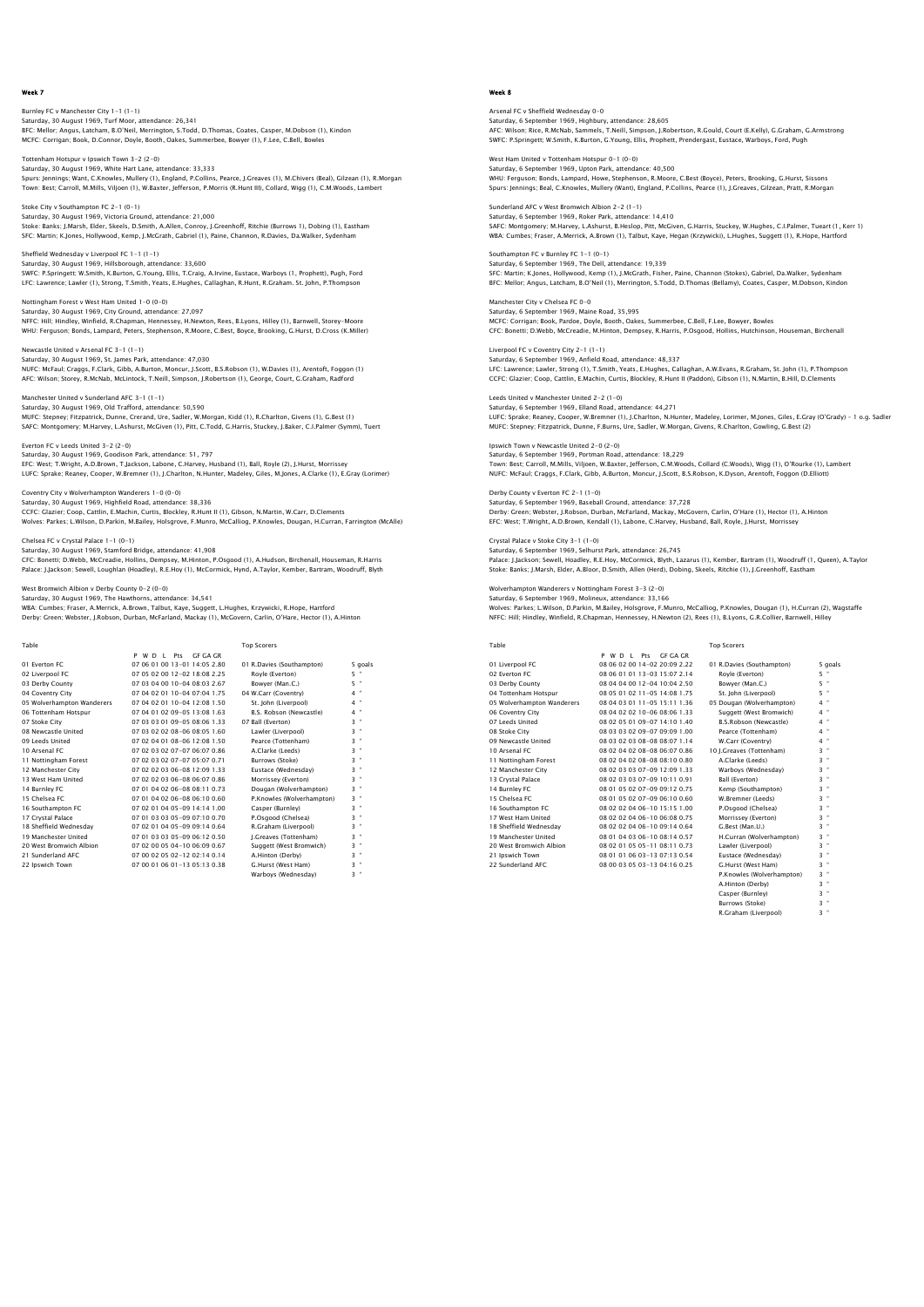## Week 7

Burnley FC v Manchester City 1-1 (1-1)
Saturday, 30 August 1969, Turf Moor, attendance: 26,341
BFC: Mellor; Angus, Latcham, B.O'Neil, Merrington, S.Todd, D.Thomas, Coates, Casper, M.Dobson (1), Kindon
MCFC: Corrigan; Book, D.Connor, Doyle, Booth, Oakes, Summerbee, Bowyer (1), F.Lee, C.Bell, Bowles

Tottenham Hotspur v Ipswich Town 3-2 (2-0)
Saturday, 30 August 1969, White Hart Lane, attendance: 33,333
Spurs: Jennings; Want, C.Knowles, Mullery (1), England, P.Collins, Pearce, J.Greaves (1), M.Chivers (Beal), Gilzean (1), R.Morgan
Town: Best; Carroll, M.Mills, Viljoen (1), W.Baxter, Jefferson, P.Morris (R.Hunt III), Collard, Wigg (1), C.M.Woods, Lambert

Stoke City v Southampton FC 2-1 (0-1)
Saturday, 30 August 1969, Victoria Ground, attendance: 21,000
Stoke: Banks; J.Marsh, Elder, Skeels, D.Smith, A.Allen, Conroy, J.Greenhoff, Ritchie (Burrows 1), Dobing (1), Eastham
SFC: Martin; K.Jones, Hollywood, Kemp, J.McGrath, Gabriel (1), Paine, Channon, R.Davies, Da.Walker, Sydenham

Sheffield Wednesday v Liverpool FC 1-1 (1-1)
Saturday, 30 August 1969, Hillsborough, attendance: 33,600
SWFC: P.Springett; W.Smith, K.Burton, G.Young, Ellis, T.Craig, A.Irvine, Eustace, Warboys (1, Prophett), Pugh, Ford
LFC: Lawrence; Lawler (1), Strong, T.Smith, Yeats, E.Hughes, Callaghan, R.Hunt, R.Graham. St. John, P.Thompson

Nottingham Forest v West Ham United 1-0 (0-0)
Saturday, 30 August 1969, City Ground, attendance: 27,097
NFFC: Hill; Hindley, Winfield, R.Chapman, Hennessey, H.Newton, Rees, B.Lyons, Hilley (1), Barnwell, Storey-Moore
WHU: Ferguson; Bonds, Lampard, Peters, Stephenson, R.Moore, C.Best, Boyce, Brooking, G.Hurst, D.Cross (K.Miller)

Newcastle United v Arsenal FC 3-1 (1-1)
Saturday, 30 August 1969, St. James Park, attendance: 47,030
NUFC: McFaul; Craggs, F.Clark, Gibb, A.Burton, Moncur, J.Scott, B.S.Robson (1), W.Davies (1), Arentoft, Foggon (1)
AFC: Wilson; Storey, R.McNab, McLintock, T.Neill, Simpson, J.Robertson (1), George, Court, G.Graham, Radford

Manchester United v Sunderland AFC 3-1 (1-1)
Saturday, 30 August 1969, Old Trafford, attendance: 50,590
MUFC: Stepney; Fitzpatrick, Dunne, Crerand, Ure, Sadler, W.Morgan, Kidd (1), R.Charlton, Givens (1), G.Best (1)
SAFC: Montgomery; M.Harvey, L.Ashurst, McGiven (1), Pitt, C.Todd, G.Harris, Stuckey, W.Baker, C.I.Palmer (Symm), Tuert

Everton FC v Leeds United 3-2 (2-0)
Saturday, 30 August 1969, Goodison Park, attendance: 51, 797
EFC: West; T.Wright, A.D.Brown, T.Jackson, Labone, C.Harvey, Husband (1), Ball, Royle (2), J.Hurst, Morrissey
LUFC: Sprake; Reaney, Cooper, W.Bremner (1), J.Charlton, N.Hunter, Madeley, Giles, M.Jones, A.Clarke (1), E.Gray (Lorimer)

Coventry City v Wolverhampton Wanderers 1-0 (0-0)
Saturday, 30 August 1969, Highfield Road, attendance: 38,336
CCFC: Glazier; Coop, Cattlin, E.Machin, Curtis, Blockley, R.Hunt II (1), Gibson, N.Martin, W.Carr, D.Clements
Wolves: Parkes; L.Wilson, D.Parkin, M.Bailey, Holsgrove, F.Munro, McCalliog, P.Knowles, Dougan, H.Curran, Farrington (McAlle)

Chelsea FC v Crystal Palace 1-1 (0-1)
Saturday, 30 August 1969, Stamford Bridge, attendance: 41,908
CFC: Bonetti; D.Webb, McCreadie, Hollins, Dempsey, M.Hinton, P.Osgood (1), A.Hudson, Birchenall, Houseman, R.Harris
Palace: J.Jackson; Sewell, Loughlan (Hoadley), R.E.Hoy (1), McCormick, Hynd, A.Taylor, Kember, Bartram, Woodruff, Blyth

West Bromwich Albion v Derby County 0-2 (0-0)
Saturday, 30 August 1969, The Hawthorns, attendance: 34,541
WBA: Cumbes; Fraser, A.Merrick, A.Brown, Talbut, Kaye, Suggett, L.Hughes, Krzywicki, R.Hope, Hartford
Derby: Green; Webster, J.Robson, Durban, McFarland, Mackay (1), McGovern, Carlin, O'Hare, Hector (1), A.Hinton

Table

| | P W D L Pts GF GA GR |
|---|---|
| 01 Everton FC | 07 06 01 00 13-01 14:05 2.80 |
| 02 Liverpool FC | 07 05 02 00 12-02 18:08 2.25 |
| 03 Derby County | 07 03 04 00 10-04 08:03 2.67 |
| 04 Coventry City | 07 04 02 01 10-04 07:04 1.75 |
| 05 Wolverhampton Wanderers | 07 04 02 01 10-04 12:08 1.50 |
| 06 Tottenham Hotspur | 07 04 01 02 09-05 13:08 1.63 |
| 07 Stoke City | 07 03 03 01 09-05 08:06 1.33 |
| 08 Newcastle United | 07 03 02 02 08-06 08:05 1.60 |
| 09 Leeds United | 07 02 04 01 08-06 12:08 1.50 |
| 10 Arsenal FC | 07 02 03 02 07-07 06:07 0.86 |
| 11 Nottingham Forest | 07 02 03 02 07-07 05:07 0.71 |
| 12 Manchester City | 07 02 02 03 06-08 12:09 1.33 |
| 13 West Ham United | 07 02 02 03 06-08 06:07 0.86 |
| 14 Burnley FC | 07 01 04 02 06-08 08:11 0.73 |
| 15 Chelsea FC | 07 01 04 02 06-08 06:10 0.60 |
| 16 Southampton FC | 07 02 01 04 05-09 14:14 1.00 |
| 17 Crystal Palace | 07 01 03 03 05-09 07:10 0.70 |
| 18 Sheffield Wednesday | 07 02 01 04 05-09 09:14 0.64 |
| 19 Manchester United | 07 01 03 03 05-09 06:12 0.50 |
| 20 West Bromwich Albion | 07 02 00 05 04-10 06:09 0.67 |
| 21 Sunderland AFC | 07 00 02 05 02-12 02:14 0.14 |
| 22 Ipswich Town | 07 00 01 06 01-13 05:13 0.38 |

Top Scorers

| | |
|---|---|
| 01 R.Davies (Southampton) | 5 goals |
| Royle (Everton) | 5 " |
| Bowyer (Man.C.) | 5 " |
| 04 W.Carr (Coventry) | 4 " |
| St. John (Liverpool) | 4 " |
| B.S. Robson (Newcastle) | 4 " |
| 07 Ball (Everton) | 3 " |
| Lawler (Liverpool) | 3 " |
| Pearce (Tottenham) | 3 " |
| A.Clarke (Leeds) | 3 " |
| Burrows (Stoke) | 3 " |
| Eustace (Wednesday) | 3 " |
| Morrissey (Everton) | 3 " |
| Dougan (Wolverhampton) | 3 " |
| P.Knowles (Wolverhampton) | 3 " |
| Casper (Burnley) | 3 " |
| P.Osgood (Chelsea) | 3 " |
| R.Graham (Liverpool) | 3 " |
| J.Greaves (Tottenham) | 3 " |
| Suggett (West Bromwich) | 3 " |
| A.Hinton (Derby) | 3 " |
| G.Hurst (West Ham) | 3 " |
| Warboys (Wednesday) | 3 " |

## Week 8

Arsenal FC v Sheffield Wednesday 0-0
Saturday, 6 September 1969, Highbury, attendance: 28,605
AFC: Wilson; Rice, R.McNab, Sammels, T.Neill, Simpson, J.Robertson, R.Gould, Court (E.Kelly), G.Graham, G.Armstrong
SWFC: P.Springett; W.Smith, K.Burton, G.Young, Ellis, Prophett, Prendergast, Eustace, Warboys, Ford, Pugh

West Ham United v Tottenham Hotspur 0-1 (0-0)
Saturday, 6 September 1969, Upton Park, attendance: 40,500
WHU: Ferguson; Bonds, Lampard, Howe, Stephenson, R.Moore, C.Best (Boyce), Peters, Brooking, G.Hurst, Sissons
Spurs: Jennings; Beal, C.Knowles, Mullery (Want), England, P.Collins, Pearce (1), J.Greaves, Gilzean, Pratt, R.Morgan

Sunderland AFC v West Bromwich Albion 2-2 (1-1)
Saturday, 6 September 1969, Roker Park, attendance: 14,410
SAFC: Montgomery; M.Harvey, L.Ashurst, B.Heslop, Pitt, McGiven, G.Harris, Stuckey, W.Hughes, C.I.Palmer, Tueart (1, Kerr 1)
WBA: Cumbes; Fraser, A.Merrick, A.Brown (1), Talbut, Kaye, Hegan (Krzywicki), L.Hughes, Suggett (1), R.Hope, Hartford

Southampton FC v Burnley FC 1-1 (0-1)
Saturday, 6 September 1969, The Dell, attendance: 19,339
SFC: Martin; K.Jones, Hollywood, Kemp (1), J.McGrath, Fisher, Paine, Channon (Stokes), Gabriel, Da.Walker, Sydenham
BFC: Mellor; Angus, Latcham, B.O'Neil (1), Merrington, S.Todd, D.Thomas (Bellamy), Coates, Casper, M.Dobson, Kindon

Manchester City v Chelsea FC 0-0
Saturday, 6 September 1969, Maine Road, 35,995
MCFC: Corrigan; Book, Pardoe, Doyle, Booth, Oakes, Summerbee, C.Bell, F.Lee, Bowyer, Bowles
CFC: Bonetti; D.Webb, McCreadie, M.Hinton, Dempsey, R.Harris, P.Osgood, Hollins, Hutchinson, Houseman, Birchenall

Liverpool FC v Coventry City 2-1 (1-1)
Saturday, 6 September 1969, Anfield Road, attendance: 48,337
LFC: Lawrence; Lawler, Strong (1), T.Smith, Yeats, E.Hughes, Callaghan, A.W.Evans, R.Graham, St. John (1), P.Thompson
CCFC: Glazier; Coop, Cattlin, E.Machin, Curtis, Blockley, R.Hunt II (Paddon), Gibson (1), N.Martin, B.Hill, D.Clements

Leeds United v Manchester United 2-2 (1-0)
Saturday, 6 September 1969, Elland Road, attendance: 44,271
LUFC: Sprake; Reaney, Cooper, W.Bremner (1), J.Charlton, N.Hunter, Madeley, Lorimer, M.Jones, Giles, E.Gray (O'Grady) - 1 o.g. Sadler
MUFC: Stepney; Fitzpatrick, Dunne, F.Burns, Ure, Sadler, W.Morgan, Givens, R.Charlton, Gowling, G.Best (2)

Ipswich Town v Newcastle United 2-0 (2-0)
Saturday, 6 September 1969, Portman Road, attendance: 18,229
Town: Best; Carroll, M.Mills, Viljoen, W.Baxter, Jefferson, C.M.Woods, Collard (C.Woods), Wigg (1), O'Rourke (1), Lambert
NUFC: McFaul; Craggs, F.Clark, Gibb, A.Burton, Moncur, J.Scott, B.S.Robson, K.Dyson, Arentoft, Foggon (D.Elliott)

Derby County v Everton FC 2-1 (1-0)
Saturday, 6 September 1969, Baseball Ground, attendance: 37,728
Derby: Green; Webster, J.Robson, McFarland, Mackay, McGovern, Carlin, O'Hare (1), Hector (1), A.Hinton
EFC: West; T.Wright, A.D.Brown, Kendall (1), Labone, C.Harvey, Husband, Ball, Royle, J.Hurst, Morrissey

Crystal Palace v Stoke City 3-1 (1-0)
Saturday, 6 September 1969, Selhurst Park, attendance: 26,745
Palace: J.Jackson; Sewell, Hoadley, R.E.Hoy, McCormick, Blyth, Lazarus (1), Kember, Bartram (1), Woodruff (1, Queen), A.Taylor
Stoke: Banks; J.Marsh, Elder, A.Bloor, D.Smith, Allen (Herd), Dobing, Skeels, Ritchie (1), J.Greenhoff, Eastham

Wolverhampton Wanderers v Nottingham Forest 3-3 (2-0)
Saturday, 6 September 1969, Molineux, attendance: 33,166
Wolves: Parkes; L.Wilson, D.Parkin, M.Bailey, Holsgrove, F.Munro, McCalliog, P.Knowles, Dougan (1), H.Curran (2), Wagstaffe
NFFC: Hill; Hindley, Winfield, R.Chapman, Hennessey, H.Newton (2), Rees (1), B.Lyons, G.R.Collier, Barnwell, Hilley

Table

| | P W D L Pts GF GA GR |
|---|---|
| 01 Liverpool FC | 08 06 02 00 14-02 20:09 2.22 |
| 02 Everton FC | 08 06 01 01 13-03 15:07 2.14 |
| 03 Derby County | 08 04 04 00 12-04 10:04 2.50 |
| 04 Tottenham Hotspur | 08 05 01 02 11-05 14:08 1.75 |
| 05 Wolverhampton Wanderers | 08 04 03 01 11-05 15:11 1.36 |
| 06 Coventry City | 08 04 02 02 10-06 08:06 1.33 |
| 07 Leeds United | 08 02 05 01 09-07 14:10 1.40 |
| 08 Stoke City | 08 03 03 02 09-07 09:09 1.00 |
| 09 Newcastle United | 08 03 02 03 08-08 08:07 1.14 |
| 10 Arsenal FC | 08 02 04 02 08-08 06:07 0.86 |
| 11 Nottingham Forest | 08 02 04 02 08-08 08:10 0.80 |
| 12 Manchester City | 08 02 03 03 07-09 12:09 1.33 |
| 13 Crystal Palace | 08 02 03 03 07-09 10:11 0.91 |
| 14 Burnley FC | 08 01 05 02 07-09 09:12 0.75 |
| 15 Chelsea FC | 08 01 05 02 07-09 06:10 0.60 |
| 16 Southampton FC | 08 02 02 04 06-10 15:15 1.00 |
| 17 West Ham United | 08 02 02 04 06-10 06:08 0.75 |
| 18 Sheffield Wednesday | 08 02 02 04 06-10 09:14 0.64 |
| 19 Manchester United | 08 01 04 03 06-10 08:14 0.57 |
| 20 West Bromwich Albion | 08 02 01 05 05-11 08:11 0.73 |
| 21 Ipswich Town | 08 01 01 06 03-13 07:13 0.54 |
| 22 Sunderland AFC | 08 00 03 05 03-13 04:16 0.25 |

Top Scorers

| | |
|---|---|
| 01 R.Davies (Southampton) | 5 goals |
| Royle (Everton) | 5 " |
| Bowyer (Man.C.) | 5 " |
| St. John (Liverpool) | 5 " |
| 05 Dougan (Wolverhampton) | 4 " |
| Suggett (West Bromwich) | 4 " |
| B.S.Robson (Newcastle) | 4 " |
| Pearce (Tottenham) | 4 " |
| W.Carr (Coventry) | 4 " |
| 10 J.Greaves (Tottenham) | 3 " |
| A.Clarke (Leeds) | 3 " |
| Warboys (Wednesday) | 3 " |
| Ball (Everton) | 3 " |
| Kemp (Southampton) | 3 " |
| W.Bremner (Leeds) | 3 " |
| P.Osgood (Chelsea) | 3 " |
| Morrissey (Everton) | 3 " |
| G.Best (Man.U.) | 3 " |
| H.Curran (Wolverhampton) | 3 " |
| Lawler (Liverpool) | 3 " |
| Eustace (Wednesday) | 3 " |
| G.Hurst (West Ham) | 3 " |
| P.Knowles (Wolverhampton) | 3 " |
| A.Hinton (Derby) | 3 " |
| Casper (Burnley) | 3 " |
| Burrows (Stoke) | 3 " |
| R.Graham (Liverpool) | 3 " |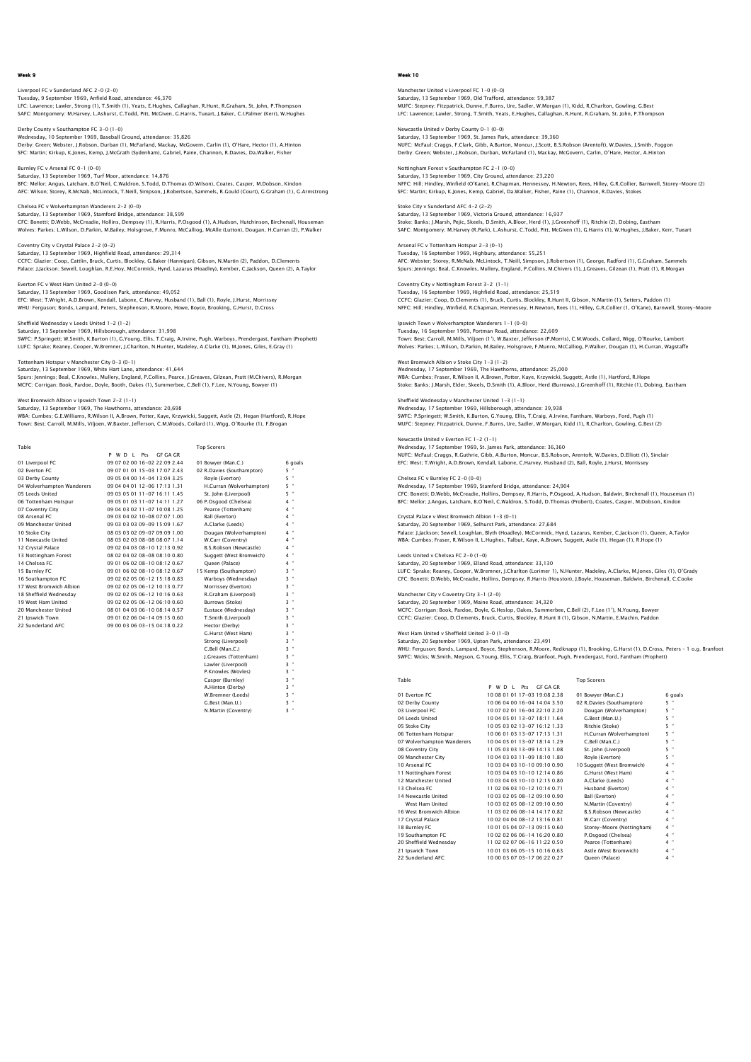## Week 9

Liverpool FC v Sunderland AFC 2-0 (2-0)
Tuesday, 9 September 1969, Anfield Road, attendance: 46,370
LFC: Lawrence; Lawler, Strong (1), T.Smith (1), Yeats, E.Hughes, Callaghan, R.Hunt, R.Graham, St. John, P.Thompson
SAFC: Montgomery: M.Harvey, L.Ashurst, C.Todd, Pitt, McGiven, G.Harris, Tueart, J.Baker, C.I.Palmer (Kerr), W.Hughes

Derby County v Southampton FC 3-0 (1-0)
Wednesday, 10 September 1969, Baseball Ground, attendance: 35,826
Derby: Green; Webster, J.Robson, Durban (1), McFarland, Mackay, McGovern, Carlin (1), O'Hare, Hector (1), A.Hinton
SFC: Martin; Kirkup, K.Jones, Kemp, J.McGrath (Sydenham), Gabriel, Paine, Channon, R.Davies, Da.Walker, Fisher

Burnley FC v Arsenal FC 0-1 (0-0)
Saturday, 13 September 1969, Turf Moor, attendance: 14,876
BFC: Mellor; Angus, Latcham, B.O'Neil, C.Waldron, S.Todd, D.Thomas (D.Wilson), Coates, Casper, M.Dobson, Kindon
AFC: Wilson; Storey, R.McNab, McLintock, T.Neill, Simpson, J.Robertson, Sammels, R.Gould (Court), G.Graham (1), G.Armstrong

Chelsea FC v Wolverhampton Wanderers 2-2 (0-0)
Saturday, 13 September 1969, Stamford Bridge, attendance: 38,599
CFC: Bonetti; D.Webb, McCreadie, Hollins, Dempsey (1), R.Harris, P.Osgood (1), A.Hudson, Hutchinson, Birchenall, Houseman
Wolves: Parkes; L.Wilson, D.Parkin, M.Bailey, Holsgrove, F.Munro, McCalliog, McAlle (Lutton), Dougan, H.Curran (2), P.Walker

Coventry City v Crystal Palace 2-2 (0-2)
Saturday, 13 September 1969, Highfield Road, attendance: 29,314
CCFC: Glazier; Coop, Cattlin, Bruck, Curtis, Blockley, G.Baker (Hannigan), Gibson, N.Martin (2), Paddon, D.Clements
Palace: J.Jackson; Sewell, Loughlan, R.E.Hoy, McCormick, Hynd, Lazarus (Hoadley), Kember, C.Jackson (1), Queen (2), A.Taylor

Everton FC v West Ham United 2-0 (0-0)
Saturday, 13 September 1969, Goodison Park, attendance: 49,052
EFC: West; T.Wright, A.D.Brown, Kendall, Labone, C.Harvey, Husband (1), Ball (1), Royle, J.Hurst, Morrissey
WHU: Ferguson; Bonds, Lampard, Peters, Stephenson, R.Moore, Howe, Boyce, Brooking, G.Hurst, D.Cross

Sheffield Wednesday v Leeds United 1-2 (1-2)
Saturday, 13 September 1969, Hillsborough, attendance: 31,998
SWFC: P.Springett; W.Smith, K.Burton, G.Young, Ellis, T.Craig, A.Irvine, Pugh, Warboys, Prendergast, Fantham (Prophett)
LUFC: Sprake; Reaney, Cooper, W.Bremner, J.Charlton, N.Hunter, Madeley, A.Clarke (1), M.Jones, Giles, E.Gray (1)

Tottenham Hotspur v Manchester City 0-3 (0-1)
Saturday, 13 September 1969, White Hart Lane, attendance: 41,644
Spurs: Jennings; Beal, C.Knowles, Mullery, England, P.Collins, Pearce, J.Greaves, Gilzean, Pratt (M.Chivers), R.Morgan
MCFC: Corrigan; Book, Pardoe, Doyle, Booth, Oakes (1), Summerbee, C.Bell (1), F.Lee, N.Young, Bowyer (1)

West Bromwich Albion v Ipswich Town 2-2 (1-1)
Saturday, 13 September 1969, The Hawthorns, attendance: 20,698
WBA: Cumbes; G.E.Williams, R.Wilson II, A.Brown, Potter, Kaye, Krzywicki, Suggett, Astle (2), Hegan (Hartford), R.Hope
Town: Best; Carroll, M.Mills, Viljoen, W.Baxter, Jefferson, C.M.Woods, Collard (1), Wigg, O'Rourke (1), F.Brogan

Table

| | P | W | D | L | Pts | GF | GA | GR |
|---|---|---|---|---|---|---|---|---|
| 01 Liverpool FC | 09 | 07 | 02 | 00 | 16 | 22 | 09 | 2.44 |
| 02 Everton FC | 09 | 07 | 01 | 01 | 15 | 17 | 07 | 2.43 |
| 03 Derby County | 09 | 05 | 04 | 00 | 14 | 13 | 04 | 3.25 |
| 04 Wolverhampton Wanderers | 09 | 04 | 04 | 01 | 12 | 17 | 13 | 1.31 |
| 05 Leeds United | 09 | 03 | 05 | 01 | 11 | 16 | 11 | 1.45 |
| 06 Tottenham Hotspur | 09 | 05 | 01 | 03 | 11 | 14 | 11 | 1.27 |
| 07 Coventry City | 09 | 04 | 03 | 02 | 11 | 10 | 08 | 1.25 |
| 08 Arsenal FC | 09 | 03 | 04 | 02 | 10 | 07 | 07 | 1.00 |
| 09 Manchester United | 09 | 03 | 03 | 03 | 09 | 15 | 09 | 1.67 |
| 10 Stoke City | 08 | 03 | 03 | 02 | 09 | 09 | 09 | 1.00 |
| 11 Newcastle United | 08 | 03 | 02 | 03 | 08 | 08 | 07 | 1.14 |
| 12 Crystal Palace | 09 | 02 | 04 | 03 | 08 | 12 | 13 | 0.92 |
| 13 Nottingham Forest | 08 | 02 | 04 | 02 | 08 | 08 | 10 | 0.80 |
| 14 Chelsea FC | 09 | 01 | 06 | 02 | 08 | 08 | 12 | 0.67 |
| 15 Burnley FC | 09 | 01 | 06 | 02 | 08 | 08 | 12 | 0.67 |
| 16 Southampton FC | 09 | 02 | 02 | 05 | 06 | 15 | 18 | 0.83 |
| 17 West Bromwich Albion | 09 | 02 | 02 | 05 | 06 | 12 | 13 | 0.77 |
| 18 Sheffield Wednesday | 09 | 02 | 02 | 05 | 06 | 12 | 10 | 0.63 |
| 19 West Ham United | 09 | 02 | 02 | 05 | 06 | 10 | 06 | 0.60 |
| 20 Manchester United | 08 | 01 | 04 | 03 | 06 | 10 | 08 | 0.57 |
| 21 Ipswich Town | 09 | 01 | 02 | 06 | 04 | 09 | 15 | 0.60 |
| 22 Sunderland AFC | 09 | 00 | 03 | 06 | 03 | 15 | 04 | 0.22 |

Top Scorers

| | | |
|---|---|---|
| 01 | Bowyer (Man.C.) | 6 goals |
| 02 | R.Davies (Southampton) | 5 " |
| | Royle (Everton) | 5 " |
| | H.Curran (Wolverhampton) | 5 " |
| | St. John (Liverpool) | 5 " |
| 06 | P.Osgood (Chelsea) | 4 " |
| | Pearce (Tottenham) | 4 " |
| | Ball (Everton) | 4 " |
| | A.Clarke (Leeds) | 4 " |
| | Dougan (Wolverhampton) | 4 " |
| | W.Carr (Coventry) | 4 " |
| | B.S.Robson (Newcastle) | 4 " |
| | Suggett (West Bromwich) | 4 " |
| | Queen (Palace) | 4 " |
| 15 | Kemp (Southampton) | 3 " |
| | Warboys (Wednesday) | 3 " |
| | Morrissey (Everton) | 3 " |
| | R.Graham (Liverpool) | 3 " |
| | Burrows (Stoke) | 3 " |
| | Eustace (Wednesday) | 3 " |
| | T.Smith (Liverpool) | 3 " |
| | Hector (Derby) | 3 " |
| | G.Hurst (West Ham) | 3 " |
| | Strong (Liverpool) | 3 " |
| | C.Bell (Man.C.) | 3 " |
| | J.Greaves (Tottenham) | 3 " |
| | Lawler (Liverpool) | 3 " |
| | P.Knowles (Wovles) | 3 " |
| | Casper (Burnley) | 3 " |
| | A.Hinton (Derby) | 3 " |
| | W.Bremner (Leeds) | 3 " |
| | G.Best (Man.U.) | 3 " |
| | N.Martin (Coventry) | 3 " |

## Week 10

Manchester United v Liverpool FC 1-0 (0-0)
Saturday, 13 September 1969, Old Trafford, attendance: 59,387
MUFC: Stepney; Fitzpatrick, Dunne, F.Burns, Ure, Sadler, W.Morgan (1), Kidd, R.Charlton, Gowling, G.Best
LFC: Lawrence; Lawler, Strong, T.Smith, Yeats, E.Hughes, Callaghan, R.Hunt, R.Graham, St. John, P.Thompson

Newcastle United v Derby County 0-1 (0-0)
Saturday, 13 September 1969, St. James Park, attendance: 39,360
NUFC: McFaul; Craggs, F.Clark, Gibb, A.Burton, Moncur, J.Scott, B.S.Robson (Arentoft), W.Davies, J.Smith, Foggon
Derby: Green; Webster, J.Robson, Durban, McFarland (1), Mackay, McGovern, Carlin, O'Hare, Hector, A.Hinton

Nottingham Forest v Southampton FC 2-1 (0-0)
Saturday, 13 September 1969, City Ground, attendance: 23,220
NFFC: Hill; Hindley, Winfield (O'Kane), R.Chapman, Hennessey, H.Newton, Rees, Hilley, G.R.Collier, Barnwell, Storey-Moore (2)
SFC: Martin; Kirkup, K.Jones, Kemp, Gabriel, Da.Walker, Fisher, Paine (1), Channon, R.Davies, Stokes

Stoke City v Sunderland AFC 4-2 (2-2)
Saturday, 13 September 1969, Victoria Ground, attendance: 16,937
Stoke: Banks; J.Marsh, Pejic, Skeels, D.Smith, A.Bloor, Herd (1), J.Greenhoff (1), Ritchie (2), Dobing, Eastham
SAFC: Montgomery; M.Harvey (R.Park), L.Ashurst, C.Todd, Pitt, McGiven (1), G.Harris (1), W.Hughes, J.Baker, Kerr, Tueart

Arsenal FC v Tottenham Hotspur 2-3 (0-1)
Tuesday, 16 September 1969, Highbury, attendance: 55,251
AFC: Webster; Storey, R.McNab, McLintock, T.Neill, Simpson, J.Robertson (1), George, Radford (1), G.Graham, Sammels
Spurs: Jennings; Beal, C.Knowles, Mullery, England, P.Collins, M.Chivers (1), J.Greaves, Gilzean (1), Pratt (1), R.Morgan

Coventry City v Nottingham Forest 3-2 (1-1)
Tuesday, 16 September 1969, Highfield Road, attendance: 25,519
CCFC: Glazier; Coop, D.Clements (1), Bruck, Curtis, Blockley, R.Hunt II (1), Gibson, N.Martin (1), Setters, Paddon (1)
NFFC: Hill; Hindley, Winfield, R.Chapman, Hennessey, H.Newton, Rees (1), Hilley, G.R.Collier (1, O'Kane), Barnwell, Storey-Moore

Ipswich Town v Wolverhampton Wanderers 1-1 (0-0)
Tuesday, 16 September 1969, Portman Road, attendance: 22,609
Town: Best; Carroll, M.Mills, Viljoen (1'), W.Baxter, Jefferson (P.Morris), C.M.Woods, Collard, Wigg, O'Rourke, Lambert
Wolves: Parkes; L.Wilson, D.Parkin, M.Bailey, Holsgrove, F.Munro, McCalliog, P.Walker, Dougan (1), H.Curran, Wagstaffe

West Bromwich Albion v Stoke City 1-3 (1-2)
Wednesday, 17 September 1969, The Hawthorns, attendance: 25,000
WBA: Cumbes; R.Wilson II, A.Brown, Potter, Kaye, Krzywicki, Suggett, Astle (1), Hartford, R.Hope
Stoke: Banks; J.Marsh, Elder, Skeels, D.Smith (1), A.Bloor, Herd (Burrows), J.Greenhoff (1), Ritchie (1), Dobing, Eastham

Sheffield Wednesday v Manchester United 1-3 (1-1)
Wednesday, 17 September 1969, Hillsborough, attendance: 39,938
SWFC: P.Springett; W.Smith, K.Burton, G.Young, Ellis, T.Craig, A.Irvine, Fantham, Warboys, Ford, Pugh (1)
MUFC: Stepney; Fitzpatrick, Dunne, F.Burns, Ure, Sadler, W.Morgan, Kidd (1), R.Charlton, Gowling, G.Best (2)

Newcastle United v Everton FC 1-2 (1-1)
Wednesday, 17 September 1969, St. James Park, attendance: 36,360
NUFC: McFaul; Craggs, R.Guthrie, Gibb, A.Burton, Moncur, B.S.Robson, Arentoft, W.Davies, D.Elliott (1), Sinclair
EFC: West; T.Wright, A.D.Brown, Kendall, Labone, C.Harvey, Husband (2), Ball, Royle, J.Hurst, Morrissey

Chelsea FC v Burnley FC 2-0 (0-0)
Wednesday, 17 September 1969, Stamford Bridge, attendance: 24,904
CFC: Bonetti; D.Webb, McCreadie, Hollins, Dempsey, R.Harris, P.Osgood, A.Hudson, Baldwin, Birchenall (1), Houseman (1)
BFC: Mellor; J.Angus, Latcham, B.O'Neil, C.Waldron, S.Todd, D.Thomas (Probert), Coates, Casper, M.Dobson, Kindon

Crystal Palace v West Bromwich Albion 1-3 (0-1)
Saturday, 20 September 1969, Selhurst Park, attendance: 27,684
Palace: J.Jackson; Sewell, Loughlan, Blyth (Hoadley), McCormick, Hynd, Lazarus, Kember, C.Jackson (1), Queen, A.Taylor
WBA: Cumbes; Fraser, R.Wilson II, L.Hughes, Talbut, Kaye, A.Brown, Suggett, Astle (1), Hegan (1), R.Hope (1)

Leeds United v Chelsea FC 2-0 (1-0)
Saturday, 20 September 1969, Elland Road, attendance: 33,130
LUFC: Sprake; Reaney, Cooper, W.Bremner, J.Charlton (Lorimer 1), N.Hunter, Madeley, A.Clarke, M.Jones, Giles (1), O'Grady
CFC: Bonetti; D.Webb, McCreadie, Hollins, Dempsey, R.Harris (Houston), J.Boyle, Houseman, Baldwin, Birchenall, C.Cooke

Manchester City v Coventry City 3-1 (2-0)
Saturday, 20 September 1969, Maine Road, attendance: 34,320
MCFC: Corrigan; Book, Pardoe, Doyle, G.Heslop, Oakes, Summerbee, C.Bell (2), F.Lee (1'), N.Young, Bowyer
CCFC: Glazier; Coop, D.Clements, Bruck, Curtis, Blockley, R.Hunt II (1), Gibson, N.Martin, E.Machin, Paddon

West Ham United v Sheffield United 3-0 (1-0)
Saturday, 20 September 1969, Upton Park, attendance: 23,491
WHU: Ferguson; Bonds, Lampard, Boyce, Stephenson, R.Moore, Redknapp (1), Brooking, G.Hurst (1), D.Cross, Peters - 1 o.g. Branfoot
SWFC: Wicks; W.Smith, Megson, G.Young, Ellis, T.Craig, Branfoot, Pugh, Prendergast, Ford, Fantham (Prophett)

Table

| | P | W | D | L | Pts | GF | GA | GR |
|---|---|---|---|---|---|---|---|---|
| 01 Everton FC | 10 | 08 | 01 | 01 | 17 | 19 | 08 | 2.38 |
| 02 Derby County | 10 | 06 | 04 | 00 | 16 | 14 | 04 | 3.50 |
| 03 Liverpool FC | 10 | 07 | 02 | 01 | 16 | 22 | 10 | 2.20 |
| 04 Leeds United | 10 | 04 | 05 | 01 | 13 | 18 | 11 | 1.64 |
| 05 Stoke City | 10 | 05 | 03 | 02 | 13 | 16 | 12 | 1.33 |
| 06 Tottenham Hotspur | 10 | 06 | 01 | 03 | 13 | 17 | 13 | 1.31 |
| 07 Wolverhampton Wanderers | 10 | 04 | 05 | 01 | 13 | 18 | 14 | 1.29 |
| 08 Coventry City | 11 | 05 | 03 | 03 | 13 | 14 | 13 | 1.08 |
| 09 Manchester City | 10 | 04 | 03 | 03 | 11 | 18 | 10 | 1.80 |
| 10 Arsenal FC | 10 | 03 | 04 | 03 | 10 | 09 | 10 | 0.90 |
| 11 Nottingham Forest | 10 | 03 | 04 | 03 | 10 | 12 | 14 | 0.86 |
| 12 Manchester United | 10 | 03 | 04 | 03 | 10 | 12 | 15 | 0.80 |
| 13 Chelsea FC | 11 | 02 | 06 | 03 | 10 | 12 | 14 | 0.71 |
| 14 Newcastle United | 10 | 03 | 02 | 05 | 08 | 12 | 09 | 10 | 0.90 |
| West Ham United | 10 | 03 | 02 | 05 | 08 | 12 | 09 | 10 | 0.90 |
| 16 West Bromwich Albion | 11 | 03 | 02 | 06 | 08 | 14 | 17 | 0.82 |
| 17 Crystal Palace | 10 | 02 | 04 | 04 | 08 | 13 | 16 | 0.81 |
| 18 Burnley FC | 10 | 01 | 05 | 04 | 07 | 13 | 09 | 15 | 0.60 |
| 19 Southampton FC | 10 | 02 | 02 | 06 | 06 | 16 | 20 | 0.80 |
| 20 Sheffield Wednesday | 11 | 02 | 07 | 06 | 06 | 11 | 22 | 0.50 |
| 21 Ipswich Town | 10 | 01 | 03 | 06 | 05 | 10 | 16 | 0.63 |
| 22 Sunderland AFC | 10 | 00 | 03 | 07 | 03 | 17 | 06 | 22 | 0.27 |

Top Scorers

| | | |
|---|---|---|
| 01 | Bowyer (Man.C.) | 6 goals |
| 02 | R.Davies (Southampton) | 5 " |
| | Dougan (Wolverhampton) | 5 " |
| | G.Best (Man.U.) | 5 " |
| | Ritchie (Stoke) | 5 " |
| | H.Curran (Wolverhampton) | 5 " |
| | C.Bell (Man.C.) | 5 " |
| | St. John (Liverpool) | 5 " |
| | Royle (Everton) | 5 " |
| 10 | Suggett (West Bromwich) | 4 " |
| | G.Hurst (West Ham) | 4 " |
| | A.Clarke (Leeds) | 4 " |
| | Husband (Everton) | 4 " |
| | Ball (Everton) | 4 " |
| | N.Martin (Coventry) | 4 " |
| | B.S.Robson (Newcastle) | 4 " |
| | W.Carr (Coventry) | 4 " |
| | Storey-Moore (Nottingham) | 4 " |
| | P.Osgood (Chelsea) | 4 " |
| | Pearce (Tottenham) | 4 " |
| | Astle (West Bromwich) | 4 " |
| | Queen (Palace) | 4 " |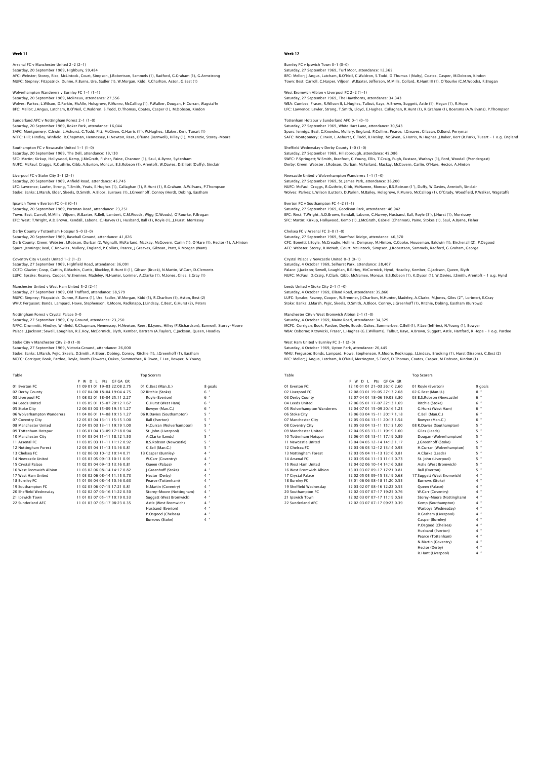## Week 11

Arsenal FC v Manchester United 2-2 (2-1)
Saturday, 20 September 1969, Highbury, 59,484
AFC: Webster; Storey, Rice, McLintock, Court, Simpson, J.Robertson, Sammels (1), Radford, G.Graham (1), G.Armstrong
MUFC: Stepney; Fitzpatrick, Dunne, F.Burns, Ure, Sadler (1), W.Morgan, Kidd, R.Charlton, Aston, G.Best (1)

Wolverhampton Wanderers v Burnley FC 1-1 (1-1)
Saturday, 20 September 1969, Molineux, attendance: 27,556
Wolves: Parkes; L.Wilson, D.Parkin, McAlle, Holsgrove, F.Munro, McCalliog (1), P.Walker, Dougan, H.Curran, Wagstaffe
BFC: Mellor; J.Angus, Latcham, B.O'Neil, C.Waldron, S.Todd, D.Thomas, Coates, Casper (1), M.Dobson, Kindon

Sunderland AFC v Nottingham Forest 2-1 (1-0)
Saturday, 20 September 1969, Roker Park, attendance: 16,044
SAFC: Montgomery; C.Irwin, L.Ashurst, C.Todd, Pitt, McGiven, G.Harris (1'), W.Hughes, J.Baker, Kerr, Tueart (1)
NFFC: Hill; Hindley, Winfield, R.Chapman, Hennessey, H.Newton, Rees, O'Kane (Barnwell), Hilley (1), McKenzie, Storey-Moore

Southampton FC v Newcastle United 1-1 (1-0)
Saturday, 20 September 1969, The Dell, attendance: 19,130
SFC: Martin; Kirkup, Hollywood, Kemp, J.McGrath, Fisher, Paine, Channon (1), Saul, A.Byrne, Sydenham
NUFC: McFaul; Craggs, R.Guthrie, Gibb, A.Burton, Moncur, B.S.Robson (1), Arentoft, W.Davies, D.Elliott (Duffy), Sinclair

Liverpool FC v Stoke City 3-1 (2-1)
Saturday, 20 September 1969, Anfield Road, attendance: 45,745
LFC: Lawrence; Lawler, Strong, T.Smith, Yeats, E.Hughes (1), Callaghan (1), R.Hunt (1), R.Graham, A.W.Evans, P.Thompson
Stoke: Banks; J.Marsh, Elder, Skeels, D.Smith, A.Bloor, Burrows (1), J.Greenhoff, Conroy (Herd), Dobing, Eastham

Ipswich Town v Everton FC 0-3 (0-1)
Saturday, 20 September 1969, Portman Road, attendance: 23,251
Town: Best; Carroll, M.Mills, Viljoen, W.Baxter, R.Bell, Lambert, C.M.Woods, Wigg (C.Woods), O'Rourke, F.Brogan
EFC: West; T.Wright, A.D.Brown, Kendall, Labone, C.Harvey (1), Husband, Ball (1), Royle (1), J.Hurst, Morrissey

Derby County v Tottenham Hotspur 5-0 (3-0)
Saturday, 20 September 1969, Baseball Ground, attendance: 41,826
Derb County: Green; Webster, J.Robson, Durban (2, Wignall), McFarland, Mackay, McGovern, Carlin (1), O'Hare (1), Hector (1), A.Hinton
Spurs: Jennings; Beal, C.Knowles, Mullery, England, P.Collins, Pearce, J.Greaves, Gilzean, Pratt, R.Morgan (Want)

Coventry City v Leeds United 1-2 (1-2)
Saturday, 27 September 1969, Highfield Road, attendance: 36,091
CCFC: Glazier; Coop, Cattlin, E.Machin, Curtis, Blockley, R.Hunt II (1), Gibson (Bruck), N.Martin, W.Carr, D.Clements
LUFC: Sprake; Reaney, Cooper, W.Bremner, Madeley, N.Hunter, Lorimer, A.Clarke (1), M.Jones, Giles, E.Gray (1)

Manchester United v West Ham United 5-2 (2-1)
Saturday, 27 September 1969, Old Trafford, attendance: 58,579
MUFC: Stepney; Fitzpatrick, Dunne, F.Burns (1), Ure, Sadler, W.Morgan, Kidd (1), R.Charlton (1), Aston, Best (2)
WHU: Ferguson; Bonds, Lampard, Howe, Stephenson, R.Moore, Redknapp, J.Lindsay, C.Best, G.Hurst (2), Peters

Nottingham Forest v Crystal Palace 0-0
Saturday, 27 September 1969, City Ground, attendance: 23,250
NFFC: Grummitt; Hindley, Winfield, R.Chapman, Hennessey, H.Newton, Rees, B.Lyons, Hilley (P.Richardson), Barnwell, Storey-Moore
Palace: J.Jackson; Sewell, Loughlan, R.E.Hoy, McCormick, Blyth, Kember, Bartram (A.Taylor), C.Jackson, Queen, Hoadley

Stoke City v Manchester City 2-0 (1-0)
Saturday, 27 September 1969, Victoria Ground, attendance: 26,000
Stoke: Banks; J.Marsh, Pejic, Skeels, D.Smith, A.Bloor, Dobing, Conroy, Ritchie (1), J.Greenhoff (1), Eastham
MCFC: Corrigan; Book, Pardoe, Doyle, Booth (Towers), Oakes, Summerbee, R.Owen, F.Lee, Bowyer, N.Young

### Table

| | P | W | D | L | Pts | GF | GA | GR |
|---|---|---|---|---|---|---|---|---|
| 01 Everton FC | 11 | 09 | 01 | 01 | 19 | 22 | 08 | 2.75 |
| 02 Derby County | 11 | 07 | 04 | 00 | 18 | 19 | 04 | 4.75 |
| 03 Liverpool FC | 11 | 08 | 02 | 01 | 18 | 25 | 11 | 2.27 |
| 04 Leeds United | 11 | 05 | 05 | 01 | 15 | 20 | 12 | 1.67 |
| 05 Stoke City | 12 | 06 | 03 | 03 | 15 | 19 | 15 | 1.27 |
| 06 Wolverhampton Wanderers | 11 | 04 | 06 | 01 | 14 | 19 | 15 | 1.27 |
| 07 Coventry City | 12 | 05 | 03 | 04 | 13 | 15 | 15 | 1.00 |
| 08 Manchester United | 12 | 04 | 05 | 03 | 13 | 19 | 19 | 1.00 |
| 09 Tottenham Hotspur | 11 | 06 | 01 | 04 | 13 | 17 | 18 | 0.94 |
| 10 Manchester City | 11 | 04 | 03 | 04 | 11 | 18 | 12 | 1.50 |
| 11 Arsenal FC | 11 | 03 | 05 | 03 | 11 | 12 | 11 | 0.92 |
| 12 Nottingham Forest | 12 | 03 | 05 | 04 | 11 | 13 | 16 | 0.81 |
| 13 Chelsea FC | 11 | 02 | 06 | 03 | 10 | 12 | 10 | 0.71 |
| 14 Newcastle United | 11 | 03 | 03 | 05 | 09 | 13 | 10 | 0.91 |
| 15 Crystal Palace | 11 | 02 | 05 | 04 | 09 | 13 | 16 | 0.81 |
| 16 West Bromwich Albion | 11 | 03 | 02 | 06 | 08 | 14 | 17 | 0.82 |
| 17 West Ham United | 11 | 03 | 02 | 06 | 08 | 14 | 11 | 0.73 |
| 18 Burnley FC | 11 | 01 | 06 | 04 | 08 | 14 | 10 | 0.63 |
| 19 Southampton FC | 11 | 02 | 03 | 06 | 07 | 15 | 17 | 0.81 |
| 20 Sheffield Wednesday | 11 | 02 | 02 | 07 | 06 | 16 | 11 | 0.50 |
| 21 Ipswich Town | 11 | 01 | 03 | 07 | 05 | 17 | 10 | 0.53 |
| 22 Sunderland AFC | 11 | 01 | 03 | 07 | 05 | 17 | 08 | 0.35 |

### Top Scorers

| | |
|---|---|
| 01 G.Best (Man.U.) | 8 goals |
| 02 Ritchie (Stoke) | 6 " |
| Royle (Everton) | 6 " |
| G.Hurst (West Ham) | 6 " |
| Bowyer (Man.C.) | 6 " |
| 06 R.Davies (Southampton) | 5 " |
| Ball (Everton) | 5 " |
| H.Curran (Wolverhampton) | 5 " |
| St. John (Liverpool) | 5 " |
| A.Clarke (Leeds) | 5 " |
| B.S.Robson (Newcastle) | 5 " |
| C.Bell (Man.C.) | 5 " |
| 13 Casper (Burnley) | 4 " |
| W.Carr (Coventry) | 4 " |
| Queen (Palace) | 4 " |
| J.Greenhoff (Stoke) | 4 " |
| Hector (Derby) | 4 " |
| Pearce (Tottenham) | 4 " |
| N.Martin (Coventry) | 4 " |
| Storey-Moore (Nottingham) | 4 " |
| Suggett (West Bromwich) | 4 " |
| Astle (West Bromwich) | 4 " |
| Husband (Everton) | 4 " |
| P.Osgood (Chelsea) | 4 " |
| Burrows (Stoke) | 4 " |

## Week 12

Burnley FC v Ipswich Town 0-1 (0-0)
Saturday, 27 September 1969, Turf Moor, attendance: 12,365
BFC: Mellor; J.Angus, Latcham, B.O'Neil, C.Waldron, S.Todd, D.Thomas I (Nulty), Coates, Casper, M.Dobson, Kindon
Town: Best; Carroll, C.Harper, Viljoen, W.Baxter, Jefferson, M.Mills, Collard, R.Hunt III (1), O'Rourke (C.M.Woods), F.Brogan

West Bromwich Albion v Liverpool FC 2-2 (1-1)
Saturday, 27 September 1969, The Hawthorns, attendance: 34,343
WBA: Cumbes; Fraser, R.Wilson II, L.Hughes, Talbut, Kaye, A.Brown, Suggett, Astle (1), Hegan (1), R.Hope
LFC: Lawrence; Lawler, Strong, T.Smith, Lloyd, E.Hughes, Callaghan, R.Hunt (1), R.Graham (1), Boersma (A.W.Evans), P.Thompson

Tottenham Hotspur v Sunderland AFC 0-1 (0-1)
Saturday, 27 September 1969, White Hart Lane, attendance: 30,543
Spurs: Jennings; Beal, C.Knowles, Mullery, England, P.Collins, Pearce, J.Greaves, Gilzean, D.Bond, Perryman
SAFC: Montgomery; C.Irwin, L.Ashurst, C.Todd, B.Heslop, McGiven, G.Harris, W.Hughes, J.Baker, Kerr (R.Park), Tueart - 1 o.g. England

Sheffield Wednesday v Derby County 1-0 (1-0)
Saturday, 27 September 1969, Hillsborough, attendance: 45,086
SWFC: P.Springett; W.Smith, Branfoot, G.Young, Ellis, T.Craig, Pugh, Eustace, Warboys (1), Ford, Woodall (Prendergast)
Derby: Green; Webster, J.Robson, Durban, McFarland, Mackay, McGovern, Carlin, O'Hare, Hector, A.Hinton

Newcastle United v Wolverhampton Wanderers 1-1 (1-0)
Saturday, 27 September 1969, St. James Park, attendance: 38,200
NUFC: McFaul; Craggs, R.Guthrie, Gibb, McNamee, Moncur, B.S.Robson (1'), Duffy, W.Davies, Arentoft, Sinclair
Wolves: Parkes; L.Wilson (Lutton), D.Parkin, M.Bailey, Holsgrove, F.Munro, McCalliog (1), O'Grady, Woodfield, P.Walker, Wagstaffe

Everton FC v Southampton FC 4-2 (1-1)
Saturday, 27 September 1969, Goodison Park, attendance: 46,942
EFC: West; T.Wright, A.D.Brown, Kendall, Labone, C.Harvey, Husband, Ball, Royle (3'), J.Hurst (1), Morrissey
SFC: Martin; Kirkup, Hollywood, Kemp (1), J.McGrath, Gabriel (Channon), Paine, Stokes (1), Saul, A.Byrne, Fisher

Chelsea FC v Arsenal FC 3-0 (1-0)
Saturday, 27 September 1969, Stamford Bridge, attendance: 46,370
CFC: Bonetti; J.Boyle, McCreadie, Hollins, Dempsey, M.Hinton, C.Cooke, Houseman, Baldwin (1), Birchenall (2), P.Osgood
AFC: Webster; Storey, R.McNab, Court, McLintock, Simpson, J.Robertson, Sammels, Radford, G.Graham, George

Crystal Palace v Newcastle United 0-3 (0-1)
Saturday, 4 October 1969, Selhurst Park, attendance: 28,407
Palace: J.Jackson; Sewell, Loughlan, R.E.Hoy, McCormick, Hynd, Hoadley, Kember, C.Jackson, Queen, Blyth
NUFC: McFaul; D.Craig, F.Clark, Gibb, McNamee, Moncur, B.S.Robson (1), K.Dyson (1), W.Davies, J.Smith, Arentoft - 1 o.g. Hynd

Leeds United v Stoke City 2-1 (1-0)
Saturday, 4 October 1969, Elland Road, attendance: 35,860
LUFC: Sprake; Reaney, Cooper, W.Bremner, J.Charlton, N.Hunter, Madeley, A.Clarke, M.Jones, Giles (2'', Lorimer), E.Gray
Stoke: Banks; J.Marsh, Pejic, Skeels, D.Smith, A.Bloor, Conroy, J.Greenhoff (1), Ritchie, Dobing, Eastham (Burrows)

Manchester City v West Bromwich Albion 2-1 (1-0)
Saturday, 4 October 1969, Maine Road, attendance: 34,329
MCFC: Corrigan; Book, Pardoe, Doyle, Booth, Oakes, Summerbee, C.Bell (1), F.Lee (Jeffries), N.Young (1), Bowyer
WBA: Osborne; Krzywicki, Fraser, L.Hughes (G.E.Williams), Talbut, Kaye, A.Brown, Suggett, Astle, Hartford, R.Hope - 1 o.g. Pardoe

West Ham United v Burnley FC 3-1 (2-0)
Saturday, 4 October 1969, Upton Park, attendance: 26,445
WHU: Ferguson; Bonds, Lampard, Howe, Stephenson, R.Moore, Redknapp, J.Lindsay, Brooking (1), Hurst (Sissons), C.Best (2)
BFC: Mellor; J.Angus, Latcham, B.O'Neil, Merrington, S.Todd, D.Thomas, Coates, Casper, M.Dobson, Kindon (1)

### Table

| | P | W | D | L | Pts | GF | GA | GR |
|---|---|---|---|---|---|---|---|---|
| 01 Everton FC | 12 | 10 | 01 | 01 | 21 | 03 | 26 | 10 2.60 |
| 02 Liverpool FC | 12 | 08 | 03 | 01 | 19 | 05 | 27 | 13 2.08 |
| 03 Derby County | 12 | 07 | 04 | 01 | 18 | 06 | 19 | 05 3.80 |
| 04 Leeds United | 12 | 06 | 05 | 01 | 17 | 07 | 22 | 13 1.69 |
| 05 Wolverhampton Wanderers | 12 | 04 | 07 | 01 | 15 | 09 | 20 | 16 1.25 |
| 06 Stoke City | 13 | 06 | 03 | 04 | 15 | 11 | 20 | 17 1.18 |
| 07 Manchester City | 12 | 05 | 03 | 04 | 13 | 11 | 20 | 13 1.54 |
| 08 Coventry City | 12 | 05 | 03 | 04 | 13 | 11 | 15 | 15 1.00 |
| 09 Manchester United | 12 | 04 | 05 | 03 | 13 | 11 | 19 | 19 1.00 |
| 10 Tottenham Hotspur | 12 | 06 | 01 | 05 | 13 | 11 | 17 | 19 0.89 |
| 11 Newcastle United | 13 | 04 | 04 | 05 | 12 | 14 | 14 | 12 1.17 |
| 12 Chelsea FC | 12 | 03 | 06 | 03 | 12 | 12 | 13 | 14 0.93 |
| 13 Nottingham Forest | 12 | 03 | 05 | 04 | 11 | 13 | 13 | 16 0.81 |
| 14 Arsenal FC | 12 | 03 | 05 | 04 | 11 | 13 | 11 | 15 0.73 |
| 15 West Ham United | 12 | 04 | 02 | 06 | 10 | 14 | 14 | 16 0.88 |
| 16 West Bromwich Albion | 13 | 03 | 03 | 07 | 09 | 17 | 17 | 21 0.81 |
| 17 Crystal Palace | 12 | 02 | 05 | 05 | 09 | 15 | 13 | 19 0.68 |
| 18 Burnley FC | 13 | 01 | 06 | 06 | 08 | 18 | 11 | 20 0.55 |
| 19 Sheffield Wednesday | 12 | 03 | 02 | 07 | 08 | 16 | 12 | 22 0.55 |
| 20 Southampton FC | 12 | 02 | 03 | 07 | 07 | 19 | 19 | 25 0.76 |
| 21 Ipswich Town | 12 | 02 | 03 | 07 | 07 | 17 | 11 | 19 0.58 |
| 22 Sunderland AFC | 12 | 02 | 03 | 07 | 07 | 09 | 23 | 0.39 |

### Top Scorers

| | |
|---|---|
| 01 Royle (Everton) | 9 goals |
| 02 G.Best (Man.U.) | 8 " |
| 03 B.S.Robson (Newcastle) | 6 " |
| Ritchie (Stoke) | 6 " |
| G.Hurst (West Ham) | 6 " |
| C.Bell (Man.C.) | 6 " |
| Bowyer (Man.C.) | 6 " |
| 08 R.Davies (Southampton) | 5 " |
| Giles (Leeds) | 5 " |
| Dougan (Wolverhampton) | 5 " |
| J.Greenhoff (Stoke) | 5 " |
| H.Curran (Wolverhampton) | 5 " |
| A.Clarke (Leeds) | 5 " |
| St. John (Liverpool) | 5 " |
| Astle (West Bromwich) | 5 " |
| Ball (Everton) | 5 " |
| 17 Suggett (West Bromwich) | 4 " |
| Burrows (Stoke) | 4 " |
| Queen (Palace) | 4 " |
| W.Carr (Coventry) | 4 " |
| Storey-Moore (Nottingham) | 4 " |
| Kemp (Southampton) | 4 " |
| Warboys (Wednesday) | 4 " |
| R.Graham (Liverpool) | 4 " |
| Casper (Burnley) | 4 " |
| P.Osgood (Chelsea) | 4 " |
| Husband (Everton) | 4 " |
| Pearce (Tottenham) | 4 " |
| N.Martin (Coventry) | 4 " |
| Hector (Derby) | 4 " |
| R.Hunt (Liverpool) | 4 " |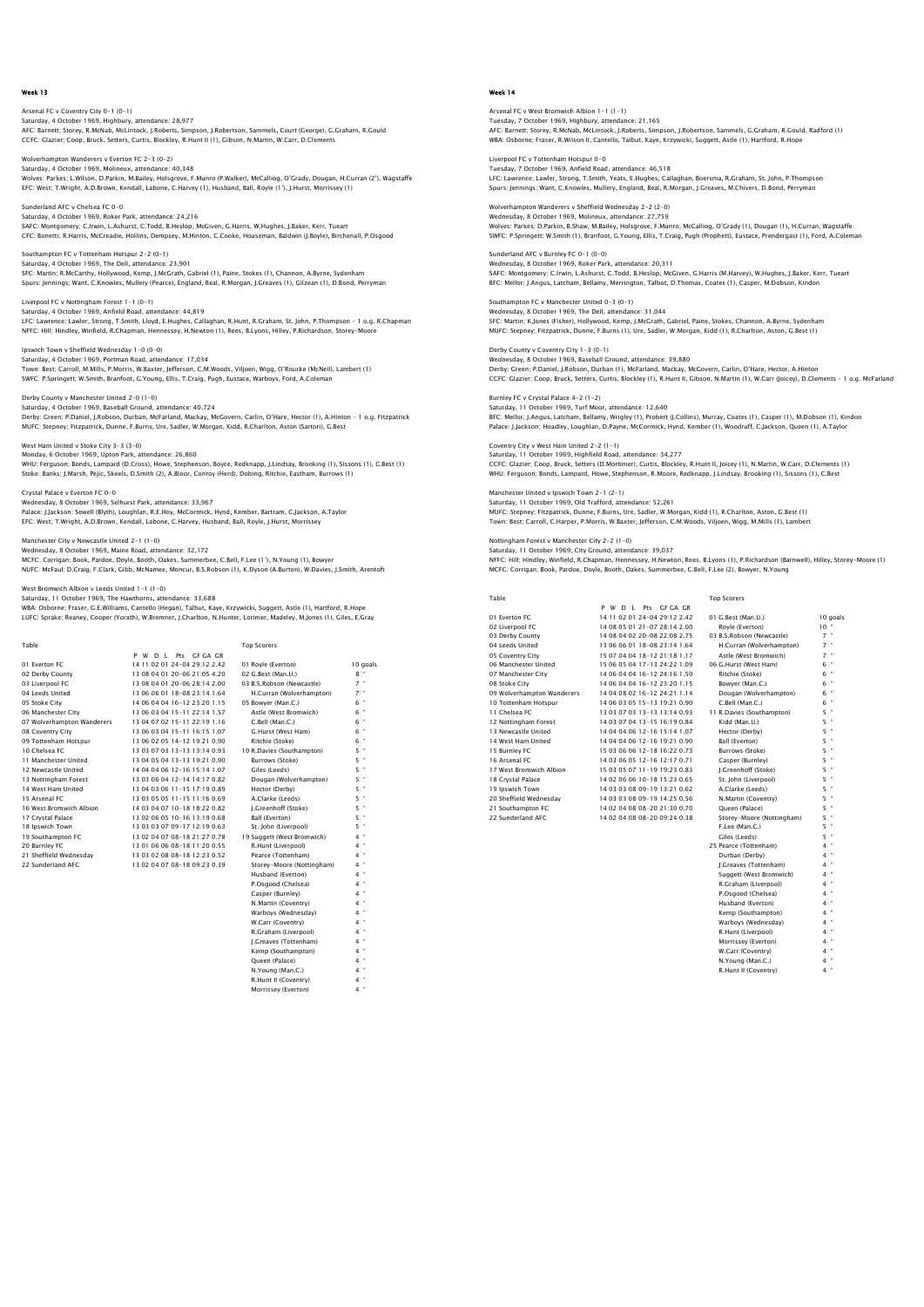# Week 13

Arsenal FC v Coventry City 0-1 (0-1)
Saturday, 4 October 1969, Highbury, attendance: 28,977
AFC: Barnett; Storey, R.McNab, McLintock, J.Roberts, Simpson, J.Robertson, Sammels, Court (George), G.Graham, R.Gould
CCFC: Glazier; Coop, Bruck, Setters, Curtis, Blockley, R.Hunt II (1), Gibson, N.Martin, W.Carr, D.Clements

Wolverhampton Wanderers v Everton FC 2-3 (0-2)
Saturday, 4 October 1969, Molineux, attendance: 40,348
Wolves: Parkes; L.Wilson, D.Parkin, M.Bailey, Holsgrove, F.Munro (P.Walker), McCalliog, O'Grady, Dougan, H.Curran (2'), Wagstaffe
EFC: West; T.Wright, A.D.Brown, Kendall, Labone, C.Harvey (1), Husband, Ball, Royle (1'), J.Hurst, Morrissey (1)

Sunderland AFC v Chelsea FC 0-0
Saturday, 4 October 1969, Roker Park, attendance: 24,216
SAFC: Montgomery; C.Irwin, L.Ashurst, C.Todd, B.Heslop, McGiven, G.Harris, W.Hughes, J.Baker, Kerr, Tueart
CFC: Bonetti; R.Harris, McCreadie, Hollins, Dempsey, M.Hinton, C.Cooke, Houseman, Baldwin (J.Boyle), Birchenall, P.Osgood

Southampton FC v Tottenham Hotspur 2-2 (0-1)
Saturday, 4 October 1969, The Dell, attendance: 23,901
SFC: Martin; R.McCarthy, Hollywood, Kemp, J.McGrath, Gabriel (1), Paine, Stokes (1), Channon, A.Byrne, Sydenham
Spurs: Jennings; Want, C.Knowles, Mullery (Pearce), England, Beal, R.Morgan, J.Greaves (1), Gilzean (1), D.Bond, Perryman

Liverpool FC v Nottingham Forest 1-1 (0-1)
Saturday, 4 October 1969, Anfield Road, attendance: 44,819
LFC: Lawrence; Lawler, Strong, T.Smith, Lloyd, E.Hughes, Callaghan, R.Hunt, R.Graham, St. John, P.Thompson - 1 o.g. R.Chapman
NFFC: Hill; Hindley, Winfield, R.Chapman, Hennessey, H.Newton (1), Rees, B.Lyons, Hilley, P.Richardson, Storey-Moore

Ipswich Town v Sheffield Wednesday 1-0 (0-0)
Saturday, 4 October 1969, Portman Road, attendance: 17,034
Town: Best; Carroll, M.Mills, P.Morris, W.Baxter, Jefferson, C.M.Woods, Viljoen, Wigg, O'Rourke (McNeil), Lambert (1)
SWFC: P.Springett; W.Smith, Branfoot, G.Young, Ellis, T.Craig, Pugh, Eustace, Warboys, Ford, A.Coleman

Derby County v Manchester United 2-0 (1-0)
Saturday, 4 October 1969, Baseball Ground, attendance: 40,724
Derby: Green; P.Daniel, J.Robson, Durban, McFarland, Mackay, McGovern, Carlin, O'Hare, Hector (1), A.Hinton - 1 o.g. Fitzpatrick
MUFC: Stepney; Fitzpatrick, Dunne, F.Burns, Ure, Sadler, W.Morgan, Kidd, R.Charlton, Aston (Sartori), G.Best

West Ham United v Stoke City 3-3 (3-0)
Monday, 6 October 1969, Upton Park, attendance: 26,860
WHU: Ferguson; Bonds, Lampard (D.Cross), Howe, Stephenson, Boyce, Redknapp, J.Lindsay, Brooking (1), Sissons (1), C.Best (1)
Stoke: Banks; J.Marsh, Pejic, Skeels, D.Smith (2), A.Bloor, Conroy (Herd), Dobing, Ritchie, Eastham, Burrows (1)

Crystal Palace v Everton FC 0-0
Wednesday, 8 October 1969, Selhurst Park, attendance: 33,967
Palace: J.Jackson; Sewell (Blyth), Loughlan, R.E.Hoy, McCormick, Hynd, Kember, Bartram, C.Jackson, A.Taylor
EFC: West; T.Wright, A.D.Brown, Kendall, Labone, C.Harvey, Husband, Ball, Royle, J.Hurst, Morrissey

Manchester City v Newcastle United 2-1 (1-0)
Wednesday, 8 October 1969, Maine Road, attendance: 32,172
MCFC: Corrigan; Book, Pardoe, Doyle, Booth, Oakes, Summerbee, C.Bell, F.Lee (1'), N.Young (1), Bowyer
NUFC: McFaul; D.Craig, F.Clark, Gibb, McNamee, Moncur, B.S.Robson (1), K.Dyson (A.Burton), W.Davies, J.Smith, Arentoft

West Bromwich Albion v Leeds United 1-1 (1-0)
Saturday, 11 October 1969, The Hawthorns, attendance: 33,688
WBA: Osborne; Fraser, G.E.Williams, Cantello (Hegan), Talbut, Kaye, Krzywicki, Suggett, Astle (1), Hartford, R.Hope
LUFC: Sprake; Reaney, Cooper (Yorath), W.Bremner, J.Charlton, N.Hunter, Lorimer, Madeley, M.Jones (1), Giles, E.Gray

Table

| | P | W | D | L | Pts | GF-GA | GR |
|---|---|---|---|---|---|---|---|
| 01 Everton FC | 14 | 11 | 02 | 01 | 24-04 | 29:12 | 2.42 |
| 02 Derby County | 13 | 08 | 04 | 01 | 20-06 | 21:05 | 4.20 |
| 03 Liverpool FC | 13 | 08 | 04 | 01 | 20-06 | 28:14 | 2.00 |
| 04 Leeds United | 13 | 06 | 06 | 01 | 18-08 | 23:14 | 1.64 |
| 05 Stoke City | 14 | 06 | 04 | 04 | 16-12 | 23:20 | 1.15 |
| 06 Manchester City | 13 | 06 | 03 | 04 | 15-11 | 22:14 | 1.57 |
| 07 Wolverhampton Wanderers | 13 | 04 | 07 | 02 | 15-11 | 22:19 | 1.16 |
| 08 Coventry City | 13 | 06 | 03 | 04 | 15-11 | 16:15 | 1.07 |
| 09 Tottenham Hotspur | 13 | 06 | 02 | 05 | 14-12 | 19:21 | 0.90 |
| 10 Chelsea FC | 13 | 03 | 07 | 03 | 13-13 | 13:14 | 0.93 |
| 11 Manchester United | 13 | 04 | 05 | 04 | 13-13 | 19:21 | 0.90 |
| 12 Newcastle United | 14 | 04 | 04 | 06 | 12-16 | 15:14 | 1.07 |
| 13 Nottingham Forest | 13 | 03 | 06 | 04 | 12-14 | 14:17 | 0.82 |
| 14 West Ham United | 13 | 04 | 03 | 06 | 11-15 | 17:19 | 0.89 |
| 15 Arsenal FC | 13 | 03 | 05 | 05 | 11-15 | 11:16 | 0.69 |
| 16 West Bromwich Albion | 14 | 03 | 04 | 07 | 10-18 | 18:22 | 0.82 |
| 17 Crystal Palace | 13 | 02 | 06 | 05 | 10-16 | 13:19 | 0.68 |
| 18 Ipswich Town | 13 | 03 | 03 | 07 | 09-17 | 12:19 | 0.63 |
| 19 Southampton FC | 13 | 02 | 04 | 07 | 08-18 | 21:27 | 0.78 |
| 20 Burnley FC | 13 | 01 | 06 | 06 | 08-18 | 11:20 | 0.55 |
| 21 Sheffield Wednesday | 13 | 03 | 02 | 08 | 08-18 | 12:23 | 0.52 |
| 22 Sunderland AFC | 13 | 02 | 04 | 07 | 08-18 | 09:23 | 0.39 |

Top Scorers

| | |
|---|---|
| 01 Royle (Everton) | 10 goals |
| 02 G.Best (Man.U.) | 8 " |
| 03 B.S.Robson (Newcastle) | 7 " |
| H.Curran (Wolverhampton) | 7 " |
| 05 Bowyer (Man.C.) | 6 " |
| Astle (West Bromwich) | 6 " |
| C.Bell (Man.C.) | 6 " |
| G.Hurst (West Ham) | 6 " |
| Ritchie (Stoke) | 6 " |
| 10 R.Davies (Southampton) | 5 " |
| Burrows (Stoke) | 5 " |
| Giles (Leeds) | 5 " |
| Dougan (Wolverhampton) | 5 " |
| Hector (Derby) | 5 " |
| A.Clarke (Leeds) | 5 " |
| J.Greenhoff (Stoke) | 5 " |
| Ball (Everton) | 5 " |
| St. John (Liverpool) | 5 " |
| 19 Suggett (West Bromwich) | 4 " |
| R.Hunt (Liverpool) | 4 " |
| Pearce (Tottenham) | 4 " |
| Storey-Moore (Nottingham) | 4 " |
| Husband (Everton) | 4 " |
| P.Osgood (Chelsea) | 4 " |
| Casper (Burnley) | 4 " |
| N.Martin (Coventry) | 4 " |
| Warboys (Wednesday) | 4 " |
| W.Carr (Coventry) | 4 " |
| R.Graham (Liverpool) | 4 " |
| J.Greaves (Tottenham) | 4 " |
| Kemp (Southampton) | 4 " |
| Queen (Palace) | 4 " |
| N.Young (Man.C.) | 4 " |
| R.Hunt II (Coventry) | 4 " |
| Morrissey (Everton) | 4 " |

# Week 14

Arsenal FC v West Bromwich Albion 1-1 (1-1)
Tuesday, 7 October 1969, Highbury, attendance: 21,165
AFC: Barnett; Storey, R.McNab, McLintock, J.Roberts, Simpson, J.Robertson, Sammels, G.Graham, R.Gould, Radford (1)
WBA: Osborne; Fraser, R.Wilson II, Cantello, Talbut, Kaye, Krzywicki, Suggett, Astle (1), Hartford, R.Hope

Liverpool FC v Tottenham Hotspur 0-0
Tuesday, 7 October 1969, Anfield Road, attendance: 46,518
LFC: Lawrence; Lawler, Strong, T.Smith, Yeats, E.Hughes, Callaghan, Boersma, R.Graham, St. John, P.Thompson
Spurs: Jennings; Want, C.Knowles, Mullery, England, Beal, R.Morgan, J.Greaves, M.Chivers, D.Bond, Perryman

Wolverhampton Wanderers v Sheffield Wednesday 2-2 (2-0)
Wednesday, 8 October 1969, Molineux, attendance: 27,759
Wolves: Parkes; D.Parkin, B.Shaw, M.Bailey, Holsgrove, F.Munro, McCalliog, O'Grady (1), Dougan (1), H.Curran, Wagstaffe
SWFC: P.Springett; W.Smith (1), Branfoot, G.Young, Ellis, T.Craig, Pugh (Prophett), Eustace, Prendergast (1), Ford, A.Coleman

Sunderland AFC v Burnley FC 0-1 (0-0)
Wednesday, 8 October 1969, Roker Park, attendance: 20,311
SAFC: Montgomery; C.Irwin, L.Ashurst, C.Todd, B.Heslop, McGiven, G.Harris (M.Harvey), W.Hughes, J.Baker, Kerr, Tueart
BFC: Mellor; J.Angus, Latcham, Bellamy, Merrington, Talbot, D.Thomas, Coates (1), Casper, M.Dobson, Kindon

Southampton FC v Manchester United 0-3 (0-1)
Wednesday, 8 October 1969, The Dell, attendance: 31,044
SFC: Martin; K.Jones (Fisher), Hollywood, Kemp, J.McGrath, Gabriel, Paine, Stokes, Channon, A.Byrne, Sydenham
MUFC: Stepney; Fitzpatrick, Dunne, F.Burns (1), Ure, Sadler, W.Morgan, Kidd (1), R.Charlton, Aston, G.Best (1)

Derby County v Coventry City 1-3 (0-1)
Wednesday, 8 October 1969, Baseball Ground, attendance: 39,880
Derby: Green; P.Daniel, J.Robson, Durban (1), McFarland, Mackay, McGovern, Carlin, O'Hare, Hector, A.Hinton
CCFC: Glazier; Coop, Bruck, Setters, Curtis, Blockley (1), R.Hunt II, Gibson, N.Martin (1), W.Carr (Joicey), D.Clements - 1 o.g. McFarland

Burnley FC v Crystal Palace 4-2 (1-2)
Saturday, 11 October 1969, Turf Moor, attendance: 12,640
BFC: Mellor; J.Angus, Latcham, Bellamy, Wrigley (1), Probert (J.Collins), Murray, Coates (1), Casper (1), M.Dobson (1), Kindon
Palace: J.Jackson; Hoadley, Loughlan, D.Payne, McCormick, Hynd, Kember (1), Woodruff, C.Jackson, Queen (1), A.Taylor

Coventry City v West Ham United 2-2 (1-1)
Saturday, 11 October 1969, Highfield Road, attendance: 34,277
CCFC: Glazier; Coop, Bruck, Setters (D.Mortimer), Curtis, Blockley, R.Hunt II, Joicey (1), N.Martin, W.Carr, D.Clements (1)
WHU: Ferguson; Bonds, Lampard, Howe, Stephenson, R.Moore, Redknapp, J.Lindsay, Brooking (1), Sissons (1), C.Best

Manchester United v Ipswich Town 2-1 (2-1)
Saturday, 11 October 1969, Old Trafford, attendance: 52,261
MUFC: Stepney; Fitzpatrick, Dunne, F.Burns, Ure, Sadler, W.Morgan, Kidd (1), R.Charlton, Aston, G.Best (1)
Town: Best; Carroll, C.Harper, P.Morris, W.Baxter, Jefferson, C.M.Woods, Viljoen, Wigg, M.Mills (1), Lambert

Nottingham Forest v Manchester City 2-2 (1-0)
Saturday, 11 October 1969, City Ground, attendance: 39,037
NFFC: Hill; Hindley, Winfield, R.Chapman, Hennessey, H.Newton, Rees, B.Lyons (1), P.Richardson (Barnwell), Hilley, Storey-Moore (1)
MCFC: Corrigan; Book, Pardoe, Doyle, Booth, Oakes, Summerbee, C.Bell, F.Lee (2), Bowyer, N.Young

Table

| | P | W | D | L | Pts | GF-GA | GR |
|---|---|---|---|---|---|---|---|
| 01 Everton FC | 14 | 11 | 02 | 01 | 24-04 | 29:12 | 2.42 |
| 02 Liverpool FC | 14 | 08 | 05 | 01 | 21-07 | 28:14 | 2.00 |
| 03 Derby County | 14 | 08 | 04 | 02 | 20-08 | 22:08 | 2.75 |
| 04 Leeds United | 13 | 06 | 06 | 01 | 18-08 | 23:14 | 1.64 |
| 05 Coventry City | 15 | 07 | 04 | 04 | 18-12 | 21:18 | 1.17 |
| 06 Manchester United | 15 | 06 | 05 | 04 | 17-13 | 24:22 | 1.09 |
| 07 Manchester City | 14 | 06 | 04 | 04 | 16-12 | 24:16 | 1.50 |
| 08 Stoke City | 14 | 06 | 04 | 04 | 16-12 | 23:20 | 1.15 |
| 09 Wolverhampton Wanderers | 14 | 04 | 08 | 02 | 16-12 | 24:21 | 1.14 |
| 10 Tottenham Hotspur | 14 | 06 | 03 | 05 | 15-13 | 19:21 | 0.90 |
| 11 Chelsea FC | 13 | 03 | 07 | 03 | 13-13 | 13:14 | 0.93 |
| 12 Nottingham Forest | 14 | 03 | 07 | 04 | 13-15 | 16:19 | 0.84 |
| 13 Newcastle United | 14 | 04 | 04 | 06 | 12-16 | 15:14 | 1.07 |
| 14 West Ham United | 14 | 04 | 04 | 06 | 12-16 | 19:21 | 0.90 |
| 15 Burnley FC | 15 | 03 | 06 | 06 | 12-18 | 16:22 | 0.73 |
| 16 Arsenal FC | 14 | 03 | 06 | 05 | 12-16 | 12:17 | 0.71 |
| 17 West Bromwich Albion | 15 | 03 | 05 | 07 | 11-19 | 19:23 | 0.83 |
| 18 Crystal Palace | 14 | 02 | 06 | 06 | 10-18 | 15:23 | 0.65 |
| 19 Ipswich Town | 14 | 03 | 03 | 08 | 09-19 | 13:21 | 0.62 |
| 20 Sheffield Wednesday | 14 | 03 | 03 | 08 | 09-19 | 14:25 | 0.56 |
| 21 Southampton FC | 14 | 02 | 04 | 08 | 08-20 | 21:30 | 0.70 |
| 22 Sunderland AFC | 14 | 02 | 04 | 08 | 08-20 | 09:24 | 0.38 |

Top Scorers

| | |
|---|---|
| 01 G.Best (Man.U.) | 10 goals |
| Royle (Everton) | 10 " |
| 03 B.S.Robson (Newcastle) | 7 " |
| H.Curran (Wolverhampton) | 7 " |
| Astle (West Bromwich) | 7 " |
| 06 G.Hurst (West Ham) | 6 " |
| Ritchie (Stoke) | 6 " |
| Bowyer (Man.C.) | 6 " |
| Dougan (Wolverhampton) | 6 " |
| C.Bell (Man.C.) | 6 " |
| 11 R.Davies (Southampton) | 5 " |
| Kidd (Man.U.) | 5 " |
| Hector (Derby) | 5 " |
| Ball (Everton) | 5 " |
| Burrows (Stoke) | 5 " |
| Casper (Burnley) | 5 " |
| J.Greenhoff (Stoke) | 5 " |
| St. John (Liverpool) | 5 " |
| A.Clarke (Leeds) | 5 " |
| N.Martin (Coventry) | 5 " |
| Queen (Palace) | 5 " |
| Storey-Moore (Nottingham) | 5 " |
| F.Lee (Man.C.) | 5 " |
| Giles (Leeds) | 5 " |
| 25 Pearce (Tottenham) | 4 " |
| Durban (Derby) | 4 " |
| J.Greaves (Tottenham) | 4 " |
| Suggett (West Bromwich) | 4 " |
| R.Graham (Liverpool) | 4 " |
| P.Osgood (Chelsea) | 4 " |
| Husband (Everton) | 4 " |
| Kemp (Southampton) | 4 " |
| Warboys (Wednesday) | 4 " |
| R.Hunt (Liverpool) | 4 " |
| Morrissey (Everton) | 4 " |
| W.Carr (Coventry) | 4 " |
| N.Young (Man.C.) | 4 " |
| R.Hunt II (Coventry) | 4 " |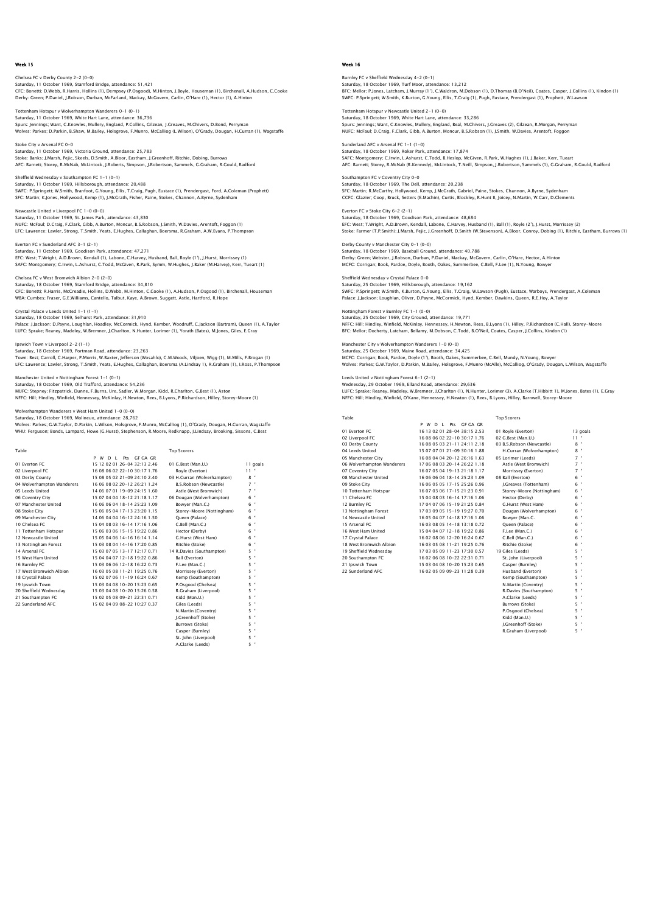## Week 15

Chelsea FC v Derby County 2-2 (0-0)
Saturday, 11 October 1969, Stamford Bridge, attendance: 51,421
CFC: Bonetti; D.Webb, R.Harris, Hollins (1), Dempsey (P.Osgood), M.Hinton, J.Boyle, Houseman (1), Birchenall, A.Hudson, C.Cooke
Derby: Green; P.Daniel, J.Robson, Durban, McFarland, Mackay, McGovern, Carlin, O'Hare (1), Hector (1), A.Hinton

Tottenham Hotspur v Wolverhampton Wanderers 0-1 (0-1)
Saturday, 11 October 1969, White Hart Lane, attendance: 36,736
Spurs: Jennings; Want, C.Knowles, Mullery, England, P.Collins, Gilzean, J.Greaves, M.Chivers, D.Bond, Perryman
Wolves: Parkes; D.Parkin, B.Shaw, M.Bailey, Holsgrove, F.Munro, McCalliog (L.Wilson), O'Grady, Dougan, H.Curran (1), Wagstaffe

Stoke City v Arsenal FC 0-0
Saturday, 11 October 1969, Victoria Ground, attendance: 25,783
Stoke: Banks; J.Marsh, Pejic, Skeels, D.Smith, A.Bloor, Eastham, J.Greenhoff, Ritchie, Dobing, Burrows
AFC: Barnett; Storey, R.McNab, McLintock, J.Roberts, Simpson, J.Robertson, Sammels, G.Graham, R.Gould, Radford

Sheffield Wednesday v Southampton FC 1-1 (0-1)
Saturday, 11 October 1969, Hillsborough, attendance: 20,488
SWFC: P.Springett; W.Smith, Branfoot, G.Young, Ellis, T.Craig, Pugh, Eustace (1), Prendergast, Ford, A.Coleman (Prophett)
SFC: Martin; K.Jones, Hollywood, Kemp (1), J.McGrath, Fisher, Paine, Stokes, Channon, A.Byrne, Sydenham

Newcastle United v Liverpool FC 1-0 (0-0)
Saturday, 11 October 1969, St. James Park, attendance: 43,830
NUFC: McFaul; D.Craig, F.Clark, Gibb, A.Burton, Moncur, B.S.Robson, J.Smith, W.Davies, Arentoft, Foggon (1)
LFC: Lawrence; Lawler, Strong, T.Smith, Yeats, E.Hughes, Callaghan, Boersma, R.Graham, A.W.Evans, P.Thompson

Everton FC v Sunderland AFC 3-1 (2-1)
Saturday, 11 October 1969, Goodison Park, attendance: 47,271
EFC: West; T.Wright, A.D.Brown, Kendall (1), Labone, C.Harvey, Husband, Ball, Royle (1'), J.Hurst, Morrissey (1)
SAFC: Montgomery; C.Irwin, L.Ashurst, C.Todd, McGiven, R.Park, Symm, W.Hughes, J.Baker (M.Harvey), Kerr, Tueart (1)

Chelsea FC v West Bromwich Albion 2-0 (2-0)
Saturday, 18 October 1969, Stamford Bridge, attendance: 34,810
CFC: Bonetti; R.Harris, McCreadie, Hollins, D.Webb, M.Hinton, C.Cooke (1), A.Hudson, P.Osgood (1), Birchenall, Houseman
WBA: Cumbes; Fraser, G.E.Williams, Cantello, Talbut, Kaye, A.Brown, Suggett, Astle, Hartford, R.Hope

Crystal Palace v Leeds United 1-1 (1-1)
Saturday, 18 October 1969, Selhurst Park, attendance: 31,910
Palace: J.Jackson; D.Payne, Loughlan, Hoadley, McCormick, Hynd, Kember, Woodruff, C.Jackson (Bartram), Queen (1), A.Taylor
LUFC: Sprake; Reaney, Madeley, W.Bremner, J.Charlton, N.Hunter, Lorimer (1), Yorath (Bates), M.Jones, Giles, E.Gray

Ipswich Town v Liverpool FC 2-2 (1-1)
Saturday, 18 October 1969, Portman Road, attendance: 23,263
Town: Best; Carroll, C.Harper, P.Morris, W.Baxter, Jefferson (Wosahlo), C.M.Woods, Viljoen, Wigg (1), M.Mills, F.Brogan (1)
LFC: Lawrence; Lawler, Strong, T.Smith, Yeats, E.Hughes, Callaghan, Boersma (A.Lindsay 1), R.Graham (1), I.Ross, P.Thompson

Manchester United v Nottingham Forest 1-1 (0-1)
Saturday, 18 October 1969, Old Trafford, attendance: 54,236
MUFC: Stepney; Fitzpatrick, Dunne, F.Burns, Ure, Sadler, W.Morgan, Kidd, R.Charlton, G.Best (1), Aston
NFFC: Hill; Hindley, Winfield, Hennessey, McKinlay, H.Newton, Rees, B.Lyons, P.Richardson, Hilley, Storey-Moore (1)

Wolverhampton Wanderers v West Ham United 1-0 (0-0)
Saturday, 18 October 1969, Molineux, attendance: 28,762
Wolves: Parkes; G.W.Taylor, D.Parkin, L.Wilson, Holsgrove, F.Munro, McCalliog (1), O'Grady, Dougan, H.Curran, Wagstaffe
WHU: Ferguson; Bonds, Lampard, Howe (G.Hurst), Stephenson, R.Moore, Redknapp, J.Lindsay, Brooking, Sissons, C.Best

### Table

| | P | W | D | L | Pts | GF | GA | GR |
|---|---|---|---|---|---|---|---|---|
| 01 Everton FC | 15 | 12 | 02 | 01 | 26-04 | 32 | 13 | 2.46 |
| 02 Liverpool FC | 16 | 08 | 06 | 02 | 22-10 | 30 | 17 | 1.76 |
| 03 Derby County | 15 | 08 | 05 | 02 | 21-09 | 24 | 10 | 2.40 |
| 04 Wolverhampton Wanderers | 16 | 06 | 08 | 02 | 20-12 | 26 | 21 | 1.24 |
| 05 Leeds United | 14 | 06 | 07 | 01 | 19-09 | 24 | 15 | 1.60 |
| 06 Coventry City | 15 | 07 | 04 | 04 | 18-12 | 21 | 18 | 1.17 |
| 07 Manchester United | 16 | 06 | 06 | 04 | 18-14 | 25 | 23 | 1.09 |
| 08 Stoke City | 15 | 06 | 05 | 04 | 17-13 | 23 | 20 | 1.15 |
| 09 Manchester City | 14 | 06 | 04 | 04 | 16-12 | 24 | 16 | 1.50 |
| 10 Chelsea FC | 15 | 04 | 08 | 03 | 16-14 | 17 | 16 | 1.06 |
| 11 Tottenham Hotspur | 15 | 06 | 03 | 06 | 15-15 | 19 | 22 | 0.86 |
| 12 Newcastle United | 15 | 05 | 04 | 06 | 14-16 | 16 | 14 | 1.14 |
| 13 Nottingham Forest | 15 | 03 | 08 | 04 | 14-16 | 17 | 20 | 0.85 |
| 14 Arsenal FC | 15 | 03 | 07 | 05 | 13-17 | 12 | 17 | 0.71 |
| 15 West Ham United | 15 | 04 | 04 | 07 | 12-18 | 19 | 22 | 0.86 |
| 16 Burnley FC | 15 | 03 | 06 | 06 | 12-18 | 16 | 22 | 0.73 |
| 17 West Bromwich Albion | 16 | 03 | 05 | 08 | 11-21 | 19 | 25 | 0.76 |
| 18 Crystal Palace | 15 | 02 | 07 | 06 | 11-19 | 16 | 24 | 0.67 |
| 19 Ipswich Town | 15 | 03 | 04 | 08 | 10-20 | 15 | 23 | 0.65 |
| 20 Sheffield Wednesday | 15 | 03 | 04 | 08 | 10-20 | 15 | 26 | 0.58 |
| 21 Southampton FC | 15 | 02 | 05 | 08 | 09-21 | 22 | 31 | 0.71 |
| 22 Sunderland AFC | 15 | 02 | 04 | 09 | 08-22 | 10 | 27 | 0.37 |

### Top Scorers

| | |
|---|---|
| 01 G.Best (Man.U.) | 11 goals |
| Royle (Everton) | 11 " |
| 03 H.Curran (Wolverhampton) | 8 " |
| B.S.Robson (Newcastle) | 7 " |
| Astle (West Bromwich) | 7 " |
| 06 Dougan (Wolverhampton) | 6 " |
| Bowyer (Man.C.) | 6 " |
| Storey-Moore (Nottingham) | 6 " |
| Queen (Palace) | 6 " |
| C.Bell (Man.C.) | 6 " |
| Hector (Derby) | 6 " |
| G.Hurst (West Ham) | 6 " |
| Ritchie (Stoke) | 6 " |
| 14 R.Davies (Southampton) | 5 " |
| Ball (Everton) | 5 " |
| F.Lee (Man.C.) | 5 " |
| Morrissey (Everton) | 5 " |
| Kemp (Southampton) | 5 " |
| P.Osgood (Chelsea) | 5 " |
| R.Graham (Liverpool) | 5 " |
| Kidd (Man.U.) | 5 " |
| Giles (Leeds) | 5 " |
| N.Martin (Coventry) | 5 " |
| J.Greenhoff (Stoke) | 5 " |
| Burrows (Stoke) | 5 " |
| Casper (Burnley) | 5 " |
| St. John (Liverpool) | 5 " |
| A.Clarke (Leeds) | 5 " |

## Week 16

Burnley FC v Sheffield Wednesday 4-2 (0-1)
Saturday, 18 October 1969, Turf Moor, attendance: 13,212
BFC: Mellor; P.Jones, Latcham, J.Murray (1'), C.Waldron, M.Dobson (1), D.Thomas (B.O'Neil), Coates, Casper, J.Collins (1), Kindon (1)
SWFC: P.Springett; W.Smith, K.Burton, G.Young, Ellis, T.Craig (1), Pugh, Eustace, Prendergast (1), Prophett, W.Lawson

Tottenham Hotspur v Newcastle United 2-1 (0-0)
Saturday, 18 October 1969, White Hart Lane, attendance: 33,286
Spurs: Jennings; Want, C.Knowles, Mullery, England, Beal, M.Chivers, J.Greaves (2), Gilzean, R.Morgan, Perryman
NUFC: McFaul; D.Craig, F.Clark, Gibb, A.Burton, Moncur, B.S.Robson (1), J.Smith, W.Davies, Arentoft, Foggon

Sunderland AFC v Arsenal FC 1-1 (1-0)
Saturday, 18 October 1969, Roker Park, attendance: 17,874
SAFC: Montgomery; C.Irwin, L.Ashurst, C.Todd, B.Heslop, McGiven, R.Park, W.Hughes (1), J.Baker, Kerr, Tueart
AFC: Barnett; Storey, R.McNab (R.Kennedy), McLintock, T.Neill, Simpson, J.Robertson, Sammels (1), G.Graham, R.Gould, Radford

Southampton FC v Coventry City 0-0
Saturday, 18 October 1969, The Dell, attendance: 20,238
SFC: Martin; R.McCarthy, Hollywood, Kemp, J.McGrath, Gabriel, Paine, Stokes, Channon, A.Byrne, Sydenham
CCFC: Glazier; Coop, Bruck, Setters (E.Machin), Curtis, Blockley, R.Hunt II, Joicey, N.Martin, W.Carr, D.Clements

Everton FC v Stoke City 6-2 (2-1)
Saturday, 18 October 1969, Goodison Park, attendance: 48,684
EFC: West; T.Wright, A.D.Brown, Kendall, Labone, C.Harvey, Husband (1), Ball (1), Royle (2'), J.Hurst, Morrissey (2)
Stoke: Farmer (T.P.Smith); J.Marsh, Pejic, J.Greenhoff, D.Smith (W.Stevenson), A.Bloor, Conroy, Dobing (1), Ritchie, Eastham, Burrows (1)

Derby County v Manchester City 0-1 (0-0)
Saturday, 18 October 1969, Baseball Ground, attendance: 40,788
Derby: Green; Webster, J.Robson, Durban, P.Daniel, Mackay, McGovern, Carlin, O'Hare, Hector, A.Hinton
MCFC: Corrigan; Book, Pardoe, Doyle, Booth, Oakes, Summerbee, C.Bell, F.Lee (1), N.Young, Bowyer

Sheffield Wednesday v Crystal Palace 0-0
Saturday, 25 October 1969, Hillsborough, attendance: 19,162
SWFC: P.Springett; W.Smith, K.Burton, G.Young, Ellis, T.Craig, W.Lawson (Pugh), Eustace, Warboys, Prendergast, A.Coleman
Palace: J.Jackson; Loughlan, Oliver, D.Payne, McCormick, Hynd, Kember, Dawkins, Queen, R.E.Hoy, A.Taylor

Nottingham Forest v Burnley FC 1-1 (0-0)
Saturday, 25 October 1969, City Ground, attendance: 19,771
NFFC: Hill; Hindley, Winfield, McKinlay, Hennessey, H.Newton, Rees, B.Lyons (1), Hilley, P.Richardson (C.Hall), Storey-Moore
BFC: Mellor; Docherty, Latcham, Bellamy, M.Dobson, C.Todd, B.O'Neil, Coates, Casper, J.Collins, Kindon (1)

Manchester City v Wolverhampton Wanderers 1-0 (0-0)
Saturday, 25 October 1969, Maine Road, attendance: 34,425
MCFC: Corrigan; Book, Pardoe, Doyle (1'), Booth, Oakes, Summerbee, C.Bell, Mundy, N.Young, Bowyer
Wolves: Parkes; G.W.Taylor, D.Parkin, M.Bailey, Holsgrove, F.Munro (McAlle), McCalliog, O'Grady, Dougan, L.Wilson, Wagstaffe

Leeds United v Nottingham Forest 6-1 (2-1)
Wednesday, 29 October 1969, Elland Road, attendance: 29,636
LUFC: Sprake; Reaney, Madeley, W.Bremner, J.Charlton (1), N.Hunter, Lorimer (3), A.Clarke (T.Hibbitt 1), M.Jones, Bates (1), E.Gray
NFFC: Hill; Hindley, Winfield, O'Kane, Hennessey, H.Newton (1), Rees, B.Lyons, Hilley, Barnwell, Storey-Moore

### Table

| | P | W | D | L | Pts | GF | GA | GR |
|---|---|---|---|---|---|---|---|---|
| 01 Everton FC | 16 | 13 | 02 | 01 | 28-04 | 38 | 15 | 2.53 |
| 02 Liverpool FC | 16 | 08 | 06 | 02 | 22-10 | 30 | 17 | 1.76 |
| 03 Derby County | 16 | 08 | 05 | 03 | 21-11 | 24 | 11 | 2.18 |
| 04 Leeds United | 15 | 07 | 07 | 01 | 21-09 | 30 | 16 | 1.88 |
| 05 Manchester City | 16 | 08 | 04 | 04 | 20-12 | 26 | 16 | 1.63 |
| 06 Wolverhampton Wanderers | 17 | 06 | 08 | 03 | 20-14 | 26 | 22 | 1.18 |
| 07 Coventry City | 16 | 07 | 05 | 04 | 19-13 | 21 | 18 | 1.17 |
| 08 Manchester United | 16 | 06 | 06 | 04 | 18-14 | 25 | 23 | 1.09 |
| 09 Stoke City | 16 | 06 | 05 | 05 | 17-15 | 25 | 26 | 0.96 |
| 10 Tottenham Hotspur | 16 | 07 | 03 | 06 | 17-15 | 21 | 23 | 0.91 |
| 11 Chelsea FC | 15 | 04 | 08 | 03 | 16-14 | 17 | 16 | 1.06 |
| 12 Burnley FC | 17 | 04 | 07 | 06 | 15-19 | 21 | 25 | 0.84 |
| 13 Nottingham Forest | 17 | 03 | 09 | 05 | 15-19 | 19 | 27 | 0.70 |
| 14 Newcastle United | 16 | 05 | 04 | 07 | 14-18 | 17 | 16 | 1.06 |
| 15 Arsenal FC | 16 | 03 | 08 | 05 | 14-18 | 13 | 18 | 0.72 |
| 16 West Ham United | 15 | 04 | 04 | 07 | 12-18 | 19 | 22 | 0.86 |
| 17 Crystal Palace | 16 | 02 | 08 | 06 | 12-20 | 16 | 24 | 0.67 |
| 18 West Bromwich Albion | 16 | 03 | 05 | 08 | 11-21 | 19 | 25 | 0.76 |
| 19 Sheffield Wednesday | 17 | 03 | 05 | 09 | 11-23 | 17 | 30 | 0.57 |
| 20 Southampton FC | 16 | 02 | 06 | 08 | 10-22 | 22 | 31 | 0.71 |
| 21 Ipswich Town | 15 | 03 | 04 | 08 | 10-20 | 15 | 23 | 0.65 |
| 22 Sunderland AFC | 16 | 02 | 05 | 09 | 09-23 | 11 | 28 | 0.39 |

### Top Scorers

| | |
|---|---|
| 01 Royle (Everton) | 13 goals |
| 02 G.Best (Man.U.) | 11 " |
| 03 B.S.Robson (Newcastle) | 8 " |
| H.Curran (Wolverhampton) | 8 " |
| 05 Lorimer (Leeds) | 7 " |
| Astle (West Bromwich) | 7 " |
| Morrissey (Everton) | 7 " |
| 08 Ball (Everton) | 6 " |
| J.Greaves (Tottenham) | 6 " |
| Storey-Moore (Nottingham) | 6 " |
| Hector (Derby) | 6 " |
| G.Hurst (West Ham) | 6 " |
| Dougan (Wolverhampton) | 6 " |
| Bowyer (Man.C. | 6 " |
| Queen (Palace) | 6 " |
| F.Lee (Man.C.) | 6 " |
| C.Bell (Man.C.) | 6 " |
| Ritchie (Stoke) | 6 " |
| 19 Giles (Leeds) | 5 " |
| St. John (Liverpool) | 5 " |
| Casper (Burnley) | 5 " |
| Husband (Everton) | 5 " |
| Kemp (Southampton) | 5 " |
| N.Martin (Coventry) | 5 " |
| R.Davies (Southampton) | 5 " |
| A.Clarke (Leeds) | 5 " |
| Burrows (Stoke) | 5 " |
| P.Osgood (Chelsea) | 5 " |
| Kidd (Man.U.) | 5 " |
| J.Greenhoff (Stoke) | 5 " |
| R.Graham (Liverpool) | 5 " |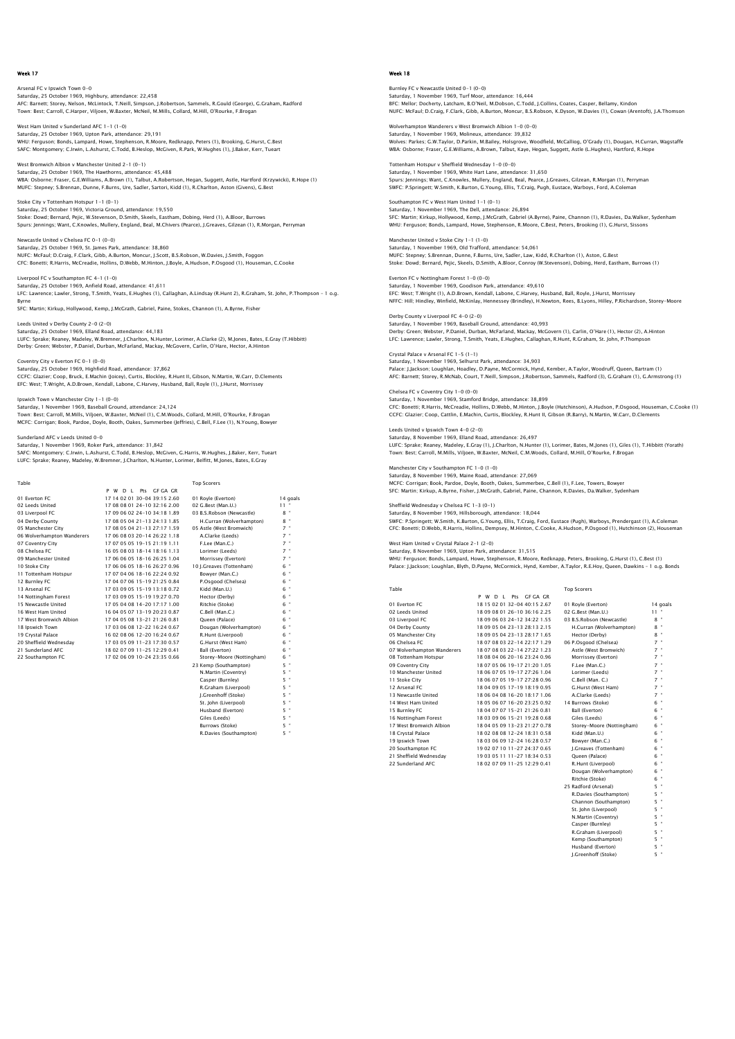## Week 17

Arsenal FC v Ipswich Town 0-0
Saturday, 25 October 1969, Highbury, attendance: 22,458
AFC: Barnett; Storey, Nelson, McLintock, T.Neill, Simpson, J.Robertson, Sammels, R.Gould (George), G.Graham, Radford
Town: Best; Carroll, C.Harper, Viljoen, W.Baxter, McNeil, M.Mills, Collard, M.Hill, O'Rourke, F.Brogan

West Ham United v Sunderland AFC 1-1 (1-0)
Saturday, 25 October 1969, Upton Park, attendance: 29,191
WHU: Ferguson; Bonds, Lampard, Howe, Stephenson, R.Moore, Redknapp, Peters (1), Brooking, G.Hurst, C.Best
SAFC: Montgomery; C.Irwin, L.Ashurst, C.Todd, B.Heslop, McGiven, R.Park, W.Hughes (1), J.Baker, Kerr, Tueart

West Bromwich Albion v Manchester United 2-1 (0-1)
Saturday, 25 October 1969, The Hawthorns, attendance: 45,488
WBA: Osborne; Fraser, G.E.Williams, A.Brown (1), Talbut, A.Robertson, Hegan, Suggett, Astle, Hartford (Krzywicki), R.Hope (1)
MUFC: Stepney; S.Brennan, Dunne, F.Burns, Ure, Sadler, Sartori, Kidd (1), R.Charlton, Aston (Givens), G.Best

Stoke City v Tottenham Hotspur 1-1 (0-1)
Saturday, 25 October 1969, Victoria Ground, attendance: 19,550
Stoke: Dowd; Bernard, Pejic, W.Stevenson, D.Smith, Skeels, Eastham, Dobing, Herd (1), A.Bloor, Burrows
Spurs: Jennings; Want, C.Knowles, Mullery, England, Beal, M.Chivers (Pearce), J.Greaves, Gilzean (1), R.Morgan, Perryman

Newcastle United v Chelsea FC 0-1 (0-0)
Saturday, 25 October 1969, St. James Park, attendance: 38,860
NUFC: McFaul; D.Craig, F.Clark, Gibb, A.Burton, Moncur, J.Scott, B.S.Robson, W.Davies, J.Smith, Foggon
CFC: Bonetti; R.Harris, McCreadie, Hollins, D.Webb, M.Hinton, J.Boyle, A.Hudson, P.Osgood (1), Houseman, C.Cooke

Liverpool FC v Southampton FC 4-1 (1-0)
Saturday, 25 October 1969, Anfield Road, attendance: 41,611
LFC: Lawrence; Lawler, Strong, T.Smith, Yeats, E.Hughes (1), Callaghan, A.Lindsay (R.Hunt 2), R.Graham, St. John, P.Thompson - 1 o.g. Byrne
SFC: Martin; Kirkup, Hollywood, Kemp, J.McGrath, Gabriel, Paine, Stokes, Channon (1), A.Byrne, Fisher

Leeds United v Derby County 2-0 (2-0)
Saturday, 25 October 1969, Elland Road, attendance: 44,183
LUFC: Sprake; Reaney, Madeley, W.Bremner, J.Charlton, N.Hunter, Lorimer, A.Clarke (2), M.Jones, Bates, E.Gray (T.Hibbitt)
Derby: Green; Webster, P.Daniel, Durban, McFarland, Mackay, McGovern, Carlin, O'Hare, Hector, A.Hinton

Coventry City v Everton FC 0-1 (0-0)
Saturday, 25 October 1969, Highfield Road, attendance: 37,862
CCFC: Glazier; Coop, Bruck, E.Machin (Joicey), Curtis, Blockley, R.Hunt II, Gibson, N.Martin, W.Carr, D.Clements
EFC: West; T.Wright, A.D.Brown, Kendall, Labone, C.Harvey, Husband, Ball, Royle (1), J.Hurst, Morrissey

Ipswich Town v Manchester City 1-1 (0-0)
Saturday, 1 November 1969, Baseball Ground, attendance: 24,124
Town: Best; Carroll, M.Mills, Viljoen, W.Baxter, McNeil (1), C.M.Woods, Collard, M.Hill, O'Rourke, F.Brogan
MCFC: Corrigan; Book, Pardoe, Doyle, Booth, Oakes, Summerbee (Jeffries), C.Bell, F.Lee (1), N.Young, Bowyer

Sunderland AFC v Leeds United 0-0
Saturday, 1 November 1969, Roker Park, attendance: 31,842
SAFC: Montgomery; C.Irwin, L.Ashurst, C.Todd, B.Heslop, McGiven, G.Harris, W.Hughes, J.Baker, Kerr, Tueart
LUFC: Sprake; Reaney, Madeley, W.Bremner, J.Charlton, N.Hunter, Lorimer, Belfitt, M.Jones, Bates, E.Gray

Table

| | P | W | D | L | Pts | GF | GA | GR |
|---|---|---|---|---|---|---|---|---|
| 01 Everton FC | 17 | 14 | 02 | 01 | 30 | 39 | 15 | 2.60 |
| 02 Leeds United | 17 | 08 | 08 | 01 | 24 | 32 | 16 | 2.00 |
| 03 Liverpool FC | 17 | 09 | 06 | 02 | 24 | 34 | 18 | 1.89 |
| 04 Derby County | 17 | 08 | 05 | 04 | 21 | 24 | 13 | 1.85 |
| 05 Manchester City | 17 | 08 | 05 | 04 | 21 | 27 | 17 | 1.59 |
| 06 Wolverhampton Wanderers | 17 | 06 | 08 | 03 | 20 | 26 | 22 | 1.18 |
| 07 Coventry City | 17 | 07 | 05 | 05 | 19 | 21 | 19 | 1.11 |
| 08 Chelsea FC | 16 | 05 | 08 | 03 | 18 | 18 | 16 | 1.13 |
| 09 Manchester United | 17 | 06 | 06 | 05 | 18 | 26 | 25 | 1.04 |
| 10 Stoke City | 17 | 06 | 06 | 05 | 18 | 26 | 27 | 0.96 |
| 11 Tottenham Hotspur | 17 | 07 | 04 | 06 | 18 | 22 | 24 | 0.92 |
| 12 Burnley FC | 17 | 04 | 07 | 06 | 15 | 19 | 21 | 0.84 |
| 13 Arsenal FC | 17 | 03 | 09 | 05 | 15 | 19 | 13 | 0.72 |
| 14 Nottingham Forest | 17 | 03 | 09 | 05 | 15 | 19 | 19 | 0.70 |
| 15 Newcastle United | 17 | 05 | 04 | 08 | 14 | 20 | 17 | 1.00 |
| 16 West Ham United | 16 | 04 | 05 | 07 | 13 | 19 | 20 | 0.87 |
| 17 West Bromwich Albion | 17 | 04 | 05 | 08 | 13 | 21 | 26 | 0.81 |
| 18 Ipswich Town | 17 | 03 | 06 | 08 | 12 | 22 | 16 | 0.67 |
| 19 Crystal Palace | 16 | 02 | 08 | 06 | 12 | 20 | 16 | 0.67 |
| 20 Sheffield Wednesday | 17 | 03 | 05 | 09 | 11 | 23 | 17 | 0.57 |
| 21 Sunderland AFC | 18 | 02 | 07 | 09 | 11 | 25 | 12 | 0.41 |
| 22 Southampton FC | 17 | 02 | 06 | 09 | 10 | 24 | 23 | 0.66 |

Top Scorers

| | |
|---|---|
| 01 Royle (Everton) | 14 goals |
| 02 G.Best (Man.U.) | 11 " |
| 03 B.S.Robson (Newcastle) | 8 " |
| H.Curran (Wolverhampton) | 8 " |
| 05 Astle (West Bromwich) | 7 " |
| A.Clarke (Leeds) | 7 " |
| F.Lee (Man.C.) | 7 " |
| Lorimer (Leeds) | 7 " |
| Morrissey (Everton) | 7 " |
| 10 J.Greaves (Tottenham) | 6 " |
| Bowyer (Man.C.) | 6 " |
| P.Osgood (Chelsea) | 6 " |
| Kidd (Man.U.) | 6 " |
| Hector (Derby) | 6 " |
| Ritchie (Stoke) | 6 " |
| C.Bell (Man.C.) | 6 " |
| Queen (Palace) | 6 " |
| Dougan (Wolverhampton) | 6 " |
| R.Hunt (Liverpool) | 6 " |
| G.Hurst (West Ham) | 6 " |
| Ball (Everton) | 6 " |
| Storey-Moore (Nottingham) | 6 " |
| 23 Kemp (Southampton) | 5 " |
| N.Martin (Coventry) | 5 " |
| Casper (Burnley) | 5 " |
| R.Graham (Liverpool) | 5 " |
| J.Greenhoff (Stoke) | 5 " |
| St. John (Liverpool) | 5 " |
| Husband (Everton) | 5 " |
| Giles (Leeds) | 5 " |
| Burrows (Stoke) | 5 " |
| R.Davies (Southampton) | 5 " |

## Week 18

Burnley FC v Newcastle United 0-1 (0-0)
Saturday, 1 November 1969, Turf Moor, attendance: 16,444
BFC: Mellor; Docherty, Latcham, B.O'Neil, M.Dobson, C.Todd, J.Collins, Coates, Casper, Bellamy, Kindon
NUFC: McFaul; D.Craig, F.Clark, Gibb, A.Burton, Moncur, B.S.Robson, K.Dyson, W.Davies (1), Cowan (Arentoft), J.A.Thomson

Wolverhampton Wanderers v West Bromwich Albion 1-0 (0-0)
Saturday, 1 November 1969, Molineux, attendance: 39,832
Wolves: Parkes; G.W.Taylor, D.Parkin, M.Bailey, Holsgrove, Woodfield, McCalliog, O'Grady (1), Dougan, H.Curran, Wagstaffe
WBA: Osborne; Fraser, G.E.Williams, A.Brown, Talbut, Kaye, Hegan, Suggett, Astle (L.Hughes), Hartford, R.Hope

Tottenham Hotspur v Sheffield Wednesday 1-0 (0-0)
Saturday, 1 November 1969, White Hart Lane, attendance: 31,650
Spurs: Jennings; Want, C.Knowles, Mullery, England, Beal, Pearce, J.Greaves, Gilzean, R.Morgan (1), Perryman
SWFC: P.Springett; W.Smith, K.Burton, G.Young, Ellis, T.Craig, Pugh, Eustace, Warboys, Ford, A.Coleman

Southampton FC v West Ham United 1-1 (0-1)
Saturday, 1 November 1969, The Dell, attendance: 26,894
SFC: Martin; Kirkup, Hollywood, Kemp, J.McGrath, Gabriel (A.Byrne), Paine, Channon (1), R.Davies, Da.Walker, Sydenham
WHU: Ferguson; Bonds, Lampard, Howe, Stephenson, R.Moore, C.Best, Peters, Brooking (1), G.Hurst, Sissons

Manchester United v Stoke City 1-1 (1-0)
Saturday, 1 November 1969, Old Trafford, attendance: 54,061
MUFC: Stepney; S.Brennan, Dunne, F.Burns, Ure, Sadler, Law, Kidd, R.Charlton (1), Aston, G.Best
Stoke: Dowd; Bernard, Pejic, Skeels, D.Smith, A.Bloor, Conroy (W.Stevenson), Dobing, Herd, Eastham, Burrows (1)

Everton FC v Nottingham Forest 1-0 (0-0)
Saturday, 1 November 1969, Goodison Park, attendance: 49,610
EFC: West; T.Wright (1), A.D.Brown, Kendall, Labone, C.Harvey, Husband, Ball, Royle, J.Hurst, Morrissey
NFFC: Hill; Hindley, Winfield, McKinlay, Hennessey (Brindley), H.Newton, Rees, B.Lyons, Hilley, P.Richardson, Storey-Moore

Derby County v Liverpool FC 4-0 (2-0)
Saturday, 1 November 1969, Baseball Ground, attendance: 40,993
Derby: Green; Webster, P.Daniel, Durban, McFarland, Mackay, McGovern (1), Carlin, O'Hare (1), Hector (2), A.Hinton
LFC: Lawrence; Lawler, Strong, T.Smith, Yeats, E.Hughes, Callaghan, R.Hunt, R.Graham, St. John, P.Thompson

Crystal Palace v Arsenal FC 1-5 (1-1)
Saturday, 1 November 1969, Selhurst Park, attendance: 34,903
Palace: J.Jackson; Loughlan, Hoadley, D.Payne, McCormick, Hynd, Kember, A.Taylor, Woodruff, Queen, Bartram (1)
AFC: Barnett; Storey, R.McNab, Court, T.Neill, Simpson, J.Robertson, Sammels, Radford (3), G.Graham (1), G.Armstrong (1)

Chelsea FC v Coventry City 1-0 (0-0)
Saturday, 1 November 1969, Stamford Bridge, attendance: 38,899
CFC: Bonetti; R.Harris, McCreadie, Hollins, D.Webb, M.Hinton, J.Boyle (Hutchinson), A.Hudson, P.Osgood, Houseman, C.Cooke (1)
CCFC: Glazier; Coop, Cattlin, E.Machin, Curtis, Blockley, R.Hunt II, Gibson (R.Barry), N.Martin, W.Carr, D.Clements

Leeds United v Ipswich Town 4-0 (2-0)
Saturday, 8 November 1969, Elland Road, attendance: 26,497
LUFC: Sprake; Reaney, Madeley, E.Gray (1), J.Charlton, N.Hunter (1), Lorimer, Bates, M.Jones (1), Giles (1), T.Hibbitt (Yorath)
Town: Best; Carroll, M.Mills, Viljoen, W.Baxter, McNeil, C.M.Woods, Collard, M.Hill, O'Rourke, F.Brogan

Manchester City v Southampton FC 1-0 (1-0)
Saturday, 8 November 1969, Maine Road, attendance: 27,069
MCFC: Corrigan; Book, Pardoe, Doyle, Booth, Oakes, Summerbee, C.Bell (1), F.Lee, Towers, Bowyer
SFC: Martin; Kirkup, A.Byrne, Fisher, J.McGrath, Gabriel, Paine, Channon, R.Davies, Da.Walker, Sydenham

Sheffield Wednesday v Chelsea FC 1-3 (0-1)
Saturday, 8 November 1969, Hillsborough, attendance: 18,044
SWFC: P.Springett; W.Smith, K.Burton, G.Young, Ellis, T.Craig, Ford, Eustace (Pugh), Warboys, Prendergast (1), A.Coleman
CFC: Bonetti; D.Webb, R.Harris, Hollins, Dempsey, M.Hinton, C.Cooke, A.Hudson, P.Osgood (1), Hutchinson (2), Houseman

West Ham United v Crystal Palace 2-1 (2-0)
Saturday, 8 November 1969, Upton Park, attendance: 31,515
WHU: Ferguson; Bonds, Lampard, Howe, Stephenson, R.Moore, Redknapp, Peters, Brooking, G.Hurst (1), C.Best (1)
Palace: J.Jackson; Loughlan, Blyth, D.Payne, McCormick, Hynd, Kember, A.Taylor, R.E.Hoy, Queen, Dawkins - 1 o.g. Bonds

Table

| | P | W | D | L | Pts | GF | GA | GR |
|---|---|---|---|---|---|---|---|---|
| 01 Everton FC | 18 | 15 | 02 | 01 | 32 | 04 | 40:15 | 2.67 |
| 02 Leeds United | 18 | 09 | 08 | 01 | 26 | 10 | 36:16 | 2.25 |
| 03 Liverpool FC | 18 | 09 | 06 | 03 | 24 | 12 | 34:22 | 1.55 |
| 04 Derby County | 18 | 09 | 05 | 04 | 23 | 13 | 28:13 | 2.15 |
| 05 Manchester City | 18 | 09 | 05 | 04 | 23 | 13 | 28:17 | 1.65 |
| 06 Chelsea FC | 18 | 07 | 08 | 03 | 22 | 14 | 22:17 | 1.29 |
| 07 Wolverhampton Wanderers | 18 | 07 | 08 | 03 | 22 | 14 | 27:22 | 1.23 |
| 08 Tottenham Hotspur | 18 | 08 | 04 | 06 | 20 | 16 | 23:24 | 0.96 |
| 09 Coventry City | 18 | 07 | 05 | 06 | 19 | 17 | 21:20 | 1.05 |
| 10 Manchester United | 18 | 06 | 07 | 05 | 19 | 17 | 27:26 | 1.04 |
| 11 Stoke City | 18 | 06 | 07 | 05 | 19 | 17 | 27:28 | 0.96 |
| 12 Arsenal FC | 18 | 04 | 09 | 05 | 17 | 19 | 18:19 | 0.95 |
| 13 Newcastle United | 18 | 06 | 04 | 08 | 16 | 20 | 18:17 | 1.06 |
| 14 West Ham United | 18 | 05 | 06 | 07 | 16 | 20 | 23:25 | 0.92 |
| 15 Burnley FC | 18 | 04 | 07 | 07 | 15 | 21 | 21:26 | 0.81 |
| 16 Nottingham Forest | 18 | 03 | 09 | 06 | 15 | 21 | 19:28 | 0.68 |
| 17 West Bromwich Albion | 18 | 04 | 05 | 09 | 13 | 23 | 21:27 | 0.78 |
| 18 Crystal Palace | 18 | 02 | 08 | 08 | 12 | 24 | 18:31 | 0.58 |
| 19 Ipswich Town | 18 | 03 | 06 | 09 | 12 | 24 | 16:28 | 0.57 |
| 20 Southampton FC | 19 | 02 | 07 | 10 | 11 | 27 | 24:37 | 0.65 |
| 21 Sheffield Wednesday | 19 | 03 | 05 | 11 | 11 | 27 | 18:34 | 0.53 |
| 22 Sunderland AFC | 18 | 02 | 07 | 09 | 11 | 25 | 12:29 | 0.41 |

Top Scorers

| | |
|---|---|
| 01 Royle (Everton) | 14 goals |
| 02 G.Best (Man.U.) | 11 " |
| 03 B.S.Robson (Newcastle) | 8 " |
| H.Curran (Wolverhampton) | 8 " |
| Hector (Derby) | 8 " |
| 06 P.Osgood (Chelsea) | 7 " |
| Astle (West Bromwich) | 7 " |
| Morrissey (Everton) | 7 " |
| F.Lee (Man.C.) | 7 " |
| Lorimer (Leeds) | 7 " |
| C.Bell (Man. C.) | 7 " |
| G.Hurst (West Ham) | 7 " |
| A.Clarke (Leeds) | 7 " |
| 14 Burrows (Stoke) | 6 " |
| Ball (Everton) | 6 " |
| Giles (Leeds) | 6 " |
| Storey-Moore (Nottingham) | 6 " |
| Kidd (Man.U.) | 6 " |
| Bowyer (Man.C.) | 6 " |
| J.Greaves (Tottenham) | 6 " |
| Queen (Palace) | 6 " |
| R.Hunt (Liverpool) | 6 " |
| Dougan (Wolverhampton) | 6 " |
| Ritchie (Stoke) | 6 " |
| 25 Radford (Arsenal) | 5 " |
| R.Davies (Southampton) | 5 " |
| Channon (Southampton) | 5 " |
| St. John (Liverpool) | 5 " |
| N.Martin (Coventry) | 5 " |
| Casper (Burnley) | 5 " |
| R.Graham (Liverpool) | 5 " |
| Kemp (Southampton) | 5 " |
| Husband (Everton) | 5 " |
| J.Greenhoff (Stoke) | 5 " |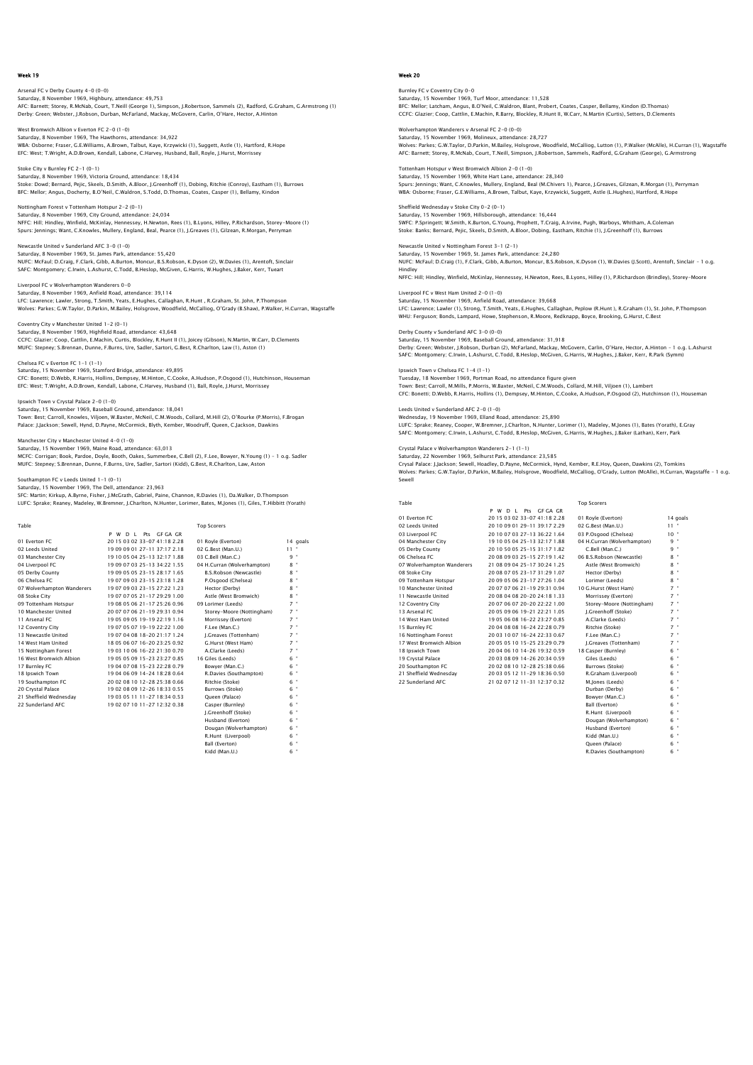## Week 19

Arsenal FC v Derby County 4–0 (0–0)
Saturday, 8 November 1969, Highbury, attendance: 49,753
AFC: Barnett; Storey, R.McNab, Court, T.Neill (George 1), Simpson, J.Robertson, Sammels (2), Radford, G.Graham, G.Armstrong (1)
Derby: Green; Webster, J.Robson, Durban, McFarland, Mackay, McGovern, Carlin, O'Hare, Hector, A.Hinton

West Bromwich Albion v Everton FC 2–0 (1–0)
Saturday, 8 November 1969, The Hawthorns, attendance: 34,922
WBA: Osborne; Fraser, G.E.Williams, A.Brown, Talbut, Kaye, Krzywicki (1), Suggett, Astle (1), Hartford, R.Hope
EFC: West; T.Wright, A.D.Brown, Kendall, Labone, C.Harvey, Husband, Ball, Royle, J.Hurst, Morrissey

Stoke City v Burnley FC 2–1 (0–1)
Saturday, 8 November 1969, Victoria Ground, attendance: 18,434
Stoke: Dowd; Bernard, Pejic, Skeels, D.Smith, A.Bloor, J.Greenhoff (1), Dobing, Ritchie (Conroy), Eastham (1), Burrows
BFC: Mellor; Angus, Docherty, B.O'Neil, C.Waldron, S.Todd, D.Thomas, Coates, Casper (1), Bellamy, Kindon

Nottingham Forest v Tottenham Hotspur 2–2 (0–1)
Saturday, 8 November 1969, City Ground, attendance: 24,034
NFFC: Hill; Hindley, Winfield, McKinlay, Hennessey, H.Newton, Rees (1), B.Lyons, Hilley, P.Richardson, Storey-Moore (1)
Spurs: Jennings; Want, C.Knowles, Mullery, England, Beal, Pearce (1), J.Greaves (1), Gilzean, R.Morgan, Perryman

Newcastle United v Sunderland AFC 3–0 (1–0)
Saturday, 8 November 1969, St. James Park, attendance: 55,420
NUFC: McFaul; D.Craig, F.Clark, Gibb, A.Burton, Moncur, B.S.Robson, K.Dyson (2), W.Davies (1), Arentoft, Sinclair
SAFC: Montgomery; C.Irwin, L.Ashurst, C.Todd, B.Heslop, McGiven, G.Harris, W.Hughes, J.Baker, Kerr, Tueart

Liverpool FC v Wolverhampton Wanderers 0–0
Saturday, 8 November 1969, Anfield Road, attendance: 39,114
LFC: Lawrence; Lawler, Strong, T.Smith, Yeats, E.Hughes, Callaghan, R.Hunt , R.Graham, St. John, P.Thompson
Wolves: Parkes; G.W.Taylor, D.Parkin, M.Bailey, Holsgrove, Woodfield, McCalliog, O'Grady (B.Shaw), P.Walker, H.Curran, Wagstaffe

Coventry City v Manchester United 1–2 (0–1)
Saturday, 8 November 1969, Highfield Road, attendance: 43,648
CCFC: Glazier; Coop, Cattlin, E.Machin, Curtis, Blockley, R.Hunt II (1), Joicey (Gibson), N.Martin, W.Carr, D.Clements
MUFC: Stepney; S.Brennan, Dunne, F.Burns, Ure, Sadler, Sartori, G.Best, R.Charlton, Law (1), Aston (1)

Chelsea FC v Everton FC 1–1 (1–1)
Saturday, 15 November 1969, Stamford Bridge, attendance: 49,895
CFC: Bonetti; D.Webb, R.Harris, Hollins, Dempsey, M.Hinton, C.Cooke, A.Hudson, P.Osgood (1), Hutchinson, Houseman
EFC: West; T.Wright, A.D.Brown, Kendall, Labone, C.Harvey, Husband (1), Ball, Royle, J.Hurst, Morrissey

Ipswich Town v Crystal Palace 2–0 (1–0)
Saturday, 15 November 1969, Baseball Ground, attendance: 18,041
Town: Best; Carroll, Knowles, Viljoen, W.Baxter, McNeil, C.M.Woods, Collard, M.Hill (2), O'Rourke (P.Morris), F.Brogan
Palace: J.Jackson; Sewell, Hynd, D.Payne, McCormick, Blyth, Kember, Woodruff, Queen, C.Jackson, Dawkins

Manchester City v Manchester United 4–0 (1–0)
Saturday, 15 November 1969, Maine Road, attendance: 63,013
MCFC: Corrigan; Book, Pardoe, Doyle, Booth, Oakes, Summerbee, C.Bell (2), F.Lee, Bowyer, N.Young (1) – 1 o.g. Sadler
MUFC: Stepney; S.Brennan, Dunne, F.Burns, Ure, Sadler, Sartori (Kidd), G.Best, R.Charlton, Law, Aston

Southampton FC v Leeds United 1–1 (0–1)
Saturday, 15 November 1969, The Dell, attendance: 23,963
SFC: Martin; Kirkup, A.Byrne, Fisher, J.McGrath, Gabriel, Paine, Channon, R.Davies (1), Da.Walker, D.Thompson
LUFC: Sprake; Reaney, Madeley, W.Bremner, J.Charlton, N.Hunter, Lorimer, Bates, M.Jones (1), Giles, T.Hibbitt (Yorath)

Table

| | P | W | D | L | Pts | GF | GA | GR |
|---|---|---|---|---|---|---|---|---|
| 01 Everton FC | 20 | 15 | 03 | 02 | 33 | 41 | 18 | 2.28 |
| 02 Leeds United | 19 | 09 | 09 | 01 | 27 | 37 | 17 | 2.18 |
| 03 Manchester City | 19 | 10 | 05 | 04 | 25 | 32 | 17 | 1.88 |
| 04 Liverpool FC | 19 | 09 | 07 | 03 | 25 | 34 | 22 | 1.55 |
| 05 Derby County | 19 | 09 | 05 | 05 | 23 | 28 | 17 | 1.65 |
| 06 Chelsea FC | 19 | 07 | 09 | 03 | 23 | 23 | 18 | 1.28 |
| 07 Wolverhampton Wanderers | 19 | 07 | 09 | 03 | 23 | 27 | 22 | 1.23 |
| 08 Stoke City | 19 | 07 | 07 | 05 | 21 | 29 | 29 | 1.00 |
| 09 Tottenham Hotspur | 19 | 08 | 05 | 06 | 21 | 25 | 26 | 0.96 |
| 10 Manchester United | 20 | 07 | 07 | 06 | 21 | 29 | 31 | 0.94 |
| 11 Arsenal FC | 19 | 05 | 09 | 05 | 19 | 22 | 19 | 1.16 |
| 12 Coventry City | 19 | 07 | 05 | 07 | 19 | 22 | 22 | 1.00 |
| 13 Newcastle United | 19 | 07 | 04 | 08 | 18 | 21 | 17 | 1.24 |
| 14 West Ham United | 18 | 05 | 06 | 07 | 16 | 23 | 25 | 0.92 |
| 15 Nottingham Forest | 19 | 03 | 10 | 06 | 16 | 22 | 30 | 0.70 |
| 16 West Bromwich Albion | 19 | 05 | 05 | 09 | 15 | 23 | 27 | 0.85 |
| 17 Burnley FC | 19 | 04 | 07 | 08 | 15 | 23 | 28 | 0.79 |
| 18 Ipswich Town | 19 | 04 | 06 | 09 | 14 | 24 | 18 | 28 0.64 |
| 19 Southampton FC | 20 | 02 | 08 | 10 | 12 | 28 | 25 | 38 0.66 |
| 20 Crystal Palace | 19 | 02 | 08 | 09 | 12 | 26 | 18 | 33 0.55 |
| 21 Sheffield Wednesday | 19 | 03 | 05 | 11 | 11 | 27 | 18 | 34 0.53 |
| 22 Sunderland AFC | 19 | 02 | 07 | 10 | 11 | 27 | 12 | 32 0.38 |

Top Scorers

| | |
|---|---|
| 01 Royle (Everton) | 14 goals |
| 02 G.Best (Man.U.) | 11 " |
| 03 C.Bell (Man.C.) | 9 " |
| 04 H.Curran (Wolverhampton) | 8 " |
| B.S.Robson (Newcastle) | 8 " |
| P.Osgood (Chelsea) | 8 " |
| Hector (Derby) | 8 " |
| Astle (West Bromwich) | 8 " |
| 09 Lorimer (Leeds) | 7 " |
| Storey-Moore (Nottingham) | 7 " |
| Morrissey (Everton) | 7 " |
| F.Lee (Man.C.) | 7 " |
| J.Greaves (Tottenham) | 7 " |
| G.Hurst (West Ham) | 7 " |
| A.Clarke (Leeds) | 7 " |
| 16 Giles (Leeds) | 6 " |
| Bowyer (Man.C.) | 6 " |
| R.Davies (Southampton) | 6 " |
| Ritchie (Stoke) | 6 " |
| Burrows (Stoke) | 6 " |
| Queen (Palace) | 6 " |
| Casper (Burnley) | 6 " |
| J.Greenhoff (Stoke) | 6 " |
| Husband (Everton) | 6 " |
| Dougan (Wolverhampton) | 6 " |
| R.Hunt (Liverpool) | 6 " |
| Ball (Everton) | 6 " |
| Kidd (Man.U.) | 6 " |

## Week 20

Burnley FC v Coventry City 0–0
Saturday, 15 November 1969, Turf Moor, attendance: 11,528
BFC: Mellor; Latcham, Angus, B.O'Neil, C.Waldron, Blant, Probert, Coates, Casper, Bellamy, Kindon (D.Thomas)
CCFC: Glazier; Coop, Cattlin, E.Machin, R.Barry, Blockley, R.Hunt II, W.Carr, N.Martin (Curtis), Setters, D.Clements

Wolverhampton Wanderers v Arsenal FC 2–0 (0–0)
Saturday, 15 November 1969, Molineux, attendance: 28,727
Wolves: Parkes; G.W.Taylor, D.Parkin, M.Bailey, Holsgrove, Woodfield, McCalliog, Lutton (1), P.Walker (McAlle), H.Curran (1), Wagstaffe
AFC: Barnett; Storey, R.McNab, Court, T.Neill, Simpson, J.Robertson, Sammels, Radford, G.Graham (George), G.Armstrong

Tottenham Hotspur v West Bromwich Albion 2–0 (1–0)
Saturday, 15 November 1969, White Hart Lane, attendance: 28,340
Spurs: Jennings; Want, C.Knowles, Mullery, England, Beal (M.Chivers 1), Pearce, J.Greaves, Gilzean, R.Morgan (1), Perryman
WBA: Osborne; Fraser, G.E.Williams, A.Brown, Talbut, Kaye, Krzywicki, Suggett, Astle (L.Hughes), Hartford, R.Hope

Sheffield Wednesday v Stoke City 0–2 (0–1)
Saturday, 15 November 1969, Hillsborough, attendance: 16,444
SWFC: P.Springett; W.Smith, K.Burton, G.Young, Prophett, T.Craig, A.Irvine, Pugh, Warboys, Whitham, A.Coleman
Stoke: Banks; Bernard, Pejic, Skeels, D.Smith, A.Bloor, Dobing, Eastham, Ritchie (1), J.Greenhoff (1), Burrows

Newcastle United v Nottingham Forest 3–1 (2–1)
Saturday, 15 November 1969, St. James Park, attendance: 24,280
NUFC: McFaul; D.Craig (1), F.Clark, Gibb, A.Burton, Moncur, B.S.Robson, K.Dyson (1), W.Davies (J.Scott), Arentoft, Sinclair – 1 o.g. Hindley
NFFC: Hill; Hindley, Winfield, McKinlay, Hennessey, H.Newton, Rees, B.Lyons, Hilley (1), P.Richardson (Brindley), Storey-Moore

Liverpool FC v West Ham United 2–0 (1–0)
Saturday, 15 November 1969, Anfield Road, attendance: 39,668
LFC: Lawrence; Lawler (1), Strong, T.Smith, Yeats, E.Hughes, Callaghan, Peplow (R.Hunt ), R.Graham (1), St. John, P.Thompson
WHU: Ferguson; Bonds, Lampard, Howe, Stephenson, R.Moore, Redknapp, Boyce, Brooking, G.Hurst, C.Best

Derby County v Sunderland AFC 3–0 (0–0)
Saturday, 15 November 1969, Baseball Ground, attendance: 31,918
Derby: Green; Webster, J.Robson, Durban (2), McFarland, Mackay, McGovern, Carlin, O'Hare, Hector, A.Hinton – 1 o.g. L.Ashurst
SAFC: Montgomery; C.Irwin, L.Ashurst, C.Todd, B.Heslop, McGiven, G.Harris, W.Hughes, J.Baker, Kerr, R.Park (Symm)

Ipswich Town v Chelsea FC 1–4 (1–1)
Tuesday, 18 November 1969, Portman Road, no attendance figure given
Town: Best; Carroll, M.Mills, P.Morris, W.Baxter, McNeil, C.M.Woods, Collard, M.Hill, Viljoen (1), Lambert
CFC: Bonetti; D.Webb, R.Harris, Hollins (1), Dempsey, M.Hinton, C.Cooke, A.Hudson, P.Osgood (2), Hutchinson (1), Houseman

Leeds United v Sunderland AFC 2–0 (1–0)
Wednesday, 19 November 1969, Elland Road, attendance: 25,890
LUFC: Sprake; Reaney, Cooper, W.Bremner, J.Charlton, N.Hunter, Lorimer (1), Madeley, M.Jones (1), Bates (Yorath), E.Gray
SAFC: Montgomery; C.Irwin, L.Ashurst, C.Todd, B.Heslop, McGiven, G.Harris, W.Hughes, J.Baker (Lathan), Kerr, Park

Crystal Palace v Wolverhampton Wanderers 2–1 (1–1)
Saturday, 22 November 1969, Selhurst Park, attendance: 23,585
Crysal Palace: J.Jackson; Sewell, Hoadley, D.Payne, McCormick, Hynd, Kember, R.E.Hoy, Queen, Dawkins (2), Tomkins
Wolves: Parkes; G.W.Taylor, D.Parkin, M.Bailey, Holsgrove, Woodfield, McCalliog, O'Grady, Lutton (McAlle), H.Curran, Wagstaffe – 1 o.g. Sewell

Table

| | P | W | D | L | Pts | GF | GA | GR |
|---|---|---|---|---|---|---|---|---|
| 01 Everton FC | 20 | 15 | 03 | 02 | 33 | 41 | 18 | 2.28 |
| 02 Leeds United | 20 | 10 | 09 | 01 | 29 | 39 | 17 | 2.29 |
| 03 Liverpool FC | 20 | 10 | 07 | 03 | 27 | 36 | 22 | 1.64 |
| 04 Manchester City | 19 | 10 | 05 | 04 | 25 | 32 | 17 | 1.88 |
| 05 Derby County | 20 | 10 | 05 | 05 | 25 | 31 | 17 | 1.82 |
| 06 Chelsea FC | 20 | 08 | 09 | 03 | 25 | 27 | 19 | 1.42 |
| 07 Wolverhampton Wanderers | 21 | 08 | 09 | 04 | 25 | 30 | 24 | 1.25 |
| 08 Stoke City | 20 | 08 | 07 | 05 | 23 | 31 | 29 | 1.07 |
| 09 Tottenham Hotspur | 20 | 09 | 05 | 06 | 23 | 27 | 26 | 1.04 |
| 10 Manchester United | 20 | 07 | 07 | 06 | 21 | 29 | 31 | 0.94 |
| 11 Newcastle United | 20 | 08 | 04 | 08 | 20 | 24 | 18 | 1.33 |
| 12 Coventry City | 20 | 07 | 06 | 07 | 20 | 22 | 22 | 1.00 |
| 13 Arsenal FC | 20 | 05 | 09 | 06 | 19 | 22 | 21 | 1.05 |
| 14 West Ham United | 19 | 05 | 06 | 08 | 16 | 23 | 27 | 0.85 |
| 15 Burnley FC | 20 | 04 | 08 | 08 | 16 | 22 | 28 | 0.79 |
| 16 Nottingham Forest | 20 | 03 | 10 | 07 | 16 | 22 | 33 | 0.67 |
| 17 West Bromwich Albion | 20 | 05 | 05 | 10 | 15 | 23 | 29 | 0.79 |
| 18 Ipswich Town | 20 | 04 | 06 | 10 | 14 | 26 | 19 | 32 0.59 |
| 19 Crystal Palace | 20 | 03 | 08 | 09 | 14 | 26 | 20 | 34 0.59 |
| 20 Southampton FC | 20 | 02 | 08 | 10 | 12 | 28 | 25 | 38 0.66 |
| 21 Sheffield Wednesday | 20 | 03 | 05 | 12 | 11 | 29 | 18 | 36 0.50 |
| 22 Sunderland AFC | 21 | 02 | 07 | 12 | 11 | 31 | 12 | 37 0.32 |

Top Scorers

| | |
|---|---|
| 01 Royle (Everton) | 14 goals |
| 02 G.Best (Man.U.) | 11 " |
| 03 P.Osgood (Chelsea) | 10 " |
| 04 H.Curran (Wolverhampton) | 9 " |
| C.Bell (Man.C.) | 9 " |
| 06 B.S.Robson (Newcastle) | 8 " |
| Astle (West Bromwich) | 8 " |
| Hector (Derby) | 8 " |
| Lorimer (Leeds) | 8 " |
| 10 G.Hurst (West Ham) | 7 " |
| Morrissey (Everton) | 7 " |
| Storey-Moore (Nottingham) | 7 " |
| J.Greenhoff (Stoke) | 7 " |
| A.Clarke (Leeds) | 7 " |
| Ritchie (Stoke) | 7 " |
| F.Lee (Man.C.) | 7 " |
| J.Greaves (Tottenham) | 7 " |
| 18 Casper (Burnley) | 6 " |
| Giles (Leeds) | 6 " |
| Burrows (Stoke) | 6 " |
| R.Graham (Liverpool) | 6 " |
| M.Jones (Leeds) | 6 " |
| Durban (Derby) | 6 " |
| Bowyer (Man.C.) | 6 " |
| Ball (Everton) | 6 " |
| R.Hunt (Liverpool) | 6 " |
| Dougan (Wolverhampton) | 6 " |
| Husband (Everton) | 6 " |
| Kidd (Man.U.) | 6 " |
| Queen (Palace) | 6 " |
| R.Davies (Southampton) | 6 " |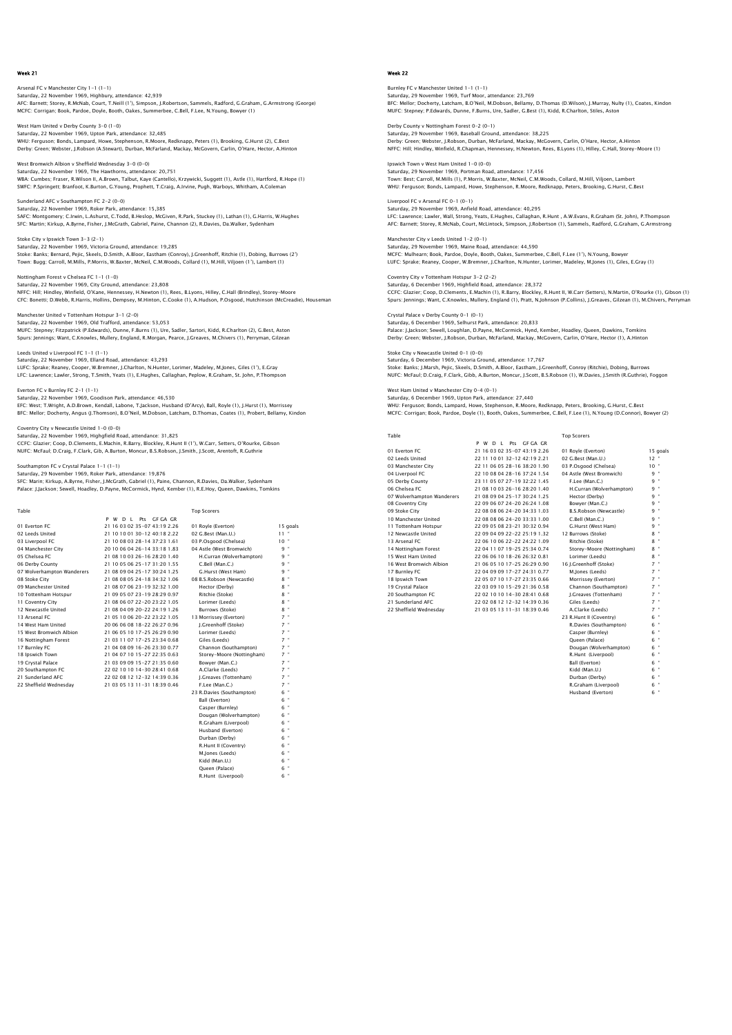## Week 21

Arsenal FC v Manchester City 1-1 (1-1)
Saturday, 22 November 1969, Highbury, attendance: 42,939
AFC: Barnett; Storey, R.McNab, Court, T.Neill (1'), Simpson, J.Robertson, Sammels, Radford, G.Graham, G.Armstrong (George)
MCFC: Corrigan; Book, Pardoe, Doyle, Booth, Oakes, Summerbee, C.Bell, F.Lee, N.Young, Bowyer (1)

West Ham United v Derby County 3-0 (1-0)
Saturday, 22 November 1969, Upton Park, attendance: 32,485
WHU: Ferguson; Bonds, Lampard, Howe, Stephenson, R.Moore, Redknapp, Peters (1), Brooking, G.Hurst (2), C.Best
Derby: Green; Webster, J.Robson (A.Stewart), Durban, McFarland, Mackay, McGovern, Carlin, O'Hare, Hector, A.Hinton

West Bromwich Albion v Sheffield Wednesday 3-0 (0-0)
Saturday, 22 November 1969, The Hawthorns, attendance: 20,751
WBA: Cumbes; Fraser, R.Wilson II, A.Brown, Talbut, Kaye (Cantello), Krzywicki, Suggett (1), Astle (1), Hartford, R.Hope (1)
SWFC: P.Springett; Branfoot, K.Burton, G.Young, Prophett, T.Craig, A.Irvine, Pugh, Warboys, Whitham, A.Coleman

Sunderland AFC v Southampton FC 2-2 (0-0)
Saturday, 22 November 1969, Roker Park, attendance: 15,385
SAFC: Montgomery; C.Irwin, L.Ashurst, C.Todd, B.Heslop, McGiven, R.Park, Stuckey (1), Lathan (1), G.Harris, W.Hughes
SFC: Martin; Kirkup, A.Byrne, Fisher, J.McGrath, Gabriel, Paine, Channon (2), R.Davies, Da.Walker, Sydenham

Stoke City v Ipswich Town 3-3 (2-1)
Saturday, 22 November 1969, Victoria Ground, attendance: 19,285
Stoke: Banks; Bernard, Pejic, Skeels, D.Smith, A.Bloor, Eastham (Conroy), J.Greenhoff, Ritchie (1), Dobing, Burrows (2')
Town: Bugg; Carroll, M.Mills, P.Morris, W.Baxter, McNeil, C.M.Woods, Collard (1), M.Hill, Viljoen (1'), Lambert (1)

Nottingham Forest v Chelsea FC 1-1 (1-0)
Saturday, 22 November 1969, City Ground, attendance: 23,808
NFFC: Hill; Hindley, Winfield, O'Kane, Hennessey, H.Newton (1), Rees, B.Lyons, Hilley, C.Hall (Brindley), Storey-Moore
CFC: Bonetti; D.Webb, R.Harris, Hollins, Dempsey, M.Hinton, C.Cooke (1), A.Hudson, P.Osgood, Hutchinson (McCreadie), Houseman

Manchester United v Tottenham Hotspur 3-1 (2-0)
Saturday, 22 November 1969, Old Trafford, attendance: 53,053
MUFC: Stepney; Fitzpatrick (P.Edwards), Dunne, F.Burns (1), Ure, Sadler, Sartori, Kidd, R.Charlton (2), G.Best, Aston
Spurs: Jennings; Want, C.Knowles, Mullery, England, R.Morgan, Pearce, J.Greaves, M.Chivers (1), Perryman, Gilzean

Leeds United v Liverpool FC 1-1 (1-1)
Saturday, 22 November 1969, Elland Road, attendance: 43,293
LUFC: Sprake; Reaney, Cooper, W.Bremner, J.Charlton, N.Hunter, Lorimer, Madeley, M.Jones, Giles (1'), E.Gray
LFC: Lawrence; Lawler, Strong, T.Smith, Yeats (1), E.Hughes, Callaghan, Peplow, R.Graham, St. John, P.Thompson

Everton FC v Burnley FC 2-1 (1-1)
Saturday, 22 November 1969, Goodison Park, attendance: 46,530
EFC: West; T.Wright, A.D.Brown, Kendall, Labone, T.Jackson, Husband (D'Arcy), Ball, Royle (1), J.Hurst (1), Morrissey
BFC: Mellor; Docherty, Angus (J.Thomson), B.O'Neil, M.Dobson, Latcham, D.Thomas, Coates (1), Probert, Bellamy, Kindon

Coventry City v Newcastle United 1-0 (0-0)
Saturday, 22 November 1969, Highgfield Road, attendance: 31,825
CCFC: Glazier; Coop, D.Clements, E.Machin, R.Barry, Blockley, R.Hunt II (1'), W.Carr, Setters, O'Rourke, Gibson
NUFC: McFaul; D.Craig, F.Clark, Gib, A.Burton, Moncur, B.S.Robson, J.Smith, J.Scott, Arentoft, R.Guthrie

Southampton FC v Crystal Palace 1-1 (1-1)
Saturday, 29 November 1969, Roker Park, attendance: 19,876
SFC: Marin; Kirkup, A.Byrne, Fisher, J.McGrath, Gabriel (1), Paine, Channon, R.Davies, Da.Walker, Sydenham
Palace: J.Jackson; Sewell, Hoadley, D.Payne, McCormick, Hynd, Kember (1), R.E.Hoy, Queen, Dawkins, Tomkins

Table

| | P | W | D | L | Pts | GF GA | GR |
|---|---|---|---|---|---|---|---|
| 01 Everton FC | 21 | 16 | 03 | 02 | 35 | -07 43:19 | 2.26 |
| 02 Leeds United | 21 | 10 | 10 | 01 | 30 | -12 40:18 | 2.22 |
| 03 Liverpool FC | 21 | 10 | 08 | 03 | 28 | -14 37:23 | 1.61 |
| 04 Manchester City | 20 | 10 | 06 | 04 | 26 | -14 33:18 | 1.83 |
| 05 Chelsea FC | 21 | 08 | 10 | 03 | 26 | -16 28:20 | 1.40 |
| 06 Derby County | 21 | 10 | 05 | 06 | 25 | -17 31:20 | 1.55 |
| 07 Wolverhampton Wanderers | 21 | 08 | 09 | 04 | 25 | -17 30:24 | 1.25 |
| 08 Stoke City | 21 | 08 | 08 | 05 | 24 | -18 34:32 | 1.06 |
| 09 Manchester United | 21 | 08 | 07 | 06 | 23 | -19 32:32 | 1.00 |
| 10 Tottenham Hotspur | 21 | 09 | 05 | 07 | 23 | -19 28:29 | 0.97 |
| 11 Coventry City | 21 | 08 | 06 | 07 | 22 | -20 23:22 | 1.05 |
| 12 Newcastle United | 21 | 08 | 04 | 09 | 20 | -22 24:19 | 1.26 |
| 13 Arsenal FC | 21 | 05 | 10 | 06 | 20 | -22 23:22 | 1.05 |
| 14 West Ham United | 20 | 06 | 06 | 08 | 18 | -22 26:27 | 0.96 |
| 15 West Bromwich Albion | 21 | 06 | 05 | 10 | 17 | -25 26:29 | 0.90 |
| 16 Nottingham Forest | 21 | 03 | 11 | 07 | 17 | -25 23:34 | 0.68 |
| 17 Burnley FC | 21 | 04 | 08 | 09 | 16 | -26 23:30 | 0.77 |
| 18 Ipswich Town | 21 | 04 | 07 | 10 | 15 | -27 22:35 | 0.63 |
| 19 Crystal Palace | 21 | 03 | 09 | 09 | 15 | -27 21:35 | 0.60 |
| 20 Southampton FC | 22 | 02 | 10 | 10 | 14 | -30 28:41 | 0.68 |
| 21 Sunderland AFC | 22 | 02 | 08 | 12 | 12 | -32 14:39 | 0.36 |
| 22 Sheffield Wednesday | 21 | 03 | 05 | 13 | 11 | -31 18:39 | 0.46 |

Top Scorers

| | | |
|---|---|---|
| 01 | Royle (Everton) | 15 goals |
| 02 | G.Best (Man.U.) | 11 " |
| 03 | P.Osgood (Chelsea) | 10 " |
| 04 | Astle (West Bromwich) | 9 " |
| | H.Curran (Wolverhampton) | 9 " |
| | C.Bell (Man.C.) | 9 " |
| | G.Hurst (West Ham) | 9 " |
| 08 | B.S.Robson (Newcastle) | 8 " |
| | Hector (Derby) | 8 " |
| | Ritchie (Stoke) | 8 " |
| | Lorimer (Leeds) | 8 " |
| | Burrows (Stoke) | 8 " |
| 13 | Morrissey (Everton) | 7 " |
| | J.Greenhoff (Stoke) | 7 " |
| | Lorimer (Leeds) | 7 " |
| | Giles (Leeds) | 7 " |
| | Channon (Southampton) | 7 " |
| | Storey-Moore (Nottingham) | 7 " |
| | Bowyer (Man.C.) | 7 " |
| | A.Clarke (Leeds) | 7 " |
| | J.Greaves (Tottenham) | 7 " |
| | F.Lee (Man.C.) | 7 " |
| 23 | R.Davies (Southampton) | 6 " |
| | Ball (Everton) | 6 " |
| | Casper (Burnley) | 6 " |
| | Dougan (Wolverhampton) | 6 " |
| | R.Graham (Liverpool) | 6 " |
| | Husband (Everton) | 6 " |
| | Durban (Derby) | 6 " |
| | R.Hunt II (Coventry) | 6 " |
| | M.Jones (Leeds) | 6 " |
| | Kidd (Man.U.) | 6 " |
| | Queen (Palace) | 6 " |
| | R.Hunt (Liverpool) | 6 " |

## Week 22

Burnley FC v Manchester United 1-1 (1-1)
Saturday, 29 November 1969, Turf Moor, attendance: 23,769
BFC: Mellor; Docherty, Latcham, B.O'Neil, M.Dobson, Bellamy, D.Thomas (D.Wilson), J.Murray, Nulty (1), Coates, Kindon
MUFC: Stepney; P.Edwards, Dunne, F.Burns, Ure, Sadler, G.Best (1), Kidd, R.Charlton, Stiles, Aston

Derby County v Nottingham Forest 0-2 (0-1)
Saturday, 29 November 1969, Baseball Ground, attendance: 38,225
Derby: Green; Webster, J.Robson, Durban, McFarland, Mackay, McGovern, Carlin, O'Hare, Hector, A.Hinton
NFFC: Hill; Hindley, Winfield, R.Chapman, Hennessey, H.Newton, Rees, B.Lyons (1), Hilley, C.Hall, Storey-Moore (1)

Ipswich Town v West Ham United 1-0 (0-0)
Saturday, 29 November 1969, Portman Road, attendance: 17,456
Town: Best; Carroll, M.Mills (1), P.Morris, W.Baxter, McNeil, C.M.Woods, Collard, M.Hill, Viljoen, Lambert
WHU: Ferguson; Bonds, Lampard, Howe, Stephenson, R.Moore, Redknapp, Peters, Brooking, G.Hurst, C.Best

Liverpool FC v Arsenal FC 0-1 (0-1)
Saturday, 29 November 1969, Anfield Road, attendance: 40,295
LFC: Lawrence; Lawler, Wall, Strong, Yeats, E.Hughes, Callaghan, R.Hunt , A.W.Evans, R.Graham (St. John), P.Thompson
AFC: Barnett; Storey, R.McNab, Court, McLintock, Simpson, J.Robertson (1), Sammels, Radford, G.Graham, G.Armstrong

Manchester City v Leeds United 1-2 (0-1)
Saturday, 29 November 1969, Maine Road, attendance: 44,590
MCFC: Mulhearn; Book, Pardoe, Doyle, Booth, Oakes, Summerbee, C.Bell, F.Lee (1'), N.Young, Bowyer
LUFC: Sprake; Reaney, Cooper, W.Bremner, J.Charlton, N.Hunter, Lorimer, Madeley, M.Jones (1), Giles, E.Gray (1)

Coventry City v Tottenham Hotspur 3-2 (2-2)
Saturday, 6 December 1969, Highfield Road, attendance: 28,372
CCFC: Glazier; Coop, D.Clements, E.Machin (1), R.Barry, Blockley, R.Hunt II, W.Carr (Setters), N.Martin, O'Rourke (1), Gibson (1)
Spurs: Jennings; Want, C.Knowles, Mullery, England (1), Pratt, N.Johnson (P.Collins), J.Greaves, Gilzean (1), M.Chivers, Perryman

Crystal Palace v Derby County 0-1 (0-1)
Saturday, 6 December 1969, Selhurst Park, attendance: 20,833
Palace: J.Jackson; Sewell, Loughlan, D.Payne, McCormick, Hynd, Kember, Hoadley, Queen, Dawkins, Tomkins
Derby: Green; Webster, J.Robson, Durban, McFarland, Mackay, McGovern, Carlin, O'Hare, Hector (1), A.Hinton

Stoke City v Newcastle United 0-1 (0-0)
Saturday, 6 December 1969, Victoria Ground, attendance: 17,767
Stoke: Banks; J.Marsh, Pejic, Skeels, D.Smith, A.Bloor, Eastham, J.Greenhoff, Conroy (Ritchie), Dobing, Burrows
NUFC: McFaul; D.Craig, F.Clark, Gibb, A.Burton, Moncur, J.Scott, B.S.Robson (1), W.Davies, J.Smith (R.Guthrie), Foggon

West Ham United v Manchester City 0-4 (0-1)
Saturday, 6 December 1969, Upton Park, attendance: 27,440
WHU: Ferguson; Bonds, Lampard, Howe, Stephenson, R.Moore, Redknapp, Peters, Brooking, G.Hurst, C.Best
MCFC: Corrigan; Book, Pardoe, Doyle (1), Booth, Oakes, Summerbee, C.Bell, F.Lee (1), N.Young (D.Connor), Bowyer (2)

Table

| | P | W | D | L | Pts | GF GA | GR |
|---|---|---|---|---|---|---|---|
| 01 Everton FC | 21 | 16 | 03 | 02 | 35 | -07 43:19 | 2.26 |
| 02 Leeds United | 22 | 11 | 10 | 01 | 32 | -12 42:19 | 2.21 |
| 03 Manchester City | 22 | 11 | 06 | 05 | 28 | -16 38:20 | 1.90 |
| 04 Liverpool FC | 22 | 10 | 08 | 04 | 28 | -16 37:24 | 1.54 |
| 05 Derby County | 23 | 11 | 05 | 07 | 27 | -19 32:22 | 1.45 |
| 06 Chelsea FC | 21 | 08 | 10 | 03 | 26 | -16 28:20 | 1.40 |
| 07 Wolverhampton Wanderers | 21 | 08 | 09 | 04 | 25 | -17 30:24 | 1.25 |
| 08 Coventry City | 22 | 09 | 06 | 07 | 24 | -20 26:24 | 1.08 |
| 09 Stoke City | 22 | 08 | 08 | 06 | 24 | -20 34:33 | 1.03 |
| 10 Manchester United | 22 | 08 | 08 | 06 | 24 | -20 33:33 | 1.00 |
| 11 Tottenham Hotspur | 22 | 09 | 05 | 08 | 23 | -21 30:32 | 0.94 |
| 12 Newcastle United | 22 | 09 | 04 | 09 | 22 | -22 25:19 | 1.32 |
| 13 Arsenal FC | 22 | 06 | 10 | 06 | 22 | -22 24:22 | 1.09 |
| 14 Nottingham Forest | 22 | 04 | 11 | 07 | 19 | -25 25:34 | 0.74 |
| 15 West Ham United | 22 | 06 | 06 | 10 | 18 | -26 26:32 | 0.81 |
| 16 West Bromwich Albion | 21 | 06 | 05 | 10 | 17 | -25 26:29 | 0.90 |
| 17 Burnley FC | 22 | 04 | 09 | 09 | 17 | -27 24:31 | 0.77 |
| 18 Ipswich Town | 22 | 05 | 07 | 10 | 17 | -27 23:35 | 0.66 |
| 19 Crystal Palace | 22 | 03 | 09 | 10 | 15 | -29 21:36 | 0.58 |
| 20 Southampton FC | 22 | 02 | 10 | 10 | 14 | -30 28:41 | 0.68 |
| 21 Sunderland AFC | 22 | 02 | 08 | 12 | 12 | -32 14:39 | 0.36 |
| 22 Sheffield Wednesday | 21 | 03 | 05 | 13 | 11 | -31 18:39 | 0.46 |

Top Scorers

| | | |
|---|---|---|
| 01 | Royle (Everton) | 15 goals |
| 02 | G.Best (Man.U.) | 12 " |
| 03 | P.Osgood (Chelsea) | 10 " |
| 04 | Astle (West Bromwich) | 9 " |
| | F.Lee (Man.C.) | 9 " |
| | H.Curran (Wolverhampton) | 9 " |
| | Hector (Derby) | 9 " |
| | Bowyer (Man.C.) | 9 " |
| | B.S.Robson (Newcastle) | 9 " |
| | C.Bell (Man.C.) | 9 " |
| | G.Hurst (West Ham) | 9 " |
| 12 | Burrows (Stoke) | 8 " |
| | Ritchie (Stoke) | 8 " |
| | Storey-Moore (Nottingham) | 8 " |
| | Lorimer (Leeds) | 8 " |
| 16 | J.Greenhoff (Stoke) | 7 " |
| | M.Jones (Leeds) | 7 " |
| | Morrissey (Everton) | 7 " |
| | Channon (Southampton) | 7 " |
| | J.Greaves (Tottenham) | 7 " |
| | Giles (Leeds) | 7 " |
| | A.Clarke (Leeds) | 7 " |
| 23 | R.Hunt II (Coventry) | 6 " |
| | R.Davies (Southampton) | 6 " |
| | Casper (Burnley) | 6 " |
| | Queen (Palace) | 6 " |
| | Dougan (Wolverhampton) | 6 " |
| | R.Hunt (Liverpool) | 6 " |
| | Ball (Everton) | 6 " |
| | Kidd (Man.U.) | 6 " |
| | Durban (Derby) | 6 " |
| | R.Graham (Liverpool) | 6 " |
| | Husband (Everton) | 6 " |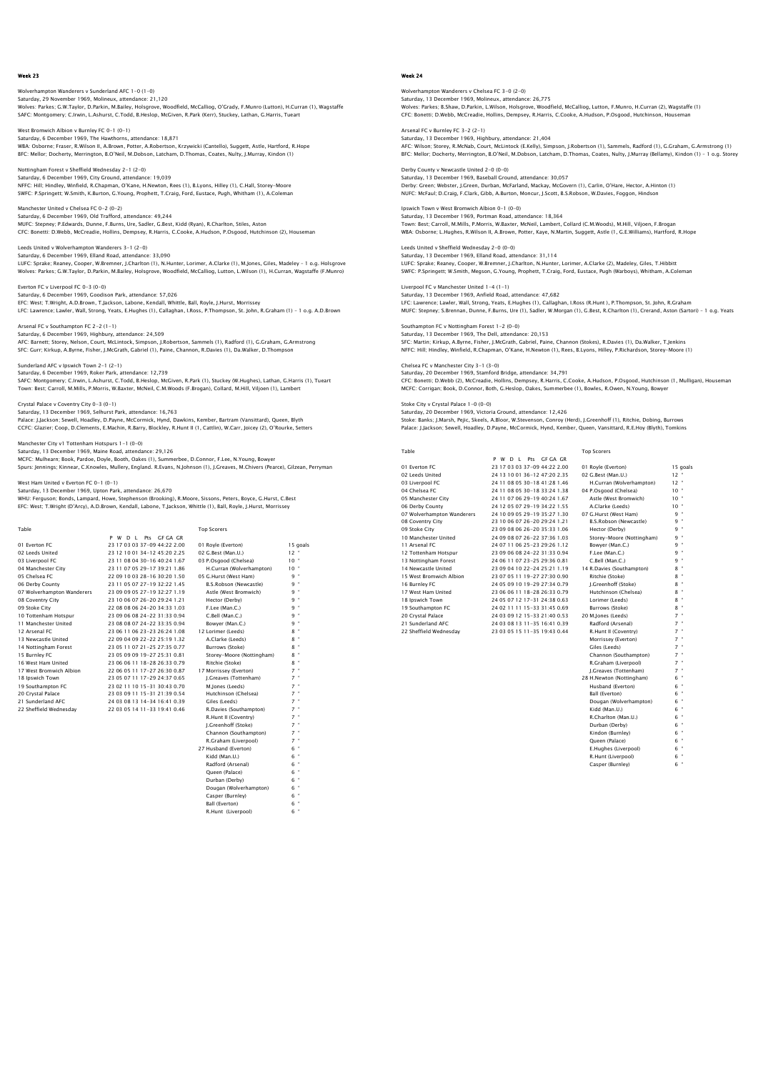## Week 23

Wolverhampton Wanderers v Sunderland AFC 1-0 (1-0)
Saturday, 29 November 1969, Molineux, attendance: 21,120
Wolves: Parkes; G.W.Taylor, D.Parkin, M.Bailey, Holsgrove, Woodfield, McCalliog, O'Grady, F.Munro (Lutton), H.Curran (1), Wagstaffe
SAFC: Montgomery; C.Irwin, L.Ashurst, C.Todd, B.Heslop, McGiven, R.Park (Kerr), Stuckey, Lathan, G.Harris, Tueart

West Bromwich Albion v Burnley FC 0-1 (0-1)
Saturday, 6 December 1969, The Hawthorns, attendance: 18,871
WBA: Osborne; Fraser, R.Wilson II, A.Brown, Potter, A.Robertson, Krzywicki (Cantello), Suggett, Astle, Hartford, R.Hope
BFC: Mellor; Docherty, Merrington, B.O'Neil, M.Dobson, Latcham, D.Thomas, Coates, Nulty, J.Murray, Kindon (1)

Nottingham Forest v Sheffield Wednesday 2-1 (2-0)
Saturday, 6 December 1969, City Ground, attendance: 19,039
NFFC: Hill; Hindley, Winfield, R.Chapman, O'Kane, H.Newton, Rees (1), B.Lyons, Hilley (1), C.Hall, Storey-Moore
SWFC: P.Springett; W.Smith, K.Burton, G.Young, Prophett, T.Craig, Ford, Eustace, Pugh, Whitham (1), A.Coleman

Manchester United v Chelsea FC 0-2 (0-2)
Saturday, 6 December 1969, Old Trafford, attendance: 49,244
MUFC: Stepney; P.Edwards, Dunne, F.Burns, Ure, Sadler, G.Best, Kidd (Ryan), R.Charlton, Stiles, Aston
CFC: Bonetti; D.Webb, McCreadie, Hollins, Dempsey, R.Harris, C.Cooke, A.Hudson, P.Osgood, Hutchinson (2), Houseman

Leeds United v Wolverhampton Wanderers 3-1 (2-0)
Saturday, 6 December 1969, Elland Road, attendance: 33,090
LUFC: Sprake; Reaney, Cooper, W.Bremner, J.Charlton (1), N.Hunter, Lorimer, A.Clarke (1), M.Jones, Giles, Madeley - 1 o.g. Holsgrove
Wolves: Parkes; G.W.Taylor, D.Parkin, M.Bailey, Holsgrove, Woodfield, McCalliog, Lutton, L.Wilson (1), H.Curran, Wagstaffe (F.Munro)

Everton FC v Liverpool FC 0-3 (0-0)
Saturday, 6 December 1969, Goodison Park, attendance: 57,026
EFC: West; T.Wright, A.D.Brown, T.Jackson, Labone, Kendall, Whittle, Ball, Royle, J.Hurst, Morrissey
LFC: Lawrence; Lawler, Wall, Strong, Yeats, E.Hughes (1), Callaghan, I.Ross, P.Thompson, St. John, R.Graham (1) - 1 o.g. A.D.Brown

Arsenal FC v Southampton FC 2-2 (1-1)
Saturday, 6 December 1969, Highbury, attendance: 24,509
AFC: Barnett; Storey, Nelson, Court, McLintock, Simpson, J.Robertson, Sammels (1), Radford (1), G.Graham, G.Armstrong
SFC: Gurr; Kirkup, A.Byrne, Fisher, J.McGrath, Gabriel (1), Paine, Channon, R.Davies (1), Da.Walker, D.Thompson

Sunderland AFC v Ipswich Town 2-1 (2-1)
Saturday, 6 December 1969, Roker Park, attendance: 12,739
SAFC: Montgomery; C.Irwin, L.Ashurst, C.Todd, B.Heslop, McGiven, R.Park (1), Stuckey (W.Hughes), Lathan, G.Harris (1), Tueart
Town: Best; Carroll, M.Mills, P.Morris, W.Baxter, McNeil, C.M.Woods (F.Brogan), Collard, M.Hill, Viljoen (1), Lambert

Crystal Palace v Coventry City 0-3 (0-1)
Saturday, 13 December 1969, Selhurst Park, attendance: 16,763
Palace: J.Jackson; Sewell, Hoadley, D.Payne, McCormick, Hynd, Dawkins, Kember, Bartram (Vansittart), Queen, Blyth
CCFC: Glazier; Coop, D.Clements, E.Machin, R.Barry, Blockley, R.Hunt II (1, Cattlin), W.Carr, Joicey (2), O'Rourke, Setters

Manchester City v1 Tottenham Hotspurs 1-1 (0-0)
Saturday, 13 December 1969, Maine Road, attendance: 29,126
MCFC: Mulhearn; Book, Pardoe, Doyle, Booth, Oakes (1), Summerbee, D.Connor, F.Lee, N.Young, Bowyer
Spurs: Jennings; Kinnear, C.Knowles, Mullery, England. R.Evans, N.Johnson (1), J.Greaves, M.Chivers (Pearce), Gilzean, Perryman

West Ham United v Everton FC 0-1 (0-1)
Saturday, 13 December 1969, Upton Park, attendance: 26,670
WHU: Ferguson; Bonds, Lampard, Howe, Stephenson (Brooking), R.Moore, Sissons, Peters, Boyce, G.Hurst, C.Best
EFC: West; T.Wright (D'Arcy), A.D.Brown, Kendall, Labone, T.Jackson, Whittle (1), Ball, Royle, J.Hurst, Morrissey

### Table

| | P | W | D | L | Pts | GF-GA | GR |
|---|---|---|---|---|---|---|---|
| 01 Everton FC | 23 | 17 | 03 | 03 | 37 | -09 44:22 | 2.00 |
| 02 Leeds United | 23 | 12 | 10 | 01 | 34 | -12 45:20 | 2.25 |
| 03 Liverpool FC | 23 | 11 | 08 | 04 | 30 | -16 40:24 | 1.67 |
| 04 Manchester City | 23 | 11 | 07 | 05 | 29 | -17 39:21 | 1.86 |
| 05 Chelsea FC | 22 | 09 | 10 | 03 | 28 | -16 30:20 | 1.50 |
| 06 Derby County | 23 | 11 | 05 | 07 | 27 | -19 32:22 | 1.45 |
| 07 Wolverhampton Wanderers | 23 | 09 | 09 | 05 | 27 | -19 32:27 | 1.19 |
| 08 Coventry City | 23 | 10 | 06 | 07 | 26 | -20 29:24 | 1.21 |
| 09 Stoke City | 22 | 08 | 08 | 06 | 24 | -20 34:33 | 1.03 |
| 10 Tottenham Hotspur | 23 | 09 | 06 | 08 | 24 | -22 31:33 | 0.94 |
| 11 Manchester United | 23 | 08 | 08 | 07 | 24 | -22 33:35 | 0.94 |
| 12 Arsenal FC | 23 | 06 | 11 | 06 | 23 | -23 26:24 | 1.08 |
| 13 Newcastle United | 22 | 09 | 04 | 09 | 22 | -22 25:19 | 1.32 |
| 14 Nottingham Forest | 23 | 05 | 11 | 07 | 21 | -25 27:35 | 0.77 |
| 15 Burnley FC | 23 | 05 | 09 | 09 | 19 | -27 25:31 | 0.81 |
| 16 West Ham United | 23 | 06 | 06 | 11 | 18 | -28 26:33 | 0.79 |
| 17 West Bromwich Albion | 22 | 06 | 05 | 11 | 17 | -27 26:30 | 0.87 |
| 18 Ipswich Town | 23 | 05 | 07 | 11 | 17 | -29 24:37 | 0.65 |
| 19 Southampton FC | 23 | 02 | 11 | 10 | 15 | -31 30:43 | 0.70 |
| 20 Crystal Palace | 23 | 03 | 09 | 11 | 15 | -31 21:39 | 0.54 |
| 21 Sunderland AFC | 24 | 03 | 08 | 13 | 14 | -34 16:41 | 0.39 |
| 22 Sheffield Wednesday | 22 | 03 | 05 | 14 | 11 | -33 19:41 | 0.46 |

### Top Scorers

| | | |
|---|---|---|
| 01 | Royle (Everton) | 15 goals |
| 02 | G.Best (Man.U.) | 12 " |
| 03 | P.Osgood (Chelsea) | 10 " |
| | H.Curran (Wolverhampton) | 10 " |
| 05 | G.Hurst (West Ham) | 9 " |
| | B.S.Robson (Newcastle) | 9 " |
| | Astle (West Bromwich) | 9 " |
| | Hector (Derby) | 9 " |
| | F.Lee (Man.C.) | 9 " |
| | C.Bell (Man.C.) | 9 " |
| | Bowyer (Man.C.) | 9 " |
| 12 | Lorimer (Leeds) | 8 " |
| | A.Clarke (Leeds) | 8 " |
| | Burrows (Stoke) | 8 " |
| | Storey-Moore (Nottingham) | 8 " |
| | Ritchie (Stoke) | 8 " |
| 17 | Morrissey (Everton) | 7 " |
| | J.Greaves (Tottenham) | 7 " |
| | M.Jones (Leeds) | 7 " |
| | Hutchinson (Chelsea) | 7 " |
| | Giles (Leeds) | 7 " |
| | R.Davies (Southampton) | 7 " |
| | R.Hunt II (Coventry) | 7 " |
| | J.Greenhoff (Stoke) | 7 " |
| | Channon (Southampton) | 7 " |
| | R.Graham (Liverpool) | 7 " |
| 27 | Husband (Everton) | 6 " |
| | Kidd (Man.U.) | 6 " |
| | Radford (Arsenal) | 6 " |
| | Queen (Palace) | 6 " |
| | Durban (Derby) | 6 " |
| | Dougan (Wolverhampton) | 6 " |
| | Casper (Burnley) | 6 " |
| | Ball (Everton) | 6 " |
| | R.Hunt (Liverpool) | 6 " |

## Week 24

Wolverhampton Wanderers v Chelsea FC 3-0 (2-0)
Saturday, 13 December 1969, Molineux, attendance: 26,775
Wolves: Parkes; B.Shaw, D.Parkin, L.Wilson, Holsgrove, Woodfield, McCalliog, Lutton, F.Munro, H.Curran (2), Wagstaffe (1)
CFC: Bonetti; D.Webb, McCreadie, Hollins, Dempsey, R.Harris, C.Cooke, A.Hudson, P.Osgood, Hutchinson, Houseman

Arsenal FC v Burnley FC 3-2 (2-1)
Saturday, 13 December 1969, Highbury, attendance: 21,404
AFC: Wilson; Storey, R.McNab, Court, McLintock (E.Kelly), Simpson, J.Robertson (1), Sammels, Radford (1), G.Graham, G.Armstrong (1)
BFC: Mellor; Docherty, Merrington, B.O'Neil, M.Dobson, Latcham, D.Thomas, Coates, Nulty, J.Murray (Bellamy), Kindon (1) - 1 o.g. Storey

Derby County v Newcastle United 2-0 (0-0)
Saturday, 13 December 1969, Baseball Ground, attendance: 30,057
Derby: Green; Webster, J.Green, Durban, McFarland, Mackay, McGovern (1), Carlin, O'Hare, Hector, A.Hinton (1)
NUFC: McFaul; D.Craig, F.Clark, Gibb, A.Burton, Moncur, J.Scott, B.S.Robson, W.Davies, Foggon, Hindson

Ipswich Town v West Bromwich Albion 0-1 (0-0)
Saturday, 13 December 1969, Portman Road, attendance: 18,364
Town: Best; Carroll, M.Mills, P.Morris, W.Baxter, McNeil, Lambert, Collard (C.M.Woods), M.Hill, Viljoen, F.Brogan
WBA: Osborne; L.Hughes, R.Wilson II, A.Brown, Potter, Kaye, N.Martin, Suggett, Astle (1, G.E.Williams), Hartford, R.Hope

Leeds United v Sheffield Wednesday 2-0 (0-0)
Saturday, 13 December 1969, Elland Road, attendance: 31,114
LUFC: Sprake; Reaney, Cooper, W.Bremner, J.Charlton, N.Hunter, Lorimer, A.Clarke (2), Madeley, Giles, T.Hibbitt
SWFC: P.Springett; W.Smith, Megson, G.Young, Prophett, T.Craig, Ford, Eustace, Pugh (Warboys), Whitham, A.Coleman

Liverpool FC v Manchester United 1-4 (1-1)
Saturday, 13 December 1969, Anfield Road, attendance: 47,682
LFC: Lawrence; Lawler, Wall, Strong, Yeats, E.Hughes (1), Callaghan, I.Ross (R.Hunt ), P.Thompson, St. John, R.Graham
MUFC: Stepney; S.Brennan, Dunne, F.Burns, Ure (1), Sadler, W.Morgan (1), G.Best, R.Charlton (1), Crerand, Aston (Sartori) - 1 o.g. Yeats

Southampton FC v Nottingham Forest 1-2 (0-0)
Saturday, 13 December 1969, The Dell, attendance: 20,153
SFC: Martin; Kirkup, A.Byrne, Fisher, J.McGrath, Gabriel, Paine, Channon (Stokes), R.Davies (1), Da.Walker, T.Jenkins
NFFC: Hill; Hindley, Winfield, R.Chapman, O'Kane, H.Newton (1), Rees, B.Lyons, Hilley, P.Richardson, Storey-Moore (1)

Chelsea FC v Manchester City 3-1 (3-0)
Saturday, 20 December 1969, Stamford Bridge, attendance: 34,791
CFC: Bonetti; D.Webb (2), McCreadie, Hollins, Dempsey, R.Harris, C.Cooke, A.Hudson, P.Osgood, Hutchinson (1, Mulligan), Houseman
MCFC: Corrigan; Book, D.Connor, Both, G.Heslop, Oakes, Summerbee (1), Bowles, R.Owen, N.Young, Bowyer

Stoke City v Crystal Palace 1-0 (0-0)
Saturday, 20 December 1969, Victoria Ground, attendance: 12,426
Stoke: Banks; J.Marsh, Pejic, Skeels, A.Bloor, W.Stevenson, Conroy (Herd), J.Greenhoff (1), Ritchie, Dobing, Burrows
Palace: J.Jackson; Sewell, Hoadley, D.Payne, McCormick, Hynd, Kember, Queen, Vansittart, R.E.Hoy (Blyth), Tomkins

### Table

| | P | W | D | L | Pts | GF-GA | GR |
|---|---|---|---|---|---|---|---|
| 01 Everton FC | 23 | 17 | 03 | 03 | 37 | -09 44:22 | 2.00 |
| 02 Leeds United | 24 | 13 | 10 | 01 | 36 | -12 47:20 | 2.35 |
| 03 Liverpool FC | 24 | 11 | 08 | 05 | 30 | -18 41:28 | 1.46 |
| 04 Chelsea FC | 24 | 11 | 08 | 05 | 30 | -18 33:24 | 1.38 |
| 05 Manchester City | 24 | 11 | 07 | 06 | 29 | -19 40:24 | 1.67 |
| 06 Derby County | 24 | 12 | 05 | 07 | 29 | -19 34:22 | 1.55 |
| 07 Wolverhampton Wanderers | 24 | 10 | 09 | 05 | 29 | -19 35:27 | 1.30 |
| 08 Coventry City | 23 | 10 | 06 | 07 | 26 | -20 29:24 | 1.21 |
| 09 Stoke City | 23 | 09 | 08 | 06 | 26 | -20 35:33 | 1.06 |
| 10 Manchester United | 24 | 09 | 08 | 07 | 26 | -22 37:36 | 1.03 |
| 11 Arsenal FC | 24 | 07 | 11 | 06 | 25 | -23 29:26 | 1.12 |
| 12 Tottenham Hotspur | 23 | 09 | 06 | 08 | 24 | -22 31:33 | 0.94 |
| 13 Nottingham Forest | 24 | 06 | 11 | 07 | 23 | -25 29:36 | 0.81 |
| 14 Newcastle United | 23 | 09 | 04 | 10 | 22 | -24 25:21 | 1.19 |
| 15 West Bromwich Albion | 23 | 07 | 05 | 11 | 19 | -27 27:30 | 0.90 |
| 16 Burnley FC | 24 | 05 | 09 | 10 | 19 | -29 27:34 | 0.79 |
| 17 West Ham United | 23 | 06 | 06 | 11 | 18 | -28 26:33 | 0.79 |
| 18 Ipswich Town | 24 | 05 | 07 | 12 | 17 | -31 24:38 | 0.63 |
| 19 Southampton FC | 24 | 02 | 11 | 11 | 15 | -33 31:45 | 0.69 |
| 20 Crystal Palace | 24 | 03 | 09 | 12 | 15 | -33 21:40 | 0.53 |
| 21 Sunderland AFC | 24 | 03 | 08 | 13 | 14 | -35 16:41 | 0.39 |
| 22 Sheffield Wednesday | 23 | 03 | 05 | 15 | 11 | -35 19:43 | 0.44 |

### Top Scorers

| | | |
|---|---|---|
| 01 | Royle (Everton) | 15 goals |
| 02 | G.Best (Man.U.) | 12 " |
| | H.Curran (Wolverhampton) | 12 " |
| 04 | P.Osgood (Chelsea) | 10 " |
| | Astle (West Bromwich) | 10 " |
| | A.Clarke (Leeds) | 10 " |
| 07 | G.Hurst (West Ham) | 9 " |
| | B.S.Robson (Newcastle) | 9 " |
| | Hector (Derby) | 9 " |
| | Storey-Moore (Nottingham) | 9 " |
| | Bowyer (Man.C.) | 9 " |
| | F.Lee (Man.C.) | 9 " |
| | C.Bell (Man.C.) | 9 " |
| 14 | R.Davies (Southampton) | 8 " |
| | Ritchie (Stoke) | 8 " |
| | J.Greenhoff (Stoke) | 8 " |
| | Hutchinson (Chelsea) | 8 " |
| | Lorimer (Leeds) | 8 " |
| | Burrows (Stoke) | 8 " |
| 20 | M.Jones (Leeds) | 7 " |
| | Radford (Arsenal) | 7 " |
| | R.Hunt II (Coventry) | 7 " |
| | Morrissey (Everton) | 7 " |
| | Giles (Leeds) | 7 " |
| | Channon (Southampton) | 7 " |
| | R.Graham (Liverpool) | 7 " |
| | J.Greaves (Tottenham) | 7 " |
| 28 | H.Newton (Nottingham) | 6 " |
| | Husband (Everton) | 6 " |
| | Ball (Everton) | 6 " |
| | Dougan (Wolverhampton) | 6 " |
| | Kidd (Man.U.) | 6 " |
| | R.Charlton (Man.U.) | 6 " |
| | Durban (Derby) | 6 " |
| | Kindon (Burnley) | 6 " |
| | Queen (Palace) | 6 " |
| | E.Hughes (Liverpool) | 6 " |
| | R.Hunt (Liverpool) | 6 " |
| | Casper (Burnley) | 6 " |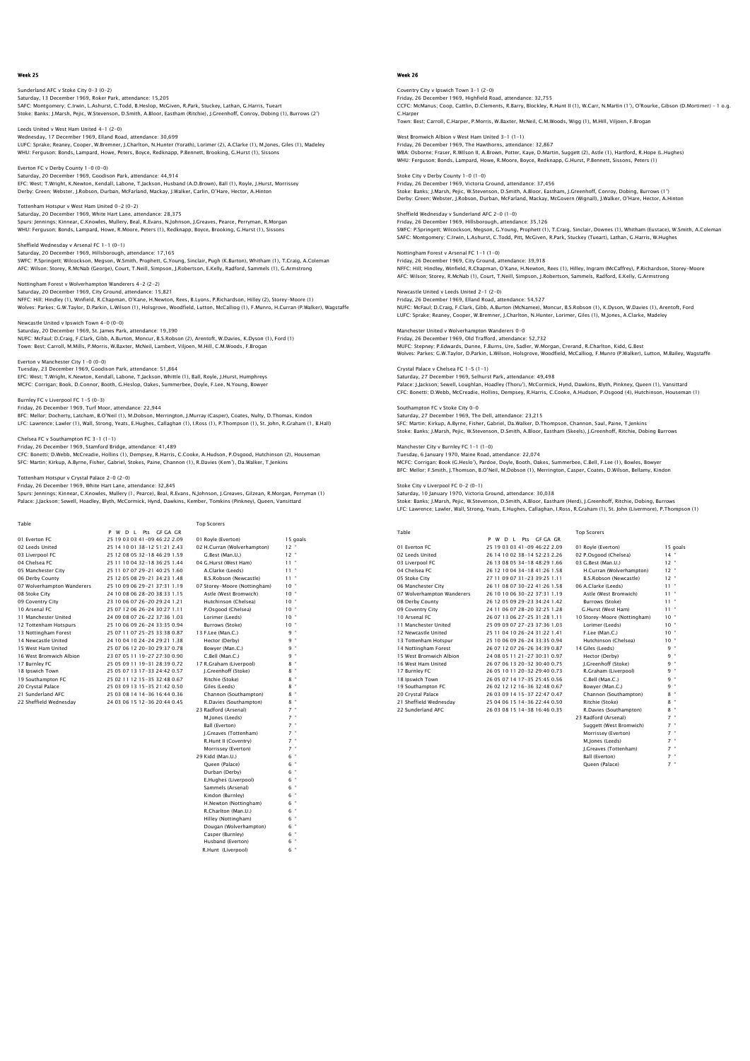## Week 25

Sunderland AFC v Stoke City 0–3 (0–2)
Saturday, 13 December 1969, Roker Park, attendance: 15,205
SAFC: Montgomery; C.Irwin, L.Ashurst, C.Todd, B.Heslop, McGiven, R.Park, Stuckey, Lathan, G.Harris, Tueart
Stoke: Banks; J.Marsh, Pejic, W.Stevenson, D.Smith, A.Bloor, Eastham (Ritchie), J.Greenhoff, Conroy, Dobing (1), Burrows (2')

Leeds United v West Ham United 4–1 (2–0)
Wednesday, 17 December 1969, Elland Road, attendance: 30,699
LUFC: Sprake; Reaney, Cooper, W.Bremner, J.Charlton, N.Hunter (Yorath), Lorimer (2), A.Clarke (1), M.Jones, Giles (1), Madeley
WHU: Ferguson; Bonds, Lampard, Howe, Peters, Boyce, Redknapp, P.Bennett, Brooking, G.Hurst (1), Sissons

Everton FC v Derby County 1–0 (0–0)
Saturday, 20 December 1969, Goodison Park, attendance: 44,914
EFC: West; T.Wright, K.Newton, Kendall, Labone, T.Jackson, Husband (A.D.Brown), Ball (1), Royle, J.Hurst, Morrissey
Derby: Green; Webster, J.Robson, Durban, McFarland, Mackay, J.Walker, Carlin, O'Hare, Hector, A.Hinton

Tottenham Hotspur v West Ham United 0–2 (0–2)
Saturday, 20 December 1969, White Hart Lane, attendance: 28,375
Spurs: Jennings; Kinnear, C.Knowles, Mullery, Beal, R.Evans, N.Johnson, J.Greaves, Pearce, Perryman, R.Morgan
WHU: Ferguson; Bonds, Lampard, Howe, R.Moore, Peters (1), Redknapp, Boyce, Brooking, G.Hurst (1), Sissons

Sheffield Wednesday v Arsenal FC 1–1 (0–1)
Saturday, 20 December 1969, Hillsborough, attendance: 17,165
SWFC: P.Springett; Wilcockson, Megson, W.Smith, Prophett, G.Young, Sinclair, Pugh (K.Burton), Whitham (1), T.Craig, A.Coleman
AFC: Wilson; Storey, R.McNab (George), Court, T.Neill, Simpson, J.Robertson, E.Kelly, Radford, Sammels (1), G.Armstrong

Nottingham Forest v Wolverhampton Wanderers 4–2 (2–2)
Saturday, 20 December 1969, City Ground, attendance: 15,821
NFFC: Hill; Hindley (1), Winfield, R.Chapman, O'Kane, H.Newton, Rees, B.Lyons, P.Richardson, Hilley (2), Storey-Moore (1)
Wolves: Parkes; G.W.Taylor, D.Parkin, L.Wilson (1), Holsgrove, Woodfield, Lutton, McCalliog (1), F.Munro, H.Curran (P.Walker), Wagstaffe

Newcastle United v Ipswich Town 4–0 (0–0)
Saturday, 20 December 1969, St. James Park, attendance: 19,390
NUFC: McFaul; D.Craig, F.Clark, Gibb, A.Burton, Moncur, B.S.Robson (2), Arentoft, W.Davies, K.Dyson (1), Ford (1)
Town: Best; Carroll, M.Mills, P.Morris, W.Baxter, McNeil, Lambert, Viljoen, M.Hill, C.M.Woods, F.Brogan

Everton v Manchester City 1–0 (0–0)
Tuesday, 23 December 1969, Goodison Park, attendance: 51,864
EFC: West; T.Wright, K.Newton, Kendall, Labone, T.Jackson, Whittle (1), Ball, Royle, J.Hurst, Humphreys
MCFC: Corrigan; Book, D.Connor, Booth, G.Heslop, Oakes, Summerbee, Doyle, F.Lee, N.Young, Bowyer

Burnley FC v Liverpool FC 1–5 (0–3)
Friday, 26 December 1969, Turf Moor, attendance: 22,944
BFC: Mellor; Docherty, Latcham, B.O'Neil (1), M.Dobson, Merrington, J.Murray (Casper), Coates, Nulty, D.Thomas, Kindon
LFC: Lawrence; Lawler (1), Wall, Strong, Yeats, E.Hughes, Callaghan (1), I.Ross (1), P.Thompson (1), St. John, R.Graham (1, B.Hall)

Chelsea FC v Southampton FC 3–1 (1–1)
Friday, 26 December 1969, Stamford Bridge, attendance: 41,489
CFC: Bonetti; D.Webb, McCreadie, Hollins (1), Dempsey, R.Harris, C.Cooke, A.Hudson, P.Osgood, Hutchinson (2), Houseman
SFC: Martin; Kirkup, A.Byrne, Fisher, Gabriel, Stokes, Paine, Channon (1), R.Davies (Kemp'), Da.Walker, T.Jenkins

Tottenham Hotspur v Crystal Palace 2–0 (2–0)
Friday, 26 December 1969, White Hart Lane, attendance: 32,845
Spurs: Jennings; Kinnear, C.Knowles, Mullery (1, Pearce), Beal, R.Evans, N.Johnson, J.Greaves, Gilzean, R.Morgan, Perryman (1)
Palace: J.Jackson; Sewell, Hoadley, Blyth, McCormick, Hynd, Dawkins, Kember, Tomkins (Pinkney), Queen, Vansittart

### Table

| | P | W | D | L | Pts | GF | GA | GR |
|---|---|---|---|---|---|---|---|---|
| 01 Everton FC | 25 | 19 | 03 | 03 | 41 | 09 | 46:22 | 2.09 |
| 02 Leeds United | 25 | 14 | 10 | 01 | 38 | 12 | 51:21 | 2.43 |
| 03 Liverpool FC | 25 | 12 | 08 | 05 | 32 | 18 | 46:29 | 1.59 |
| 04 Chelsea FC | 25 | 11 | 10 | 04 | 32 | 18 | 36:25 | 1.44 |
| 05 Manchester City | 25 | 11 | 07 | 07 | 29 | 21 | 40:25 | 1.60 |
| 06 Derby County | 25 | 12 | 05 | 08 | 29 | 21 | 34:23 | 1.48 |
| 07 Wolverhampton Wanderers | 25 | 10 | 09 | 06 | 29 | 21 | 37:31 | 1.19 |
| 08 Stoke City | 24 | 10 | 08 | 06 | 28 | 20 | 38:33 | 1.15 |
| 09 Coventry City | 23 | 10 | 06 | 07 | 26 | 20 | 29:24 | 1.21 |
| 10 Arsenal FC | 25 | 07 | 12 | 06 | 26 | 24 | 30:27 | 1.11 |
| 11 Manchester United | 24 | 09 | 08 | 07 | 26 | 22 | 37:36 | 1.03 |
| 12 Tottenham Hotspurs | 25 | 10 | 06 | 09 | 26 | 24 | 33:35 | 0.94 |
| 13 Nottingham Forest | 25 | 07 | 11 | 07 | 25 | 25 | 33:38 | 0.87 |
| 14 Newcastle United | 24 | 10 | 04 | 10 | 24 | 24 | 29:21 | 1.38 |
| 15 West Ham United | 25 | 07 | 06 | 12 | 20 | 30 | 29:37 | 0.78 |
| 16 West Bromwich Albion | 23 | 07 | 05 | 11 | 19 | 27 | 27:30 | 0.90 |
| 17 Burnley FC | 25 | 05 | 09 | 11 | 19 | 31 | 28:39 | 0.72 |
| 18 Ipswich Town | 25 | 05 | 07 | 13 | 17 | 33 | 24:42 | 0.57 |
| 19 Southampton FC | 25 | 02 | 11 | 12 | 15 | 35 | 32:48 | 0.67 |
| 20 Crystal Palace | 25 | 03 | 09 | 13 | 15 | 35 | 21:42 | 0.50 |
| 21 Sunderland AFC | 25 | 03 | 08 | 14 | 14 | 36 | 16:44 | 0.36 |
| 22 Sheffield Wednesday | 24 | 03 | 06 | 15 | 12 | 36 | 20:44 | 0.45 |

### Top Scorers

| | |
|---|---|
| 01 Royle (Everton) | 15 goals |
| 02 H.Curran (Wolverhampton) | 12 " |
| G.Best (Man.U.) | 12 " |
| 04 G.Hurst (West Ham) | 11 " |
| A.Clarke (Leeds) | 11 " |
| B.S.Robson (Newcastle) | 11 " |
| 07 Storey-Moore (Nottingham) | 10 " |
| Astle (West Bromwich) | 10 " |
| Hutchinson (Chelsea) | 10 " |
| P.Osgood (Chelsea) | 10 " |
| Lorimer (Leeds) | 10 " |
| Burrows (Stoke) | 10 " |
| 13 F.Lee (Man.C.) | 9 " |
| Hector (Derby) | 9 " |
| Bowyer (Man.C.) | 9 " |
| C.Bell (Man.C.) | 9 " |
| 17 R.Graham (Liverpool) | 8 " |
| J.Greenhoff (Stoke) | 8 " |
| Ritchie (Stoke) | 8 " |
| Giles (Leeds) | 8 " |
| Channon (Southampton) | 8 " |
| R.Davies (Southampton) | 8 " |
| 23 Radford (Arsenal) | 7 " |
| M.Jones (Leeds) | 7 " |
| Ball (Everton) | 7 " |
| J.Greaves (Tottenham) | 7 " |
| R.Hunt II (Coventry) | 7 " |
| Morrissey (Everton) | 7 " |
| 29 Kidd (Man.U.) | 6 " |
| Queen (Palace) | 6 " |
| Durban (Derby) | 6 " |
| E.Hughes (Liverpool) | 6 " |
| Sammels (Arsenal) | 6 " |
| Kindon (Burnley) | 6 " |
| H.Newton (Nottingham) | 6 " |
| R.Charlton (Man.U.) | 6 " |
| Hilley (Nottingham) | 6 " |
| Dougan (Wolverhampton) | 6 " |
| Casper (Burnley) | 6 " |
| Husband (Everton) | 6 " |
| R.Hunt (Liverpool) | 6 " |

## Week 26

Coventry City v Ipswich Town 3–1 (2–0)
Friday, 26 December 1969, Highfield Road, attendance: 32,755
CCFC: McManus; Coop, Cattlin, D.Clements, R.Barry, Blockley, R.Hunt II (1), W.Carr, N.Martin (1'), O'Rourke, Gibson (D.Mortimer) – 1 o.g. C.Harper
Town: Best; Carroll, C.Harper, P.Morris, W.Baxter, McNeil, C.M.Woods, Wigg (1), M.Hill, Viljoen, F.Brogan

West Bromwich Albion v West Ham United 3–1 (1–1)
Friday, 26 December 1969, The Hawthorns, attendance: 32,867
WBA: Osborne; Fraser, R.Wilson II, A.Brown, Potter, Kaye, D.Martin, Suggett (2), Astle (1), Hartford, R.Hope (L.Hughes)
WHU: Ferguson; Bonds, Lampard, Howe, R.Moore, Boyce, Redknapp, G.Hurst, P.Bennett, Sissons, Peters (1)

Stoke City v Derby County 1–0 (1–0)
Friday, 26 December 1969, Victoria Ground, attendance: 37,456
Stoke: Banks; J.Marsh, Pejic, W.Stevenson, D.Smith, A.Bloor, Eastham, J.Greenhoff, Conroy, Dobing, Burrows (1')
Derby: Green; Webster, J.Robson, Durban, McFarland, Mackay, McGovern (Wignall), J.Walker, O'Hare, Hector, A.Hinton

Sheffield Wednesday v Sunderland AFC 2–0 (1–0)
Friday, 26 December 1969, Hillsborough, attendance: 35,126
SWFC: P.Springett; Wilcockson, Megson, G.Young, Prophett (1), T.Craig, Sinclair, Downes (1), Whitham (Eustace), W.Smith, A.Coleman
SAFC: Montgomery; C.Irwin, L.Ashurst, C.Todd, Pitt, McGiven, R.Park, Stuckey (Tueart), Lathan, G.Harris, W.Hughes

Nottingham Forest v Arsenal FC 1–1 (1–0)
Friday, 26 December 1969, City Ground, attendance: 39,918
NFFC: Hill; Hindley, Winfield, R.Chapman, O'Kane, H.Newton, Rees (1), Hilley, Ingram (McCaffrey), P.Richardson, Storey-Moore
AFC: Wilson; Storey, R.McNab (1), Court, T.Neill, Simpson, J.Robertson, Sammels, Radford, E.Kelly, G.Armstrong

Newcastle United v Leeds United 2–1 (2–0)
Friday, 26 December 1969, Elland Road, attendance: 54,527
NUFC: McFaul; D.Craig, F.Clark, Gibb, A.Burton (McNamee), Moncur, B.S.Robson (1), K.Dyson, W.Davies (1), Arentoft, Ford
LUFC: Sprake; Reaney, Cooper, W.Bremner, J.Charlton, N.Hunter, Lorimer, Giles (1), M.Jones, A.Clarke, Madeley

Manchester United v Wolverhampton Wanderers 0–0
Friday, 26 December 1969, Old Trafford, attendance: 52,732
MUFC: Stepney; P.Edwards, Dunne, F.Burns, Ure, Sadler, W.Morgan, Crerand, R.Charlton, Kidd, G.Best
Wolves: Parkes; G.W.Taylor, D.Parkin, L.Wilson, Holsgrove, Woodfield, McCalliog, F.Munro (P.Walker), Lutton, M.Bailey, Wagstaffe

Crystal Palace v Chelsea FC 1–5 (1–1)
Saturday, 27 December 1969, Selhurst Park, attendance: 49,498
Palace: J.Jackson; Sewell, Loughlan, Hoadley (Thoru'), McCormick, Hynd, Dawkins, Blyth, Pinkney, Queen (1), Vansittart
CFC: Bonetti; D.Webb, McCreadie, Hollins, Dempsey, R.Harris, C.Cooke, A.Hudson, P.Osgood (4), Hutchinson, Houseman (1)

Southampton FC v Stoke City 0–0
Saturday, 27 December 1969, The Dell, attendance: 23,215
SFC: Martin; Kirkup, A.Byrne, Fisher, Gabriel, Da.Walker, D.Thompson, Channon, Saul, Paine, T.Jenkins
Stoke: Banks; J.Marsh, Pejic, W.Stevenson, D.Smith, A.Bloor, Eastham (Skeels), J.Greenhoff, Ritchie, Dobing Burrows

Manchester City v Burnley FC 1–1 (1–0)
Tuesday, 6 January 1970, Maine Road, attendance: 22,074
MCFC: Corrigan; Book (G.Heslo'), Pardoe, Doyle, Booth, Oakes, Summerbee, C.Bell, F.Lee (1), Bowles, Bowyer
BFC: Mellor; F.Smith, J.Thomson, B.O'Neil, M.Dobson (1), Merrington, Casper, Coates, D.Wilson, Bellamy, Kindon

Stoke City v Liverpool FC 0–2 (0–1)
Saturday, 10 January 1970, Victoria Ground, attendance: 30,038
Stoke: Banks; J.Marsh, Pejic, W.Stevenson, D.Smith, A.Bloor, Eastham (Herd), J.Greenhoff, Ritchie, Dobing, Burrows
LFC: Lawrence; Lawler, Wall, Strong, Yeats, E.Hughes, Callaghan, I.Ross, R.Graham (1), St. John (Livermore), P.Thompson (1)

### Table

| | P | W | D | L | Pts | GF | GA | GR |
|---|---|---|---|---|---|---|---|---|
| 01 Everton FC | 25 | 19 | 03 | 03 | 41 | 09 | 46:22 | 2.09 |
| 02 Leeds United | 26 | 14 | 10 | 02 | 38 | 14 | 52:23 | 2.26 |
| 03 Liverpool FC | 26 | 13 | 08 | 05 | 34 | 18 | 48:29 | 1.66 |
| 04 Chelsea FC | 26 | 12 | 10 | 04 | 34 | 18 | 41:26 | 1.58 |
| 05 Stoke City | 27 | 11 | 09 | 07 | 31 | 23 | 39:25 | 1.11 |
| 06 Manchester City | 26 | 11 | 08 | 07 | 30 | 22 | 41:26 | 1.58 |
| 07 Wolverhampton Wanderers | 26 | 10 | 10 | 06 | 30 | 22 | 37:31 | 1.19 |
| 08 Derby County | 26 | 12 | 05 | 09 | 29 | 23 | 34:24 | 1.42 |
| 09 Coventry City | 24 | 11 | 06 | 07 | 28 | 20 | 32:25 | 1.28 |
| 10 Arsenal FC | 26 | 07 | 13 | 06 | 27 | 25 | 31:28 | 1.11 |
| 11 Manchester United | 25 | 09 | 09 | 07 | 27 | 23 | 37:36 | 1.03 |
| 12 Newcastle United | 25 | 11 | 04 | 10 | 26 | 24 | 31:22 | 1.41 |
| 13 Tottenham Hotspur | 25 | 10 | 06 | 09 | 26 | 24 | 33:35 | 0.94 |
| 14 Nottingham Forest | 26 | 07 | 12 | 07 | 26 | 26 | 34:39 | 0.87 |
| 15 West Bromwich Albion | 24 | 08 | 05 | 11 | 21 | 27 | 30:31 | 0.97 |
| 16 West Ham United | 26 | 07 | 06 | 13 | 20 | 32 | 30:40 | 0.75 |
| 17 Burnley FC | 26 | 05 | 10 | 11 | 20 | 32 | 29:40 | 0.73 |
| 18 Ipswich Town | 26 | 05 | 07 | 14 | 17 | 35 | 25:45 | 0.56 |
| 19 Southampton FC | 26 | 02 | 12 | 12 | 16 | 36 | 32:48 | 0.67 |
| 20 Crystal Palace | 26 | 03 | 09 | 14 | 15 | 37 | 22:47 | 0.47 |
| 21 Sheffield Wednesday | 25 | 04 | 06 | 15 | 14 | 36 | 22:44 | 0.50 |
| 22 Sunderland AFC | 26 | 03 | 08 | 15 | 14 | 38 | 16:46 | 0.35 |

### Top Scorers

| | |
|---|---|
| 01 Royle (Everton) | 15 goals |
| 02 P.Osgood (Chelsea) | 14 " |
| 03 G.Best (Man.U.) | 12 " |
| H.Curran (Wolverhampton) | 12 " |
| B.S.Robson (Newcastle) | 12 " |
| 06 A.Clarke (Leeds) | 11 " |
| Astle (West Bromwich) | 11 " |
| Burrows (Stoke) | 11 " |
| G.Hurst (West Ham) | 11 " |
| 10 Storey-Moore (Nottingham) | 10 " |
| Lorimer (Leeds) | 10 " |
| F.Lee (Man.C.) | 10 " |
| Hutchinson (Chelsea) | 10 " |
| 14 Giles (Leeds) | 9 " |
| Hector (Derby) | 9 " |
| J.Greenhoff (Stoke) | 9 " |
| R.Graham (Liverpool) | 9 " |
| C.Bell (Man.C.) | 9 " |
| Bowyer (Man.C.) | 9 " |
| Channon (Southampton) | 8 " |
| Ritchie (Stoke) | 8 " |
| R.Davies (Southampton) | 8 " |
| 23 Radford (Arsenal) | 7 " |
| Suggett (West Bromwich) | 7 " |
| Morrissey (Everton) | 7 " |
| M.Jones (Leeds) | 7 " |
| J.Greaves (Tottenham) | 7 " |
| Ball (Everton) | 7 " |
| Queen (Palace) | 7 " |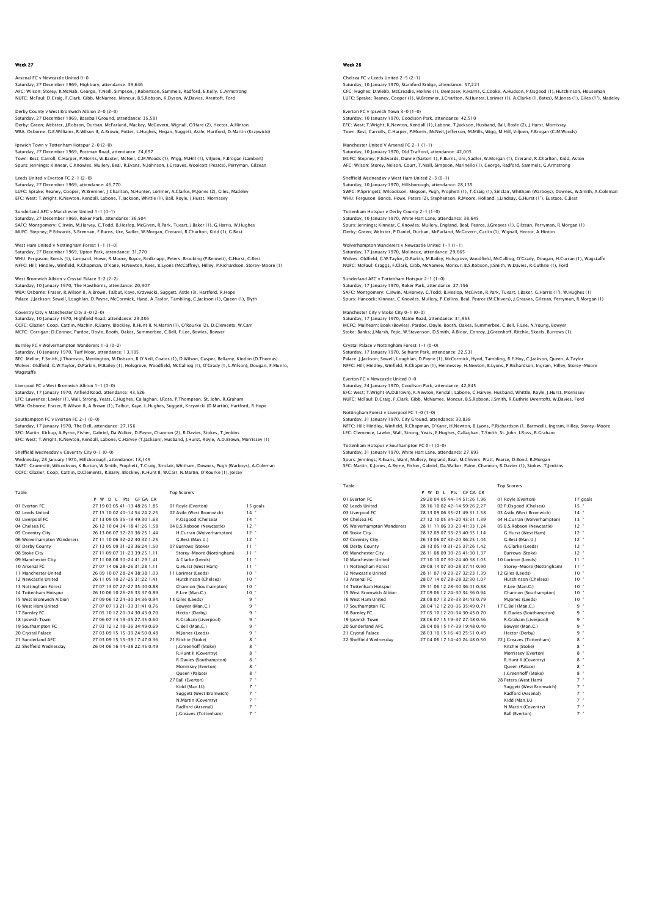## Week 27

Arsenal FC v Newcastle United 0-0
Saturday, 27 December 1969, Highbury, attendance: 39,646
AFC: Wilson; Storey, R.McNab, George, T.Neill, Simpson, J.Robertson, Sammels, Radford, E.Kelly, G.Armstrong
NUFC: McFaul; D.Craig, F.Clark, Gibb, McNamee, Moncur, B.S.Robson, K.Dyson, W.Davies, Arentoft, Ford

Derby County v West Bromwich Albion 2-0 (2-0)
Saturday, 27 December 1969, Baseball Ground, attendance: 35,581
Derby: Green; Webster, J.Robson, Durban, McFarland, Mackay, McGovern, Wignall, O'Hare (2), Hector, A.Hinton
WBA: Osborne; G.E.Williams, R.Wilson II, A.Brown, Potter, L.Hughes, Hegan, Suggett, Astle, Hartford, D.Martin (Krzywicki)

Ipswich Town v Tottenham Hotspur 2-0 (2-0)
Saturday, 27 December 1969, Portman Road, attendance: 24,657
Town: Best; Carroll, C.Harper, P.Morris, W.Baxter, McNeil, C.M.Woods (1), Wigg, M.Hill (1), Viljoen, F.Brogan (Lambert)
Spurs: Jennings; Kinnear, C.Knowles, Mullery, Beal, R.Evans, N.Johnson, J.Greaves, Woolcott (Pearce), Perryman, Gilzean

Leeds United v Everton FC 2-1 (2-0)
Saturday, 27 December 1969, attendance: 46,770
LUFC: Sprake; Reaney, Cooper, W.Bremner, J.Charlton, N.Hunter, Lorimer, A.Clarke, M.Jones (2), Giles, Madeley
EFC: West; T.Wright, K.Newton, Kendall, Labone, T.Jackson, Whittle (1), Ball, Royle, J.Hurst, Morrissey

Sunderland AFC v Manchester United 1-1 (0-1)
Saturday, 27 December 1969, Roker Park, attendance: 36,504
SAFC: Montgomery; C.Irwin, M.Harvey, C.Todd, B.Heslop, McGiven, R.Park, Tueart, J.Baker (1), G.Harris, W.Hughes
MUFC: Stepney; P.Edwards, S.Brennan, F.Burns, Ure, Sadler, W.Morgan, Crerand, R.Charlton, Kidd (1), G.Best

West Ham United v Nottingham Forest 1-1 (1-0)
Saturday, 27 December 1969, Upton Park, attendance: 31,770
WHU: Ferguson; Bonds (1), Lampard, Howe, R.Moore, Boyce, Redknapp, Peters, Brooking (P.Bennett), G.Hurst, C.Best
NFFC: Hill; Hindley, Winfield, R.Chapman, O'Kane, H.Newton, Rees, B.Lyons (McCaffrey), Hilley, P.Richardson, Storey-Moore (1)

West Bromwich Albion v Crystal Palace 3-2 (2-2)
Saturday, 10 January 1970, The Hawthorns, attendance: 20,907
WBA: Osborne; Fraser, R.Wilson II, A.Brown, Talbut, Kaye, Krzywicki, Suggett, Astle (3), Hartford, R.Hope
Palace: J.Jackson; Sewell, Loughlan, D.Payne, McCormick, Hynd, A.Taylor, Tambling, C.Jackson (1), Queen (1), Blyth

Coventry City v Manchester City 3-0 (2-0)
Saturday, 10 January 1970, Highfield Road, attendance: 29,386
CCFC: Glazier; Coop, Cattlin, Machin, R.Barry, Blockley, R.Hunt II, N.Martin (1), O'Rourke (2), D.Clements, W.Carr
MCFC: Corrigan; D.Connor, Pardoe, Doyle, Booth, Oakes, Summerbee, C.Bell, F.Lee, Bowles, Bowyer

Burnley FC v Wolverhampton Wanderers 1-3 (0-2)
Saturday, 10 January 1970, Turf Moor, attendance: 13,195
BFC: Mellor; F.Smith, J.Thomson, Merrington, M.Dobson, B.O'Neil, Coates (1), D.Wilson, Casper, Bellamy, Kindon (D.Thomas)
Wolves: Oldfield; G.W.Taylor, D.Parkin, M.Bailey (1), Holsgrove, Woodfield, McCalliog (1), O'Grady (1, L.Wilson), Dougan, F.Munro, Wagstaffe

Liverpool FC v West Bromwich Albion 1-1 (0-0)
Saturday, 17 January 1970, Anfield Road, attendance: 43,526
LFC: Lawrence; Lawler (1), Wall, Strong, Yeats, E.Hughes, Callaghan, I.Ross, P.Thompson, St. John, R.Graham
WBA: Osborne; Fraser, R.Wilson II, A.Brown (1), Talbut, Kaye, L.Hughes, Suggett, Krzywicki (D.Martin), Hartford, R.Hope

Southampton FC v Everton FC 2-1 (2-0)
Saturday, 17 January 1970, The Dell, attendance: 27,156
SFC: Martin; Kirkup, A.Byrne, Fisher, Gabriel, Da.Walker, D.Payne, Channon (2), R.Davies, Stokes, T.Jenkins
EFC: West; T.Wright, K.Newton, Kendall, Labone, C.Harvey (T.Jackson), Husband, J.Hurst, Royle, A.D.Brown, Morrissey (1)

Sheffield Wednesday v Coventry City 0-1 (0-0)
Wednesday, 28 January 1970, Hillsborough, attendance: 18,149
SWFC: Grummitt; Wilcockson, K.Burton, W.Smith, Prophett, T.Craig, Sinclair, Whitham, Downes, Pugh (Warboys), A.Coleman
CCFC: Glazier; Coop, Cattlin, D.Clements, R.Barry, Blockley, R.Hunt II, W.Carr, N.Martin, O'Rourke (1), Joicey

Table

| | P | W | D | L | Pts | GF | GA | GR |
|---|---|---|---|---|---|---|---|---|
| 01 Everton FC | 27 | 19 | 03 | 05 | 41 | 48 | 26 | 1.85 |
| 02 Leeds United | 27 | 15 | 10 | 02 | 40 | 54 | 24 | 2.25 |
| 03 Liverpool FC | 27 | 13 | 09 | 05 | 35 | 49 | 30 | 1.63 |
| 04 Chelsea FC | 26 | 12 | 10 | 04 | 34 | 41 | 26 | 1.58 |
| 05 Coventry City | 26 | 13 | 06 | 07 | 32 | 36 | 25 | 1.44 |
| 06 Wolverhampton Wanderers | 27 | 11 | 10 | 06 | 32 | 40 | 32 | 1.25 |
| 07 Derby County | 27 | 13 | 05 | 09 | 31 | 36 | 24 | 1.50 |
| 08 Stoke City | 27 | 11 | 09 | 07 | 31 | 39 | 25 | 1.11 |
| 09 Manchester City | 27 | 11 | 08 | 08 | 30 | 41 | 29 | 1.41 |
| 10 Arsenal FC | 27 | 07 | 14 | 06 | 28 | 31 | 28 | 1.11 |
| 11 Manchester United | 26 | 09 | 10 | 07 | 28 | 38 | 38 | 1.03 |
| 12 Newcastle United | 26 | 11 | 05 | 10 | 27 | 31 | 22 | 1.41 |
| 13 Nottingham Forest | 27 | 07 | 13 | 07 | 27 | 35 | 40 | 0.88 |
| 14 Tottenham Hotspur | 26 | 10 | 06 | 10 | 26 | 33 | 37 | 0.89 |
| 15 West Bromwich Albion | 27 | 09 | 06 | 12 | 24 | 30 | 34 | 0.94 |
| 16 West Ham United | 27 | 07 | 07 | 13 | 21 | 33 | 31 | 0.76 |
| 17 Burnley FC | 27 | 05 | 10 | 12 | 20 | 34 | 30 | 0.70 |
| 18 Ipswich Town | 27 | 06 | 07 | 14 | 19 | 35 | 27 | 0.60 |
| 19 Southampton FC | 27 | 03 | 12 | 12 | 18 | 36 | 34 | 0.69 |
| 20 Crystal Palace | 27 | 03 | 09 | 15 | 15 | 39 | 24 | 0.48 |
| 21 Sunderland AFC | 27 | 03 | 09 | 15 | 15 | 39 | 17 | 0.36 |
| 22 Sheffield Wednesday | 26 | 04 | 06 | 16 | 14 | 38 | 22 | 0.49 |

Top Scorers

| | |
|---|---|
| 01 Royle (Everton) | 15 goals |
| 02 Astle (West Bromwich) | 14 " |
| P.Osgood (Chelsea) | 14 " |
| 04 B.S.Robson (Newcastle) | 12 " |
| H.Curran (Wolverhampton) | 12 " |
| G.Best (Man.U.) | 12 " |
| 07 Burrows (Stoke) | 11 " |
| Storey-Moore (Nottingham) | 11 " |
| A.Clarke (Leeds) | 11 " |
| G.Hurst (West Ham) | 11 " |
| 11 Lorimer (Leeds) | 10 " |
| Hutchinson (Chelsea) | 10 " |
| Channon (Southampton) | 10 " |
| F.Lee (Man.C.) | 10 " |
| 15 Giles (Leeds) | 9 " |
| Bowyer (Man.C.) | 9 " |
| Hector (Derby) | 9 " |
| R.Graham (Liverpool) | 9 " |
| C.Bell (Man.C.) | 9 " |
| M.Jones (Leeds) | 9 " |
| 21 Ritchie (Stoke) | 8 " |
| J.Greenhoff (Stoke) | 8 " |
| R.Hunt II (Coventry) | 8 " |
| R.Davies (Southampton) | 8 " |
| Morrissey (Everton) | 8 " |
| Queen (Palace) | 8 " |
| 27 Ball (Everton) | 7 " |
| Kidd (Man.U.) | 7 " |
| Suggett (West Bromwich) | 7 " |
| N.Martin (Coventry) | 7 " |
| Radford (Arsenal) | 7 " |
| J.Greaves (Tottenham) | 7 " |

## Week 28

Chelsea FC v Leeds United 2-5 (2-1)
Saturday, 10 January 1970, Stamford Bridge, attendance: 57,221
CFC: Hughes; D.Webb, McCreadie, Hollins (1), Dempsey, R.Harris, C.Cooke, A.Hudson, P.Osgood (1), Hutchinson, Houseman
LUFC: Sprake; Reaney, Cooper (1), W.Bremner, J.Charlton, N.Hunter, Lorimer (1), A.Clarke (1, Bates), M.Jones (1), Giles (1 '), Madeley

Everton FC v Ipswich Town 3-0 (1-0)
Saturday, 10 January 1970, Goodison Park, attendance: 42,510
EFC: West; T.Wright, K.Newton, Kendall (1), Labone, T.Jackson, Husband, Ball, Royle (2), J.Hurst, Morrissey
Town: Best; Carrolls, C.Harper, P.Morris, McNeil, Jefferson, M.Mills, Wigg, M.Hill, Viljoen, F.Brogan (C.M.Woods)

Manchester United V Arsenal FC 2-1 (1-1)
Saturday, 10 January 1970, Old Trafford, attendance: 42,005
MUFC: Stepney; P.Edwards, Dunne (Sartori 1), F.Burns, Ure, Sadler, W.Morgan (1), Crerand, R.Charlton, Kidd, Aston
AFC: Wilson; Storey, Nelson, Court, T.Neill, Simpson, Marinello (1), George, Radford, Sammels, G.Armstrong

Sheffield Wednesday v West Ham United 2-3 (0-1)
Saturday, 10 January 1970, Hillsborough, attendance: 28,135
SWFC: P.Springett; Wilcockson, Megson, Pugh, Prophett (1), T.Craig (1), Sinclair, Whitham (Warboys), Downes, W.Smith, A.Coleman
WHU: Ferguson; Bonds, Howe, Peters (2), Stephenson, R.Moore, Holland, J.Lindsay, G.Hurst (1'), Eustace, C.Best

Tottenham Hotspur v Derby County 2-1 (1-0)
Saturday, 10 January 1970, White Hart Lane, attendance: 38,645
Spurs: Jennings; Kinnear, C.Knowles, Mullery, England, Beal, Pearce, J.Greaves (1), Gilzean, Perryman, R.Morgan (1)
Derby: Green; Webster, P.Daniel, Durban, McFarland, McGovern, Carlin (1), Wignall, Hector, A.Hinton

Wolverhampton Wanderers v Newcastle United 1-1 (1-1)
Saturday, 17 January 1970, Molineux, attendance: 29,665
Wolves: Oldfield; G.W.Taylor, D.Parkin, M.Bailey, Holsgrove, Woodfield, McCalliog, O'Grady, Dougan, H.Curran (1), Wagstaffe
NUFC: McFaul; Craggs, F.Clark, Gibb, McNamee, Moncur, B.S.Robson, J.Smith, W.Davies, R.Guthrie (1), Ford

Sunderland AFC v Tottenham Hotspur 2-1 (1-0)
Saturday, 17 January 1970, Roker Park, attendance: 27,156
SAFC: Montgomery; C.Irwin, M.Harvey, C.Todd, B.Heslop, McGiven, R.Park, Tueart, J.Baker, G.Harris (1'), W.Hughes (1)
Spurs: Hancock; Kinnear, C.Knowles, Mullery, P.Collins, Beal, Pearce (M.Chivers), J.Greaves, Gilzean, Perryman, R.Morgan (1)

Manchester City v Stoke City 0-1 (0-0)
Saturday, 17 January 1970, Maine Road, attendance: 31,965
MCFC: Mulhearn; Book (Bowles), Pardoe, Doyle, Booth, Oakes, Summerbee, C.Bell, F.Lee, N.Young, Bowyer
Stoke: Banks; J.Marsh, Pejic, W.Stevenson, D.Smith, A.Bloor, Conroy, J.Greenhoff, Ritchie, Skeels, Burrows (1)

Crystal Palace v Nottingham Forest 1-1 (0-0)
Saturday, 17 January 1970, Selhurst Park, attendance: 22,531
Palace: J.Jackson; Sewell, Loughlan, D.Payne (1), McCormick, Hynd, Tambling, R.E.Hoy, C.Jackson, Queen, A.Taylor
NFFC: Hill; Hindley, Winfield, R.Chapman (1), Hennessey, H.Newton, B.Lyons, P.Richardson, Ingram, Hilley, Storey-Moore

Everton FC v Newcastle United 0-0
Saturday, 24 January 1970, Goodison Park, attendance: 42,845
EFC: West; T.Wright (A.D.Brown), K.Newton, Kendall, Labone, C.Harvey, Husband, Whittle, Royle, J.Hurst, Morrissey
NUFC: McFaul; D.Craig, F.Clark, Gibb, McNamee, Moncur, B.S.Robson, J.Smith, R.Guthrie (Arentoft), W.Davies, Ford

Nottingham Forest v Liverpool FC 1-0 (1-0)
Saturday, 31 January 1970, City Ground, attendance: 30,838
NFFC: Hill; Hindley, Winfield, R.Chapman, O'Kane, H.Newton, B.Lyons, P.Richardson (1, Barnwell), Ingram, Hilley, Storey-Moore
LFC: Clemence; Lawler, Wall, Strong, Yeats, E.Hughes, Callaghan, T.Smith, St. John, I.Ross, R.Graham

Tottenham Hotspur v Southampton FC 0-1 (0-0)
Saturday, 31 January 1970, White Hart Lane, attendance: 27,693
Spurs: Jennings; R.Evans, Want, Mullery, England, Beal, M.Chivers, Pratt, Pearce, D.Bond, R.Morgan
SFC: Martin; K.Jones, A.Byrne, Fisher, Gabriel, Da.Walker, Paine, Channon, R.Davies (1), Stokes, T.Jenkins

Table

| | P | W | D | L | Pts | GF | GA | GR |
|---|---|---|---|---|---|---|---|---|
| 01 Everton FC | 29 | 20 | 04 | 05 | 44 | 51 | 26 | 1.96 |
| 02 Leeds United | 28 | 16 | 10 | 02 | 42 | 59 | 26 | 2.27 |
| 03 Liverpool FC | 28 | 13 | 09 | 06 | 35 | 49 | 31 | 1.58 |
| 04 Chelsea FC | 27 | 12 | 10 | 05 | 34 | 43 | 31 | 1.39 |
| 05 Wolverhampton Wanderers | 28 | 11 | 11 | 06 | 33 | 41 | 33 | 1.24 |
| 06 Stoke City | 28 | 12 | 09 | 07 | 33 | 40 | 35 | 1.14 |
| 07 Coventry City | 26 | 13 | 06 | 07 | 32 | 36 | 25 | 1.44 |
| 08 Derby County | 28 | 13 | 05 | 10 | 31 | 37 | 26 | 1.42 |
| 09 Manchester City | 28 | 11 | 08 | 09 | 30 | 41 | 30 | 1.37 |
| 10 Manchester United | 27 | 10 | 10 | 07 | 30 | 40 | 38 | 1.05 |
| 11 Nottingham Forest | 29 | 08 | 14 | 07 | 30 | 37 | 41 | 0.90 |
| 12 Newcastle United | 28 | 11 | 07 | 10 | 29 | 32 | 23 | 1.39 |
| 13 Arsenal FC | 28 | 07 | 14 | 07 | 28 | 32 | 30 | 1.07 |
| 14 Tottenham Hotspur | 29 | 11 | 06 | 12 | 28 | 30 | 36 | 41 | 0.88 |
| 15 West Bromwich Albion | 27 | 09 | 06 | 12 | 24 | 30 | 34 | 36 | 0.94 |
| 16 West Ham United | 28 | 08 | 07 | 13 | 23 | 34 | 43 | 0.79 |
| 17 Southampton FC | 28 | 04 | 12 | 12 | 20 | 36 | 49 | 0.71 |
| 18 Burnley FC | 27 | 05 | 10 | 12 | 20 | 34 | 30 | 43 | 0.70 |
| 19 Ipswich Town | 28 | 06 | 07 | 15 | 19 | 37 | 27 | 48 | 0.56 |
| 20 Sunderland AFC | 28 | 04 | 09 | 15 | 17 | 39 | 19 | 48 | 0.40 |
| 21 Crystal Palace | 28 | 03 | 10 | 15 | 16 | 40 | 25 | 51 | 0.49 |
| 22 Sheffield Wednesday | 27 | 04 | 06 | 17 | 14 | 40 | 24 | 48 | 0.50 |

Top Scorers

| | |
|---|---|
| 01 Royle (Everton) | 17 goals |
| 02 P.Osgood (Chelsea) | 15 " |
| 03 Astle (West Bromwich) | 14 " |
| 04 H.Curran (Wolverhampton) | 13 " |
| 05 B.S.Robson (Newcastle) | 12 " |
| G.Hurst (West Ham) | 12 " |
| G.Best (Man.U.) | 12 " |
| A.Clarke (Leeds) | 12 " |
| Burrows (Stoke) | 12 " |
| 10 Lorimer (Leeds) | 11 " |
| Storey-Moore (Nottingham) | 11 " |
| 12 Giles (Leeds) | 10 " |
| Hutchinson (Chelsea) | 10 " |
| F.Lee (Man.C.) | 10 " |
| Channon (Southampton) | 10 " |
| M.Jones (Leeds) | 10 " |
| 17 C.Bell (Man.C.) | 9 " |
| R.Davies (Southampton) | 9 " |
| R.Graham (Liverpool) | 9 " |
| Bowyer (Man.C.) | 9 " |
| Hector (Derby) | 9 " |
| 22 J.Greaves (Tottenham) | 8 " |
| Ritchie (Stoke) | 8 " |
| Morrissey (Everton) | 8 " |
| R.Hunt II (Coventry) | 8 " |
| Queen (Palace) | 8 " |
| J.Greenhoff (Stoke) | 8 " |
| 28 Peters (West Ham) | 7 " |
| Suggett (West Bromwich) | 7 " |
| Radford (Arsenal) | 7 " |
| Kidd (Man.U.) | 7 " |
| N.Martin (Coventry) | 7 " |
| Ball (Everton) | 7 " |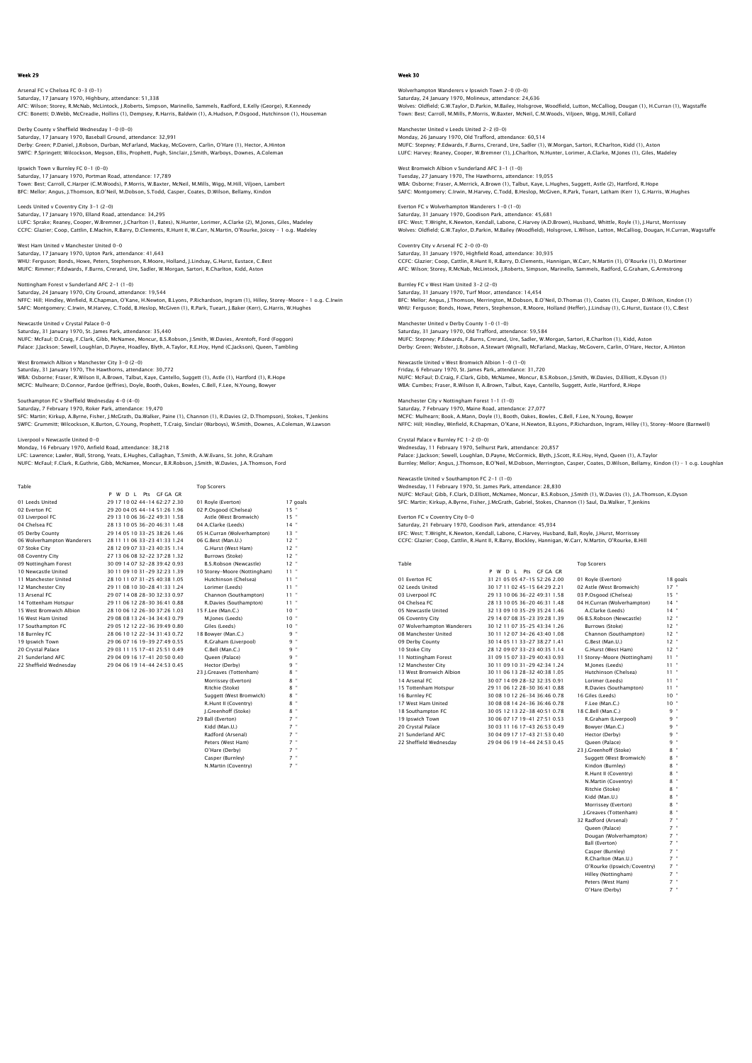## Week 29

Arsenal FC v Chelsea FC 0–3 (0–1)
Saturday, 17 January 1970, Highbury, attendance: 51,338
AFC: Wilson; Storey, R.McNab, McLintock, J.Roberts, Simpson, Marinello, Sammels, Radford, E.Kelly (George), R.Kennedy
CFC: Bonetti; D.Webb, McCreadie, Hollins (1), Dempsey, R.Harris, Baldwin (1), A.Hudson, P.Osgood, Hutchinson (1), Houseman

Derby County v Sheffield Wednesday 1–0 (0–0)
Saturday, 17 January 1970, Baseball Ground, attendance: 32,991
Derby: Green; P.Daniel, J.Robson, Durban, McFarland, Mackay, McGovern, Carlin, O'Hare (1), Hector, A.Hinton
SWFC: P.Springett; Wilcockson, Megson, Ellis, Prophett, Pugh, Sinclair, J.Smith, Warboys, Downes, A.Coleman

Ipswich Town v Burnley FC 0–1 (0–0)
Saturday, 17 January 1970, Portman Road, attendance: 17,789
Town: Best; Carroll, C.Harper (C.M.Woods), P.Morris, W.Baxter, McNeil, M.Mills, Wigg, M.Hill, Viljoen, Lambert
BFC: Mellor; Angus, J.Thomson, B.O'Neil, M.Dobson, S.Todd, Casper, Coates, D.Wilson, Bellamy, Kindon

Leeds United v Coventry City 3–1 (2–0)
Saturday, 17 January 1970, Elland Road, attendance: 34,295
LUFC: Sprake; Reaney, Cooper, W.Bremner, J.Charlton (1, Bates), N.Hunter, Lorimer, A.Clarke (2), M.Jones, Giles, Madeley
CCFC: Glazier; Coop, Cattlin, E.Machin, R.Barry, D.Clements, R.Hunt II, W.Carr, N.Martin, O'Rourke, Joicey – 1 o.g. Madeley

West Ham United v Manchester United 0–0
Saturday, 17 January 1970, Upton Park, attendance: 41,643
WHU: Ferguson; Bonds, Howe, Peters, Stephenson, R.Moore, Holland, J.Lindsay, G.Hurst, Eustace, C.Best
MUFC: Rimmer; P.Edwards, F.Burns, Crerand, Ure, Sadler, W.Morgan, Sartori, R.Charlton, Kidd, Aston

Nottingham Forest v Sunderland AFC 2–1 (1–0)
Saturday, 24 January 1970, City Ground, attendance: 19,544
NFFC: Hill; Hindley, Winfield, R.Chapman, O'Kane, H.Newton, B.Lyons, P.Richardson, Ingram (1), Hilley, Storey-Moore – 1 o.g. C.Irwin
SAFC: Montgomery; C.Irwin, M.Harvey, C.Todd, B.Heslop, McGiven (1), R.Park, Tueart, J.Baker (Kerr), G.Harris, W.Hughes

Newcastle United v Crystal Palace 0–0
Saturday, 31 January 1970, St. James Park, attendance: 35,440
NUFC: McFaul; D.Craig, F.Clark, Gibb, McNamee, Moncur, B.S.Robson, J.Smith, W.Davies, Arentoft, Ford (Foggon)
Palace: J.Jackson; Sewell, Loughlan, D.Payne, Hoadley, Blyth, A.Taylor, R.E.Hoy, Hynd (C.Jackson), Queen, Tambling

West Bromwich Albion v Manchester City 3–0 (2–0)
Saturday, 31 January 1970, The Hawthorns, attendance: 30,772
WBA: Osborne; Fraser, R.Wilson II, A.Brown, Talbut, Kaye, Cantello, Suggett (1), Astle (1), Hartford (1), R.Hope
MCFC: Mulhearn; D.Connor, Pardoe (Jeffries), Doyle, Booth, Oakes, Bowles, C.Bell, F.Lee, N.Young, Bowyer

Southampton FC v Sheffield Wednesday 4–4 (4–0)
Saturday, 7 February 1970, Roker Park, attendance: 19,470
SFC: Martin; Kirkup, A.Byrne, Fisher, J.McGrath, Da.Walker, Paine (1), Channon (1), R.Davies (2, D.Thompson), Stokes, T.Jenkins
SWFC: Grummitt; Wilcockson, K.Burton, G.Young, Prophett, T.Craig, Sinclair (Warboys), W.Smith, Downes, A.Coleman, W.Lawson

Liverpool v Newcastle United 0–0
Monday, 16 February 1970, Anfield Road, attendance: 38,218
LFC: Lawrence; Lawler, Wall, Strong, Yeats, E.Hughes, Callaghan, T.Smith, A.W.Evans, St. John, R.Graham
NUFC: McFaul; F.Clark, R.Guthrie, Gibb, McNamee, Moncur, B.R.Robson, J.Smith, W.Davies, J.A.Thomson, Ford

Table

| | P | W | D | L | Pts | GF GA | GR |
|---|---|---|---|---|---|---|---|
| 01 Leeds United | 29 | 17 | 10 | 02 | 44 | –14 62:27 | 2.30 |
| 02 Everton FC | 29 | 20 | 04 | 05 | 44 | –14 51:26 | 1.96 |
| 03 Liverpool FC | 29 | 13 | 10 | 06 | 36 | –22 49:31 | 1.58 |
| 04 Chelsea FC | 28 | 13 | 10 | 05 | 36 | –20 46:31 | 1.48 |
| 05 Derby County | 29 | 14 | 05 | 10 | 33 | –25 38:26 | 1.46 |
| 06 Wolverhampton Wanderers | 28 | 11 | 11 | 06 | 33 | –23 41:33 | 1.24 |
| 07 Stoke City | 28 | 12 | 09 | 07 | 33 | –23 40:35 | 1.14 |
| 08 Coventry City | 27 | 13 | 06 | 08 | 32 | –22 37:28 | 1.32 |
| 09 Nottingham Forest | 30 | 09 | 14 | 07 | 32 | –28 39:42 | 0.93 |
| 10 Newcastle United | 30 | 11 | 09 | 10 | 31 | –29 32:23 | 1.39 |
| 11 Manchester United | 28 | 10 | 11 | 07 | 31 | –25 40:38 | 1.05 |
| 12 Manchester City | 29 | 11 | 08 | 10 | 30 | –28 41:33 | 1.24 |
| 13 Arsenal FC | 29 | 07 | 14 | 08 | 28 | –30 32:33 | 0.97 |
| 14 Tottenham Hotspur | 29 | 11 | 06 | 12 | 28 | –30 36:41 | 0.88 |
| 15 West Bromwich Albion | 28 | 10 | 06 | 12 | 26 | –30 37:26 | 1.03 |
| 16 West Ham United | 29 | 08 | 08 | 13 | 24 | –34 34:43 | 0.79 |
| 17 Southampton FC | 29 | 05 | 12 | 12 | 22 | –36 39:49 | 0.80 |
| 18 Burnley FC | 28 | 06 | 10 | 12 | 22 | –34 31:43 | 0.72 |
| 19 Ipswich Town | 29 | 06 | 07 | 16 | 19 | –39 27:49 | 0.55 |
| 20 Crystal Palace | 29 | 03 | 11 | 15 | 17 | –41 25:51 | 0.49 |
| 21 Sunderland AFC | 29 | 04 | 09 | 16 | 17 | –41 20:50 | 0.40 |
| 22 Sheffield Wednesday | 29 | 04 | 06 | 19 | 14 | –44 24:53 | 0.45 |

Top Scorers

| | |
|---|---|
| 01 Royle (Everton) | 17 goals |
| 02 P.Osgood (Chelsea) | 15 " |
| Astle (West Bromwich) | 15 " |
| 04 A.Clarke (Leeds) | 14 " |
| 05 H.Curran (Wolverhampton) | 13 " |
| 06 G.Best (Man.U.) | 12 " |
| G.Hurst (West Ham) | 12 " |
| Burrows (Stoke) | 12 " |
| B.S.Robson (Newcastle) | 12 " |
| 10 Storey-Moore (Nottingham) | 11 " |
| Hutchinson (Chelsea) | 11 " |
| Lorimer (Leeds) | 11 " |
| Channon (Southampton) | 11 " |
| R.Davies (Southampton) | 11 " |
| 15 F.Lee (Man.C.) | 10 " |
| M.Jones (Leeds) | 10 " |
| Giles (Leeds) | 10 " |
| 18 Bowyer (Man.C.) | 9 " |
| R.Graham (Liverpool) | 9 " |
| C.Bell (Man.C.) | 9 " |
| Queen (Palace) | 9 " |
| Hector (Derby) | 9 " |
| 23 J.Greaves (Tottenham) | 8 " |
| Morrissey (Everton) | 8 " |
| Ritchie (Stoke) | 8 " |
| Suggett (West Bromwich) | 8 " |
| R.Hunt II (Coventry) | 8 " |
| J.Greenhoff (Stoke) | 8 " |
| 29 Ball (Everton) | 7 " |
| Kidd (Man.U.) | 7 " |
| Radford (Arsenal) | 7 " |
| Peters (West Ham) | 7 " |
| O'Hare (Derby) | 7 " |
| Casper (Burnley) | 7 " |
| N.Martin (Coventry) | 7 " |

## Week 30

Wolverhampton Wanderers v Ipswich Town 2–0 (0–0)
Saturday, 24 January 1970, Molineux, attendance: 24,636
Wolves: Oldfield; G.W.Taylor, D.Parkin, M.Bailey, Holsgrove, Woodfield, Lutton, McCalliog, Dougan (1), H.Curran (1), Wagstaffe
Town: Best; Carroll, M.Mills, P.Morris, W.Baxter, McNeil, C.M.Woods, Viljoen, Wigg, M.Hill, Collard

Manchester United v Leeds United 2–2 (0–0)
Monday, 26 January 1970, Old Trafford, attendance: 60,514
MUFC: Stepney; P.Edwards, F.Burns, Crerand, Ure, Sadler (1), W.Morgan, Sartori, R.Charlton, Kidd (1), Aston
LUFC: Harvey; Reaney, Cooper, W.Bremner (1), J.Charlton, N.Hunter, Lorimer, A.Clarke, M.Jones (1), Giles, Madeley

West Bromwich Albion v Sunderland AFC 3–1 (1–0)
Tuesday, 27 January 1970, The Hawthorns, attendance: 19,055
WBA: Osborne; Fraser, A.Merrick, A.Brown (1), Talbut, Kaye, L.Hughes, Suggett, Astle (2), Hartford, R.Hope
SAFC: Montgomery; C.Irwin, M.Harvey, C.Todd, B.Heslop, McGiven, R.Park, Tueart, Latham (Kerr 1), G.Harris, W.Hughes

Everton FC v Wolverhampton Wanderers 1–0 (1–0)
Saturday, 31 January 1970, Goodison Park, attendance: 45,681
EFC: West; T.Wright, K.Newton, Kendall, Labone, C.Harvey (A.D.Brown), Husband, Whittle, Royle (1), J.Hurst, Morrissey
Wolves: Oldfield; G.W.Taylor, D.Parkin, M.Bailey (Woodfield), Holsgrove, L.Wilson, Lutton, McCalliog, Dougan, H.Curran, Wagstaffe

Coventry City v Arsenal FC 2–0 (0–0)
Saturday, 31 January 1970, Highfield Road, attendance: 30,935
CCFC: Glazier; Coop, Cattlin, R.Hunt II, R.Barry, D.Clements, Hannigan, W.Carr, N.Martin (1), O'Rourke (1), D.Mortimer
AFC: Wilson; Storey, R.McNab, McLintock, J.Roberts, Simpson, Marinello, Sammels, Radford, G.Graham, G.Armstrong

Burnley FC v West Ham United 3–2 (2–2)
Saturday, 31 January 1970, Turf Moor, attendance: 14,454
BFC: Mellor; Angus, J.Thomson, Merrington, M.Dobson, B.O'Neil, D.Thomas (1), Coates (1), Casper, D.Wilson, Kindon (1)
WHU: Ferguson; Bonds, Howe, Peters, Stephenson, R.Moore, Holland (Heffer), J.Lindsay (1), G.Hurst, Eustace (1), C.Best

Manchester United v Derby County 1–0 (1–0)
Saturday, 31 January 1970, Old Trafford, attendance: 59,584
MUFC: Stepney; P.Edwards, F.Burns, Crerand, Ure, Sadler, W.Morgan, Sartori, R.Charlton (1), Kidd, Aston
Derby: Green; Webster, J.Robson, A.Stewart (Wignall), McFarland, Mackay, McGovern, Carlin, O'Hare, Hector, A.Hinton

Newcastle United v West Bromwich Albion 1–0 (1–0)
Friday, 6 February 1970, St. James Park, attendance: 31,720
NUFC: McFaul; D.Craig, F.Clark, Gibb, McNamee, Moncur, B.S.Robson, J.Smith, W.Davies, D.Elliott, K.Dyson (1)
WBA: Cumbes; Fraser, R.Wilson II, A.Brown, Talbut, Kaye, Cantello, Suggett, Astle, Hartford, R.Hope

Manchester City v Nottingham Forest 1–1 (1–0)
Saturday, 7 February 1970, Maine Road, attendance: 27,077
MCFC: Mulhearn; Book, A.Mann, Doyle (1), Booth, Oakes, Bowles, C.Bell, F.Lee, N.Young, Bowyer
NFFC: Hill; Hindley, Winfield, R.Chapman, O'Kane, H.Newton, B.Lyons, P.Richardson, Ingram, Hilley (1), Storey-Moore (Barnwell)

Crystal Palace v Burnley FC 1–2 (0–0)
Wednesday, 11 February 1970, Selhurst Park, attendance: 20,857
Palace: J.Jackson; Sewell, Loughlan, D.Payne, McCormick, Blyth, J.Scott, R.E.Hoy, Hynd, Queen (1), A.Taylor
Burnley: Mellor; Angus, J.Thomson, B.O'Neil, M.Dobson, Merrington, Casper, Coates, D.Wilson, Bellamy, Kindon (1) – 1 o.g. Loughlan

Newcastle United v Southampton FC 2–1 (1–0)
Wednesday, 11 February 1970, St. James Park, attendance: 28,830
NUFC: McFaul; Gibb, F.Clark, D.Elliott, McNamee, Moncur, B.S.Robson, J.Smith (1), W.Davies (1), J.A.Thomson, K.Dyson
SFC: Martin; Kirkup, A.Byrne, Fisher, J.McGrath, Gabriel, Stokes, Channon (1) Saul, Da.Walker, T.Jenkins

Everton FC v Coventry City 0–0
Saturday, 21 February 1970, Goodison Park, attendance: 45,934
EFC: West; T.Wright, K.Newton, Kendall, Labone, C.Harvey, Husband, Ball, Royle, J.Hurst, Morrissey
CCFC: Glazier; Coop, Cattlin, R.Hunt II, R.Barry, Blockley, Hannigan, W.Carr, N.Martin, O'Rourke, B.Hill

Table

| | P | W | D | L | Pts | GF GA | GR |
|---|---|---|---|---|---|---|---|
| 01 Everton FC | 31 | 21 | 05 | 05 | 47 | –15 52:26 | 2.00 |
| 02 Leeds United | 30 | 17 | 11 | 02 | 45 | –15 64:29 | 2.21 |
| 03 Liverpool FC | 29 | 13 | 10 | 06 | 36 | –22 49:31 | 1.58 |
| 04 Chelsea FC | 28 | 13 | 10 | 05 | 36 | –20 46:31 | 1.48 |
| 05 Newcastle United | 32 | 13 | 09 | 10 | 35 | –29 35:24 | 1.46 |
| 06 Coventry City | 29 | 14 | 07 | 08 | 35 | –23 39:28 | 1.39 |
| 07 Wolverhampton Wanderers | 30 | 12 | 11 | 07 | 35 | –25 43:34 | 1.26 |
| 08 Manchester United | 30 | 11 | 12 | 07 | 34 | –26 43:40 | 1.08 |
| 09 Derby County | 30 | 14 | 05 | 11 | 33 | –27 38:27 | 1.41 |
| 10 Stoke City | 28 | 12 | 09 | 07 | 33 | –23 40:35 | 1.14 |
| 11 Nottingham Forest | 31 | 09 | 15 | 07 | 33 | –29 40:43 | 0.93 |
| 12 Manchester City | 30 | 11 | 09 | 10 | 31 | –29 42:34 | 1.24 |
| 13 West Bromwich Albion | 30 | 11 | 06 | 13 | 28 | –32 40:38 | 1.05 |
| 14 Arsenal FC | 30 | 07 | 14 | 09 | 28 | –32 32:35 | 0.91 |
| 15 Tottenham Hotspur | 29 | 11 | 06 | 12 | 28 | –30 36:41 | 0.88 |
| 16 Burnley FC | 30 | 08 | 10 | 12 | 26 | –34 36:46 | 0.78 |
| 17 West Ham United | 30 | 08 | 08 | 14 | 24 | –36 36:46 | 0.78 |
| 18 Southampton FC | 30 | 05 | 12 | 13 | 22 | –38 40:51 | 0.78 |
| 19 Ipswich Town | 30 | 06 | 07 | 17 | 19 | –41 27:51 | 0.53 |
| 20 Crystal Palace | 30 | 03 | 11 | 16 | 17 | –43 26:53 | 0.49 |
| 21 Sunderland AFC | 30 | 04 | 09 | 17 | 17 | –43 21:53 | 0.40 |
| 22 Sheffield Wednesday | 29 | 04 | 06 | 19 | 14 | –44 24:53 | 0.45 |

Top Scorers

| | |
|---|---|
| 01 Royle (Everton) | 18 goals |
| 02 Astle (West Bromwich) | 17 " |
| 03 P.Osgood (Chelsea) | 15 " |
| 04 H.Curran (Wolverhampton) | 14 " |
| A.Clarke (Leeds) | 14 " |
| 06 B.S.Robson (Newcastle) | 12 " |
| Burrows (Stoke) | 12 " |
| Channon (Southampton) | 12 " |
| G.Best (Man.U.) | 12 " |
| G.Hurst (West Ham) | 12 " |
| 11 Storey-Moore (Nottingham) | 11 " |
| M.Jones (Leeds) | 11 " |
| Hutchinson (Chelsea) | 11 " |
| Lorimer (Leeds) | 11 " |
| R.Davies (Southampton) | 11 " |
| 16 Giles (Leeds) | 10 " |
| F.Lee (Man.C.) | 10 " |
| 18 C.Bell (Man.C.) | 9 " |
| R.Graham (Liverpool) | 9 " |
| Bowyer (Man.C.) | 9 " |
| Hector (Derby) | 9 " |
| Queen (Palace) | 9 " |
| 23 J.Greenhoff (Stoke) | 8 " |
| Suggett (West Bromwich) | 8 " |
| Kindon (Burnley) | 8 " |
| R.Hunt II (Coventry) | 8 " |
| N.Martin (Coventry) | 8 " |
| Ritchie (Stoke) | 8 " |
| Kidd (Man.U.) | 8 " |
| Morrissey (Everton) | 8 " |
| J.Greaves (Tottenham) | 8 " |
| 32 Radford (Arsenal) | 7 " |
| Queen (Palace) | 7 " |
| Dougan (Wolverhampton) | 7 " |
| Ball (Everton) | 7 " |
| Casper (Burnley) | 7 " |
| R.Charlton (Man.U.) | 7 " |
| O'Rourke (Ipswich/Coventry) | 7 " |
| Hilley (Nottingham) | 7 " |
| Peters (West Ham) | 7 " |
| O'Hare (Derby) | 7 " |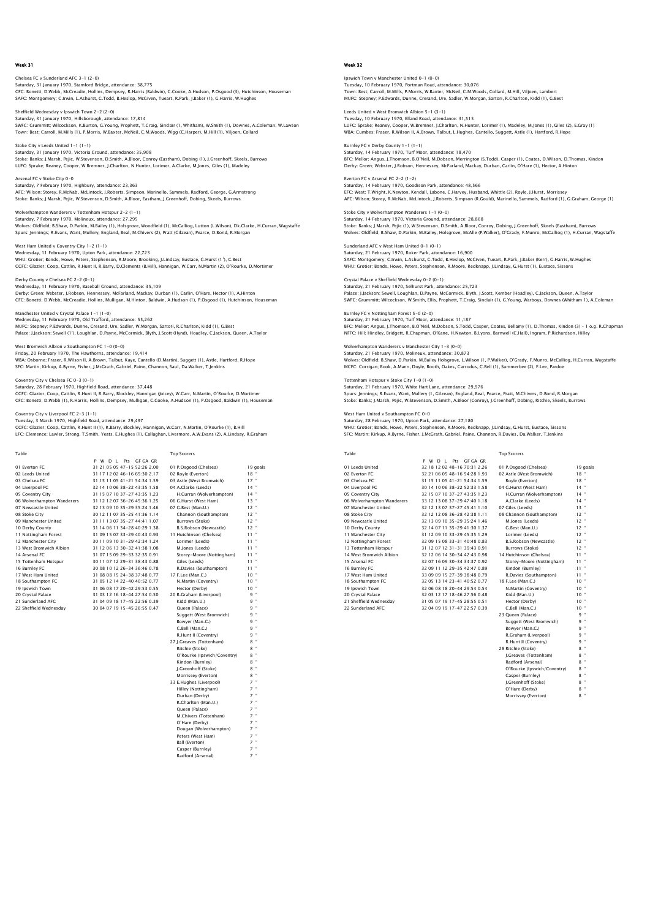## Week 31

Chelsea FC v Sunderland AFC 3–1 (2–0)
Saturday, 31 January 1970, Stamford Bridge, attendance: 38,775
CFC: Bonetti; D.Webb, McCreadie, Hollins, Dempsey, R.Harris (Baldwin), C.Cooke, A.Hudson, P.Osgood (3), Hutchinson, Houseman
SAFC: Montgomery; C.Irwin, L.Ashurst, C.Todd, B.Heslop, McGiven, Tueart, R.Park, J.Baker (1), G.Harris, W.Hughes

Sheffield Wednesday v Ipswich Town 2–2 (2–0)
Saturday, 31 January 1970, Hillsborough, attendance: 17,814
SWFC: Grummitt; Wilcockson, K.Burton, G.Young, Prophett, T.Craig, Sinclair (1, Whitham), W.Smith (1), Downes, A.Coleman, W.Lawson
Town: Best; Carroll, M.Mills (1), P.Morris, W.Baxter, McNeil, C.M.Woods, Wigg (C.Harper), M.Hill (1), Viljoen, Collard

Stoke City v Leeds United 1–1 (1–1)
Saturday, 31 January 1970, Victoria Ground, attendance: 35,908
Stoke: Banks; J.Marsh, Pejic, W.Stevenson, D.Smith, A.Bloor, Conroy (Eastham), Dobing (1), J.Greenhoff, Skeels, Burrows
LUFC: Sprake; Reaney, Cooper, W.Bremner, J.Charlton, N.Hunter, Lorimer, A.Clarke, M.Jones, Giles (1), Madeley

Arsenal FC v Stoke City 0–0
Saturday, 7 February 1970, Highbury, attendance: 23,363
AFC: Wilson; Storey, R.McNab, McLintock, J.Roberts, Simpson, Marinello, Sammels, Radford, George, G.Armstrong
Stoke: Banks; J.Marsh, Pejic, W.Stevenson, D.Smith, A.Bloor, Eastham, J.Greenhoff, Dobing, Skeels, Burrows

Wolverhampton Wanderers v Tottenham Hotspur 2–2 (1–1)
Saturday, 7 February 1970, Molineux, attendance: 27,295
Wolves: Oldfield; B.Shaw, D.Parkin, M.Bailey (1), Holsgrove, Woodfield (1), McCalliog, Lutton (L.Wilson), Dk.Clarke, H.Curran, Wagstaffe
Spurs: Jennings; R.Evans, Want, Mullery, England, Beal, M.Chivers (2), Pratt (Gilzean), Pearce, D.Bond, R.Morgan

West Ham United v Coventry City 1–2 (1–1)
Wednesday, 11 February 1970, Upton Park, attendance: 22,723
WHU: Grotier; Bonds, Howe, Peters, Stephenson, R.Moore, Brooking, J.Lindsay, Eustace, G.Hurst (1'), C.Best
CCFC: Glazier; Coop, Cattlin, R.Hunt II, R.Barry, D.Clements (B.Hill), Hannigan, W.Carr, N.Martin (2), O'Rourke, D.Mortimer

Derby County v Chelsea FC 2–2 (0–1)
Wednesday, 11 February 1970, Baseball Ground, attendance: 35,109
Derby: Green; Webster, J.Robson, Hennessey, McFarland, Mackay, Durban (1), Carlin, O'Hare, Hector (1), A.Hinton
CFC: Bonetti; D.Webb, McCreadie, Hollins, Mulligan, M.Hinton, Baldwin, A.Hudson (1), P.Osgood (1), Hutchinson, Houseman

Manchester United v Crystal Palace 1–1 (1–0)
Wednesday, 11 February 1970, Old Trafford, attendance: 55,262
MUFC: Stepney; P.Edwards, Dunne, Crerand, Ure, Sadler, W.Morgan, Sartori, R.Charlton, Kidd (1), G.Best
Palace: J.Jackson; Sewell (1'), Loughlan, D.Payne, McCormick, Blyth, J.Scott (Hynd), Hoadley, C.Jackson, Queen, A.Taylor

West Bromwich Albion v Southampton FC 1–0 (0–0)
Friday, 20 February 1970, The Hawthorns, attendance: 19,414
WBA: Osborne; Fraser, R.Wilson II, A.Brown, Talbut, Kaye, Cantello (D.Martin), Suggett (1), Astle, Hartford, R.Hope
SFC: Martin; Kirkup, A.Byrne, Fisher, J.McGrath, Gabriel, Paine, Channon, Saul, Da.Walker, T.Jenkins

Coventry City v Chelsea FC 0–3 (0–1)
Saturday, 28 February 1970, Highfield Road, attendance: 37,448
CCFC: Glazier; Coop, Cattlin, R.Hunt II, R.Barry, Blockley, Hannigan (Joicey), W.Carr, N.Martin, O'Rourke, D.Mortimer
CFC: Bonetti; D.Webb (1), R.Harris, Hollins, Dempsey, Mulligan, C.Cooke, A.Hudson (1), P.Osgood, Baldwin (1), Houseman

Coventry City v Liverpool FC 2–3 (1–1)
Tuesday, 3 March 1970, Highfield Road, attendance: 29,497
CCFC: Glazier; Coop, Cattlin, R.Hunt II (1), R.Barry, Blockley, Hannigan, W.Carr, N.Martin, O'Rourke (1), B.Hill
LFC: Clemence; Lawler, Strong, T.Smith, Yeats, E.Hughes (1), Callaghan, Livermore, A.W.Evans (2), A.Lindsay, R.Graham

### Table

| | P | W | D | L | Pts | GF GA | GR |
|---|---|---|---|---|---|---|---|
| 01 Everton FC | 31 | 21 | 05 | 05 | 47 | 52:26 | 2.00 |
| 02 Leeds United | 31 | 17 | 12 | 02 | 46 | 65:30 | 2.17 |
| 03 Chelsea FC | 31 | 15 | 11 | 05 | 41 | 54:34 | 1.59 |
| 04 Liverpool FC | 32 | 14 | 10 | 06 | 38 | 43:35 | 1.58 |
| 05 Coventry City | 31 | 15 | 07 | 10 | 37 | 43:35 | 1.23 |
| 06 Wolverhampton Wanderers | 31 | 12 | 12 | 07 | 36 | 45:36 | 1.25 |
| 07 Newcastle United | 32 | 13 | 09 | 10 | 35 | 35:24 | 1.46 |
| 08 Stoke City | 30 | 12 | 11 | 07 | 35 | 41:36 | 1.14 |
| 09 Manchester United | 31 | 11 | 13 | 07 | 35 | 44:41 | 1.07 |
| 10 Derby County | 31 | 14 | 06 | 11 | 34 | 40:29 | 1.38 |
| 11 Nottingham Forest | 31 | 09 | 15 | 07 | 33 | 40:43 | 0.93 |
| 12 Manchester City | 30 | 11 | 09 | 10 | 31 | 42:34 | 1.24 |
| 13 West Bromwich Albion | 31 | 12 | 06 | 13 | 30 | 41:38 | 1.08 |
| 14 Arsenal FC | 31 | 07 | 15 | 09 | 29 | 32:35 | 0.91 |
| 15 Tottenham Hotspur | 30 | 11 | 07 | 12 | 29 | 38:43 | 0.88 |
| 16 Burnley FC | 30 | 08 | 10 | 12 | 26 | 36:46 | 0.78 |
| 17 West Ham United | 31 | 08 | 08 | 15 | 24 | 37:48 | 0.77 |
| 18 Southampton FC | 31 | 05 | 12 | 14 | 22 | 40:52 | 0.77 |
| 19 Ipswich Town | 31 | 06 | 08 | 17 | 20 | 29:53 | 0.55 |
| 20 Crystal Palace | 31 | 03 | 12 | 16 | 18 | 27:54 | 0.50 |
| 21 Sunderland AFC | 31 | 04 | 09 | 18 | 17 | 22:56 | 0.39 |
| 22 Sheffield Wednesday | 30 | 04 | 07 | 19 | 15 | 26:55 | 0.47 |

### Top Scorers

| | |
|---|---|
| 01 P.Osgood (Chelsea) | 19 goals |
| 02 Royle (Everton) | 18 " |
| 03 Astle (West Bromwich) | 17 " |
| 04 A.Clarke (Leeds) | 14 " |
| H.Curran (Wolverhampton) | 14 " |
| 06 G.Hurst (West Ham) | 13 " |
| 07 G.Best (Man.U.) | 12 " |
| Channon (Southampton) | 12 " |
| Burrows (Stoke) | 12 " |
| B.S.Robson (Newcastle) | 12 " |
| 11 Hutchinson (Chelsea) | 11 " |
| Lorimer (Leeds) | 11 " |
| M.Jones (Leeds) | 11 " |
| Storey-Moore (Nottingham) | 11 " |
| Giles (Leeds) | 11 " |
| R.Davies (Southampton) | 11 " |
| 17 F.Lee (Man.C.) | 10 " |
| N.Martin (Coventry) | 10 " |
| Hector (Derby) | 10 " |
| 20 R.Graham (Liverpool) | 9 " |
| Kidd (Man.U.) | 9 " |
| Queen (Palace) | 9 " |
| Suggett (West Bromwich) | 9 " |
| Bowyer (Man.C.) | 9 " |
| C.Bell (Man.C.) | 9 " |
| R.Hunt II (Coventry) | 9 " |
| 27 J.Greaves (Tottenham) | 8 " |
| Ritchie (Stoke) | 8 " |
| O'Rourke (Ipswich/Coventry) | 8 " |
| Kindon (Burnley) | 8 " |
| J.Greenhoff (Stoke) | 8 " |
| Morrissey (Everton) | 8 " |
| 33 E.Hughes (Liverpool) | 7 " |
| Hilley (Nottingham) | 7 " |
| Durban (Derby) | 7 " |
| R.Charlton (Man.U.) | 7 " |
| Queen (Palace) | 7 " |
| M.Chivers (Tottenham) | 7 " |
| O'Hare (Derby) | 7 " |
| Dougan (Wolverhampton) | 7 " |
| Peters (West Ham) | 7 " |
| Ball (Everton) | 7 " |
| Casper (Burnley) | 7 " |
| Radford (Arsenal) | 7 " |

## Week 32

Ipswich Town v Manchester United 0–1 (0–0)
Tuesday, 10 February 1970, Portman Road, attendance: 30,076
Town: Best; Carroll, M.Mills, P.Morris, W.Baxter, McNeil, C.M.Woods, Collard, M.Hill, Viljoen, Lambert
MUFC: Stepney; P.Edwards, Dunne, Crerand, Ure, Sadler, W.Morgan, Sartori, R.Charlton, Kidd (1), G.Best

Leeds United v West Bromwich Albion 5–1 (3–1)
Tuesday, 10 February 1970, Elland Road, attendance: 31,515
LUFC: Sprake; Reaney, Cooper, W.Bremner, J.Charlton, N.Hunter, Lorimer (1), Madeley, M.Jones (1), Giles (2), E.Gray (1)
WBA: Cumbes; Fraser, R.Wilson II, A.Brown, Talbut, L.Hughes, Cantello, Suggett, Astle (1), Hartford, R.Hope

Burnley FC v Derby County 1–1 (1–1)
Saturday, 14 February 1970, Turf Moor, attendance: 18,470
BFC: Mellor; Angus, J.Thomson, B.O'Neil, M.Dobson, Merrington (S.Todd), Casper (1), Coates, D.Wilson, D.Thomas, Kindon
Derby: Green; Webster, J.Robson, Hennessey, McFarland, Mackay, Durban, Carlin, O'Hare (1), Hector, A.Hinton

Everton FC v Arsenal FC 2–2 (1–2)
Saturday, 14 February 1970, Goodison Park, attendance: 48,566
EFC: West; T.Wright, K.Newton, Kendall, Labone, C.Harvey, Husband, Whittle (2), Royle, J.Hurst, Morrissey
AFC: Wilson; Storey, R.McNab, McLintock, J.Roberts, Simpson (R.Gould), Marinello, Sammels, Radford (1), G.Graham, George (1)

Stoke City v Wolverhampton Wanderers 1–1 (0–0)
Saturday, 14 February 1970, Victoria Ground, attendance: 28,868
Stoke: Banks; J.Marsh, Pejic (1), W.Stevenson, D.Smith, A.Bloor, Conroy, Dobing, J.Greenhoff, Skeels (Eastham), Burrows
Wolves: Oldfield; B.Shaw, D.Parkin, M.Bailey, Holsgrove, McAlle (P.Walker), O'Grady, F.Munro, McCalliog (1), H.Curran, Wagstaffe

Sunderland AFC v West Ham United 0–1 (0–1)
Saturday, 21 February 1970, Roker Park, attendance: 16,900
SAFC: Montgomery; C.Irwin, L.Ashurst, C.Todd, B.Heslop, McGiven, Tueart, R.Park, J.Baker (Kerr), G.Harris, W.Hughes
WHU: Grotier; Bonds, Howe, Peters, Stephenson, R.Moore, Redknapp, J.Lindsay, G.Hurst (1), Eustace, Sissons

Crystal Palace v Sheffield Wednesday 0–2 (0–1)
Saturday, 21 February 1970, Selhurst Park, attendance: 25,723
Palace: J.Jackson; Sewell, Loughlan, D.Payne, McCormick, Blyth, J.Scott, Kember (Hoadley), C.Jackson, Queen, A.Taylor
SWFC: Grummitt; Wilcockson, W.Smith, Ellis, Prophett, T.Craig, Sinclair (1), G.Young, Warboys, Downes (Whitham 1), A.Coleman

Burnley FC v Nottingham Forest 5–0 (2–0)
Saturday, 21 February 1970, Turf Moor, attendance: 11,187
BFC: Mellor; Angus, J.Thomson, B.O'Neil, M.Dobson, S.Todd, Casper, Coates, Bellamy (1), D.Thomas, Kindon (3) - 1 o.g. R.Chapman
NFFC: Hill; Hindley, Bridgett, R.Chapman, O'Kane, H.Newton, B.Lyons, Barnwell (C.Hall), Ingram, P.Richardson, Hilley

Wolverhampton Wanderers v Manchester City 1–3 (0–0)
Saturday, 21 February 1970, Molineux, attendance: 30,873
Wolves: Oldfield; B.Shaw, D.Parkin, M.Bailey Holsgrove, L.Wilson (1, P.Walker), O'Grady, F.Munro, McCalliog, H.Curran, Wagstaffe
MCFC: Corrigan; Book, A.Mann, Doyle, Booth, Oakes, Carrodus, C.Bell (1), Summerbee (2), F.Lee, Pardoe

Tottenham Hotspur v Stoke City 1–0 (1–0)
Saturday, 21 February 1970, White Hart Lane, attendance: 29,976
Spurs: Jennings; R.Evans, Want, Mullery (1, Gilzean), England, Beal, Pearce, Pratt, M.Chivers, D.Bond, R.Morgan
Stoke: Banks; J.Marsh, Pejic, W.Stevenson, D.Smith, A.Bloor (Conroy), J.Greenhoff, Dobing, Ritchie, Skeels, Burrows

West Ham United v Southampton FC 0–0
Saturday, 28 February 1970, Upton Park, attendance: 27,180
WHU: Grotier; Bonds, Howe, Peters, Stephenson, R.Moore, Redknapp, J.Lindsay, G.Hurst, Eustace, Sissons
SFC: Martin; Kirkup, A.Byrne, Fisher, J.McGrath, Gabriel, Paine, Channon, R.Davies, Da.Walker, T.Jenkins

### Table

| | P | W | D | L | Pts | GF GA | GR |
|---|---|---|---|---|---|---|---|
| 01 Leeds United | 32 | 18 | 12 | 02 | 48 | 70:31 | 2.26 |
| 02 Everton FC | 32 | 21 | 06 | 05 | 48 | 54:28 | 1.93 |
| 03 Chelsea FC | 31 | 15 | 11 | 05 | 41 | 54:34 | 1.59 |
| 04 Liverpool FC | 30 | 14 | 10 | 06 | 38 | 43:35 | 1.58 |
| 05 Coventry City | 32 | 15 | 07 | 10 | 37 | 43:35 | 1.23 |
| 06 Wolverhampton Wanderers | 33 | 12 | 13 | 08 | 37 | 47:40 | 1.18 |
| 07 Manchester United | 32 | 12 | 13 | 07 | 37 | 45:41 | 1.10 |
| 08 Stoke City | 32 | 12 | 12 | 08 | 36 | 42:38 | 1.11 |
| 09 Newcastle United | 32 | 13 | 09 | 10 | 35 | 35:24 | 1.46 |
| 10 Derby County | 32 | 14 | 07 | 11 | 35 | 41:30 | 1.37 |
| 11 Manchester City | 31 | 12 | 09 | 10 | 33 | 29:45 | 1.29 |
| 12 Nottingham Forest | 32 | 09 | 15 | 08 | 33 | 40:48 | 0.83 |
| 13 Tottenham Hotspur | 31 | 12 | 07 | 12 | 31 | 39:43 | 0.91 |
| 14 West Bromwich Albion | 32 | 12 | 06 | 14 | 30 | 34:42 | 0.98 |
| 15 Arsenal FC | 32 | 07 | 16 | 09 | 30 | 34:37 | 0.92 |
| 16 Burnley FC | 32 | 09 | 11 | 12 | 29 | 35:42 | 0.89 |
| 17 West Ham United | 33 | 09 | 09 | 15 | 27 | 39:38 | 0.79 |
| 18 Southampton FC | 32 | 05 | 13 | 14 | 23 | 41:40 | 0.77 |
| 19 Ipswich Town | 32 | 06 | 08 | 18 | 20 | 44:29 | 0.54 |
| 20 Crystal Palace | 32 | 03 | 12 | 17 | 18 | 46:27 | 0.48 |
| 21 Sheffield Wednesday | 31 | 05 | 07 | 19 | 17 | 28:55 | 0.51 |
| 22 Sunderland AFC | 32 | 04 | 09 | 19 | 17 | 47:22 | 0.39 |

### Top Scorers

| | |
|---|---|
| 01 P.Osgood (Chelsea) | 19 goals |
| 02 Astle (West Bromwich) | 18 " |
| Royle (Everton) | 18 " |
| 04 G.Hurst (West Ham) | 14 " |
| H.Curran (Wolverhampton) | 14 " |
| A.Clarke (Leeds) | 14 " |
| 07 Giles (Leeds) | 13 " |
| 08 Channon (Southampton) | 12 " |
| M.Jones (Leeds) | 12 " |
| G.Best (Man.U.) | 12 " |
| Lorimer (Leeds) | 12 " |
| B.S.Robson (Newcastle) | 12 " |
| Burrows (Stoke) | 12 " |
| 14 Hutchinson (Chelsea) | 11 " |
| Storey-Moore (Nottingham) | 11 " |
| Kindon (Burnley) | 11 " |
| R.Davies (Southampton) | 11 " |
| 18 F.Lee (Man.C.) | 10 " |
| N.Martin (Coventry) | 10 " |
| Kidd (Man.U.) | 10 " |
| Hector (Derby) | 10 " |
| C.Bell (Man.C.) | 10 " |
| 23 Queen (Palace) | 9 " |
| Suggett (West Bromwich) | 9 " |
| Bowyer (Man.C.) | 9 " |
| R.Graham (Liverpool) | 9 " |
| R.Hunt II (Coventry) | 9 " |
| 28 Ritchie (Stoke) | 8 " |
| J.Greaves (Tottenham) | 8 " |
| Radford (Arsenal) | 8 " |
| O'Rourke (Ipswich/Coventry) | 8 " |
| Casper (Burnley) | 8 " |
| J.Greenhoff (Stoke) | 8 " |
| O'Hare (Derby) | 8 " |
| Morrissey (Everton) | 8 " |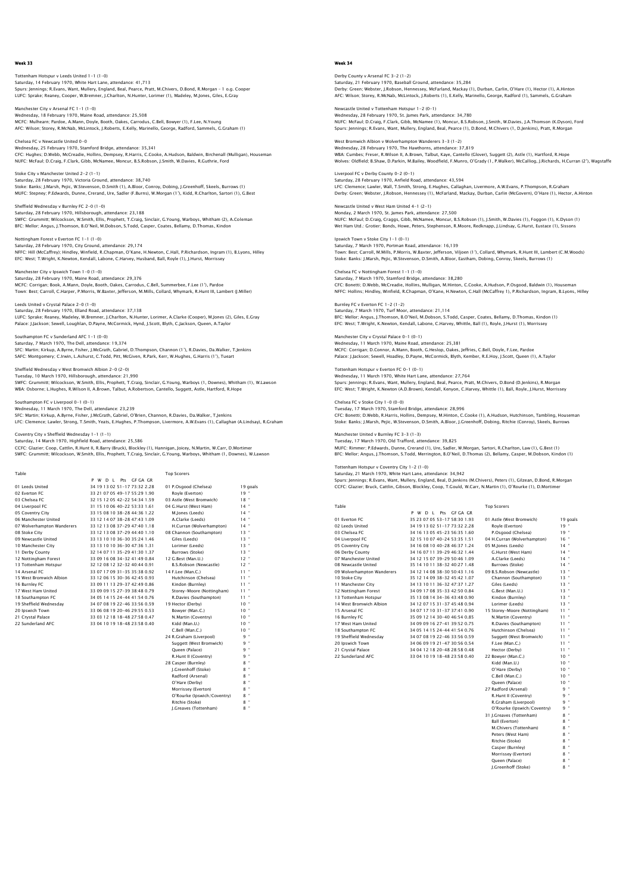## Week 33

Tottenham Hotspur v Leeds United 1-1 (1-0)
Saturday, 14 February 1970, White Hart Lane, attendance: 41,713
Spurs: Jennings; R.Evans, Want, Mullery, England, Beal, Pearce, Pratt, M.Chivers, D.Bond, R.Morgan - 1 o.g. Cooper
LUFC: Sprake; Reaney, Cooper, W.Bremner, J.Charlton, N.Hunter, Lorimer (1), Madeley, M.Jones, Giles, E.Gray

Manchester City v Arsenal FC 1-1 (1-0)
Wednesday, 18 February 1970, Maine Road, attendance: 25,508
MCFC: Mulhearn; Pardoe, A.Mann, Doyle, Booth, Oakes, Carrodus, C.Bell, Bowyer (1), F.Lee, N.Young
AFC: Wilson; Storey, R.McNab, McLintock, J.Roberts, E.Kelly, Marinello, George, Radford, Sammels, G.Graham (1)

Chelsea FC v Newcastle United 0-0
Wednesday, 25 February 1970, Stamford Bridge, attendance: 35,341
CFC: Hughes; D.Webb, McCreadie, Hollins, Dempsey, R.Harris, C.Cooke, A.Hudson, Baldwin, Birchenall (Mulligan), Houseman
NUFC: McFaul; D.Craig, F.Clark, Gibb, McNamee, Moncur, B.S.Robson, J.Smith, W.Davies, R.Guthrie, Ford

Stoke City v Manchester United 2-2 (1-1)
Saturday, 28 February 1970, Victoria Ground, attendance: 38,740
Stoke: Banks; J.Marsh, Pejic, W.Stevenson, D.Smith (1), A.Bloor, Conroy, Dobing, J.Greenhoff, Skeels, Burrows (1)
MUFC: Stepney; P.Edwards, Dunne, Crerand, Ure, Sadler (F.Burns), W.Morgan (1'), Kidd, R.Charlton, Sartori (1), G.Best

Sheffield Wednesday v Burnley FC 2-0 (1-0)
Saturday, 28 February 1970, Hillsborough, attendance: 23,188
SWFC: Grummitt; Wilcockson, W.Smith, Ellis, Prophett, T.Craig, Sinclair, G.Young, Warboys, Whitham (2), A.Coleman
BFC: Mellor; Angus, J.Thomson, B.O'Neil, M.Dobson, S.Todd, Casper, Coates, Bellamy, D.Thomas, Kindon

Nottingham Forest v Everton FC 1-1 (1-0)
Saturday, 28 February 1970, City Ground, attendance: 29,174
NFFC: Hill (McCaffrey); Hindley, Winfield, R.Chapman, O'Kane, H.Newton, C.Hall, P.Richardson, Ingram (1), B.Lyons, Hilley
EFC: West; T.Wright, K.Newton, Kendall, Labone, C.Harvey, Husband, Ball, Royle (1), J.Hurst, Morrissey

Manchester City v Ipswich Town 1-0 (1-0)
Saturday, 28 February 1970, Maine Road, attendance: 29,376
MCFC: Corrigan; Book, A.Mann, Doyle, Booth, Oakes, Carrodus, C.Bell, Summerbee, F.Lee (1'), Pardoe
Town: Best; Carroll, C.Harper, P.Morris, W.Baxter, Jefferson, M.Mills, Collard, Whymark, R.Hunt III, Lambert (J.Miller)

Leeds United v Crystal Palace 2-0 (1-0)
Saturday, 28 February 1970, Elland Road, attendance: 37,138
LUFC: Sprake; Reaney, Madeley, W.Bremner, J.Charlton, N.Hunter, Lorimer, A.Clarke (Cooper), M.Jones (2), Giles, E.Gray
Palace: J.Jackson; Sewell, Loughlan, D.Payne, McCormick, Hynd, J.Scott, Blyth, C.Jackson, Queen, A.Taylor

Southampton FC v Sunderland AFC 1-1 (0-0)
Saturday, 7 March 1970, The Dell, attendance: 19,374
SFC: Martin; Kirkup, A.Byrne, Fisher, J.McGrath, Gabriel, D.Thompson, Channon (1'), R.Davies, Da.Walker, T.Jenkins
SAFC: Montgomery; C.Irwin, L.Ashurst, C.Todd, Pitt, McGiven, R.Park, Kerr, W.Hughes, G.Harris (1'), Tueart

Sheffield Wednesday v West Bromwich Albion 2-0 (2-0)
Tuesday, 10 March 1970, Hillsborough, attendance: 21,990
SWFC: Grummitt; Wilcockson, W.Smith, Ellis, Prophett, T.Craig, Sinclair, G.Young, Warboys (1, Downes), Whitham (1), W.Lawson
WBA: Osborne; L.Hughes, R.Wilson II, A.Brown, Talbut, A.Robertson, Cantello, Suggett, Astle, Hartford, R.Hope

Southampton FC v Liverpool 0-1 (0-1)
Wednesday, 11 March 1970, The Dell, attendance: 23,239
SFC: Martin; Kirkup, A.Byrne, Fisher, J.McGrath, Gabriel, O'Brien, Channon, R.Davies, Da.Walker, T.Jenkins
LFC: Clemence; Lawler, Strong, T.Smith, Yeats, E.Hughes, P.Thompson, Livermore, A.W.Evans (1), Callaghan (A.Lindsay), R.Graham

Coventry City v Sheffield Wednesday 1-1 (1-1)
Saturday, 14 March 1970, Highfield Road, attendance: 25,586
CCFC: Glazier; Coop, Cattlin, R.Hunt II, R.Barry (Bruck), Blockley (1), Hannigan, Joicey, N.Martin, W.Carr, D.Mortimer
SWFC: Grummitt; Wilcockson, W.Smith, Ellis, Prophett, T.Craig, Sinclair, G.Young, Warboys, Whitham (1, Downes), W.Lawson

Table

| | P | W | D | L | Pts | GF | GA | GR |
|---|---|---|---|---|---|---|---|---|
| 01 Leeds United | 34 | 19 | 13 | 02 | 51 | 73 | 32 | 2.28 |
| 02 Everton FC | 33 | 21 | 07 | 05 | 49 | 55 | 29 | 1.90 |
| 03 Chelsea FC | 32 | 15 | 12 | 05 | 42 | 54 | 34 | 1.59 |
| 04 Liverpool FC | 31 | 15 | 10 | 06 | 40 | 53 | 33 | 1.61 |
| 05 Coventry City | 33 | 15 | 08 | 10 | 38 | 44 | 36 | 1.22 |
| 06 Manchester United | 33 | 12 | 14 | 07 | 38 | 47 | 43 | 1.09 |
| 07 Wolverhampton Wanderers | 33 | 12 | 13 | 08 | 37 | 47 | 40 | 1.18 |
| 08 Stoke City | 33 | 12 | 13 | 08 | 37 | 44 | 40 | 1.10 |
| 09 Newcastle United | 33 | 13 | 10 | 10 | 36 | 35 | 24 | 1.46 |
| 10 Manchester City | 33 | 13 | 10 | 10 | 36 | 47 | 36 | 1.31 |
| 11 Derby County | 32 | 14 | 07 | 11 | 35 | 41 | 30 | 1.37 |
| 12 Nottingham Forest | 33 | 09 | 16 | 08 | 34 | 41 | 49 | 0.84 |
| 13 Tottenham Hotspur | 32 | 12 | 08 | 12 | 32 | 40 | 44 | 0.91 |
| 14 Arsenal FC | 33 | 07 | 17 | 09 | 31 | 35 | 38 | 0.92 |
| 15 West Bromwich Albion | 33 | 12 | 06 | 15 | 30 | 42 | 45 | 0.93 |
| 16 Burnley FC | 33 | 09 | 11 | 13 | 29 | 37 | 42 | 0.86 |
| 17 West Ham United | 33 | 09 | 09 | 15 | 27 | 38 | 48 | 0.79 |
| 18 Southampton FC | 34 | 05 | 14 | 15 | 24 | 41 | 54 | 0.76 |
| 19 Sheffield Wednesday | 34 | 07 | 08 | 19 | 22 | 33 | 56 | 0.59 |
| 20 Ipswich Town | 33 | 06 | 08 | 19 | 20 | 29 | 55 | 0.53 |
| 21 Crystal Palace | 33 | 03 | 12 | 18 | 18 | 27 | 58 | 0.47 |
| 22 Sunderland AFC | 33 | 04 | 10 | 19 | 18 | 23 | 58 | 0.40 |

Top Scorers

| | | |
|---|---|---|
| 01 | P.Osgood (Chelsea) | 19 goals |
| | Royle (Everton) | 19 " |
| 03 | Astle (West Bromwich) | 18 " |
| 04 | G.Hurst (West Ham) | 14 " |
| | M.Jones (Leeds) | 14 " |
| | A.Clarke (Leeds) | 14 " |
| | H.Curran (Wolverhampton) | 14 " |
| 08 | Channon (Southampton) | 13 " |
| | Giles (Leeds) | 13 " |
| | Lorimer (Leeds) | 13 " |
| | Burrows (Stoke) | 13 " |
| 12 | G.Best (Man.U.) | 12 " |
| | B.S.Robson (Newcastle) | 12 " |
| 14 | F.Lee (Man.C.) | 11 " |
| | Hutchinson (Chelsea) | 11 " |
| | Kindon (Burnley) | 11 " |
| | Storey-Moore (Nottingham) | 11 " |
| | R.Davies (Southampton) | 11 " |
| 19 | Hector (Derby) | 10 " |
| | Bowyer (Man.C.) | 10 " |
| | N.Martin (Coventry) | 10 " |
| | Kidd (Man.U.) | 10 " |
| | C.Bell (Man.C.) | 10 " |
| 24 | R.Graham (Liverpool) | 9 " |
| | Suggett (West Bromwich) | 9 " |
| | Queen (Palace) | 9 " |
| | R.Hunt II (Coventry) | 9 " |
| 28 | Casper (Burnley) | 8 " |
| | J.Greenhoff (Stoke) | 8 " |
| | Radford (Arsenal) | 8 " |
| | O'Hare (Derby) | 8 " |
| | Morrissey (Everton) | 8 " |
| | O'Rourke (Ipswich/Coventry) | 8 " |
| | Ritchie (Stoke) | 8 " |
| | J.Greaves (Tottenham) | 8 " |

## Week 34

Derby County v Arsenal FC 3-2 (1-2)
Saturday, 21 February 1970, Baseball Ground, attendance: 35,284
Derby: Green; Webster, J.Robson, Hennessey, McFarland, Mackay (1), Durban, Carlin, O'Hare (1), Hector (1), A.Hinton
AFC: Wilson; Storey, R.McNab, McLintock, J.Roberts (1), E.Kelly, Marinello, George, Radford (1), Sammels, G.Graham

Newcastle United v Tottenham Hotspur 1-2 (0-1)
Wednesday, 28 February 1970, St. James Park, attendance: 34,780
NUFC: McFaul; D.Craig, F.Clark, Gibb, McNamee (1), Moncur, B.S.Robson, J.Smith, W.Davies, J.A.Thomson (K.Dyson), Ford
Spurs: Jennings; R.Evans, Want, Mullery, England, Beal, Pearce (1), D.Bond, M.Chivers (1, D.Jenkins), Pratt, R.Morgan

West Bromwich Albion v Wolverhampton Wanderers 3-3 (1-2)
Wednesday, 28 February 1970, The Hawthorns, attendance: 37,819
WBA: Cumbes; Fraser, R.Wilson II, A.Brown, Talbut, Kaye, Cantello (Glover), Suggett (2), Astle (1), Hartford, R.Hope
Wolves: Oldfield; B.Shaw, D.Parkin, M.Bailey, Woodfield, F.Munro, O'Grady (1, P.Walker), McCalliog, J.Richards, H.Curran (2'), Wagstaffe

Liverpool FC v Derby County 0-2 (0-1)
Saturday, 28 February 1970, Anfield Road, attendance: 43,594
LFC: Clemence; Lawler, Wall, T.Smith, Strong, E.Hughes, Callaghan, Livermore, A.W.Evans, P.Thompson, R.Graham
Derby: Green; Webster, J.Robson, Hennessey (1), McFarland, Mackay, Durban, Carlin (McGovern), O'Hare (1), Hector, A.Hinton

Newcastle United v West Ham United 4-1 (2-1)
Monday, 2 March 1970, St. James Park, attendance: 27,500
NUFC: McFaul; D.Craig, Craggs, Gibb, McNamee, Moncur, B.S.Robson (1), J.Smith, W.Davies (1), Foggon (1), K.Dyson (1)
Wet Ham Utd.: Grotier; Bonds, Howe, Peters, Stephenson, R.Moore, Redknapp, J.Lindsay, G.Hurst, Eustace (1), Sissons

Ipswich Town v Stoke City 1-1 (0-1)
Saturday, 7 March 1970, Portman Road, attendance: 16,139
Town: Best; Carroll, M.Mills, P.Morris, W.Baxter, Jefferson, Viljoen (1'), Collard, Whymark, R.Hunt III, Lambert (C.M.Woods)
Stoke: Banks; J.Marsh, Pejic, W.Stevenson, D.Smith, A.Bloor, Eastham, Dobing, Conroy, Skeels, Burrows (1)

Chelsea FC v Nottingham Forest 1-1 (0-1)
Saturday, 7 March 1970, Stamford Bridge, attendance: 38,280
CFC: Bonetti; D.Webb, McCreadie, Hollins, Mulligan, M.Hinton, C.Cooke, A.Hudson, P.Osgood, Baldwin (1), Houseman
NFFC: Hollins; Hindley, Winfield, R.Chapman, O'Kane, H.Newton, C.Hall (McCaffrey 1), P.Richardson, Ingram, B.Lyons, Hilley

Burnley FC v Everton FC 1-2 (1-2)
Saturday, 7 March 1970, Turf Moor, attendance: 21,114
BFC: Mellor; Angus, J.Thomson, B.O'Neil, M.Dobson, S.Todd, Casper, Coates, Bellamy, D.Thomas, Kindon (1)
EFC: West; T.Wright, K.Newton, Kendall, Labone, C.Harvey, Whittle, Ball (1), Royle, J.Hurst (1), Morrissey

Manchester City v Crystal Palace 0-1 (0-1)
Wednesday, 11 March 1970, Maine Road, attendance: 25,381
MCFC: Corrigan; D.Connor, A.Mann, Booth, G.Heslop, Oakes, Jeffries, C.Bell, Doyle, F.Lee, Pardoe
Palace: J.Jackson; Sewell, Hoadley, D.Payne, McCormick, Blyth, Kember, R.E.Hoy, J.Scott, Queen (1), A.Taylor

Tottenham Hotspur v Everton FC 0-1 (0-1)
Wednesday, 11 March 1970, White Hart Lane, attendance: 27,764
Spurs: Jennings; R.Evans, Want, Mullery, England, Beal, Pearce, Pratt, M.Chivers, D.Bond (D.Jenkins), R.Morgan
EFC: West; T.Wright, K.Newton (A.D.Brown), Kendall, Kenyon, C.Harvey, Whittle (1), Ball, Royle, J.Hurst, Morrissey

Chelsea FC v Stoke City 1-0 (0-0)
Tuesday, 17 March 1970, Stamford Bridge, attendance: 28,996
CFC: Bonetti; D.Webb, R.Harris, Hollins, Dempsey, M.Hinton, C.Cooke (1), A.Hudson, Hutchinson, Tambling, Houseman
Stoke: Banks; J.Marsh, Pejic, W.Stevenson, D.Smith, A.Bloor, J.Greenhoff, Dobing, Ritchie (Conroy), Skeels, Burrows

Manchester United v Burnley FC 3-3 (1-3)
Tuesday, 17 March 1970, Old Trafford, attendance: 39,825
MUFC: Rimmer; P.Edwards, Dunne, Crerand, Ure, Sadler, W.Morgan, Sartori, R.Charlton, Law (1), G.Best (1)
BFC: Mellor; Angus, J.Thomson, S.Todd, Merrington, B.O'Neil, D.Thomas (2), Bellamy, Casper, M.Dobson, Kindon (1)

Tottenham Hotspur v Coventry City 1-2 (1-0)
Saturday, 21 March 1970, White Hart Lane, attendance: 34,942
Spurs: Jennings; R.Evans, Want, Mullery, England, Beal, D.Jenkins (M.Chivers), Peters (1), Gilzean, D.Bond, R.Morgan
CCFC: Glazier; Bruck, Cattlin, Gibson, Blockley, Coop, T.Gould, W.Carr, N.Martin (1), O'Rourke (1), D.Mortimer

Table

| | P | W | D | L | Pts | GF | GA | GR |
|---|---|---|---|---|---|---|---|---|
| 01 Everton FC | 35 | 23 | 07 | 05 | 53 | 58 | 30 | 1.93 |
| 02 Leeds United | 34 | 19 | 13 | 02 | 51 | 73 | 32 | 2.28 |
| 03 Chelsea FC | 34 | 16 | 13 | 05 | 45 | 56 | 35 | 1.60 |
| 04 Liverpool FC | 32 | 15 | 10 | 07 | 40 | 53 | 35 | 1.51 |
| 05 Coventry City | 34 | 16 | 08 | 10 | 40 | 46 | 37 | 1.24 |
| 06 Derby County | 34 | 16 | 07 | 11 | 39 | 46 | 32 | 1.44 |
| 07 Manchester United | 34 | 12 | 15 | 07 | 39 | 50 | 46 | 1.09 |
| 08 Newcastle United | 35 | 14 | 10 | 11 | 38 | 40 | 27 | 1.48 |
| 09 Wolverhampton Wanderers | 34 | 12 | 14 | 08 | 38 | 50 | 43 | 1.16 |
| 10 Stoke City | 35 | 12 | 14 | 09 | 38 | 45 | 42 | 1.07 |
| 11 Manchester City | 34 | 13 | 10 | 11 | 36 | 47 | 37 | 1.27 |
| 12 Nottingham Forest | 34 | 09 | 17 | 08 | 35 | 42 | 50 | 0.84 |
| 13 Tottenham Hotspur | 35 | 13 | 08 | 14 | 34 | 43 | 48 | 0.90 |
| 14 West Bromwich Albion | 34 | 12 | 07 | 15 | 31 | 45 | 48 | 0.94 |
| 15 Arsenal FC | 34 | 07 | 17 | 10 | 31 | 37 | 41 | 0.90 |
| 16 Burnley FC | 35 | 09 | 12 | 14 | 30 | 40 | 46 | 0.85 |
| 17 West Ham United | 34 | 09 | 09 | 16 | 27 | 41 | 52 | 0.75 |
| 18 Southampton FC | 34 | 05 | 14 | 15 | 24 | 41 | 54 | 0.76 |
| 19 Sheffield Wednesday | 34 | 07 | 08 | 19 | 22 | 33 | 56 | 0.59 |
| 20 Ipswich Town | 34 | 06 | 09 | 19 | 21 | 30 | 56 | 0.54 |
| 21 Crystal Palace | 34 | 04 | 12 | 18 | 20 | 28 | 58 | 0.48 |
| 22 Sunderland AFC | 33 | 04 | 10 | 19 | 18 | 23 | 58 | 0.40 |

Top Scorers

| | | |
|---|---|---|
| 01 | Astle (West Bromwich) | 19 goals |
| | Royle (Everton) | 19 " |
| | P.Osgood (Chelsea) | 19 " |
| 04 | H.Curran (Wolverhampton) | 16 " |
| 05 | M.Jones (Leeds) | 14 " |
| | G.Hurst (West Ham) | 14 " |
| | A.Clarke (Leeds) | 14 " |
| | Burrows (Stoke) | 14 " |
| 09 | B.S.Robson (Newcastle) | 13 " |
| | Channon (Southampton) | 13 " |
| | Giles (Leeds) | 13 " |
| | G.Best (Man.U.) | 13 " |
| | Kindon (Burnley) | 13 " |
| | Lorimer (Leeds) | 13 " |
| 15 | Storey-Moore (Nottingham) | 11 " |
| | N.Martin (Coventry) | 11 " |
| | R.Davies (Southampton) | 11 " |
| | Hutchinson (Chelsea) | 11 " |
| | Suggett (West Bromwich) | 11 " |
| | F.Lee (Man.C.) | 11 " |
| | Hector (Derby) | 11 " |
| 22 | Bowyer (Man.C.) | 10 " |
| | Kidd (Man.U.) | 10 " |
| | O'Hare (Derby) | 10 " |
| | C.Bell (Man.C.) | 10 " |
| | Queen (Palace) | 10 " |
| 27 | Radford (Arsenal) | 9 " |
| | R.Hunt II (Coventry) | 9 " |
| | R.Graham (Liverpool) | 9 " |
| | O'Rourke (Ipswich/Coventry) | 9 " |
| 31 | J.Greaves (Tottenham) | 8 " |
| | Ball (Everton) | 8 " |
| | M.Chivers (Tottenham) | 8 " |
| | Peters (West Ham) | 8 " |
| | Ritchie (Stoke) | 8 " |
| | Casper (Burnley) | 8 " |
| | Morrissey (Everton) | 8 " |
| | Queen (Palace) | 8 " |
| | J.Greenhoff (Stoke) | 8 " |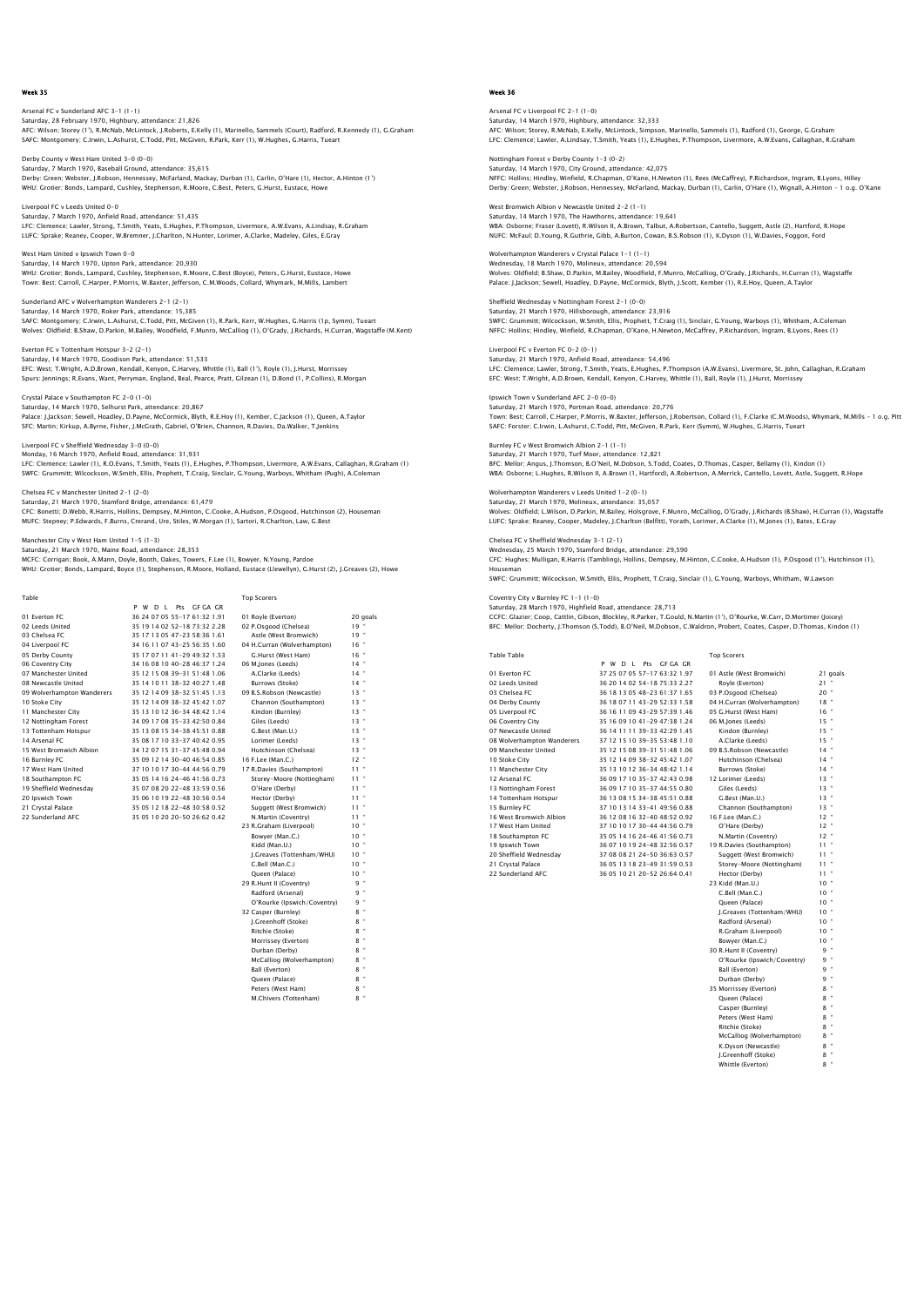## Week 35

Arsenal FC v Sunderland AFC 3-1 (1-1)
Saturday, 28 February 1970, Highbury, attendance: 21,826
AFC: Wilson; Storey (1'), R.McNab, McLintock, J.Roberts, E.Kelly (1), Marinello, Sammels (Court), Radford, R.Kennedy (1), G.Graham
SAFC: Montgomery; C.Irwin, L.Ashurst, C.Todd, Pitt, McGiven, R.Park, Kerr (1), W.Hughes, G.Harris, Tueart

Derby County v West Ham United 3-0 (0-0)
Saturday, 7 March 1970, Baseball Ground, attendance: 35,615
Derby: Green; Webster, J.Robson, Hennessey, McFarland, Mackay, Durban (1), Carlin, O'Hare (1), Hector, A.Hinton (1')
WHU: Grotier; Bonds, Lampard, Cushley, Stephenson, R.Moore, C.Best, Peters, G.Hurst, Eustace, Howe

Liverpool FC v Leeds United 0-0
Saturday, 7 March 1970, Anfield Road, attendance: 51,435
LFC: Clemence; Lawler, Strong, T.Smith, Yeats, E.Hughes, P.Thompson, Livermore, A.W.Evans, A.Lindsay, R.Graham
LUFC: Sprake; Reaney, Cooper, W.Bremner, J.Charlton, N.Hunter, Lorimer, A.Clarke, Madeley, Giles, E.Gray

West Ham United v Ipswich Town 0-0
Saturday, 14 March 1970, Upton Park, attendance: 20,930
WHU: Grotier; Bonds, Lampard, Cushley, Stephenson, R.Moore, C.Best (Boyce), Peters, G.Hurst, Eustace, Howe
Town: Best; Carroll, C.Harper, P.Morris, W.Baxter, Jefferson, C.M.Woods, Collard, Whymark, M.Mills, Lambert

Sunderland AFC v Wolverhampton Wanderers 2-1 (2-1)
Saturday, 14 March 1970, Roker Park, attendance: 15,385
SAFC: Montgomery; C.Irwin, L.Ashurst, C.Todd, Pitt, McGiven (1), R.Park, Kerr, W.Hughes, G.Harris (1p, Symm), Tueart
Wolves: Oldfield; B.Shaw, D.Parkin, M.Bailey, Woodfield, F.Munro, McCalliog (1), O'Grady, J.Richards, H.Curran, Wagstaffe (M.Kent)

Everton FC v Tottenham Hotspur 3-2 (2-1)
Saturday, 14 March 1970, Goodison Park, attendance: 51,533
EFC: West; T.Wright, A.D.Brown, Kendall, Kenyon, C.Harvey, Whittle (1), Ball (1'), Royle (1), J.Hurst, Morrissey
Spurs: Jennings; R.Evans, Want, Perryman, England, Beal, Pearce, Pratt, Gilzean (1), D.Bond (1, P.Collins), R.Morgan

Crystal Palace v Southampton FC 2-0 (1-0)
Saturday, 14 March 1970, Selhurst Park, attendance: 20,867
Palace: J.Jackson; Sewell, Hoadley, D.Payne, McCormick, Blyth, R.E.Hoy (1), Kember, C.Jackson (1), Queen, A.Taylor
SFC: Martin; Kirkup, A.Byrne, Fisher, J.McGrath, Gabriel, O'Brien, Channon, R.Davies, Da.Walker, T.Jenkins

Liverpool FC v Sheffield Wednesday 3-0 (0-0)
Monday, 16 March 1970, Anfield Road, attendance: 31,931
LFC: Clemence; Lawler (1), R.O.Evans, T.Smith, Yeats (1), E.Hughes, P.Thompson, Livermore, A.W.Evans, Callaghan, R.Graham (1)
SWFC: Grummitt; Wilcockson, W.Smith, Ellis, Prophett, T.Craig, Sinclair, G.Young, Warboys, Whitham (Pugh), A.Coleman

Chelsea FC v Manchester United 2-1 (2-0)
Saturday, 21 March 1970, Stamford Bridge, attendance: 61,479
CFC: Bonetti; D.Webb, R.Harris, Hollins, Dempsey, M.Hinton, C.Cooke, A.Hudson, P.Osgood, Hutchinson (2), Houseman
MUFC: Stepney; P.Edwards, F.Burns, Crerand, Ure, Stiles, W.Morgan (1), Sartori, R.Charlton, Law, G.Best

Manchester City v West Ham United 1-5 (1-3)
Saturday, 21 March 1970, Maine Road, attendance: 28,353
MCFC: Corrigan; Book, A.Mann, Doyle, Booth, Oakes, Towers, F.Lee (1), Bowyer, N.Young, Pardoe
WHU: Grotier; Bonds, Lampard, Boyce (1), Stephenson, R.Moore, Holland, Eustace (Llewellyn), G.Hurst (2), J.Greaves (2), Howe

Table

| | P | W | D | L | Pts | GF | GA | GR |
|---|---|---|---|---|---|---|---|---|
| 01 Everton FC | 36 | 24 | 07 | 05 | 55-17 | 61 | 32 | 1.91 |
| 02 Leeds United | 35 | 19 | 14 | 02 | 52-18 | 73 | 32 | 2.28 |
| 03 Chelsea FC | 35 | 17 | 13 | 05 | 47-23 | 58 | 36 | 1.61 |
| 04 Liverpool FC | 34 | 16 | 11 | 07 | 43-25 | 56 | 35 | 1.60 |
| 05 Derby County | 35 | 17 | 07 | 11 | 41-29 | 49 | 32 | 1.53 |
| 06 Coventry City | 34 | 16 | 08 | 10 | 40-28 | 46 | 37 | 1.24 |
| 07 Manchester United | 35 | 12 | 15 | 08 | 39-31 | 51 | 48 | 1.06 |
| 08 Newcastle United | 35 | 14 | 10 | 11 | 38-32 | 40 | 27 | 1.48 |
| 09 Wolverhampton Wanderers | 35 | 12 | 14 | 09 | 38-32 | 51 | 45 | 1.13 |
| 10 Stoke City | 35 | 12 | 14 | 09 | 38-32 | 45 | 42 | 1.07 |
| 11 Manchester City | 35 | 13 | 10 | 12 | 36-34 | 48 | 42 | 1.14 |
| 12 Nottingham Forest | 34 | 09 | 17 | 08 | 35-33 | 42 | 50 | 0.84 |
| 13 Tottenham Hotspur | 35 | 13 | 08 | 15 | 34-38 | 45 | 51 | 0.88 |
| 14 Arsenal FC | 35 | 08 | 17 | 10 | 33-37 | 40 | 42 | 0.95 |
| 15 West Bromwich Albion | 34 | 12 | 07 | 15 | 31-37 | 45 | 48 | 0.94 |
| 16 Burnley FC | 35 | 09 | 12 | 14 | 30-40 | 46 | 54 | 0.85 |
| 17 West Ham United | 37 | 10 | 10 | 17 | 30-44 | 44 | 56 | 0.79 |
| 18 Southampton FC | 35 | 05 | 14 | 16 | 24-46 | 41 | 56 | 0.73 |
| 19 Sheffield Wednesday | 35 | 07 | 08 | 20 | 22-48 | 33 | 59 | 0.56 |
| 20 Ipswich Town | 35 | 06 | 10 | 19 | 22-48 | 30 | 56 | 0.54 |
| 21 Crystal Palace | 35 | 05 | 12 | 18 | 22-48 | 30 | 58 | 0.52 |
| 22 Sunderland AFC | 35 | 05 | 10 | 20 | 20-50 | 26 | 62 | 0.42 |

Top Scorers

| | |
|---|---|
| 01 Royle (Everton) | 20 goals |
| 02 P.Osgood (Chelsea) | 19 " |
| Astle (West Bromwich) | 19 " |
| 04 H.Curran (Wolverhampton) | 16 " |
| G.Hurst (West Ham) | 16 " |
| 06 M.Jones (Leeds) | 14 " |
| A.Clarke (Leeds) | 14 " |
| Burrows (Stoke) | 14 " |
| 09 B.S.Robson (Newcastle) | 13 " |
| Channon (Southampton) | 13 " |
| Kindon (Burnley) | 13 " |
| Giles (Leeds) | 13 " |
| G.Best (Man.U.) | 13 " |
| Lorimer (Leeds) | 13 " |
| Hutchinson (Chelsea) | 13 " |
| 16 F.Lee (Man.C.) | 12 " |
| 17 R.Davies (Southampton) | 11 " |
| Storey-Moore (Nottingham) | 11 " |
| O'Hare (Derby) | 11 " |
| Hector (Derby) | 11 " |
| Suggett (West Bromwich) | 11 " |
| N.Martin (Coventry) | 11 " |
| 23 R.Graham (Liverpool) | 10 " |
| Bowyer (Man.C.) | 10 " |
| Kidd (Man.U.) | 10 " |
| J.Greaves (Tottenham/WHU) | 10 " |
| C.Bell (Man.C.) | 10 " |
| Queen (Palace) | 10 " |
| 29 R.Hunt II (Coventry) | 9 " |
| Radford (Arsenal) | 9 " |
| O'Rourke (Ipswich/Coventry) | 9 " |
| 32 Casper (Burnley) | 8 " |
| J.Greenhoff (Stoke) | 8 " |
| Ritchie (Stoke) | 8 " |
| Morrissey (Everton) | 8 " |
| Durban (Derby) | 8 " |
| McCalliog (Wolverhampton) | 8 " |
| Ball (Everton) | 8 " |
| Queen (Palace) | 8 " |
| Peters (West Ham) | 8 " |
| M.Chivers (Tottenham) | 8 " |

## Week 36

Arsenal FC v Liverpool FC 2-1 (1-0)
Saturday, 14 March 1970, Highbury, attendance: 32,333
AFC: Wilson; Storey, R.McNab, E.Kelly, McLintock, Simpson, Marinello, Sammels (1), Radford (1), George, G.Graham
LFC: Clemence; Lawler, A.Lindsay, T.Smith, Yeats (1), E.Hughes, P.Thompson, Livermore, A.W.Evans, Callaghan, R.Graham

Nottingham Forest v Derby County 1-3 (0-2)
Saturday, 14 March 1970, City Ground, attendance: 42,075
NFFC: Hollins; Hindley, Winfield, R.Chapman, O'Kane, H.Newton (1), Rees (McCaffrey), P.Richardson, Ingram, B.Lyons, Hilley
Derby: Green; Webster, J.Robson, Hennessey, McFarland, Mackay, Durban (1), Carlin, O'Hare (1), Wignall, A.Hinton - 1 o.g. O'Kane

West Bromwich Albion v Newcastle United 2-2 (1-1)
Saturday, 14 March 1970, The Hawthorns, attendance: 19,641
WBA: Osborne; Fraser (Lovett), R.Wilson II, A.Brown, Talbut, A.Robertson, Cantello, Suggett, Astle (2), Hartford, R.Hope
NUFC: McFaul; D.Young, R.Guthrie, Gibb, A.Burton, Cowan, B.S.Robson (1), K.Dyson (1), W.Davies, Foggon, Ford

Wolverhampton Wanderers v Crystal Palace 1-1 (1-1)
Wednesday, 18 March 1970, Molineux, attendance: 20,594
Wolves: Oldfield; B.Shaw, D.Parkin, M.Bailey, Woodfield, F.Munro, McCalliog, O'Grady, J.Richards, H.Curran (1), Wagstaffe
Palace: J.Jackson; Sewell, Hoadley, D.Payne, McCormick, Blyth, J.Scott, Kember (1), R.E.Hoy, Queen, A.Taylor

Sheffield Wednesday v Nottingham Forest 2-1 (0-0)
Saturday, 21 March 1970, Hillsborough, attendance: 23,916
SWFC: Grummitt; Wilcockson, W.Smith, Ellis, Prophett, T.Craig (1), Sinclair, G.Young, Warboys (1), Whitham, A.Coleman
NFFC: Hollins; Hindley, Winfield, R.Chapman, O'Kane, H.Newton, McCaffrey, P.Richardson, Ingram, B.Lyons, Rees (1)

Liverpool FC v Everton FC 0-2 (0-1)
Saturday, 21 March 1970, Anfield Road, attendance: 54,496
LFC: Clemence; Lawler, Strong, T.Smith, Yeats, E.Hughes, P.Thompson (A.W.Evans), Livermore, St. John, Callaghan, R.Graham
EFC: West; T.Wright, A.D.Brown, Kendall, Kenyon, C.Harvey, Whittle (1), Ball, Royle (1), J.Hurst, Morrissey

Ipswich Town v Sunderland AFC 2-0 (0-0)
Saturday, 21 March 1970, Portman Road, attendance: 20,776
Town: Best; Carroll, C.Harper, P.Morris, W.Baxter, Jefferson, J.Robertson, Collard (1), F.Clarke (C.M.Woods), Whymark, M.Mills - 1 o.g. Pitt
SAFC: Forster; C.Irwin, L.Ashurst, C.Todd, Pitt, McGiven, R.Park, Kerr (Symm), W.Hughes, G.Harris, Tueart

Burnley FC v West Bromwich Albion 2-1 (1-1)
Saturday, 21 March 1970, Turf Moor, attendance: 12,821
BFC: Mellor; Angus, J.Thomson, B.O'Neil, M.Dobson, S.Todd, Coates, D.Thomas, Casper, Bellamy (1), Kindon (1)
WBA: Osborne; L.Hughes, R.Wilson II, A.Brown (1, Hartford), A.Robertson, A.Merrick, Cantello, Lovett, Astle, Suggett, R.Hope

Wolverhampton Wanderers v Leeds United 1-2 (0-1)
Saturday, 21 March 1970, Molineux, attendance: 35,057
Wolves: Oldfield; L.Wilson, D.Parkin, M.Bailey, Holsgrove, F.Munro, McCalliog, O'Grady, J.Richards (B.Shaw), H.Curran (1), Wagstaffe
LUFC: Sprake; Reaney, Cooper, Madeley, J.Charlton (Belfitt), Yorath, Lorimer, A.Clarke (1), M.Jones (1), Bates, E.Gray

Chelsea FC v Sheffield Wednesday 3-1 (2-1)
Wednesday, 25 March 1970, Stamford Bridge, attendance: 29,590
CFC: Hughes; Mulligan, R.Harris (Tambling), Hollins, Dempsey, M.Hinton, C.Cooke, A.Hudson (1), P.Osgood (1), Hutchinson (1), Houseman
SWFC: Grummitt; Wilcockson, W.Smith, Ellis, Prophett, T.Craig, Sinclair (1), G.Young, Warboys, Whitham, W.Lawson

Coventry City v Burnley FC 1-1 (1-0)
Saturday, 28 March 1970, Highfield Road, attendance: 28,713
CCFC: Glazier; Coop, Cattlin, Gibson, Blockley, R.Parker, T.Gould, N.Martin (1'), O'Rourke, W.Carr, D.Mortimer (Joicey)
BFC: Mellor; Docherty, J.Thomson (S.Todd), B.O'Neil, M.Dobson, C.Waldron, Probert, Coates, Casper, D.Thomas, Kindon (1)

Table Table

| | P | W | D | L | Pts | GF | GA | GR |
|---|---|---|---|---|---|---|---|---|
| 01 Everton FC | 37 | 25 | 07 | 05 | 57-17 | 63 | 32 | 1.97 |
| 02 Leeds United | 36 | 20 | 14 | 02 | 54-18 | 75 | 33 | 2.27 |
| 03 Chelsea FC | 36 | 18 | 13 | 05 | 48-23 | 61 | 37 | 1.65 |
| 04 Derby County | 36 | 18 | 07 | 11 | 43-29 | 52 | 33 | 1.58 |
| 05 Liverpool FC | 36 | 16 | 11 | 09 | 43-29 | 57 | 39 | 1.46 |
| 06 Coventry City | 35 | 16 | 09 | 10 | 41-29 | 47 | 38 | 1.24 |
| 07 Newcastle United | 36 | 14 | 11 | 11 | 39-33 | 42 | 29 | 1.45 |
| 08 Wolverhampton Wanderers | 37 | 12 | 15 | 10 | 39-35 | 53 | 48 | 1.10 |
| 09 Manchester United | 35 | 12 | 15 | 08 | 39-31 | 51 | 48 | 1.06 |
| 10 Stoke City | 35 | 12 | 14 | 09 | 38-32 | 45 | 42 | 1.07 |
| 11 Manchester City | 35 | 13 | 10 | 12 | 36-34 | 48 | 42 | 1.14 |
| 12 Arsenal FC | 36 | 09 | 17 | 10 | 35-37 | 42 | 43 | 0.98 |
| 13 Nottingham Forest | 36 | 09 | 17 | 10 | 35-37 | 44 | 55 | 0.80 |
| 14 Tottenham Hotspur | 36 | 13 | 08 | 15 | 34-38 | 45 | 51 | 0.88 |
| 15 Burnley FC | 37 | 10 | 13 | 14 | 33-41 | 49 | 56 | 0.88 |
| 16 West Bromwich Albion | 36 | 12 | 08 | 16 | 32-40 | 48 | 52 | 0.92 |
| 17 West Ham United | 37 | 10 | 10 | 17 | 30-44 | 44 | 56 | 0.79 |
| 18 Southampton FC | 35 | 05 | 14 | 16 | 24-46 | 41 | 56 | 0.73 |
| 19 Ipswich Town | 36 | 07 | 10 | 19 | 24-48 | 32 | 56 | 0.57 |
| 20 Sheffield Wednesday | 37 | 08 | 08 | 21 | 24-50 | 36 | 63 | 0.57 |
| 21 Crystal Palace | 36 | 05 | 13 | 18 | 23-49 | 31 | 59 | 0.53 |
| 22 Sunderland AFC | 36 | 05 | 10 | 21 | 20-52 | 26 | 64 | 0.41 |

Top Scorers

| | |
|---|---|
| 01 Astle (West Bromwich) | 21 goals |
| Royle (Everton) | 21 " |
| 03 P.Osgood (Chelsea) | 20 " |
| 04 H.Curran (Wolverhampton) | 18 " |
| 05 G.Hurst (West Ham) | 16 " |
| 06 M.Jones (Leeds) | 15 " |
| Kindon (Burnley) | 15 " |
| A.Clarke (Leeds) | 15 " |
| 09 B.S.Robson (Newcastle) | 14 " |
| Hutchinson (Chelsea) | 14 " |
| Burrows (Stoke) | 14 " |
| 12 Lorimer (Leeds) | 13 " |
| Giles (Leeds) | 13 " |
| G.Best (Man.U.) | 13 " |
| Channon (Southampton) | 13 " |
| 16 F.Lee (Man.C.) | 12 " |
| O'Hare (Derby) | 12 " |
| N.Martin (Coventry) | 12 " |
| 19 R.Davies (Southampton) | 11 " |
| Suggett (West Bromwich) | 11 " |
| Storey-Moore (Nottingham) | 11 " |
| Hector (Derby) | 11 " |
| 23 Kidd (Man.U.) | 10 " |
| C.Bell (Man.C.) | 10 " |
| Queen (Palace) | 10 " |
| J.Greaves (Tottenham/WHU) | 10 " |
| Radford (Arsenal) | 10 " |
| R.Graham (Liverpool) | 10 " |
| Bowyer (Man.C.) | 10 " |
| 30 R.Hunt II (Coventry) | 9 " |
| O'Rourke (Ipswich/Coventry) | 9 " |
| Ball (Everton) | 9 " |
| Durban (Derby) | 9 " |
| 35 Morrissey (Everton) | 8 " |
| Queen (Palace) | 8 " |
| Casper (Burnley) | 8 " |
| Peters (West Ham) | 8 " |
| Ritchie (Stoke) | 8 " |
| McCalliog (Wolverhampton) | 8 " |
| K.Dyson (Newcastle) | 8 " |
| J.Greenhoff (Stoke) | 8 " |
| Whittle (Everton) | 8 " |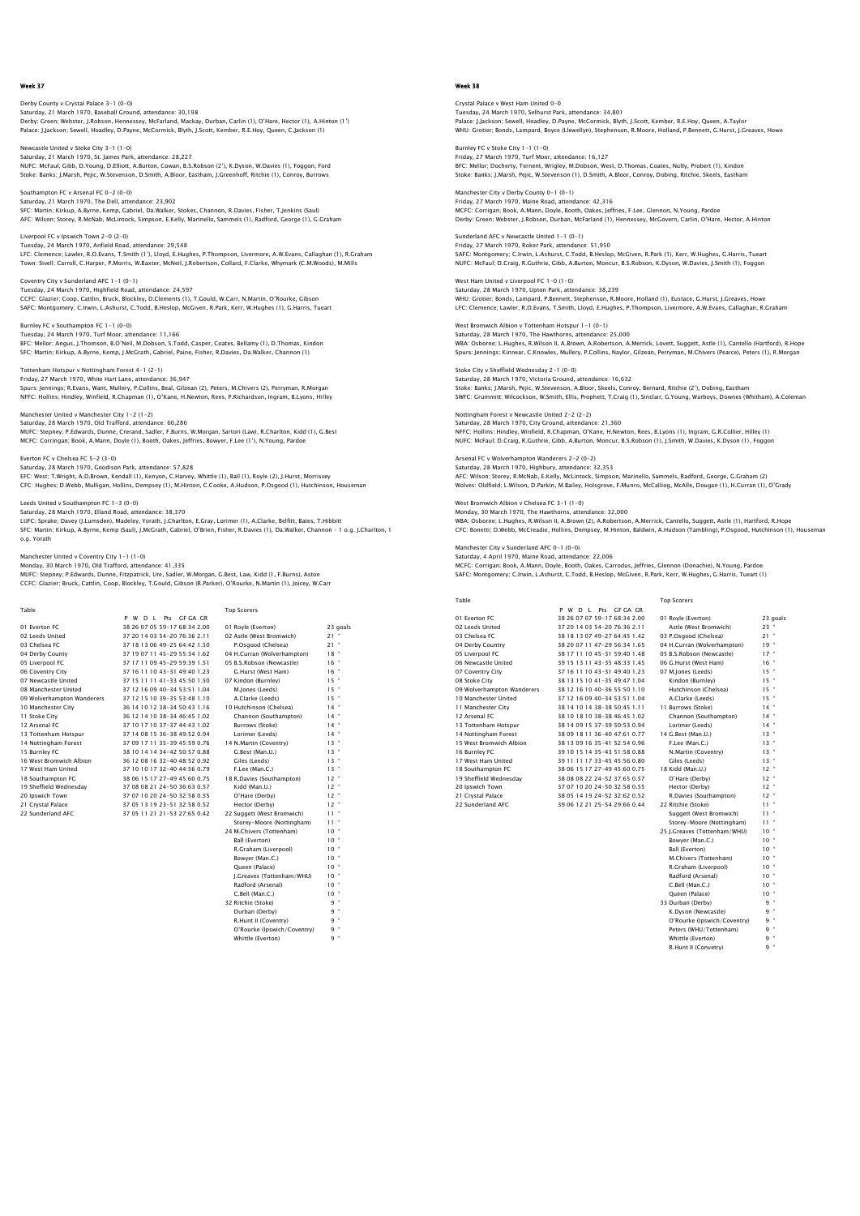## Week 37

Derby County v Crystal Palace 3–1 (0–0)
Saturday, 21 March 1970, Baseball Ground, attendance: 30,198
Derby: Green; Webster, J.Robson, Hennessey, McFarland, Mackay, Durban, Carlin (1), O'Hare, Hector (1), A.Hinton (1')
Palace: J.Jackson; Sewell, Hoadley, D.Payne, McCormick, Blyth, J.Scott, Kember, R.E.Hoy, Queen, C.Jackson (1)

Newcastle United v Stoke City 3–1 (1–0)
Saturday, 21 March 1970, St. James Park, attendance: 28,227
NUFC: McFaul; Gibb, D.Young, D.Elliott, A.Burton, Cowan, B.S.Robson (2'), K.Dyson, W.Davies (1), Foggon, Ford
Stoke: Banks; J.Marsh, Pejic, W.Stevenson, D.Smith, A.Bloor, Eastham, J.Greenhoff, Ritchie (1), Conroy, Burrows

Southampton FC v Arsenal FC 0–2 (0–0)
Saturday, 21 March 1970, The Dell, attendance: 23,902
SFC: Martin; Kirkup, A.Byrne, Kemp, Gabriel, Da.Walker, Stokes, Channon, R.Davies, Fisher, T.Jenkins (Saul)
AFC: Wilson; Storey, R.McNab, McLintock, Simpson, E.Kelly, Marinello, Sammels (1), Radford, George (1), G.Graham

Liverpool FC v Ipswich Town 2–0 (2–0)
Tuesday, 24 March 1970, Anfield Road, attendance: 29,548
LFC: Clemence; Lawler, R.O.Evans, T.Smith (1'), Lloyd, E.Hughes, P.Thompson, Livermore, A.W.Evans, Callaghan (1), R.Graham
Town: Sivell; Carroll, C.Harper, P.Morris, W.Baxter, McNeil, J.Robertson, Collard, F.Clarke, Whymark (C.M.Woods), M.Mills

Coventry City v Sunderland AFC 1–1 (0–1)
Tuesday, 24 March 1970, Highfield Road, attendance: 24,597
CCFC: Glazier; Coop, Cattlin, Bruck, Blockley, D.Clements (1), T.Gould, W.Carr, N.Martin, O'Rourke, Gibson
SAFC: Montgomery; C.Irwin, L.Ashurst, C.Todd, B.Heslop, McGiven, R.Park, Kerr, W.Hughes (1), G.Harris, Tueart

Burnley FC v Southampton FC 1–1 (0–0)
Tuesday, 24 March 1970, Turf Moor, attendance: 11,166
BFC: Mellor; Angus, J.Thomson, B.O'Neil, M.Dobson, S.Todd, Casper, Coates, Bellamy (1), D.Thomas, Kindon
SFC: Martin; Kirkup, A.Byrne, Kemp, J.McGrath, Gabriel, Paine, Fisher, R.Davies, Da.Walker, Channon (1)

Tottenham Hotspur v Nottingham Forest 4–1 (2–1)
Friday, 27 March 1970, White Hart Lane, attendance: 36,947
Spurs: Jennings; R.Evans, Want, Mullery, P.Collins, Beal, Gilzean (2), Peters, M.Chivers (2), Perryman, R.Morgan
NFFC: Hollins; Hindley, Winfield, R.Chapman (1), O'Kane, H.Newton, Rees, P.Richardson, Ingram, B.Lyons, Hilley

Manchester United v Manchester City 1–2 (1–2)
Saturday, 28 March 1970, Old Trafford, attendance: 60,286
MUFC: Stepney; P.Edwards, Dunne, Crerand, Sadler, F.Burns, W.Morgan, Sartori (Law), R.Charlton, Kidd (1), G.Best
MCFC: Corrigan; Book, A.Mann, Doyle (1), Booth, Oakes, Jeffries, Bowyer, F.Lee (1'), N.Young, Pardoe

Everton FC v Chelsea FC 5–2 (3–0)
Saturday, 28 March 1970, Goodison Park, attendance: 57,828
EFC: West; T.Wright, A.D.Brown, Kendall (1), Kenyon, C.Harvey, Whittle (1), Ball (1), Royle (2), J.Hurst, Morrissey
CFC: Hughes; D.Webb, Mulligan, Hollins, Dempsey (1), M.Hinton, C.Cooke, A.Hudson, P.Osgood (1), Hutchinson, Houseman

Leeds United v Southampton FC 1–3 (0–0)
Saturday, 28 March 1970, Elland Road, attendance: 38,370
LUFC: Sprake; Davey (J.Lumsden), Madeley, Yorath, J.Charlton, E.Gray, Lorimer (1), A.Clarke, Belfitt, Bates, T.Hibbitt
SFC: Martin; Kirkup, A.Byrne, Kemp (Saul), J.McGrath, Gabriel, O'Brien, Fisher, R.Davies (1), Da.Walker, Channon – 1 o.g. J.Charlton, 1 o.g. Yorath

Manchester United v Coventry City 1–1 (1–0)
Monday, 30 March 1970, Old Trafford, attendance: 41,335
MUFC: Stepney; P.Edwards, Dunne, Fitzpatrick, Ure, Sadler, W.Morgan, G.Best, Law, Kidd (1, F.Burns), Aston
CCFC: Glazier; Bruck, Cattlin, Coop, Blockley, T.Gould, Gibson (R.Parker), O'Rourke, N.Martin (1), Joicey, W.Carr

Table

| | P | W | D | L | Pts | GF GA | GR |
|---|---|---|---|---|---|---|---|
| 01 Everton FC | 38 | 26 | 07 | 05 | 59–17 | 68:34 | 2.00 |
| 02 Leeds United | 37 | 20 | 14 | 03 | 54–20 | 76:36 | 2.11 |
| 03 Chelsea FC | 37 | 18 | 13 | 06 | 49–25 | 64:42 | 1.50 |
| 04 Derby County | 37 | 19 | 07 | 11 | 45–29 | 55:34 | 1.62 |
| 05 Liverpool FC | 37 | 17 | 11 | 09 | 45–29 | 59:39 | 1.51 |
| 06 Coventry City | 37 | 16 | 11 | 10 | 43–31 | 49:40 | 1.23 |
| 07 Newcastle United | 37 | 15 | 11 | 11 | 41–33 | 45:30 | 1.50 |
| 08 Manchester United | 37 | 12 | 16 | 09 | 40–34 | 53:51 | 1.04 |
| 09 Wolverhampton Wanderers | 37 | 12 | 15 | 10 | 39–35 | 53:48 | 1.10 |
| 10 Manchester City | 36 | 14 | 10 | 12 | 38–34 | 50:43 | 1.16 |
| 11 Stoke City | 36 | 12 | 14 | 10 | 38–34 | 46:45 | 1.02 |
| 12 Arsenal FC | 37 | 10 | 17 | 10 | 37–37 | 44:43 | 1.02 |
| 13 Tottenham Hotspur | 37 | 14 | 08 | 15 | 36–38 | 49:52 | 0.94 |
| 14 Nottingham Forest | 37 | 09 | 17 | 11 | 35–39 | 45:59 | 0.76 |
| 15 Burnley FC | 38 | 10 | 14 | 14 | 34–42 | 50:57 | 0.88 |
| 16 West Bromwich Albion | 36 | 12 | 08 | 16 | 32–40 | 48:52 | 0.92 |
| 17 West Ham United | 37 | 10 | 10 | 17 | 32–40 | 44:56 | 0.79 |
| 18 Southampton FC | 38 | 06 | 15 | 17 | 27–49 | 45:60 | 0.75 |
| 19 Sheffield Wednesday | 37 | 08 | 08 | 21 | 24–50 | 36:63 | 0.57 |
| 20 Ipswich Town | 37 | 07 | 10 | 20 | 24–50 | 32:58 | 0.55 |
| 21 Crystal Palace | 37 | 05 | 13 | 19 | 23–51 | 32:58 | 0.52 |
| 22 Sunderland AFC | 37 | 05 | 11 | 21 | 21–53 | 27:65 | 0.42 |

Top Scorers

| | |
|---|---|
| 01 Royle (Everton) | 23 goals |
| 02 Astle (West Bromwich) | 21 " |
| P.Osgood (Chelsea) | 21 " |
| 04 H.Curran (Wolverhampton) | 18 " |
| 05 B.S.Robson (Newcastle) | 16 " |
| G.Hurst (West Ham) | 16 " |
| 07 Kindon (Burnley) | 15 " |
| M.Jones (Leeds) | 15 " |
| A.Clarke (Leeds) | 15 " |
| 10 Hutchinson (Chelsea) | 14 " |
| Channon (Southampton) | 14 " |
| Burrows (Stoke) | 14 " |
| Lorimer (Leeds) | 14 " |
| 14 N.Martin (Coventry) | 13 " |
| G.Best (Man.U.) | 13 " |
| Giles (Leeds) | 13 " |
| F.Lee (Man.C.) | 13 " |
| 18 R.Davies (Southampton) | 12 " |
| Kidd (Man.U.) | 12 " |
| O'Hare (Derby) | 12 " |
| Hector (Derby) | 12 " |
| 22 Suggett (West Bromwich) | 11 " |
| Storey-Moore (Nottingham) | 11 " |
| 24 M.Chivers (Tottenham) | 10 " |
| Ball (Everton) | 10 " |
| R.Graham (Liverpool) | 10 " |
| Bowyer (Man.C.) | 10 " |
| Queen (Palace) | 10 " |
| J.Greaves (Tottenham/WHU) | 10 " |
| Radford (Arsenal) | 10 " |
| C.Bell (Man.C.) | 10 " |
| 32 Ritchie (Stoke) | 9 " |
| Durban (Derby) | 9 " |
| R.Hunt II (Coventry) | 9 " |
| O'Rourke (Ipswich/Coventry) | 9 " |
| Whittle (Everton) | 9 " |

## Week 38

Crystal Palace v West Ham United 0–0
Tuesday, 24 March 1970, Selhurst Park, attendance: 34,801
Palace: J.Jackson; Sewell, Hoadley, D.Payne, McCormick, Blyth, J.Scott, Kember, R.E.Hoy, Queen, A.Taylor
WHU: Grotier; Bonds, Lampard, Boyce (Llewellyn), Stephenson, R.Moore, Holland, P.Bennett, G.Hurst, J.Greaves, Howe

Burnley FC v Stoke City 1–1 (1–0)
Friday, 27 March 1970, Turf Moor, attendance: 16,127
BFC: Mellor; Docherty, Ternent, Wrigley, M.Dobson, West, D.Thomas, Coates, Nulty, Probert (1), Kindon
Stoke: Banks; J.Marsh, Pejic, W.Stevenson (1), D.Smith, A.Bloor, Conroy, Dobing, Ritchie, Skeels, Eastham

Manchester City v Derby County 0–1 (0–1)
Friday, 27 March 1970, Maine Road, attendance: 42,316
MCFC: Corrigan; Book, A.Mann, Doyle, Booth, Oakes, Jeffries, F.Lee, Glennon, N.Young, Pardoe
Derby: Green; Webster, J.Robson, Durban, McFarland (1), Hennessey, McGovern, Carlin, O'Hare, Hector, A.Hinton

Sunderland AFC v Newcastle United 1–1 (0–1)
Friday, 27 March 1970, Roker Park, attendance: 51,950
SAFC: Montgomery; C.Irwin, L.Ashurst, C.Todd, B.Heslop, McGiven, R.Park (1), Kerr, W.Hughes, G.Harris, Tueart
NUFC: McFaul; D.Craig, R.Guthrie, Gibb, A.Burton, Moncur, B.S.Robson, K.Dyson, W.Davies, J.Smith (1), Foggon

West Ham United v Liverpool FC 1–0 (1–0)
Saturday, 28 March 1970, Upton Park, attendance: 38,239
WHU: Grotier; Bonds, Lampard, P.Bennett, Stephenson, R.Moore, Holland (1), Eustace, G.Hurst, J.Greaves, Howe
LFC: Clemence; Lawler, R.O.Evans, T.Smith, Lloyd, E.Hughes, P.Thompson, Livermore, A.W.Evans, Callaghan, R.Graham

West Bromwich Albion v Tottenham Hotspur 1–1 (0–1)
Saturday, 28 March 1970, The Hawthorns, attendance: 25,000
WBA: Osborne; L.Hughes, R.Wilson II, A.Brown, A.Robertson, A.Merrick, Lovett, Suggett, Astle (1), Cantello (Hartford), R.Hope
Spurs: Jennings; Kinnear, C.Knowles, Mullery, P.Collins, Naylor, Gilzean, Perryman, M.Chivers (Pearce), Peters (1), R.Morgan

Stoke City v Sheffield Wednesday 2–1 (0–0)
Saturday, 28 March 1970, Victoria Ground, attendance: 16,632
Stoke: Banks; J.Marsh, Pejic, W.Stevenson, A.Bloor, Skeels, Conroy, Bernard, Ritchie (2'), Dobing, Eastham
SWFC: Grummitt; Wilcockson, W.Smith, Ellis, Prophett, T.Craig (1), Sinclair, G.Young, Warboys, Downes (Whitham), A.Coleman

Nottingham Forest v Newcastle United 2–2 (2–2)
Saturday, 28 March 1970, City Ground, attendance: 21,360
NFFC: Hollins; Hindley, Winfield, R.Chapman, O'Kane, H.Newton, Rees, B.Lyons (1), Ingram, G.R.Collier, Hilley (1)
NUFC: McFaul; D.Craig, R.Guthrie, Gibb, A.Burton, Moncur, B.S.Robson (1), J.Smith, W.Davies, K.Dyson (1), Foggon

Arsenal FC v Wolverhampton Wanderers 2–2 (0–2)
Saturday, 28 March 1970, Highbury, attendance: 32,353
AFC: Wilson; Storey, R.McNab, E.Kelly, McLintock, Simpson, Marinello, Sammels, Radford, George, G.Graham (2)
Wolves: Oldfield; L.Wilson, D.Parkin, M.Bailey, Holsgrove, F.Munro, McCalliog, McAlle, Dougan (1), H.Curran (1), O'Grady

West Bromwich Albion v Chelsea FC 3–1 (1–0)
Monday, 30 March 1970, The Hawthorns, attendance: 32,000
WBA: Osborne; L.Hughes, R.Wilson II, A.Brown (2), A.Robertson, A.Merrick, Cantello, Suggett, Astle (1), Hartford, R.Hope
CFC: Bonetti; D.Webb, McCreadie, Hollins, Dempsey, M.Hinton, Baldwin, A.Hudson (Tambling), P.Osgood, Hutchinson (1), Houseman

Manchester City v Sunderland AFC 0–1 (0–0)
Saturday, 4 April 1970, Maine Road, attendance: 22,006
MCFC: Corrigan; Book, A.Mann, Doyle, Booth, Oakes, Carrodus, Jeffries, Glennon (Donachie), N.Young, Pardoe
SAFC: Montgomery; C.Irwin, L.Ashurst, C.Todd, B.Heslop, McGiven, R.Park, Kerr, W.Hughes, G.Harris, Tueart (1)

Table

| | P | W | D | L | Pts | GF GA | GR |
|---|---|---|---|---|---|---|---|
| 01 Everton FC | 38 | 26 | 07 | 07 | 59–17 | 68:34 | 2.00 |
| 02 Leeds United | 37 | 20 | 14 | 03 | 54–20 | 76:36 | 2.11 |
| 03 Chelsea FC | 38 | 18 | 13 | 07 | 49–27 | 64:45 | 1.42 |
| 04 Derby Country | 38 | 20 | 07 | 11 | 47–29 | 56:34 | 1.65 |
| 05 Liverpool FC | 38 | 17 | 11 | 10 | 45–31 | 59:40 | 1.48 |
| 06 Newcastle United | 39 | 15 | 13 | 11 | 43–35 | 48:33 | 1.45 |
| 07 Coventry City | 37 | 16 | 11 | 10 | 43–31 | 49:40 | 1.23 |
| 08 Stoke City | 38 | 13 | 15 | 10 | 41–35 | 49:47 | 1.04 |
| 09 Wolverhampton Wanderers | 38 | 12 | 16 | 10 | 40–36 | 55:50 | 1.10 |
| 10 Manchester United | 37 | 12 | 16 | 09 | 40–34 | 53:51 | 1.04 |
| 11 Manchester City | 38 | 14 | 10 | 14 | 38–38 | 50:45 | 1.11 |
| 12 Arsenal FC | 38 | 10 | 18 | 10 | 38–38 | 46:45 | 1.02 |
| 13 Tottenham Hotspur | 38 | 14 | 09 | 15 | 37–39 | 50:53 | 0.94 |
| 14 Nottingham Forest | 38 | 09 | 18 | 11 | 36–40 | 47:61 | 0.77 |
| 15 West Bromwich Albion | 38 | 13 | 09 | 16 | 35–41 | 52:54 | 0.96 |
| 16 Burnley FC | 39 | 10 | 15 | 14 | 35–43 | 51:58 | 0.88 |
| 17 West Ham United | 39 | 11 | 11 | 17 | 33–45 | 45:56 | 0.80 |
| 18 Southampton FC | 38 | 06 | 15 | 17 | 27–49 | 45:60 | 0.75 |
| 19 Sheffield Wednesday | 38 | 08 | 08 | 22 | 24–52 | 37:65 | 0.57 |
| 20 Ipswich Town | 37 | 07 | 10 | 20 | 24–50 | 32:58 | 0.55 |
| 21 Crystal Palace | 38 | 05 | 14 | 19 | 24–52 | 32:62 | 0.52 |
| 22 Sunderland AFC | 39 | 06 | 12 | 21 | 25–54 | 29:66 | 0.44 |

Top Scorers

| | |
|---|---|
| 01 Royle (Everton) | 23 goals |
| Astle (West Bromwich) | 23 " |
| 03 P.Osgood (Chelsea) | 21 " |
| 04 H.Curran (Wolverhampton) | 19 " |
| 05 B.S.Robson (Newcastle) | 17 " |
| 06 G.Hurst (West Ham) | 16 " |
| 07 M.Jones (Leeds) | 15 " |
| Kindon (Burnley) | 15 " |
| Hutchinson (Chelsea) | 15 " |
| A.Clarke (Leeds) | 15 " |
| 11 Burrows (Stoke) | 14 " |
| Channon (Southampton) | 14 " |
| Lorimer (Leeds) | 14 " |
| 14 G.Best (Man.U.) | 13 " |
| F.Lee (Man.C.) | 13 " |
| N.Martin (Coventry) | 13 " |
| Giles (Leeds) | 13 " |
| 18 Kidd (Man.U.) | 12 " |
| O'Hare (Derby) | 12 " |
| Hector (Derby) | 12 " |
| R.Davies (Southampton) | 12 " |
| 22 Ritchie (Stoke) | 11 " |
| Suggett (West Bromwich) | 11 " |
| Storey-Moore (Nottingham) | 11 " |
| 25 J.Greaves (Tottenham/WHU) | 10 " |
| Bowyer (Man.C.) | 10 " |
| Ball (Everton) | 10 " |
| M.Chivers (Tottenham) | 10 " |
| R.Graham (Liverpool) | 10 " |
| Radford (Arsenal) | 10 " |
| C.Bell (Man.C.) | 10 " |
| Queen (Palace) | 10 " |
| 33 Durban (Derby) | 9 " |
| K.Dyson (Newcastle) | 9 " |
| O'Rourke (Ipswich/Coventry) | 9 " |
| Peters (WHU/Tottenham) | 9 " |
| Whittle (Everton) | 9 " |
| R.Hunt II (Convetry) | 9 " |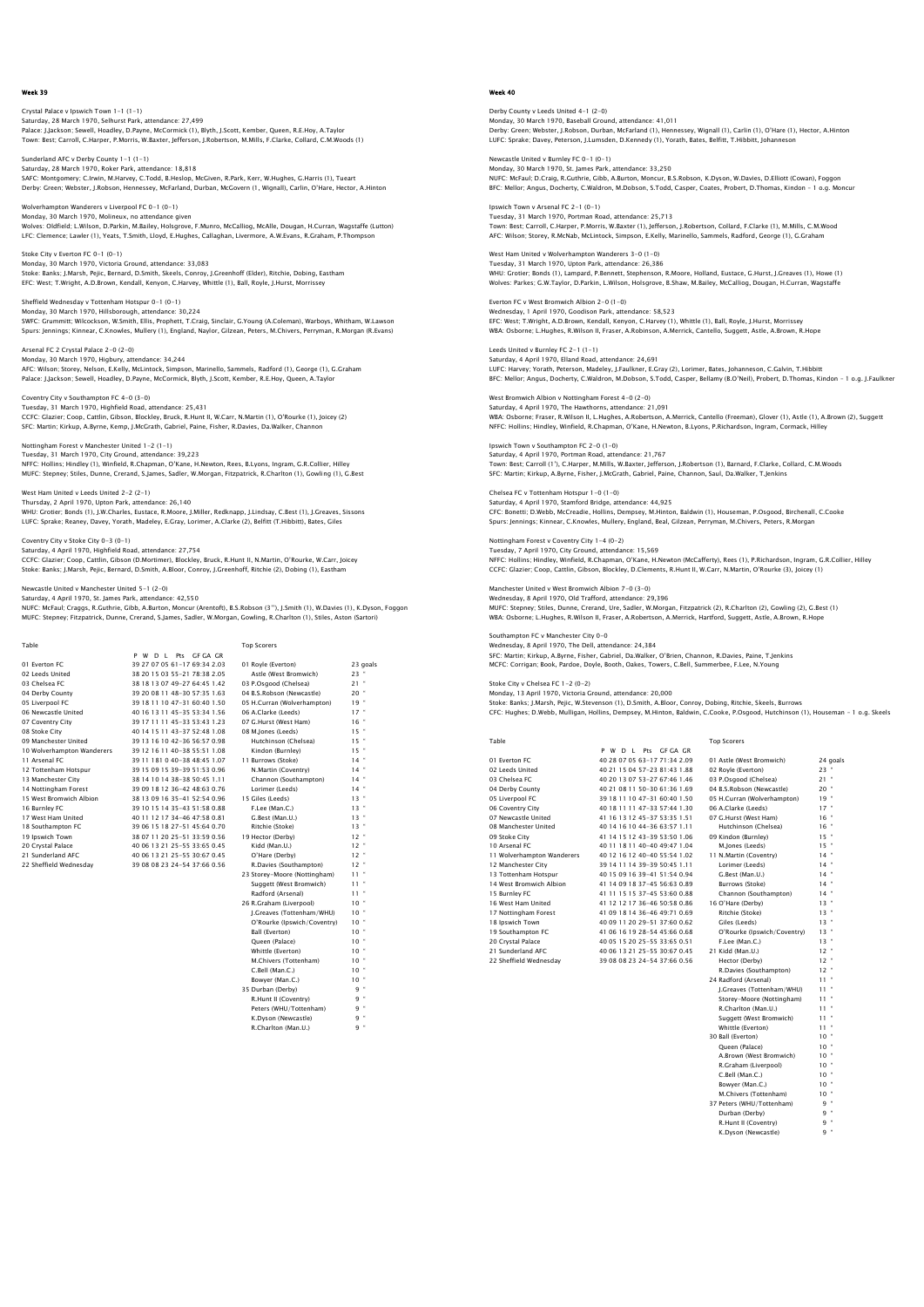## Week 39

Crystal Palace v Ipswich Town 1-1 (1-1)
Saturday, 28 March 1970, Selhurst Park, attendance: 27,499
Palace: J.Jackson; Sewell, Hoadley, D.Payne, McCormick (1), Blyth, J.Scott, Kember, Queen, R.E.Hoy, A.Taylor
Town: Best; Carroll, C.Harper, P.Morris, W.Baxter, Jefferson, J.Robertson, M.Mills, F.Clarke, Collard, C.M.Woods (1)

Sunderland AFC v Derby County 1-1 (1-1)
Saturday, 28 March 1970, Roker Park, attendance: 18,818
SAFC: Montgomery; C.Irwin, M.Harvey, C.Todd, B.Heslop, McGiven, R.Park, Kerr, W.Hughes, G.Harris (1), Tueart
Derby: Green; Webster, J.Robson, Hennessey, McFarland, Durban, McGovern (1, Wignall), Carlin, O'Hare, Hector, A.Hinton

Wolverhampton Wanderers v Liverpool FC 0-1 (0-1)
Monday, 30 March 1970, Molineux, no attendance given
Wolves: Oldfield; L.Wilson, D.Parkin, M.Bailey, Holsgrove, F.Munro, McCalliog, McAlle, Dougan, H.Curran, Wagstaffe (Lutton)
LFC: Clemence; Lawler (1), Yeats, T.Smith, Lloyd, E.Hughes, Callaghan, Livermore, A.W.Evans, R.Graham, P.Thompson

Stoke City v Everton FC 0-1 (0-1)
Monday, 30 March 1970, Victoria Ground, attendance: 33,083
Stoke: Banks; J.Marsh, Pejic, Bernard, D.Smith, Skeels, Conroy, J.Greenhoff (Elder), Ritchie, Dobing, Eastham
EFC: West; T.Wright, A.D.Brown, Kendall, Kenyon, C.Harvey, Whittle (1), Ball, Royle, J.Hurst, Morrissey

Sheffield Wednesday v Tottenham Hotspur 0-1 (0-1)
Monday, 30 March 1970, Hillsborough, attendance: 30,224
SWFC: Grummitt; Wilcockson, W.Smith, Ellis, Prophett, T.Craig, Sinclair, G.Young (A.Coleman), Warboys, Whitham, W.Lawson
Spurs: Jennings; Kinnear, C.Knowles, Mullery (1), England, Naylor, Gilzean, Peters, M.Chivers, Perryman, R.Morgan (R.Evans)

Arsenal FC 2 Crystal Palace 2-0 (2-0)
Monday, 30 March 1970, Highbury, attendance: 34,244
AFC: Wilson; Storey, Nelson, E.Kelly, McLintock, Simpson, Marinello, Sammels, Radford (1), George (1), G.Graham
Palace: J.Jackson; Sewell, Hoadley, D.Payne, McCormick, Blyth, J.Scott, Kember, R.E.Hoy, Queen, A.Taylor

Coventry City v Southampton FC 4-0 (3-0)
Tuesday, 31 March 1970, Highfield Road, attendance: 25,431
CCFC: Glazier; Coop, Cattlin, Gibson, Blockley, Bruck, R.Hunt II, W.Carr, N.Martin (1), O'Rourke (1), Joicey (2)
SFC: Martin; Kirkup, A.Byrne, Kemp, J.McGrath, Gabriel, Paine, Fisher, R.Davies, Da.Walker, Channon

Nottingham Forest v Manchester United 1-2 (1-1)
Tuesday, 31 March 1970, City Ground, attendance: 39,223
NFFC: Hollins; Hindley (1), Winfield, R.Chapman, O'Kane, H.Newton, Rees, B.Lyons, Ingram, G.R.Collier, Hilley
MUFC: Stepney; Stiles, Dunne, Crerand, S.James, Sadler, W.Morgan, Fitzpatrick, R.Charlton (1), Gowling (1), G.Best

West Ham United v Leeds United 2-2 (2-1)
Thursday, 2 April 1970, Upton Park, attendance: 26,140
WHU: Grotier; Bonds (1), J.W.Charles, Eustace, R.Moore, J.Miller, Redknapp, J.Lindsay, C.Best (1), J.Greaves, Sissons
LUFC: Sprake; Reaney, Davey, Yorath, Madeley, E.Gray, Lorimer, A.Clarke (2), Belfitt (T.Hibbitt), Bates, Giles

Coventry City v Stoke City 0-3 (0-1)
Saturday, 4 April 1970, Highfield Road, attendance: 27,754
CCFC: Glazier; Coop, Cattlin, Gibson (D.Mortimer), Blockley, Bruck, R.Hunt II, N.Martin, O'Rourke, W.Carr, Joicey
Stoke: Banks; J.Marsh, Pejic, Bernard, D.Smith, A.Bloor, Conroy, J.Greenhoff, Ritchie (2), Dobing (1), Eastham

Newcastle United v Manchester United 5-1 (2-0)
Saturday, 4 April 1970, St. James Park, attendance: 42,550
NUFC: McFaul; Craggs, R.Guthrie, Gibb, A.Burton, Moncur (Arentoft), B.S.Robson (3''), J.Smith (1), W.Davies (1), K.Dyson, Foggon
MUFC: Stepney; Fitzpatrick, Dunne, Crerand, S.James, Sadler, W.Morgan, Gowling, R.Charlton (1), Stiles, Aston (Sartori)

Table

| | P | W | D | L | Pts | GF GA | GR |
|---|---|---|---|---|---|---|---|
| 01 Everton FC | 39 | 27 | 07 | 05 | 61 | 69-17 | 2.03 |
| 02 Leeds United | 38 | 20 | 15 | 03 | 55 | 78-21 | 2.05 |
| 03 Chelsea FC | 38 | 18 | 13 | 07 | 49 | 64-45 | 1.42 |
| 04 Derby County | 39 | 20 | 08 | 11 | 48 | 57-35 | 1.63 |
| 05 Liverpool FC | 39 | 18 | 11 | 10 | 47 | 60-40 | 1.50 |
| 06 Newcastle United | 40 | 16 | 13 | 11 | 45 | 53-34 | 1.56 |
| 07 Coventry City | 39 | 17 | 11 | 11 | 45 | 53-43 | 1.23 |
| 08 Stoke City | 40 | 14 | 15 | 11 | 43 | 52-48 | 1.08 |
| 09 Manchester United | 39 | 13 | 16 | 10 | 42 | 58-36 | 0.98 |
| 10 Wolverhampton Wanderers | 39 | 12 | 16 | 11 | 40 | 55-51 | 1.08 |
| 11 Arsenal FC | 39 | 11 | 18 | 10 | 40 | 48-45 | 1.07 |
| 12 Tottenham Hotspur | 39 | 15 | 09 | 15 | 39 | 51-53 | 0.96 |
| 13 Manchester City | 38 | 14 | 10 | 14 | 38 | 50-45 | 1.11 |
| 14 Nottingham Forest | 39 | 09 | 18 | 12 | 36 | 48-63 | 0.76 |
| 15 West Bromwich Albion | 38 | 13 | 09 | 16 | 35 | 52-54 | 0.96 |
| 16 Burnley FC | 39 | 10 | 15 | 14 | 35 | 51-58 | 0.88 |
| 17 West Ham United | 40 | 11 | 12 | 17 | 34 | 47-58 | 0.81 |
| 18 Southampton FC | 39 | 06 | 15 | 18 | 27 | 45-64 | 0.70 |
| 19 Ipswich Town | 38 | 07 | 11 | 20 | 25 | 33-59 | 0.56 |
| 20 Crystal Palace | 40 | 06 | 13 | 21 | 25 | 33-65 | 0.45 |
| 21 Sunderland AFC | 40 | 06 | 13 | 21 | 25 | 30-67 | 0.45 |
| 22 Sheffield Wednesday | 39 | 08 | 08 | 23 | 24 | 37-66 | 0.56 |

Top Scorers

| | |
|---|---|
| 01 Royle (Everton) | 23 goals |
| Astle (West Bromwich) | 23 " |
| 03 P.Osgood (Chelsea) | 21 " |
| 04 B.S.Robson (Newcastle) | 20 " |
| 05 H.Curran (Wolverhampton) | 19 " |
| 06 A.Clarke (Leeds) | 17 " |
| 07 G.Hurst (West Ham) | 16 " |
| 08 M.Jones (Leeds) | 15 " |
| Hutchinson (Chelsea) | 15 " |
| Kindon (Burnley) | 15 " |
| 11 Burrows (Stoke) | 14 " |
| N.Martin (Coventry) | 14 " |
| Channon (Southampton) | 14 " |
| Lorimer (Leeds) | 14 " |
| 15 Giles (Leeds) | 13 " |
| F.Lee (Man.C.) | 13 " |
| G.Best (Man.U.) | 13 " |
| Ritchie (Stoke) | 13 " |
| 19 Hector (Derby) | 12 " |
| Kidd (Man.U.) | 12 " |
| O'Hare (Derby) | 12 " |
| R.Davies (Southampton) | 12 " |
| 23 Storey-Moore (Nottingham) | 11 " |
| Suggett (West Bromwich) | 11 " |
| Radford (Arsenal) | 11 " |
| 26 R.Graham (Liverpool) | 10 " |
| J.Greaves (Tottenham/WHU) | 10 " |
| O'Rourke (Ipswich/Coventry) | 10 " |
| Ball (Everton) | 10 " |
| Queen (Palace) | 10 " |
| Whittle (Everton) | 10 " |
| M.Chivers (Tottenham) | 10 " |
| C.Bell (Man.C.) | 10 " |
| Bowyer (Man.C.) | 10 " |
| 35 Durban (Derby) | 9 " |
| R.Hunt II (Coventry) | 9 " |
| Peters (WHU/Tottenham) | 9 " |
| K.Dyson (Newcastle) | 9 " |
| R.Charlton (Man.U.) | 9 " |

## Week 40

Derby County v Leeds United 4-1 (2-0)
Monday, 30 March 1970, Baseball Ground, attendance: 41,011
Derby: Green; Webster, J.Robson, Durban, McFarland (1), Hennessey, Wignall (1), Carlin (1), O'Hare (1), Hector, A.Hinton
LUFC: Sprake; Davey, Peterson, J.Lumsden, D.Kennedy (1), Yorath, Bates, Belfitt, T.Hibbitt, Johanneson

Newcastle United v Burnley FC 0-1 (0-1)
Monday, 30 March 1970, St. James Park, attendance: 33,250
NUFC: McFaul; D.Craig, R.Guthrie, Gibb, A.Burton, Moncur, B.S.Robson, K.Dyson, W.Davies, D.Elliott (Cowan), Foggon
BFC: Mellor; Angus, Docherty, C.Waldron, M.Dobson, S.Todd, Casper, Coates, Probert, D.Thomas, Kindon - 1 o.g. Moncur

Ipswich Town v Arsenal FC 2-1 (0-1)
Tuesday, 31 March 1970, Portman Road, attendance: 25,713
Town: Best; Carroll, C.Harper, P.Morris, W.Baxter (1), Jefferson, Collard, F.Clarke (1), M.Mills, C.M.Wood
AFC: Wilson; Storey, R.McNab, McLintock, Simpson, E.Kelly, Marinello, Sammels, Radford, George (1), G.Graham

West Ham United v Wolverhampton Wanderers 3-0 (1-0)
Tuesday, 31 March 1970, Upton Park, attendance: 26,386
WHU: Grotier; Bonds (1), Lampard, P.Bennett, Stephenson, R.Moore, Holland, Eustace, G.Hurst, J.Greaves (1), Howe (1)
Wolves: Parkes; G.W.Taylor, D.Parkin, L.Wilson, Holsgrove, B.Shaw, M.Bailey, McCalliog, Dougan, H.Curran, Wagstaffe

Everton FC v West Bromwich Albion 2-0 (1-0)
Wednesday, 1 April 1970, Goodison Park, attendance: 58,523
EFC: West; T.Wright, A.D.Brown, Kendall, Kenyon, C.Harvey (1), Whittle (1), Ball, Royle, J.Hurst, Morrissey
WBA: Osborne; L.Hughes, R.Wilson II, Fraser, A.Robinson, A.Merrick, Cantello, Suggett, Astle, A.Brown, R.Hope

Leeds United v Burnley FC 2-1 (1-1)
Saturday, 4 April 1970, Elland Road, attendance: 24,691
LUFC: Harvey; Yorath, Peterson, Madeley, J.Faulkner, E.Gray (2), Lorimer, Bates, Johanneson, C.Galvin, T.Hibbitt
BFC: Mellor; Angus, Docherty, C.Waldron, M.Dobson, S.Todd, Casper, Bellamy (B.O'Neil), Probert, D.Thomas, Kindon - 1 o.g. J.Faulkner

West Bromwich Albion v Nottingham Forest 4-0 (2-0)
Saturday, 4 April 1970, The Hawthorns, attendance: 21,091
WBA: Osborne; Fraser, R.Wilson II, L.Hughes, A.Robertson, A.Merrick, Cantello (Freeman), Glover (1), Astle (1), A.Brown (2), Suggett
NFFC: Hollins; Hindley, Winfield, R.Chapman, O'Kane, H.Newton, B.Lyons, P.Richardson, Ingram, Cormack, Hilley

Ipswich Town v Southampton FC 2-0 (1-0)
Saturday, 4 April 1970, Portman Road, attendance: 21,767
Town: Best; Carroll (1'), C.Harper, M.Mills, W.Baxter, Jefferson, J.Robertson (1), Barnard, F.Clarke, Collard, C.M.Woods
SFC: Martin; Kirkup, A.Byrne, Fisher, J.McGrath, Gabriel, Paine, Channon, Saul, Da.Walker, T.Jenkins

Chelsea FC v Tottenham Hotspur 1-0 (1-0)
Saturday, 4 April 1970, Stamford Bridge, attendance: 44,925
CFC: Bonetti; D.Webb, McCreadie, Hollins, Dempsey, M.Hinton, Baldwin (1), Houseman, P.Osgood, Birchenall, C.Cooke
Spurs: Jennings; Kinnear, C.Knowles, Mullery, England, Beal, Gilzean, Perryman, M.Chivers, Peters, R.Morgan

Nottingham Forest v Coventry City 1-4 (0-2)
Tuesday, 7 April 1970, City Ground, attendance: 15,569
NFFC: Hollins; Hindley, Winfield, R.Chapman, O'Kane, H.Newton (McCafferty), Rees (1), P.Richardson, Ingram, G.R.Collier, Hilley
CCFC: Glazier; Coop, Cattlin, Gibson, Blockley, D.Clements, R.Hunt II, W.Carr, N.Martin, O'Rourke (3), Joicey (1)

Manchester United v West Bromwich Albion 7-0 (3-0)
Wednesday, 8 April 1970, Old Trafford, attendance: 29,396
MUFC: Stepney; Stiles, Dunne, Crerand, Ure, Sadler, W.Morgan, Fitzpatrick (2), R.Charlton (2), Gowling (2), G.Best (1)
WBA: Osborne; L.Hughes, R.Wilson II, Fraser, A.Robertson, A.Merrick, Hartford, Suggett, Astle, A.Brown, R.Hope

Southampton FC v Manchester City 0-0
Wednesday, 8 April 1970, The Dell, attendance: 24,384
SFC: Martin; Kirkup, A.Byrne, Fisher, Gabriel, Da.Walker, O'Brien, Channon, R.Davies, Paine, T.Jenkins
MCFC: Corrigan; Book, Pardoe, Doyle, Booth, Oakes, Towers, C.Bell, Summerbee, F.Lee, N.Young

Stoke City v Chelsea FC 1-2 (0-2)
Monday, 13 April 1970, Victoria Ground, attendance: 20,000
Stoke: Banks; J.Marsh, Pejic, W.Stevenson (1), D.Smith, A.Bloor, Conroy, Dobing, Ritchie, Skeels, Burrows
CFC: Hughes; D.Webb, Mulligan, Hollins, Dempsey, M.Hinton, Baldwin, C.Cooke, P.Osgood, Hutchinson (1), Houseman - 1 o.g. Skeels

Table

| | P | W | D | L | Pts | GF GA | GR |
|---|---|---|---|---|---|---|---|
| 01 Everton FC | 40 | 28 | 07 | 05 | 63 | 71-34 | 2.09 |
| 02 Leeds United | 40 | 21 | 15 | 04 | 57 | 81-43 | 1.88 |
| 03 Chelsea FC | 40 | 20 | 13 | 07 | 53 | 67-46 | 1.46 |
| 04 Derby County | 40 | 21 | 08 | 11 | 50 | 61-36 | 1.69 |
| 05 Liverpool FC | 39 | 18 | 11 | 10 | 47 | 60-40 | 1.50 |
| 06 Coventry City | 40 | 18 | 11 | 11 | 47 | 57-44 | 1.30 |
| 07 Newcastle United | 41 | 16 | 13 | 12 | 45 | 53-35 | 1.51 |
| 08 Manchester United | 40 | 14 | 16 | 10 | 44 | 63-57 | 1.11 |
| 09 Stoke City | 41 | 14 | 15 | 12 | 43 | 53-50 | 1.06 |
| 10 Arsenal FC | 40 | 11 | 18 | 11 | 40 | 49-47 | 1.04 |
| 11 Wolverhampton Wanderers | 40 | 12 | 16 | 12 | 40 | 55-54 | 1.02 |
| 12 Manchester City | 39 | 14 | 11 | 14 | 39 | 50-45 | 1.11 |
| 13 Tottenham Hotspur | 40 | 15 | 09 | 16 | 39 | 51-54 | 0.94 |
| 14 West Bromwich Albion | 41 | 14 | 09 | 18 | 37 | 56-63 | 0.89 |
| 15 Burnley FC | 41 | 11 | 15 | 15 | 37 | 53-60 | 0.88 |
| 16 West Ham United | 41 | 12 | 12 | 17 | 36 | 50-58 | 0.86 |
| 17 Nottingham Forest | 41 | 09 | 18 | 14 | 36 | 49-71 | 0.69 |
| 18 Ipswich Town | 40 | 09 | 11 | 20 | 29 | 51-37 | 60.62 |
| 19 Southampton FC | 41 | 06 | 16 | 19 | 28 | 54-45 | 66 0.68 |
| 20 Crystal Palace | 40 | 05 | 15 | 20 | 25 | 33-65 | 0.51 |
| 21 Sunderland AFC | 40 | 06 | 13 | 21 | 25 | 30-67 | 0.45 |
| 22 Sheffield Wednesday | 39 | 08 | 08 | 23 | 24 | 37-66 | 0.56 |

Top Scorers

| | |
|---|---|
| 01 Astle (West Bromwich) | 24 goals |
| 02 Royle (Everton) | 23 " |
| 03 P.Osgood (Chelsea) | 21 " |
| 04 B.S.Robson (Newcastle) | 20 " |
| 05 H.Curran (Wolverhampton) | 19 " |
| 06 A.Clarke (Leeds) | 17 " |
| 07 G.Hurst (West Ham) | 16 " |
| Hutchinson (Chelsea) | 16 " |
| 09 Kindon (Burnley) | 15 " |
| M.Jones (Leeds) | 15 " |
| 11 N.Martin (Coventry) | 14 " |
| Lorimer (Leeds) | 14 " |
| G.Best (Man.U.) | 14 " |
| Burrows (Stoke) | 14 " |
| Channon (Southampton) | 14 " |
| 16 O'Hare (Derby) | 13 " |
| Ritchie (Stoke) | 13 " |
| Giles (Leeds) | 13 " |
| O'Rourke (Ipswich/Coventry) | 13 " |
| F.Lee (Man.C.) | 13 " |
| 21 Kidd (Man.U.) | 12 " |
| Hector (Derby) | 12 " |
| R.Davies (Southampton) | 12 " |
| 24 Radford (Arsenal) | 11 " |
| J.Greaves (Tottenham/WHU) | 11 " |
| Storey-Moore (Nottingham) | 11 " |
| R.Charlton (Man.U.) | 11 " |
| Suggett (West Bromwich) | 11 " |
| Whittle (Everton) | 11 " |
| 30 Ball (Everton) | 10 " |
| Queen (Palace) | 10 " |
| A.Brown (West Bromwich) | 10 " |
| R.Graham (Liverpool) | 10 " |
| C.Bell (Man.C.) | 10 " |
| Bowyer (Man.C.) | 10 " |
| M.Chivers (Tottenham) | 10 " |
| 37 Peters (WHU/Tottenham) | 9 " |
| Durban (Derby) | 9 " |
| R.Hunt II (Coventry) | 9 " |
| K.Dyson (Newcastle) | 9 " |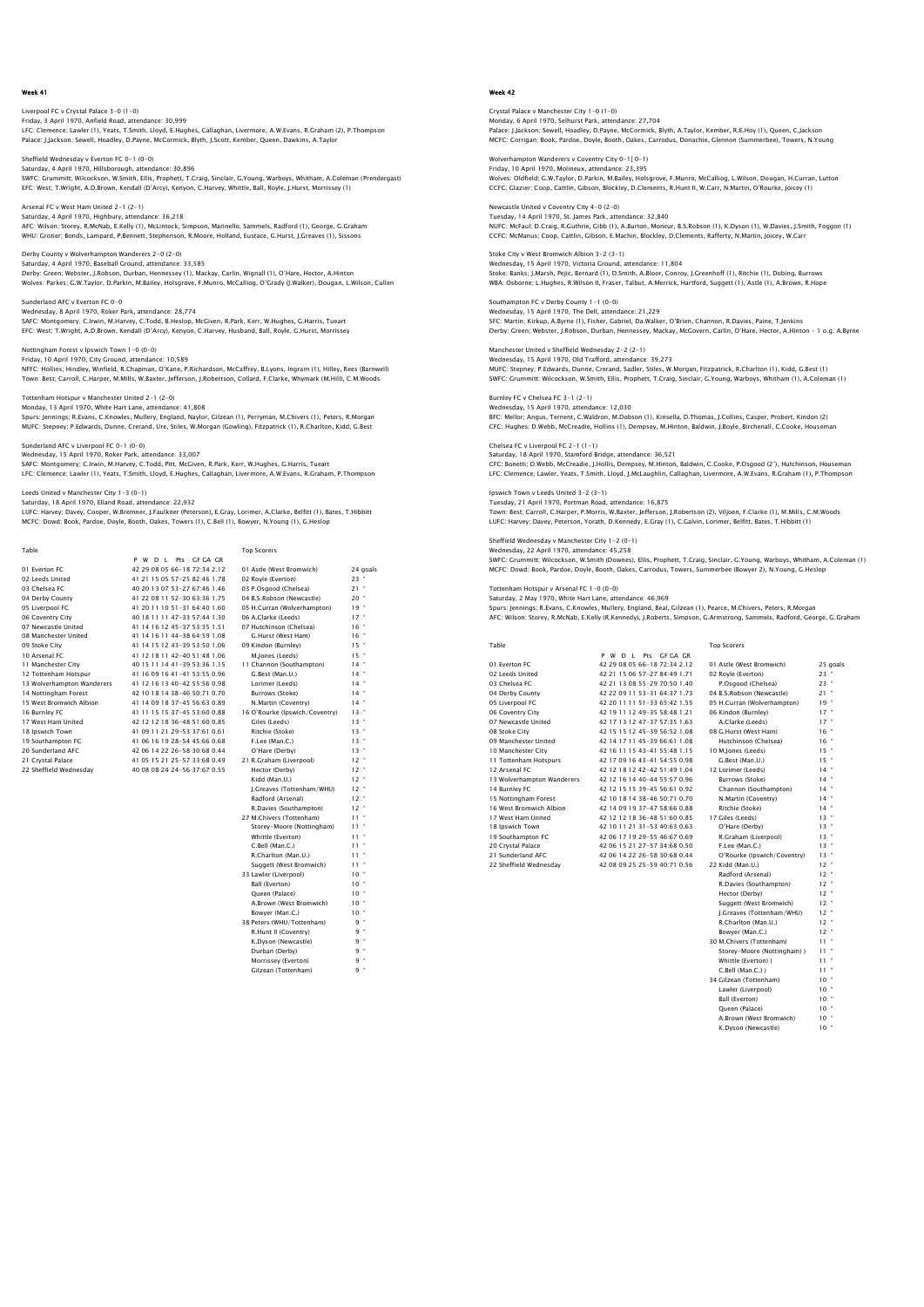## Week 41

Liverpool FC v Crystal Palace 3-0 (1-0)
Friday, 3 April 1970, Anfield Road, attendance: 30,999
LFC: Clemence; Lawler (1), Yeats, T.Smith, Lloyd, E.Hughes, Callaghan, Livermore, A.W.Evans, R.Graham (2), P.Thompson
Palace: J.Jackson; Sewell, Hoadley, D.Payne, McCormick, Blyth, J.Scott, Kember, Queen, Dawkins, A.Taylor

Sheffield Wednesday v Everton FC 0-1 (0-0)
Saturday, 4 April 1970, Hillsborough, attendance: 30,896
SWFC: Grummitt; Wilcockson, W.Smith, Ellis, Prophett, T.Craig, Sinclair, G.Young, Warboys, Whitham, A.Coleman (Prendergast)
EFC: West; T.Wright, A.D.Brown, Kendall (D'Arcy), Kenyon, C.Harvey, Whittle, Ball, Royle, J.Hurst, Morrissey (1)

Arsenal FC v West Ham United 2-1 (2-1)
Saturday, 4 April 1970, Highbury, attendance: 36,218
AFC: Wilson; Storey, R.McNab, E.Kelly (1), McLintock, Simpson, Marinello, Sammels, Radford (1), George, G.Graham
WHU: Grotier; Bonds, Lampard, P.Bennett, Stephenson, R.Moore, Holland, Eustace, G.Hurst, J.Greaves (1), Sissons

Derby County v Wolverhampton Wanderers 2-0 (2-0)
Saturday, 4 April 1970, Baseball Ground, attendance: 33,585
Derby: Green; Webster, J.Robson, Durban, Hennessey (1), Mackay, Carlin, Wignall (1), O'Hare, Hector, A.Hinton
Wolves: Parkes; G.W.Taylor, D.Parkin, M.Bailey, Holsgrove, F.Munro, McCalliog, O'Grady (J.Walker), Dougan, L.Wilson, Cullen

Sunderland AFC v Everton FC 0-0
Wednesday, 8 April 1970, Roker Park, attendance: 28,774
SAFC: Montgomery; C.Irwin, M.Harvey, C.Todd, B.Heslop, McGiven, R.Park, Kerr, W.Hughes, G.Harris, Tueart
EFC: West; T.Wright, A.D.Brown, Kendall (D'Arcy), Kenyon, C.Harvey, Husband, Ball, Royle, G.Hurst, Morrissey

Nottingham Forest v Ipswich Town 1-0 (0-0)
Friday, 10 April 1970, City Ground, attendance: 10,589
NFFC: Hollins; Hindley, Winfield, R.Chapman, O'Kane, P.Richardson, McCaffrey, B.Lyons, Ingram (1), Hilley, Rees (Barnwell)
Town: Best; Carroll, C.Harper, M.Mills, W.Baxter, Jefferson, J.Robertson, Collard, F.Clarke, Whymark (M.Hill), C.M.Woods

Tottenham Hotspur v Manchester United 2-1 (2-0)
Monday, 13 April 1970, White Hart Lane, attendance: 41,808
Spurs: Jennings; R.Evans, C.Knowles, Mullery, England, Naylor, Gilzean (1), Perryman, M.Chivers (1), Peters, R.Morgan
MUFC: Stepney; P.Edwards, Dunne, Crerand, Ure, Stiles, W.Morgan (Gowling), Fitzpatrick (1), R.Charlton, Kidd, G.Best

Sunderland AFC v Liverpool FC 0-1 (0-0)
Wednesday, 15 April 1970, Roker Park, attendance: 33,007
SAFC: Montgomery; C.Irwin, M.Harvey, C.Todd, Pitt, McGiven, R.Park, Kerr, W.Hughes, G.Harris, Tueart
LFC: Clemence; Lawler (1), Yeats, T.Smith, Lloyd, E.Hughes, Callaghan, Livermore, A.W.Evans, R.Graham, P.Thompson

Leeds United v Manchester City 1-3 (0-1)
Saturday, 18 April 1970, Elland Road, attendance: 22,932
LUFC: Harvey; Davey, Cooper, W.Bremner, J.Faulkner (Peterson), E.Gray, Lorimer, A.Clarke, Belfitt (1), Bates, T.Hibbitt
MCFC: Dowd; Book, Pardoe, Doyle, Booth, Oakes, Towers (1), C.Bell (1), Bowyer, N.Young (1), G.Heslop

Table

| | P | W | D | L | Pts | GF GA | GR |
|---|---|---|---|---|---|---|---|
| 01 Everton FC | 42 | 29 | 08 | 05 | 66 | 18-72 34 | 2.12 |
| 02 Leeds United | 41 | 21 | 15 | 05 | 57 | 25-82 46 | 1.78 |
| 03 Chelsea FC | 40 | 20 | 13 | 07 | 53 | 27-67 46 | 1.46 |
| 04 Derby County | 41 | 22 | 08 | 11 | 52 | 30-63 36 | 1.75 |
| 05 Liverpool FC | 41 | 20 | 11 | 10 | 51 | 31-64 40 | 1.60 |
| 06 Coventry City | 40 | 18 | 11 | 11 | 47 | 33-57 44 | 1.30 |
| 07 Newcastle United | 41 | 14 | 16 | 12 | 45 | 37-53 35 | 1.51 |
| 08 Manchester United | 41 | 14 | 16 | 11 | 44 | 38-64 59 | 1.08 |
| 09 Stoke City | 41 | 14 | 15 | 12 | 43 | 39-53 50 | 1.06 |
| 10 Arsenal FC | 41 | 12 | 18 | 11 | 42 | 40-51 48 | 1.06 |
| 11 Manchester City | 40 | 15 | 11 | 14 | 41 | 39-53 36 | 1.15 |
| 12 Tottenham Hotspur | 41 | 16 | 09 | 16 | 41 | 41-53 55 | 0.96 |
| 13 Wolverhampton Wanderers | 41 | 12 | 16 | 13 | 40 | 42-55 56 | 0.98 |
| 14 Nottingham Forest | 42 | 10 | 18 | 14 | 38 | 46-50 71 | 0.70 |
| 15 West Bromwich Albion | 41 | 14 | 09 | 18 | 37 | 45-56 63 | 0.89 |
| 16 Burnley FC | 41 | 11 | 15 | 15 | 37 | 45-53 60 | 0.88 |
| 17 West Ham United | 42 | 12 | 12 | 18 | 36 | 48-51 60 | 0.85 |
| 18 Ipswich Town | 41 | 09 | 11 | 21 | 29 | 53-37 61 | 0.61 |
| 19 Southampton FC | 41 | 06 | 16 | 19 | 28 | 54-45 66 | 0.68 |
| 20 Sunderland AFC | 42 | 06 | 14 | 22 | 26 | 58-30 68 | 0.44 |
| 21 Crystal Palace | 41 | 05 | 15 | 21 | 25 | 57-33 68 | 0.49 |
| 22 Sheffield Wednesday | 40 | 08 | 08 | 24 | 24 | 56-37 67 | 0.55 |

Top Scorers

| | |
|---|---|
| 01 Astle (West Bromwich) | 24 goals |
| 02 Royle (Everton) | 23 " |
| 03 P.Osgood (Chelsea) | 21 " |
| 04 B.S.Robson (Newcastle) | 20 " |
| 05 H.Curran (Wolverhampton) | 19 " |
| 06 A.Clarke (Leeds) | 17 " |
| 07 Hutchinson (Chelsea) | 16 " |
| G.Hurst (West Ham) | 16 " |
| 09 Kindon (Burnley) | 15 " |
| M.Jones (Leeds) | 15 " |
| 11 Channon (Southampton) | 14 " |
| G.Best (Man.U.) | 14 " |
| Lorimer (Leeds) | 14 " |
| Burrows (Stoke) | 14 " |
| N.Martin (Coventry) | 14 " |
| 16 O'Rourke (Ipswich/Coventry) | 13 " |
| Giles (Leeds) | 13 " |
| Ritchie (Stoke) | 13 " |
| F.Lee (Man.C.) | 13 " |
| O'Hare (Derby) | 13 " |
| 21 R.Graham (Liverpool) | 12 " |
| Hector (Derby) | 12 " |
| Kidd (Man.U.) | 12 " |
| J.Greaves (Tottenham/WHU) | 12 " |
| Radford (Arsenal) | 12 " |
| R.Davies (Southampton) | 12 " |
| 27 M.Chivers (Tottenham) | 11 " |
| Storey-Moore (Nottingham) | 11 " |
| Whittle (Everton) | 11 " |
| C.Bell (Man.C.) | 11 " |
| R.Charlton (Man.U.) | 11 " |
| Suggett (West Bromwich) | 11 " |
| 33 Lawler (Liverpool) | 10 " |
| Ball (Everton) | 10 " |
| Queen (Palace) | 10 " |
| A.Brown (West Bromwich) | 10 " |
| Bowyer (Man.C.) | 10 " |
| 38 Peters (WHU/Tottenham) | 9 " |
| R.Hunt II (Coventry) | 9 " |
| K.Dyson (Newcastle) | 9 " |
| Durban (Derby) | 9 " |
| Morrissey (Everton) | 9 " |
| Gilzean (Tottenham) | 9 " |

## Week 42

Crystal Palace v Manchester City 1-0 (1-0)
Monday, 6 April 1970, Selhurst Park, attendance: 27,704
Palace: J.Jackson; Sewell, Hoadley, D.Payne, McCormick, Blyth, A.Taylor, Kember, R.E.Hoy (1), Queen, C.Jackson
MCFC: Corrigan; Book, Pardoe, Doyle, Booth, Oakes, Carrodus, Donachie, Glennon (Summerbee), Towers, N.Young

Wolverhampton Wanderers v Coventry City 0-1 (0-1)
Friday, 10 April 1970, Molineux, attendance: 23,395
Wolves: Oldfield; G.W.Taylor, D.Parkin, M.Bailey, Holsgrove, F.Munro, McCalliog, L.Wilson, Dougan, H.Curran, Lutton
CCFC: Glazier; Coop, Cattlin, Gibson, Blockley, D.Clements, R.Hunt II, W.Carr, N.Martin, O'Rourke, Joicey (1)

Newcastle United v Coventry City 4-0 (2-0)
Tuesday, 14 April 1970, St. James Park, attendance: 32,840
NUFC: McFaul; D.Craig, R.Guthrie, Gibb (1), A.Burton, Moncur, B.S.Robson (1), K.Dyson (1), W.Davies, J.Smith, Foggon (1)
CCFC: McManus; Coop, Cattlin, Gibson, E.Machin, Blockley, D.Clements, Rafferty, N.Martin, Joicey, W.Carr

Stoke City v West Bromwich Albion 3-2 (3-1)
Wednesday, 15 April 1970, Victoria Ground, attendance: 11,804
Stoke: Banks; J.Marsh, Pejic, Bernard (1), D.Smith, A.Bloor, Conroy, J.Greenhoff (1), Ritchie (1), Dobing, Burrows
WBA: Osborne; L.Hughes, R.Wilson II, Fraser, Talbut, A.Merrick, Hartford, Suggett (1), Astle (1), A.Brown, R.Hope

Southampton FC v Derby County 1-1 (0-0)
Wednesday, 15 April 1970, The Dell, attendance: 21,229
SFC: Martin; Kirkup, A.Byrne (1), Fisher, Gabriel, Da.Walker, O'Brien, Channon, R.Davies, Paine, T.Jenkins
Derby: Green; Webster, J.Robson, Durban, Hennessey, Mackay, McGovern, Carlin, O'Hare, Hector, A.Hinton - 1 o.g. A.Byrne

Manchester United v Sheffield Wednesday 2-2 (2-1)
Wednesday, 15 April 1970, Old Trafford, attendance: 39,273
MUFC: Stepney; P.Edwards, Dunne, Crerand, Sadler, Stiles, W.Morgan, Fitzpatrick, R.Charlton (1), Kidd, G.Best (1)
SWFC: Grummitt; Wilcockson, W.Smith, Ellis, Prophett, T.Craig, Sinclair, G.Young, Warboys, Whitham (1), A.Coleman (1)

Burnley FC v Chelsea FC 3-1 (2-1)
Wednesday, 15 April 1970, attendance: 12,030
BFC: Mellor; Angus, Ternent, C.Waldron, M.Dobson (1), Kinsella, D.Thomas, J.Collins, Casper, Probert, Kindon (2)
CFC: Hughes; D.Webb, McCreadie, Hollins (1), Dempsey, M.Hinton, Baldwin, J.Boyle, Birchenall, C.Cooke, Houseman

Chelsea FC v Liverpool FC 2-1 (1-1)
Saturday, 18 April 1970, Stamford Bridge, attendance: 36,521
CFC: Bonetti; D.Webb, McCreadie, J.Hollis, Dempsey, M.Hinton, Baldwin, C.Cooke, P.Osgood (1), Hutchinson, Houseman
LFC: Clemence; Lawler, Yeats, T.Smith, Lloyd, J.McLaughlin, Callaghan, Livermore, A.W.Evans, R.Graham (1), P.Thompson

Ipswich Town v Leeds United 3-2 (3-1)
Tuesday, 21 April 1970, Portman Road, attendance: 16,875
Town: Best; Carroll, C.Harper, P.Morris, W.Baxter, Jefferson, J.Robertson (2), Viljoen, F.Clarke (1), M.Mills, C.M.Woods
LUFC: Harvey; Davey, Peterson, Yorath, D.Kennedy, E.Gray (1), C.Galvin, Lorimer, Belfitt, Bates, T.Hibbitt (1)

Sheffield Wednesday v Manchester City 1-2 (0-1)
Wednesday, 22 April 1970, attendance: 45,258
SWFC: Grummitt; Wilcockson, W.Smith (Downes), Ellis, Prophett, T.Craig, Sinclair, G.Young, Warboys, Whitham, A.Coleman (1)
MCFC: Dowd; Book, Pardoe, Doyle, Booth, Oakes, Carrodus, Towers, Summerbee (Bowyer 2), N.Young, G.Heslop

Tottenham Hotspur v Arsenal FC 1-0 (0-0)
Saturday, 2 May 1970, White Hart Lane, attendance: 46,969
Spurs: Jennings; R.Evans, C.Knowles, Mullery, England, Beal, Gilzean (1), Pearce, M.Chivers, Peters, R.Morgan
AFC: Wilson; Storey, R.McNab, E.Kelly (R.Kennedy), J.Roberts, Simpson, G.Armstrong, Sammels, Radford, George, G.Graham

Table

| | P | W | D | L | Pts | GF GA | GR |
|---|---|---|---|---|---|---|---|
| 01 Everton FC | 42 | 29 | 08 | 05 | 66 | 18-72 34 | 2.12 |
| 02 Leeds United | 42 | 21 | 15 | 06 | 57 | 27-84 49 | 1.71 |
| 03 Chelsea FC | 42 | 21 | 13 | 08 | 55 | 29-70 50 | 1.40 |
| 04 Derby County | 42 | 22 | 09 | 11 | 53 | 31-64 37 | 1.73 |
| 05 Liverpool FC | 42 | 20 | 11 | 11 | 51 | 33-65 42 | 1.55 |
| 06 Coventry City | 42 | 19 | 11 | 12 | 49 | 35-58 48 | 1.21 |
| 07 Newcastle United | 42 | 17 | 13 | 12 | 47 | 37-57 35 | 1.63 |
| 08 Stoke City | 42 | 15 | 15 | 12 | 45 | 39-56 52 | 1.08 |
| 09 Manchester United | 42 | 14 | 17 | 11 | 45 | 39-66 61 | 1.08 |
| 10 Manchester City | 42 | 16 | 11 | 15 | 43 | 41-55 48 | 1.15 |
| 11 Tottenham Hotspurs | 42 | 17 | 09 | 16 | 43 | 41-54 55 | 0.98 |
| 12 Arsenal FC | 42 | 12 | 18 | 12 | 42 | 42-51 49 | 1.04 |
| 13 Wolverhampton Wanderers | 42 | 12 | 16 | 14 | 40 | 44-55 57 | 0.96 |
| 14 Burnley FC | 42 | 12 | 15 | 15 | 39 | 45-56 61 | 0.92 |
| 15 Nottingham Forest | 42 | 10 | 18 | 14 | 38 | 46-50 71 | 0.70 |
| 16 West Bromwich Albion | 42 | 14 | 09 | 19 | 37 | 47-58 66 | 0.88 |
| 17 West Ham United | 42 | 12 | 12 | 18 | 36 | 48-51 60 | 0.85 |
| 18 Ipswich Town | 42 | 10 | 11 | 21 | 31 | 53-40 63 | 0.63 |
| 19 Southampton FC | 42 | 06 | 17 | 19 | 29 | 55-46 67 | 0.69 |
| 20 Crystal Palace | 42 | 06 | 15 | 21 | 27 | 57-34 68 | 0.50 |
| 21 Sunderland AFC | 42 | 06 | 14 | 22 | 26 | 58-30 68 | 0.44 |
| 22 Sheffield Wednesday | 42 | 08 | 09 | 25 | 25 | 59-40 71 | 0.56 |

Top Scorers

| | |
|---|---|
| 01 Astle (West Bromwich) | 25 goals |
| 02 Royle (Everton) | 23 " |
| P.Osgood (Chelsea) | 23 " |
| 04 B.S.Robson (Newcastle) | 21 " |
| 05 H.Curran (Wolverhampton) | 19 " |
| 06 Kindon (Burnley) | 17 " |
| A.Clarke (Leeds) | 17 " |
| 08 G.Hurst (West Ham) | 16 " |
| Hutchinson (Chelsea) | 16 " |
| 10 M.Jones (Leeds) | 15 " |
| G.Best (Man.U.) | 15 " |
| 12 Lorimer (Leeds) | 14 " |
| Burrows (Stoke) | 14 " |
| Channon (Southampton) | 14 " |
| N.Martin (Coventry) | 14 " |
| Ritchie (Stoke) | 14 " |
| 17 Giles (Leeds) | 13 " |
| O'Hare (Derby) | 13 " |
| R.Graham (Liverpool) | 13 " |
| F.Lee (Man.C.) | 13 " |
| O'Rourke (Ipswich/Coventry) | 13 " |
| 22 Kidd (Man.U.) | 12 " |
| Radford (Arsenal) | 12 " |
| R.Davies (Southampton) | 12 " |
| Hector (Derby) | 12 " |
| Suggett (West Bromwich) | 12 " |
| J.Greaves (Tottenham/WHU) | 12 " |
| R.Charlton (Man.U.) | 12 " |
| Bowyer (Man.C.) | 12 " |
| 30 M.Chivers (Tottenham) | 11 " |
| Storey-Moore (Nottingham) ) | 11 " |
| Whittle (Everton) ) | 11 " |
| C.Bell (Man.C.) ) | 11 " |
| 34 Gilzean (Tottenham) | 10 " |
| Lawler (Liverpool) | 10 " |
| Ball (Everton) | 10 " |
| Queen (Palace) | 10 " |
| A.Brown (West Bromwich) | 10 " |
| K.Dyson (Newcastle) | 10 " |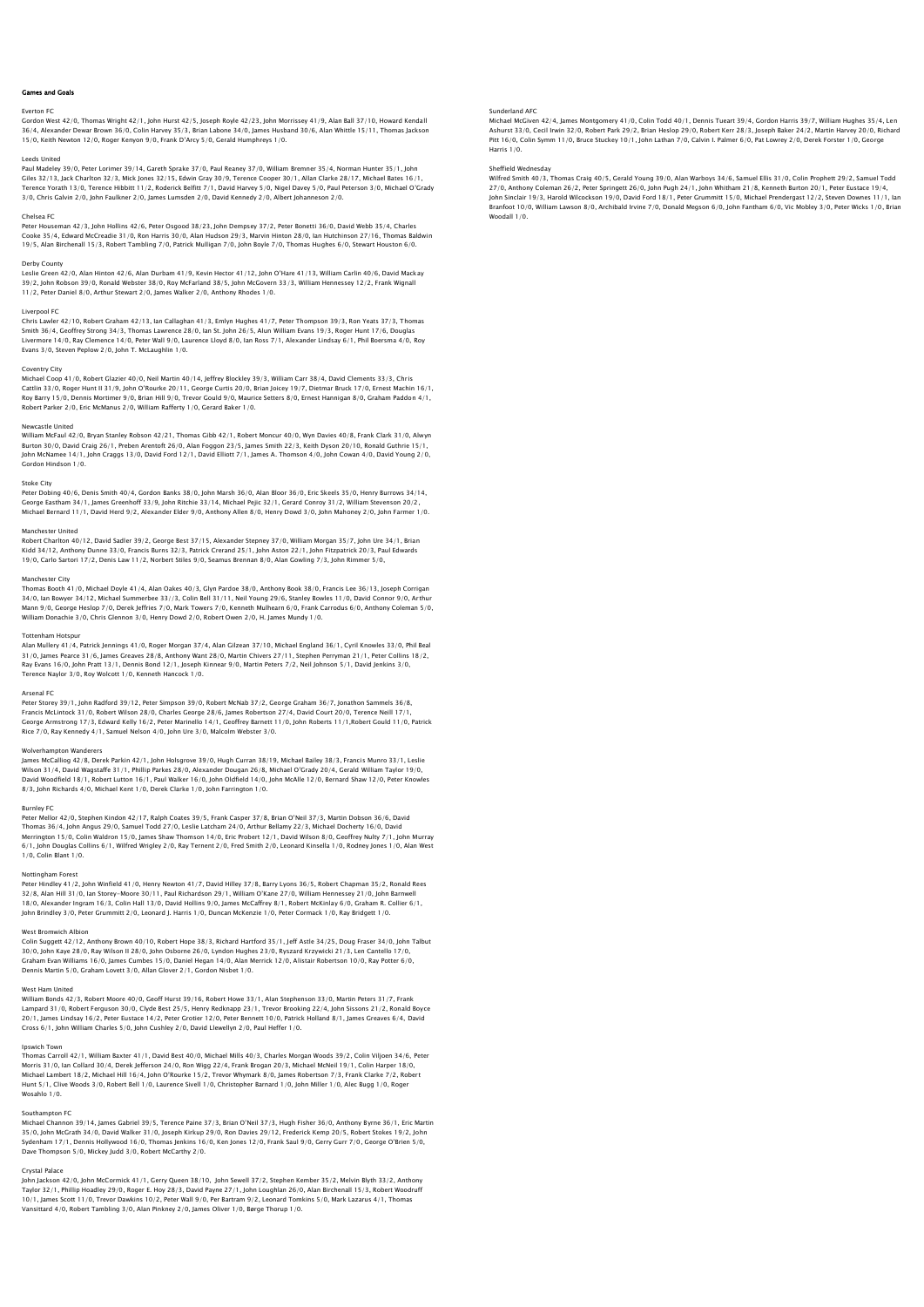## Games and Goals

### Everton FC

Gordon West 42/0, Thomas Wright 42/1, John Hurst 42/5, Joseph Royle 42/23, John Morrissey 41/9, Alan Ball 37/10, Howard Kendall 36/4, Alexander Dewar Brown 36/0, Colin Harvey 35/3, Brian Labone 34/0, James Husband 30/6, Alan Whittle 15/11, Thomas Jackson 15/0, Keith Newton 12/0, Roger Kenyon 9/0, Frank D'Arcy 5/0, Gerald Humphreys 1/0.

### Leeds United

Paul Madeley 39/0, Peter Lorimer 39/14, Gareth Sprake 37/0, Paul Reaney 37/0, William Bremner 35/4, Norman Hunter 35/1, John Giles 32/13, Jack Charlton 32/3, Mick Jones 32/15, Edwin Gray 30/9, Terence Cooper 30/1, Allan Clarke 28/17, Michael Bates 16/1, Terence Yorath 13/0, Terence Hibbitt 11/2, Roderick Belfitt 7/1, David Harvey 5/0, Nigel Davey 5/0, Paul Peterson 3/0, Michael O'Grady 3/0, Chris Galvin 2/0, John Faulkner 2/0, James Lumsden 2/0, David Kennedy 2/0, Albert Johanneson 2/0.

### Chelsea FC

Peter Houseman 42/3, John Hollins 42/6, Peter Osgood 38/23, John Dempsey 37/2, Peter Bonetti 36/0, David Webb 35/4, Charles Cooke 35/4, Edward McCreadie 31/0, Ron Harris 30/0, Alan Hudson 29/3, Marvin Hinton 28/0, Ian Hutchinson 27/16, Thomas Baldwin 19/5, Alan Birchenall 15/3, Robert Tambling 7/0, Patrick Mulligan 7/0, John Boyle 7/0, Thomas Hughes 6/0, Stewart Houston 6/0.

### Derby County

Leslie Green 42/0, Alan Hinton 42/6, Alan Durban 41/9, Kevin Hector 41/12, John O'Hare 41/13, William Carlin 40/6, David Mackay 39/2, John Robson 39/0, Ronald Webster 38/0, Roy McFarland 38/5, John McGovern 33/3, William Hennessey 12/2, Frank Wignall 11/2, Peter Daniel 8/0, Arthur Stewart 2/0, James Walker 2/0, Anthony Rhodes 1/0.

### Liverpool FC

Chris Lawler 42/10, Robert Graham 42/13, Ian Callaghan 41/3, Emlyn Hughes 41/7, Peter Thompson 39/3, Ron Yeats 37/3, Thomas Smith 36/4, Geoffrey Strong 34/3, Thomas Lawrence 28/0, Ian St. John 26/5, Alun William Evans 19/3, Roger Hunt 17/6, Douglas Livermore 14/0, Ray Clemence 14/0, Peter Wall 9/0, Laurence Lloyd 8/0, Ian Ross 7/1, Alexander Lindsay 6/1, Phil Boersma 4/0, Roy Evans 3/0, Steven Peplow 2/0, John T. McLaughlin 1/0.

### Coventry City

Michael Coop 41/0, Robert Glazier 40/0, Neil Martin 40/14, Jeffrey Blockley 39/3, William Carr 38/4, David Clements 33/3, Chris Cattlin 33/0, Roger Hunt II 31/9, John O'Rourke 20/11, George Curtis 20/0, Brian Joicey 19/7, Dietmar Bruck 17/0, Ernest Machin 16/1, Roy Barry 15/0, Dennis Mortimer 9/0, Brian Hill 9/0, Trevor Gould 9/0, Maurice Setters 8/0, Ernest Hannigan 8/0, Graham Paddon 4/1, Robert Parker 2/0, Eric McManus 2/0, William Rafferty 1/0, Gerard Baker 1/0.

### Newcastle United

William McFaul 42/0, Bryan Stanley Robson 42/21, Thomas Gibb 42/1, Robert Moncur 40/0, Wyn Davies 40/8, Frank Clark 31/0, Alwyn Burton 30/0, David Craig 26/1, Preben Arentoft 26/0, Alan Foggon 23/5, James Smith 22/3, Keith Dyson 20/10, Ronald Guthrie 15/1, John McNamee 14/1, John Craggs 13/0, David Ford 12/1, David Elliott 7/1, James A. Thomson 4/0, John Cowan 4/0, David Young 2/0, Gordon Hindson 1/0.

### Stoke City

Peter Dobing 40/6, Denis Smith 40/4, Gordon Banks 38/0, John Marsh 36/0, Alan Bloor 36/0, Eric Skeels 35/0, Henry Burrows 34/14, George Eastham 34/1, James Greenhoff 33/9, John Ritchie 33/14, Michael Pejic 32/1, Gerard Conroy 31/2, William Stevenson 20/2, Michael Bernard 11/1, David Herd 9/2, Alexander Elder 9/0, Anthony Allen 8/0, Henry Dowd 3/0, John Mahoney 2/0, John Farmer 1/0.

### Manchester United

Robert Charlton 40/12, David Sadler 39/2, George Best 37/15, Alexander Stepney 37/0, William Morgan 35/7, John Ure 34/1, Brian Kidd 34/12, Anthony Dunne 33/0, Francis Burns 32/3, Patrick Crerand 25/1, John Aston 22/1, John Fitzpatrick 20/3, Paul Edwards 19/0, Carlo Sartori 17/2, Denis Law 11/2, Norbert Stiles 9/0, Seamus Brennan 8/0, Alan Gowling 7/3, John Rimmer 5/0,

### Manchester City

Thomas Booth 41/0, Michael Doyle 41/4, Alan Oakes 40/3, Glyn Pardoe 38/0, Anthony Book 38/0, Francis Lee 36/13, Joseph Corrigan 34/0, Ian Bowyer 34/12, Michael Summerbee 33/3, Colin Bell 31/11, Neil Young 29/6, Stanley Bowles 11/0, David Connor 9/0, Arthur Mann 9/0, George Heslop 7/0, Derek Jeffries 7/0, Mark Towers 7/0, Kenneth Mulhearn 6/0, Frank Carrodus 6/0, Anthony Coleman 5/0, William Donachie 3/0, Chris Glennon 3/0, Henry Dowd 2/0, Robert Owen 2/0, H. James Mundy 1/0.

### Tottenham Hotspur

Alan Mullery 41/4, Patrick Jennings 41/0, Roger Morgan 37/4, Alan Gilzean 37/10, Michael England 36/1, Cyril Knowles 33/0, Phil Beal 31/0, James Pearce 31/6, James Greaves 28/8, Anthony Want 28/0, Martin Chivers 27/11, Stephen Perryman 21/1, Peter Collins 18/2, Ray Evans 16/0, John Pratt 13/1, Dennis Bond 12/1, Joseph Kinnear 9/0, Martin Peters 7/2, Neil Johnson 5/1, David Jenkins 3/0, Terence Naylor 3/0, Roy Wolcott 1/0, Kenneth Hancock 1/0.

### Arsenal FC

Peter Storey 39/1, John Radford 39/12, Peter Simpson 39/0, Robert McNab 37/2, George Graham 36/7, Jonathon Sammels 36/8, Francis McLintock 31/0, Robert Wilson 28/0, Charles George 28/6, James Robertson 27/4, David Court 20/0, Terence Neill 17/1, George Armstrong 17/3, Edward Kelly 16/2, Peter Marinello 14/1, Geoffrey Barnett 11/0, John Roberts 11/1,Robert Gould 11/0, Patrick Rice 7/0, Ray Kennedy 4/1, Samuel Nelson 4/0, John Ure 3/0, Malcolm Webster 3/0.

### Wolverhampton Wanderers

James McCalliog 42/8, Derek Parkin 42/1, John Holsgrove 39/0, Hugh Curran 38/19, Michael Bailey 38/3, Francis Munro 33/1, Leslie Wilson 31/4, David Wagstaffe 31/1, Phillip Parkes 28/0, Alexander Dougan 26/8, Michael O'Grady 20/4, Gerald William Taylor 19/0, David Woodfield 18/1, Robert Lutton 16/1, Paul Walker 16/0, John Oldfield 14/0, John McAlle 12/0, Bernard Shaw 12/0, Peter Knowles 8/3, John Richards 4/0, Michael Kent 1/0, Derek Clarke 1/0, John Farrington 1/0.

### Burnley FC

Peter Mellor 42/0, Stephen Kindon 42/17, Ralph Coates 39/5, Frank Casper 37/8, Brian O'Neil 37/3, Martin Dobson 36/6, David Thomas 36/4, John Angus 29/0, Samuel Todd 27/0, Leslie Latcham 24/0, Arthur Bellamy 22/3, Michael Docherty 16/0, David Merrington 15/0, Colin Waldron 15/0, James Shaw Thomson 14/0, Eric Probert 12/1, David Wilson 8/0, Geoffrey Nulty 7/1, John Murray 6/1, John Douglas Collins 6/1, Wilfred Wrigley 2/0, Ray Ternent 2/0, Fred Smith 2/0, Leonard Kinsella 1/0, Rodney Jones 1/0, Alan West 1/0, Colin Blant 1/0.

### Nottingham Forest

Peter Hindley 41/2, John Winfield 41/0, Henry Newton 41/7, David Hilley 37/8, Barry Lyons 36/5, Robert Chapman 35/2, Ronald Rees 32/8, Alan Hill 31/0, Ian Storey-Moore 30/11, Paul Richardson 29/1, William O'Kane 27/0, William Hennessey 21/0, John Barnwell 18/0, Alexander Ingram 16/3, Colin Hall 13/0, David Hollins 9/0, James McCaffrey 8/1, Robert McKinlay 6/0, Graham R. Collier 6/1, John Brindley 3/0, Peter Grummitt 2/0, Leonard J. Harris 1/0, Duncan McKenzie 1/0, Peter Cormack 1/0, Ray Bridgett 1/0.

### West Bromwich Albion

Colin Suggett 42/12, Anthony Brown 40/10, Robert Hope 38/3, Richard Hartford 35/1, Jeff Astle 34/25, Doug Fraser 34/0, John Talbut 30/0, John Kaye 28/0, Ray Wilson II 28/0, John Osborne 26/0, Lyndon Hughes 23/0, Ryszard Krzywicki 21/3, Len Cantello 17/0, Graham Evan Williams 16/0, James Cumbes 15/0, Daniel Hegan 14/0, Alan Merrick 12/0, Alistair Robertson 10/0, Ray Potter 6/0, Dennis Martin 5/0, Graham Lovett 3/0, Allan Glover 2/1, Gordon Nisbet 1/0.

### West Ham United

William Bonds 42/3, Robert Moore 40/0, Geoff Hurst 39/16, Robert Howe 33/1, Alan Stephenson 33/0, Martin Peters 31/7, Frank Lampard 31/0, Robert Ferguson 30/0, Clyde Best 25/5, Henry Redknapp 23/1, Trevor Brooking 22/4, John Sissons 21/2, Ronald Boyce 20/1, James Lindsay 16/2, Peter Eustace 14/2, Peter Grotier 12/0, Peter Bennett 10/0, Patrick Holland 8/1, James Greaves 6/4, David Cross 6/1, John William Charles 5/0, John Cushley 2/0, David Llewellyn 2/0, Paul Heffer 1/0.

### Ipswich Town

Thomas Carroll 42/1, William Baxter 41/1, David Best 40/0, Michael Mills 40/3, Charles Morgan Woods 39/2, Colin Viljoen 34/6, Peter Morris 31/0, Ian Collard 30/4, Derek Jefferson 24/0, Ron Wigg 22/4, Frank Brogan 20/3, Michael McNeil 19/1, Colin Harper 18/0, Michael Lambert 18/2, Michael Hill 16/4, John O'Rourke 15/2, Trevor Whymark 8/0, James Robertson 7/3, Frank Clarke 7/2, Robert Hunt 5/1, Clive Woods 3/0, Robert Bell 1/0, Laurence Sivell 1/0, Christopher Barnard 1/0, John Miller 1/0, Alec Bugg 1/0, Roger Wosahlo 1/0.

### Southampton FC

Michael Channon 39/14, James Gabriel 39/5, Terence Paine 37/3, Brian O'Neil 37/3, Hugh Fisher 36/0, Anthony Byrne 36/1, Eric Martin 35/0, John McGrath 34/0, David Walker 31/0, Joseph Kirkup 29/0, Ron Davies 29/12, Frederick Kemp 20/5, Robert Stokes 19/2, John Sydenham 17/1, Dennis Hollywood 16/0, Thomas Jenkins 16/0, Ken Jones 12/0, Frank Saul 9/0, Gerry Gurr 7/0, George O'Brien 5/0, Dave Thompson 5/0, Mickey Judd 3/0, Robert McCarthy 2/0.

### Crystal Palace

John Jackson 42/0, John McCormick 41/1, Gerry Queen 38/10, John Sewell 37/2, Stephen Kember 35/2, Melvin Blyth 33/2, Anthony Taylor 32/1, Phillip Hoadley 29/0, Roger E. Hoy 28/3, David Payne 27/1, John Loughlan 26/0, Alan Birchenall 15/3, Robert Woodruff 10/1, James Scott 11/0, Trevor Dawkins 10/2, Peter Wall 9/0, Per Bartram 9/2, Leonard Tomkins 5/0, Mark Lazarus 4/1, Thomas Vansittard 4/0, Robert Tambling 3/0, Alan Pinkney 2/0, James Oliver 1/0, Børge Thorup 1/0.

### Sunderland AFC

Michael McGiven 42/4, James Montgomery 41/0, Colin Todd 40/1, Dennis Tueart 39/4, Gordon Harris 39/7, William Hughes 35/4, Len Ashurst 33/0, Cecil Irwin 32/0, Robert Park 29/2, Brian Heslop 29/0, Robert Kerr 28/3, Joseph Baker 24/2, Martin Harvey 20/0, Richard Pitt 16/0, Colin Symm 11/0, Bruce Stuckey 10/1, John Lathan 7/0, Calvin I. Palmer 6/0, Pat Lowrey 2/0, Derek Forster 1/0, George Harris 1/0.

### Sheffield Wednesday

Wilfred Smith 40/3, Thomas Craig 40/5, Gerald Young 39/0, Alan Warboys 34/6, Samuel Ellis 31/0, Colin Prophett 29/2, Samuel Todd 27/0, Anthony Coleman 26/2, Peter Springett 26/0, John Pugh 24/1, John Whitham 21/8, Kenneth Burton 20/1, Peter Eustace 19/4, John Sinclair 19/3, Harold Wilcockson 19/0, David Ford 18/1, Peter Grummitt 15/0, Michael Prendergast 12/2, Steven Downes 11/1, Ian Branfoot 10/0, William Lawson 8/0, Archibald Irvine 7/0, Donald Megson 6/0, John Fantham 6/0, Vic Mobley 3/0, Peter Wicks 1/0, Brian Woodall 1/0.